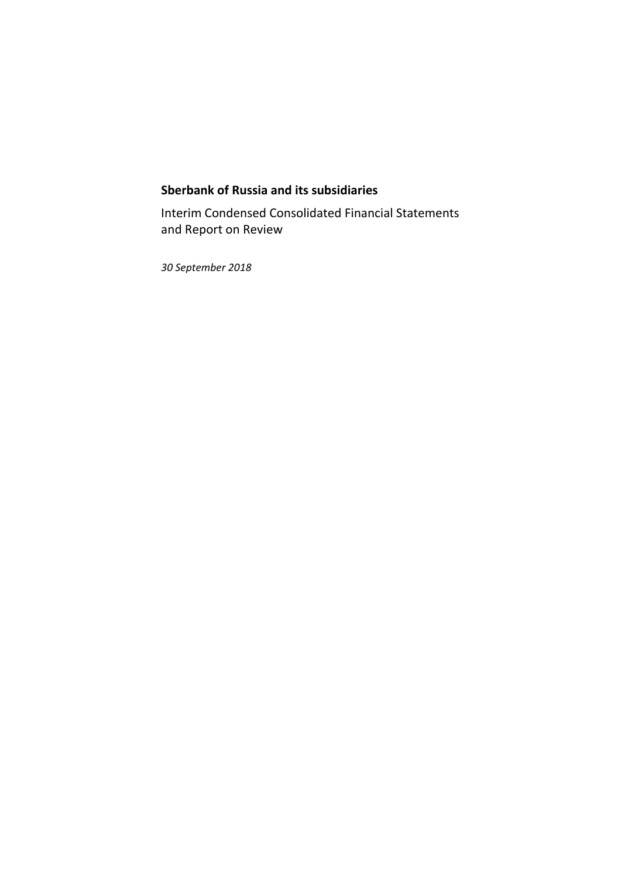**Sberbank of Russia and its subsidiaries**

Interim Condensed Consolidated Financial Statements
and Report on Review

*30 September 2018*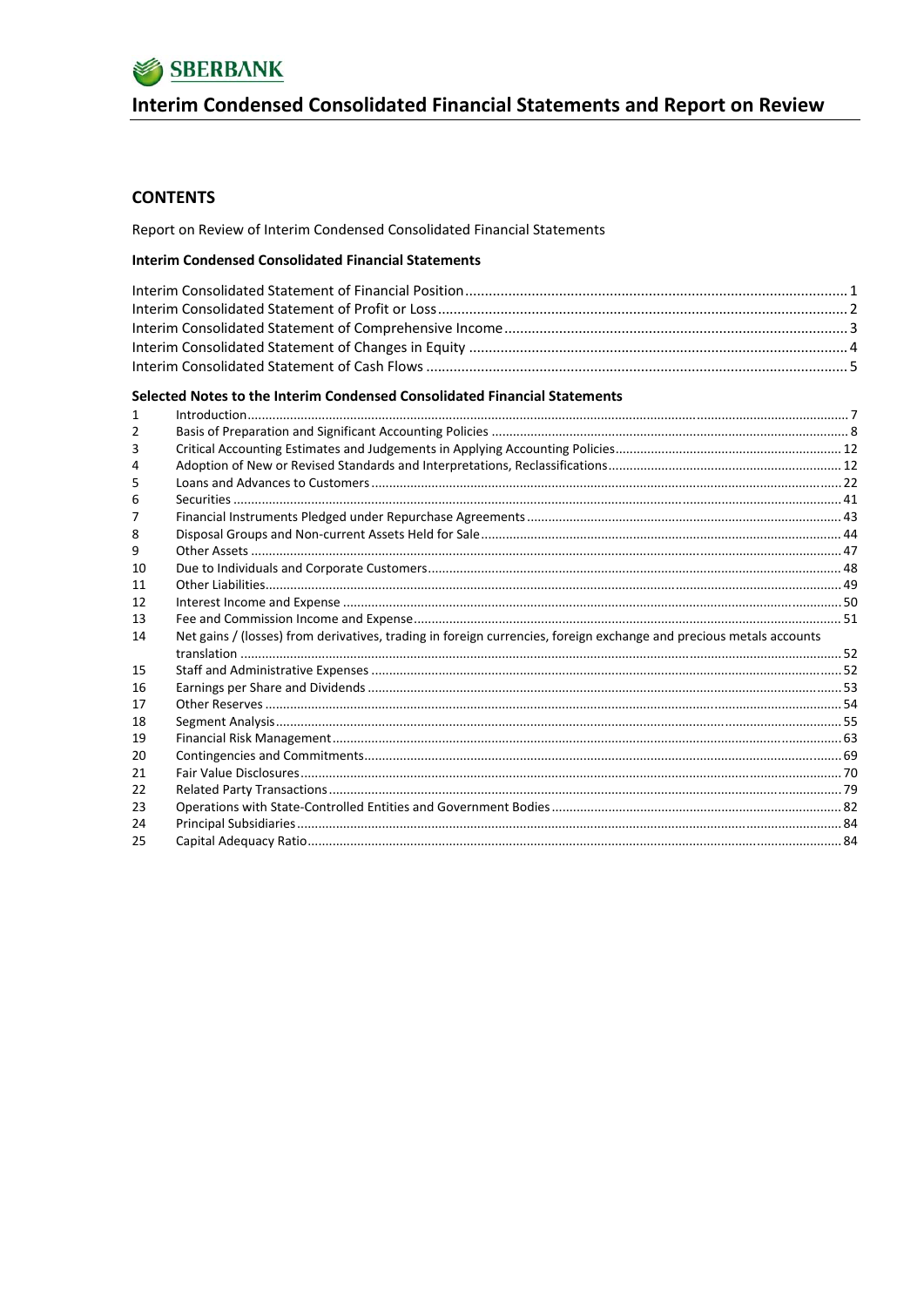# SBERBANK

## Interim Condensed Consolidated Financial Statements and Report on Review

## CONTENTS

Report on Review of Interim Condensed Consolidated Financial Statements

**Interim Condensed Consolidated Financial Statements**

| | |
|---|---|
| Interim Consolidated Statement of Financial Position | 1 |
| Interim Consolidated Statement of Profit or Loss | 2 |
| Interim Consolidated Statement of Comprehensive Income | 3 |
| Interim Consolidated Statement of Changes in Equity | 4 |
| Interim Consolidated Statement of Cash Flows | 5 |

**Selected Notes to the Interim Condensed Consolidated Financial Statements**

| | | |
|---|---|---|
| 1 | Introduction | 7 |
| 2 | Basis of Preparation and Significant Accounting Policies | 8 |
| 3 | Critical Accounting Estimates and Judgements in Applying Accounting Policies | 12 |
| 4 | Adoption of New or Revised Standards and Interpretations, Reclassifications | 12 |
| 5 | Loans and Advances to Customers | 22 |
| 6 | Securities | 41 |
| 7 | Financial Instruments Pledged under Repurchase Agreements | 43 |
| 8 | Disposal Groups and Non-current Assets Held for Sale | 44 |
| 9 | Other Assets | 47 |
| 10 | Due to Individuals and Corporate Customers | 48 |
| 11 | Other Liabilities | 49 |
| 12 | Interest Income and Expense | 50 |
| 13 | Fee and Commission Income and Expense | 51 |
| 14 | Net gains / (losses) from derivatives, trading in foreign currencies, foreign exchange and precious metals accounts translation | 52 |
| 15 | Staff and Administrative Expenses | 52 |
| 16 | Earnings per Share and Dividends | 53 |
| 17 | Other Reserves | 54 |
| 18 | Segment Analysis | 55 |
| 19 | Financial Risk Management | 63 |
| 20 | Contingencies and Commitments | 69 |
| 21 | Fair Value Disclosures | 70 |
| 22 | Related Party Transactions | 79 |
| 23 | Operations with State-Controlled Entities and Government Bodies | 82 |
| 24 | Principal Subsidiaries | 84 |
| 25 | Capital Adequacy Ratio | 84 |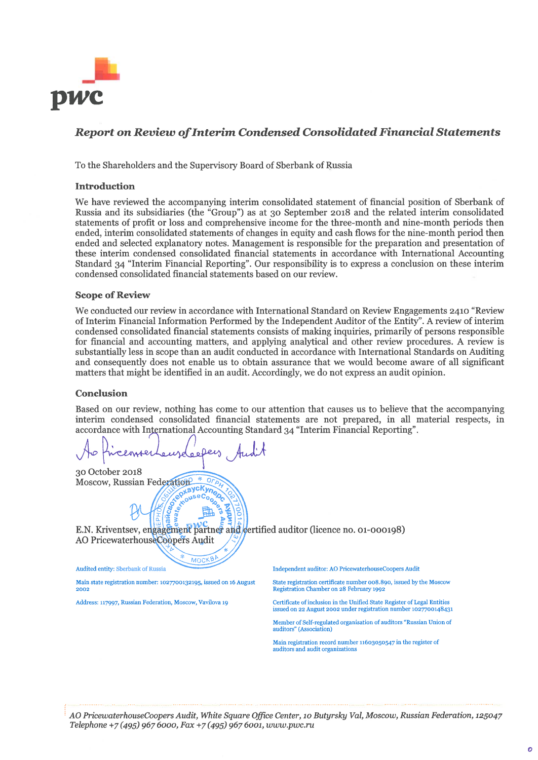*Report on Review of Interim Condensed Consolidated Financial Statements*

To the Shareholders and the Supervisory Board of Sberbank of Russia

### Introduction

We have reviewed the accompanying interim consolidated statement of financial position of Sberbank of Russia and its subsidiaries (the "Group") as at 30 September 2018 and the related interim consolidated statements of profit or loss and comprehensive income for the three-month and nine-month periods then ended, interim consolidated statements of changes in equity and cash flows for the nine-month period then ended and selected explanatory notes. Management is responsible for the preparation and presentation of these interim condensed consolidated financial statements in accordance with International Accounting Standard 34 "Interim Financial Reporting". Our responsibility is to express a conclusion on these interim condensed consolidated financial statements based on our review.

### Scope of Review

We conducted our review in accordance with International Standard on Review Engagements 2410 "Review of Interim Financial Information Performed by the Independent Auditor of the Entity". A review of interim condensed consolidated financial statements consists of making inquiries, primarily of persons responsible for financial and accounting matters, and applying analytical and other review procedures. A review is substantially less in scope than an audit conducted in accordance with International Standards on Auditing and consequently does not enable us to obtain assurance that we would become aware of all significant matters that might be identified in an audit. Accordingly, we do not express an audit opinion.

### Conclusion

Based on our review, nothing has come to our attention that causes us to believe that the accompanying interim condensed consolidated financial statements are not prepared, in all material respects, in accordance with International Accounting Standard 34 "Interim Financial Reporting".

AO PricewaterhouseCoopers Audit

30 October 2018
Moscow, Russian Federation

E.N. Kriventsev, engagement partner and certified auditor (licence no. 01-000198)
AO PricewaterhouseCoopers Audit

Audited entity: Sberbank of Russia

Main state registration number: 1027700132195, issued on 16 August 2002

Address: 117997, Russian Federation, Moscow, Vavilova 19

Independent auditor: AO PricewaterhouseCoopers Audit

State registration certificate number 008.890, issued by the Moscow Registration Chamber on 28 February 1992

Certificate of inclusion in the Unified State Register of Legal Entities issued on 22 August 2002 under registration number 1027700148431

Member of Self-regulated organisation of auditors "Russian Union of auditors" (Association)

Main registration record number 11603050547 in the register of auditors and audit organizations

*AO PricewaterhouseCoopers Audit, White Square Office Center, 10 Butyrsky Val, Moscow, Russian Federation, 125047*
*Telephone +7 (495) 967 6000, Fax +7 (495) 967 6001, www.pwc.ru*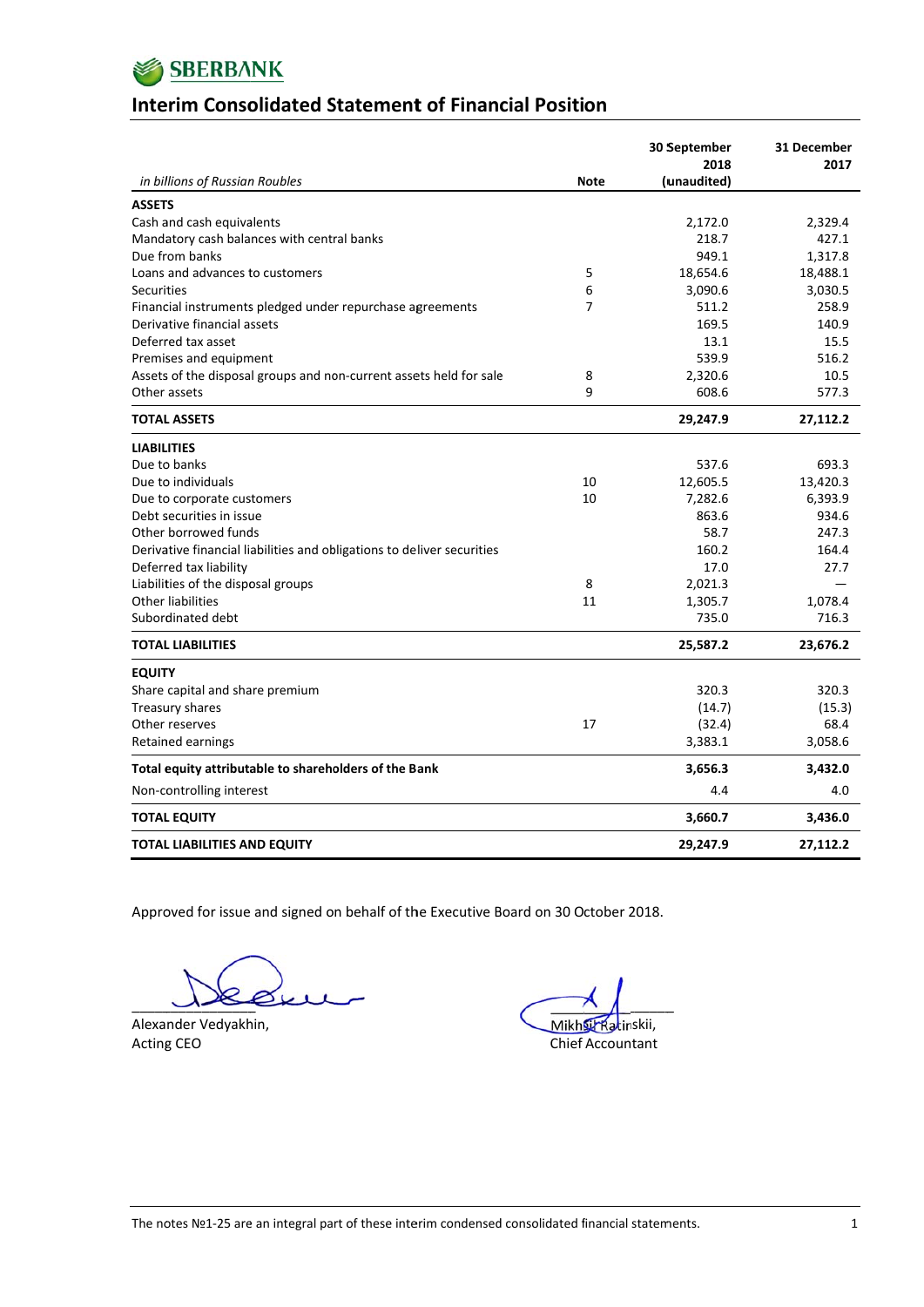**SBERBANK**

# Interim Consolidated Statement of Financial Position

| *in billions of Russian Roubles* | Note | 30 September 2018 (unaudited) | 31 December 2017 |
|---|---|---|---|
| **ASSETS** | | | |
| Cash and cash equivalents | | 2,172.0 | 2,329.4 |
| Mandatory cash balances with central banks | | 218.7 | 427.1 |
| Due from banks | | 949.1 | 1,317.8 |
| Loans and advances to customers | 5 | 18,654.6 | 18,488.1 |
| Securities | 6 | 3,090.6 | 3,030.5 |
| Financial instruments pledged under repurchase agreements | 7 | 511.2 | 258.9 |
| Derivative financial assets | | 169.5 | 140.9 |
| Deferred tax asset | | 13.1 | 15.5 |
| Premises and equipment | | 539.9 | 516.2 |
| Assets of the disposal groups and non-current assets held for sale | 8 | 2,320.6 | 10.5 |
| Other assets | 9 | 608.6 | 577.3 |
| **TOTAL ASSETS** | | **29,247.9** | **27,112.2** |
| **LIABILITIES** | | | |
| Due to banks | | 537.6 | 693.3 |
| Due to individuals | 10 | 12,605.5 | 13,420.3 |
| Due to corporate customers | 10 | 7,282.6 | 6,393.9 |
| Debt securities in issue | | 863.6 | 934.6 |
| Other borrowed funds | | 58.7 | 247.3 |
| Derivative financial liabilities and obligations to deliver securities | | 160.2 | 164.4 |
| Deferred tax liability | | 17.0 | 27.7 |
| Liabilities of the disposal groups | 8 | 2,021.3 | — |
| Other liabilities | 11 | 1,305.7 | 1,078.4 |
| Subordinated debt | | 735.0 | 716.3 |
| **TOTAL LIABILITIES** | | **25,587.2** | **23,676.2** |
| **EQUITY** | | | |
| Share capital and share premium | | 320.3 | 320.3 |
| Treasury shares | | (14.7) | (15.3) |
| Other reserves | 17 | (32.4) | 68.4 |
| Retained earnings | | 3,383.1 | 3,058.6 |
| **Total equity attributable to shareholders of the Bank** | | **3,656.3** | **3,432.0** |
| Non-controlling interest | | 4.4 | 4.0 |
| **TOTAL EQUITY** | | **3,660.7** | **3,436.0** |
| **TOTAL LIABILITIES AND EQUITY** | | **29,247.9** | **27,112.2** |

Approved for issue and signed on behalf of the Executive Board on 30 October 2018.

Alexander Vedyakhin,
Acting CEO

Mikhail Ratinskii,
Chief Accountant

The notes №1-25 are an integral part of these interim condensed consolidated financial statements.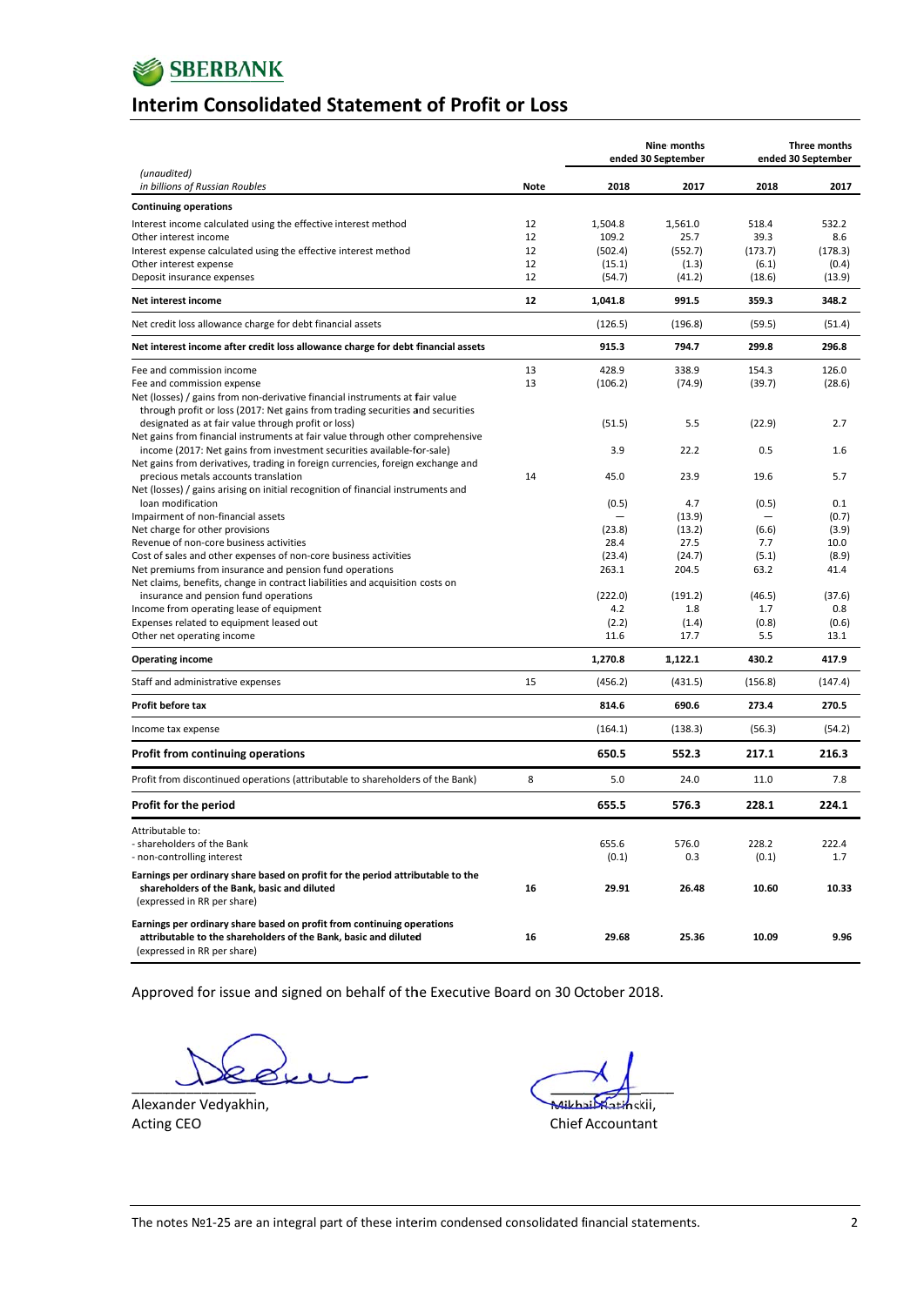# Interim Consolidated Statement of Profit or Loss

| *(unaudited)* *in billions of Russian Roubles* | Note | Nine months ended 30 September 2018 | Nine months ended 30 September 2017 | Three months ended 30 September 2018 | Three months ended 30 September 2017 |
|---|---|---|---|---|---|
| **Continuing operations** | | | | | |
| Interest income calculated using the effective interest method | 12 | 1,504.8 | 1,561.0 | 518.4 | 532.2 |
| Other interest income | 12 | 109.2 | 25.7 | 39.3 | 8.6 |
| Interest expense calculated using the effective interest method | 12 | (502.4) | (552.7) | (173.7) | (178.3) |
| Other interest expense | 12 | (15.1) | (1.3) | (6.1) | (0.4) |
| Deposit insurance expenses | 12 | (54.7) | (41.2) | (18.6) | (13.9) |
| **Net interest income** | **12** | **1,041.8** | **991.5** | **359.3** | **348.2** |
| Net credit loss allowance charge for debt financial assets | | (126.5) | (196.8) | (59.5) | (51.4) |
| **Net interest income after credit loss allowance charge for debt financial assets** | | **915.3** | **794.7** | **299.8** | **296.8** |
| Fee and commission income | 13 | 428.9 | 338.9 | 154.3 | 126.0 |
| Fee and commission expense | 13 | (106.2) | (74.9) | (39.7) | (28.6) |
| Net (losses) / gains from non-derivative financial instruments at fair value through profit or loss (2017: Net gains from trading securities and securities designated as at fair value through profit or loss) | | (51.5) | 5.5 | (22.9) | 2.7 |
| Net gains from financial instruments at fair value through other comprehensive income (2017: Net gains from investment securities available-for-sale) | | 3.9 | 22.2 | 0.5 | 1.6 |
| Net gains from derivatives, trading in foreign currencies, foreign exchange and precious metals accounts translation | 14 | 45.0 | 23.9 | 19.6 | 5.7 |
| Net (losses) / gains arising on initial recognition of financial instruments and loan modification | | (0.5) | 4.7 | (0.5) | 0.1 |
| Impairment of non-financial assets | | — | (13.9) | — | (0.7) |
| Net charge for other provisions | | (23.8) | (13.2) | (6.6) | (3.9) |
| Revenue of non-core business activities | | 28.4 | 27.5 | 7.7 | 10.0 |
| Cost of sales and other expenses of non-core business activities | | (23.4) | (24.7) | (5.1) | (8.9) |
| Net premiums from insurance and pension fund operations | | 263.1 | 204.5 | 63.2 | 41.4 |
| Net claims, benefits, change in contract liabilities and acquisition costs on insurance and pension fund operations | | (222.0) | (191.2) | (46.5) | (37.6) |
| Income from operating lease of equipment | | 4.2 | 1.8 | 1.7 | 0.8 |
| Expenses related to equipment leased out | | (2.2) | (1.4) | (0.8) | (0.6) |
| Other net operating income | | 11.6 | 17.7 | 5.5 | 13.1 |
| **Operating income** | | **1,270.8** | **1,122.1** | **430.2** | **417.9** |
| Staff and administrative expenses | 15 | (456.2) | (431.5) | (156.8) | (147.4) |
| **Profit before tax** | | **814.6** | **690.6** | **273.4** | **270.5** |
| Income tax expense | | (164.1) | (138.3) | (56.3) | (54.2) |
| **Profit from continuing operations** | | **650.5** | **552.3** | **217.1** | **216.3** |
| Profit from discontinued operations (attributable to shareholders of the Bank) | 8 | 5.0 | 24.0 | 11.0 | 7.8 |
| **Profit for the period** | | **655.5** | **576.3** | **228.1** | **224.1** |
| Attributable to: | | | | | |
| - shareholders of the Bank | | 655.6 | 576.0 | 228.2 | 222.4 |
| - non-controlling interest | | (0.1) | 0.3 | (0.1) | 1.7 |
| **Earnings per ordinary share based on profit for the period attributable to the shareholders of the Bank, basic and diluted** (expressed in RR per share) | **16** | **29.91** | **26.48** | **10.60** | **10.33** |
| **Earnings per ordinary share based on profit from continuing operations attributable to the shareholders of the Bank, basic and diluted** (expressed in RR per share) | **16** | **29.68** | **25.36** | **10.09** | **9.96** |

Approved for issue and signed on behalf of the Executive Board on 30 October 2018.

Alexander Vedyakhin,
Acting CEO

Mikhail Ratinskii,
Chief Accountant

The notes №1-25 are an integral part of these interim condensed consolidated financial statements.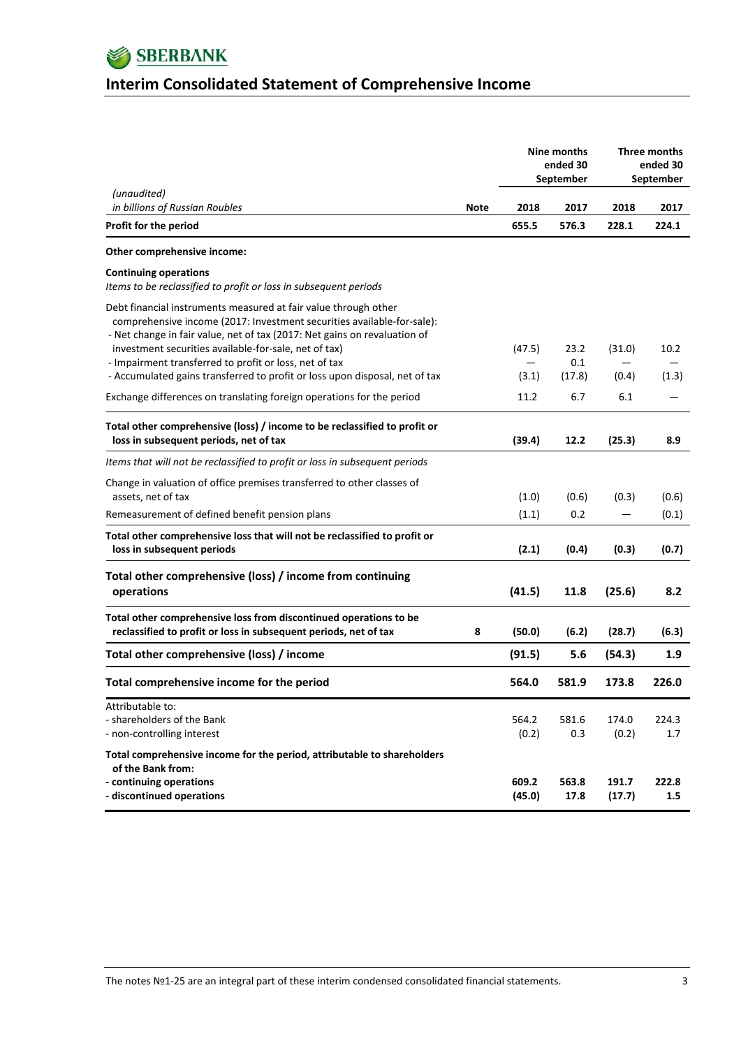# Interim Consolidated Statement of Comprehensive Income

| *(unaudited)* *in billions of Russian Roubles* | Note | Nine months ended 30 September 2018 | Nine months ended 30 September 2017 | Three months ended 30 September 2018 | Three months ended 30 September 2017 |
|---|---|---|---|---|---|
| **Profit for the period** | | **655.5** | **576.3** | **228.1** | **224.1** |
| **Other comprehensive income:** | | | | | |
| **Continuing operations** *Items to be reclassified to profit or loss in subsequent periods* | | | | | |
| Debt financial instruments measured at fair value through other comprehensive income (2017: Investment securities available-for-sale): | | | | | |
| - Net change in fair value, net of tax (2017: Net gains on revaluation of investment securities available-for-sale, net of tax) | | (47.5) | 23.2 | (31.0) | 10.2 |
| - Impairment transferred to profit or loss, net of tax | | — | 0.1 | — | — |
| - Accumulated gains transferred to profit or loss upon disposal, net of tax | | (3.1) | (17.8) | (0.4) | (1.3) |
| Exchange differences on translating foreign operations for the period | | 11.2 | 6.7 | 6.1 | — |
| **Total other comprehensive (loss) / income to be reclassified to profit or loss in subsequent periods, net of tax** | | **(39.4)** | **12.2** | **(25.3)** | **8.9** |
| *Items that will not be reclassified to profit or loss in subsequent periods* | | | | | |
| Change in valuation of office premises transferred to other classes of assets, net of tax | | (1.0) | (0.6) | (0.3) | (0.6) |
| Remeasurement of defined benefit pension plans | | (1.1) | 0.2 | — | (0.1) |
| **Total other comprehensive loss that will not be reclassified to profit or loss in subsequent periods** | | **(2.1)** | **(0.4)** | **(0.3)** | **(0.7)** |
| **Total other comprehensive (loss) / income from continuing operations** | | **(41.5)** | **11.8** | **(25.6)** | **8.2** |
| **Total other comprehensive loss from discontinued operations to be reclassified to profit or loss in subsequent periods, net of tax** | **8** | **(50.0)** | **(6.2)** | **(28.7)** | **(6.3)** |
| **Total other comprehensive (loss) / income** | | **(91.5)** | **5.6** | **(54.3)** | **1.9** |
| **Total comprehensive income for the period** | | **564.0** | **581.9** | **173.8** | **226.0** |
| Attributable to: | | | | | |
| - shareholders of the Bank | | 564.2 | 581.6 | 174.0 | 224.3 |
| - non-controlling interest | | (0.2) | 0.3 | (0.2) | 1.7 |
| **Total comprehensive income for the period, attributable to shareholders of the Bank from:** | | | | | |
| **- continuing operations** | | **609.2** | **563.8** | **191.7** | **222.8** |
| **- discontinued operations** | | **(45.0)** | **17.8** | **(17.7)** | **1.5** |

The notes №1-25 are an integral part of these interim condensed consolidated financial statements.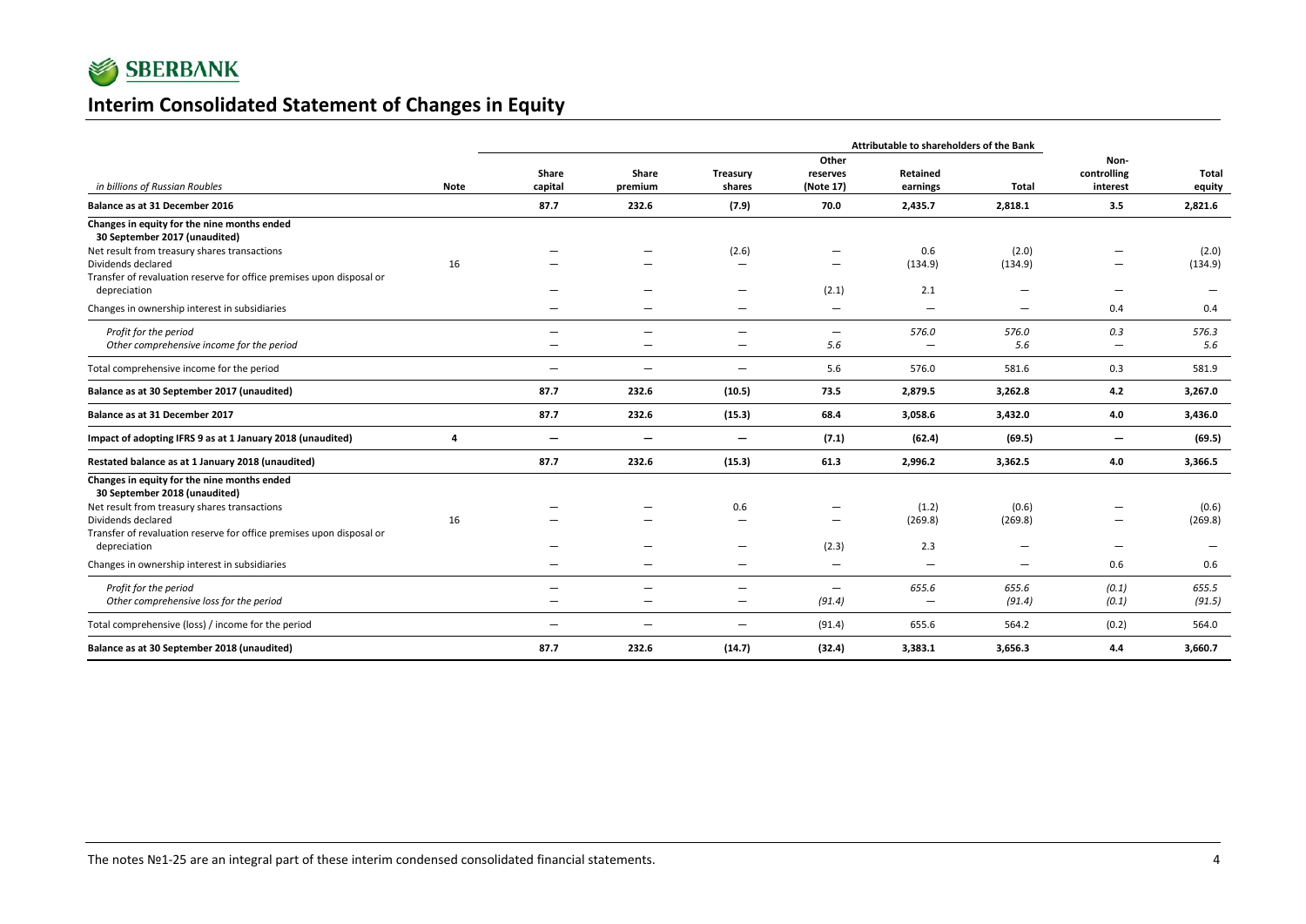# Interim Consolidated Statement of Changes in Equity

| | | Attributable to shareholders of the Bank | | | | | | | | |
|---|---|---|---|---|---|---|---|---|---|---|
| *in billions of Russian Roubles* | Note | Share capital | Share premium | Treasury shares | Other reserves (Note 17) | Retained earnings | Total | Non-controlling interest | Total equity |
| **Balance as at 31 December 2016** | | **87.7** | **232.6** | **(7.9)** | **70.0** | **2,435.7** | **2,818.1** | **3.5** | **2,821.6** |
| **Changes in equity for the nine months ended 30 September 2017 (unaudited)** | | | | | | | | | |
| Net result from treasury shares transactions | | — | — | (2.6) | — | 0.6 | (2.0) | — | (2.0) |
| Dividends declared | 16 | — | — | — | — | (134.9) | (134.9) | — | (134.9) |
| Transfer of revaluation reserve for office premises upon disposal or depreciation | | — | — | — | (2.1) | 2.1 | — | — | — |
| Changes in ownership interest in subsidiaries | | — | — | — | — | — | — | 0.4 | 0.4 |
| *Profit for the period* | | — | — | — | — | *576.0* | *576.0* | *0.3* | *576.3* |
| *Other comprehensive income for the period* | | — | — | — | *5.6* | — | *5.6* | — | *5.6* |
| Total comprehensive income for the period | | — | — | — | 5.6 | 576.0 | 581.6 | 0.3 | 581.9 |
| **Balance as at 30 September 2017 (unaudited)** | | **87.7** | **232.6** | **(10.5)** | **73.5** | **2,879.5** | **3,262.8** | **4.2** | **3,267.0** |
| **Balance as at 31 December 2017** | | **87.7** | **232.6** | **(15.3)** | **68.4** | **3,058.6** | **3,432.0** | **4.0** | **3,436.0** |
| **Impact of adopting IFRS 9 as at 1 January 2018 (unaudited)** | **4** | **—** | **—** | **—** | **(7.1)** | **(62.4)** | **(69.5)** | **—** | **(69.5)** |
| **Restated balance as at 1 January 2018 (unaudited)** | | **87.7** | **232.6** | **(15.3)** | **61.3** | **2,996.2** | **3,362.5** | **4.0** | **3,366.5** |
| **Changes in equity for the nine months ended 30 September 2018 (unaudited)** | | | | | | | | | |
| Net result from treasury shares transactions | | — | — | 0.6 | — | (1.2) | (0.6) | — | (0.6) |
| Dividends declared | 16 | — | — | — | — | (269.8) | (269.8) | — | (269.8) |
| Transfer of revaluation reserve for office premises upon disposal or depreciation | | — | — | — | (2.3) | 2.3 | — | — | — |
| Changes in ownership interest in subsidiaries | | — | — | — | — | — | — | 0.6 | 0.6 |
| *Profit for the period* | | — | — | — | — | *655.6* | *655.6* | *(0.1)* | *655.5* |
| *Other comprehensive loss for the period* | | — | — | — | *(91.4)* | — | *(91.4)* | *(0.1)* | *(91.5)* |
| Total comprehensive (loss) / income for the period | | — | — | — | (91.4) | 655.6 | 564.2 | (0.2) | 564.0 |
| **Balance as at 30 September 2018 (unaudited)** | | **87.7** | **232.6** | **(14.7)** | **(32.4)** | **3,383.1** | **3,656.3** | **4.4** | **3,660.7** |

The notes №1-25 are an integral part of these interim condensed consolidated financial statements.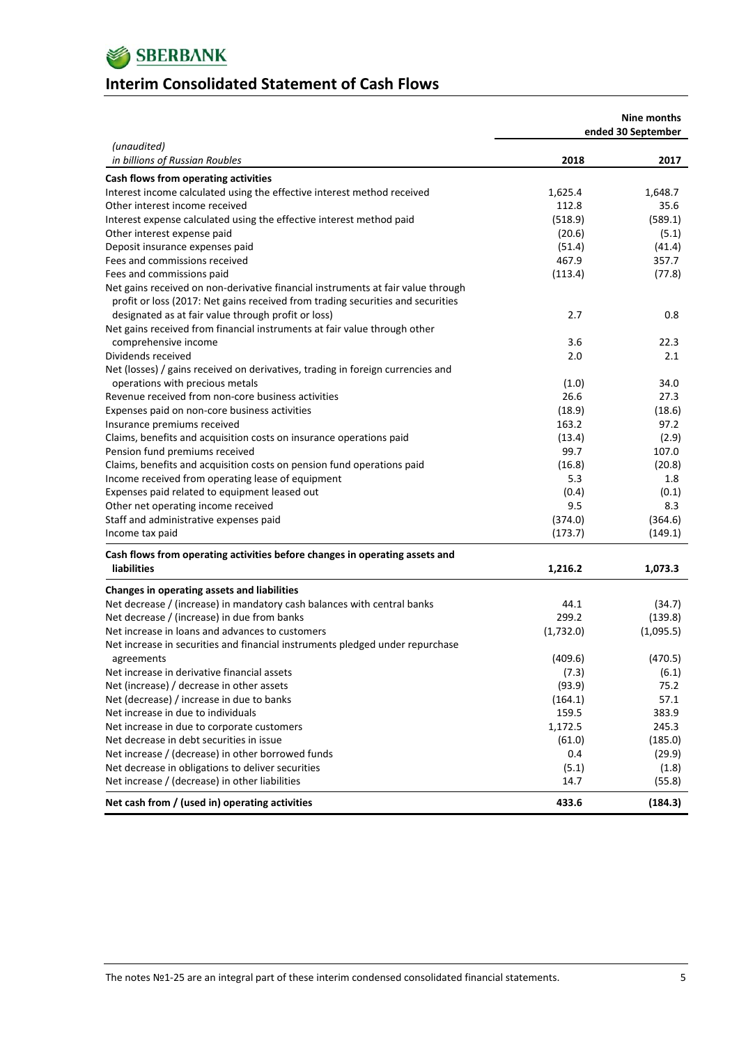# Interim Consolidated Statement of Cash Flows

| *(unaudited)* *in billions of Russian Roubles* | Nine months ended 30 September 2018 | Nine months ended 30 September 2017 |
|---|---|---|
| **Cash flows from operating activities** | | |
| Interest income calculated using the effective interest method received | 1,625.4 | 1,648.7 |
| Other interest income received | 112.8 | 35.6 |
| Interest expense calculated using the effective interest method paid | (518.9) | (589.1) |
| Other interest expense paid | (20.6) | (5.1) |
| Deposit insurance expenses paid | (51.4) | (41.4) |
| Fees and commissions received | 467.9 | 357.7 |
| Fees and commissions paid | (113.4) | (77.8) |
| Net gains received on non-derivative financial instruments at fair value through profit or loss (2017: Net gains received from trading securities and securities designated as at fair value through profit or loss) | 2.7 | 0.8 |
| Net gains received from financial instruments at fair value through other comprehensive income | 3.6 | 22.3 |
| Dividends received | 2.0 | 2.1 |
| Net (losses) / gains received on derivatives, trading in foreign currencies and operations with precious metals | (1.0) | 34.0 |
| Revenue received from non-core business activities | 26.6 | 27.3 |
| Expenses paid on non-core business activities | (18.9) | (18.6) |
| Insurance premiums received | 163.2 | 97.2 |
| Claims, benefits and acquisition costs on insurance operations paid | (13.4) | (2.9) |
| Pension fund premiums received | 99.7 | 107.0 |
| Claims, benefits and acquisition costs on pension fund operations paid | (16.8) | (20.8) |
| Income received from operating lease of equipment | 5.3 | 1.8 |
| Expenses paid related to equipment leased out | (0.4) | (0.1) |
| Other net operating income received | 9.5 | 8.3 |
| Staff and administrative expenses paid | (374.0) | (364.6) |
| Income tax paid | (173.7) | (149.1) |
| **Cash flows from operating activities before changes in operating assets and liabilities** | **1,216.2** | **1,073.3** |
| **Changes in operating assets and liabilities** | | |
| Net decrease / (increase) in mandatory cash balances with central banks | 44.1 | (34.7) |
| Net decrease / (increase) in due from banks | 299.2 | (139.8) |
| Net increase in loans and advances to customers | (1,732.0) | (1,095.5) |
| Net increase in securities and financial instruments pledged under repurchase agreements | (409.6) | (470.5) |
| Net increase in derivative financial assets | (7.3) | (6.1) |
| Net (increase) / decrease in other assets | (93.9) | 75.2 |
| Net (decrease) / increase in due to banks | (164.1) | 57.1 |
| Net increase in due to individuals | 159.5 | 383.9 |
| Net increase in due to corporate customers | 1,172.5 | 245.3 |
| Net decrease in debt securities in issue | (61.0) | (185.0) |
| Net increase / (decrease) in other borrowed funds | 0.4 | (29.9) |
| Net decrease in obligations to deliver securities | (5.1) | (1.8) |
| Net increase / (decrease) in other liabilities | 14.7 | (55.8) |
| **Net cash from / (used in) operating activities** | **433.6** | **(184.3)** |

The notes №1-25 are an integral part of these interim condensed consolidated financial statements.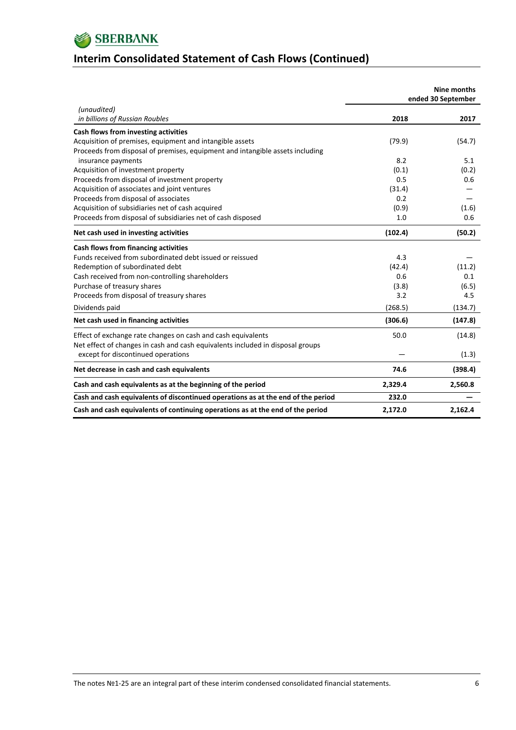## Interim Consolidated Statement of Cash Flows (Continued)

| *(unaudited)* *in billions of Russian Roubles* | Nine months ended 30 September 2018 | 2017 |
|---|---|---|
| **Cash flows from investing activities** | | |
| Acquisition of premises, equipment and intangible assets | (79.9) | (54.7) |
| Proceeds from disposal of premises, equipment and intangible assets including insurance payments | 8.2 | 5.1 |
| Acquisition of investment property | (0.1) | (0.2) |
| Proceeds from disposal of investment property | 0.5 | 0.6 |
| Acquisition of associates and joint ventures | (31.4) | — |
| Proceeds from disposal of associates | 0.2 | — |
| Acquisition of subsidiaries net of cash acquired | (0.9) | (1.6) |
| Proceeds from disposal of subsidiaries net of cash disposed | 1.0 | 0.6 |
| **Net cash used in investing activities** | **(102.4)** | **(50.2)** |
| **Cash flows from financing activities** | | |
| Funds received from subordinated debt issued or reissued | 4.3 | — |
| Redemption of subordinated debt | (42.4) | (11.2) |
| Cash received from non-controlling shareholders | 0.6 | 0.1 |
| Purchase of treasury shares | (3.8) | (6.5) |
| Proceeds from disposal of treasury shares | 3.2 | 4.5 |
| Dividends paid | (268.5) | (134.7) |
| **Net cash used in financing activities** | **(306.6)** | **(147.8)** |
| Effect of exchange rate changes on cash and cash equivalents | 50.0 | (14.8) |
| Net effect of changes in cash and cash equivalents included in disposal groups except for discontinued operations | — | (1.3) |
| **Net decrease in cash and cash equivalents** | **74.6** | **(398.4)** |
| **Cash and cash equivalents as at the beginning of the period** | **2,329.4** | **2,560.8** |
| **Cash and cash equivalents of discontinued operations as at the end of the period** | **232.0** | **—** |
| **Cash and cash equivalents of continuing operations as at the end of the period** | **2,172.0** | **2,162.4** |

The notes №1-25 are an integral part of these interim condensed consolidated financial statements.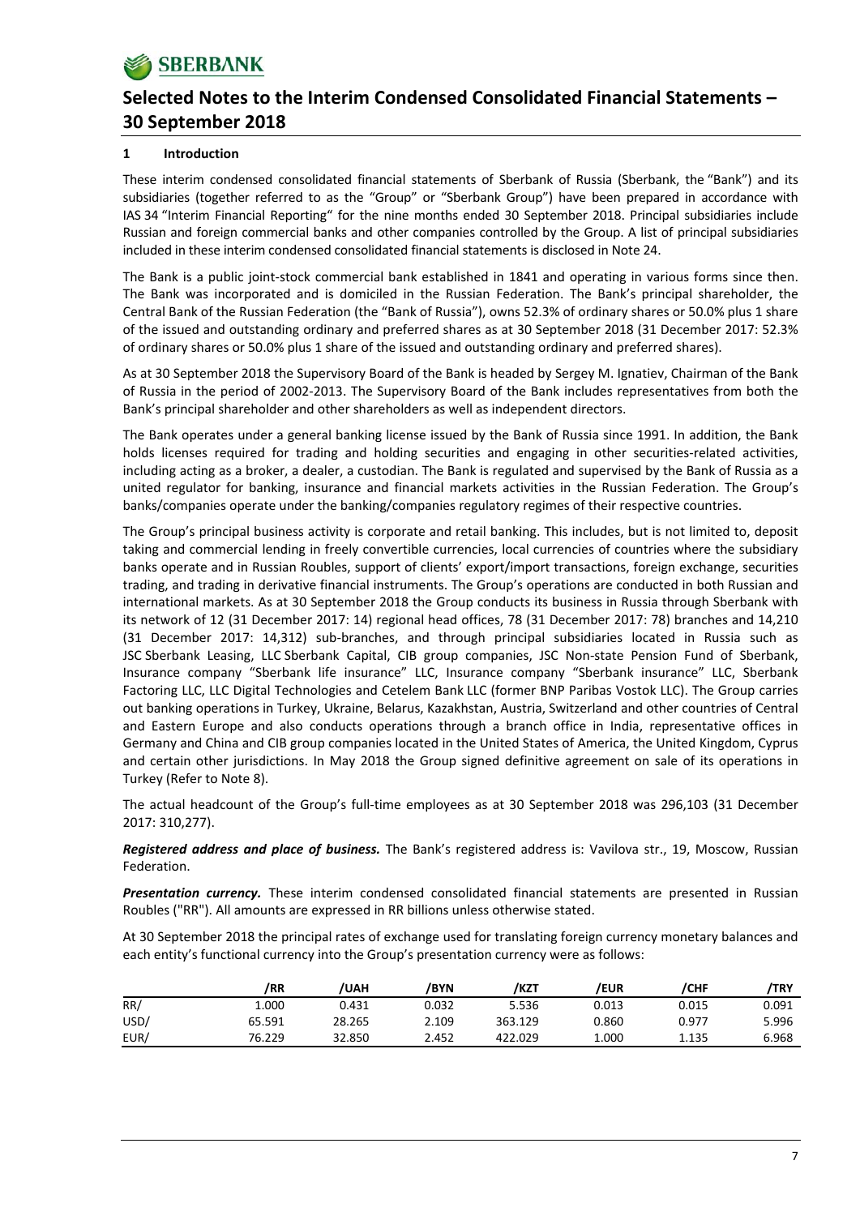# Selected Notes to the Interim Condensed Consolidated Financial Statements – 30 September 2018

## 1 Introduction

These interim condensed consolidated financial statements of Sberbank of Russia (Sberbank, the "Bank") and its subsidiaries (together referred to as the "Group" or "Sberbank Group") have been prepared in accordance with IAS 34 "Interim Financial Reporting" for the nine months ended 30 September 2018. Principal subsidiaries include Russian and foreign commercial banks and other companies controlled by the Group. A list of principal subsidiaries included in these interim condensed consolidated financial statements is disclosed in Note 24.

The Bank is a public joint-stock commercial bank established in 1841 and operating in various forms since then. The Bank was incorporated and is domiciled in the Russian Federation. The Bank's principal shareholder, the Central Bank of the Russian Federation (the "Bank of Russia"), owns 52.3% of ordinary shares or 50.0% plus 1 share of the issued and outstanding ordinary and preferred shares as at 30 September 2018 (31 December 2017: 52.3% of ordinary shares or 50.0% plus 1 share of the issued and outstanding ordinary and preferred shares).

As at 30 September 2018 the Supervisory Board of the Bank is headed by Sergey M. Ignatiev, Chairman of the Bank of Russia in the period of 2002-2013. The Supervisory Board of the Bank includes representatives from both the Bank's principal shareholder and other shareholders as well as independent directors.

The Bank operates under a general banking license issued by the Bank of Russia since 1991. In addition, the Bank holds licenses required for trading and holding securities and engaging in other securities-related activities, including acting as a broker, a dealer, a custodian. The Bank is regulated and supervised by the Bank of Russia as a united regulator for banking, insurance and financial markets activities in the Russian Federation. The Group's banks/companies operate under the banking/companies regulatory regimes of their respective countries.

The Group's principal business activity is corporate and retail banking. This includes, but is not limited to, deposit taking and commercial lending in freely convertible currencies, local currencies of countries where the subsidiary banks operate and in Russian Roubles, support of clients' export/import transactions, foreign exchange, securities trading, and trading in derivative financial instruments. The Group's operations are conducted in both Russian and international markets. As at 30 September 2018 the Group conducts its business in Russia through Sberbank with its network of 12 (31 December 2017: 14) regional head offices, 78 (31 December 2017: 78) branches and 14,210 (31 December 2017: 14,312) sub-branches, and through principal subsidiaries located in Russia such as JSC Sberbank Leasing, LLC Sberbank Capital, CIB group companies, JSC Non-state Pension Fund of Sberbank, Insurance company "Sberbank life insurance" LLC, Insurance company "Sberbank insurance" LLC, Sberbank Factoring LLC, LLC Digital Technologies and Cetelem Bank LLC (former BNP Paribas Vostok LLC). The Group carries out banking operations in Turkey, Ukraine, Belarus, Kazakhstan, Austria, Switzerland and other countries of Central and Eastern Europe and also conducts operations through a branch office in India, representative offices in Germany and China and CIB group companies located in the United States of America, the United Kingdom, Cyprus and certain other jurisdictions. In May 2018 the Group signed definitive agreement on sale of its operations in Turkey (Refer to Note 8).

The actual headcount of the Group's full-time employees as at 30 September 2018 was 296,103 (31 December 2017: 310,277).

***Registered address and place of business.*** The Bank's registered address is: Vavilova str., 19, Moscow, Russian Federation.

***Presentation currency.*** These interim condensed consolidated financial statements are presented in Russian Roubles ("RR"). All amounts are expressed in RR billions unless otherwise stated.

At 30 September 2018 the principal rates of exchange used for translating foreign currency monetary balances and each entity's functional currency into the Group's presentation currency were as follows:

| | /RR | /UAH | /BYN | /KZT | /EUR | /CHF | /TRY |
|---|---|---|---|---|---|---|---|
| RR/ | 1.000 | 0.431 | 0.032 | 5.536 | 0.013 | 0.015 | 0.091 |
| USD/ | 65.591 | 28.265 | 2.109 | 363.129 | 0.860 | 0.977 | 5.996 |
| EUR/ | 76.229 | 32.850 | 2.452 | 422.029 | 1.000 | 1.135 | 6.968 |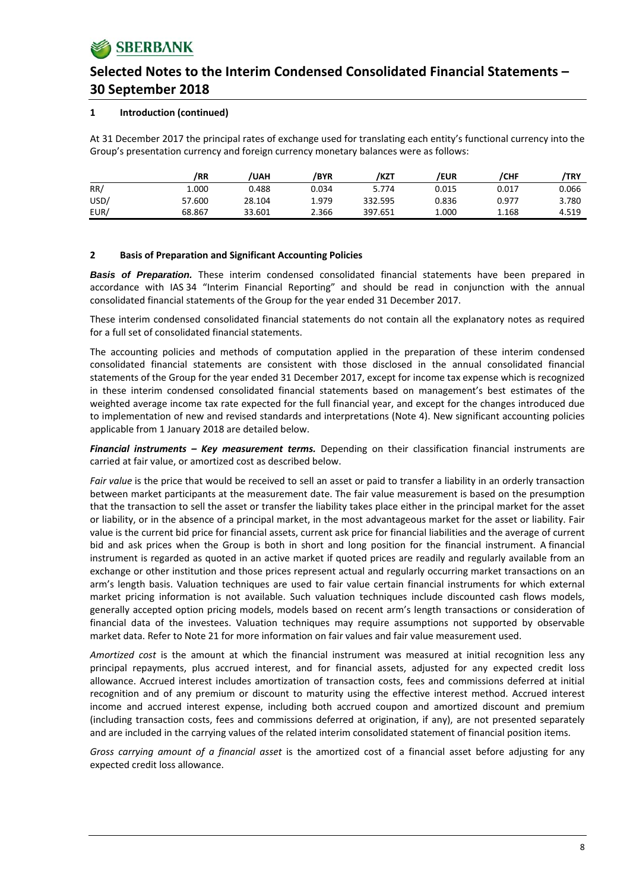# Selected Notes to the Interim Condensed Consolidated Financial Statements – 30 September 2018

## 1 Introduction (continued)

At 31 December 2017 the principal rates of exchange used for translating each entity's functional currency into the Group's presentation currency and foreign currency monetary balances were as follows:

| | /RR | /UAH | /BYR | /KZT | /EUR | /CHF | /TRY |
|---|---|---|---|---|---|---|---|
| RR/ | 1.000 | 0.488 | 0.034 | 5.774 | 0.015 | 0.017 | 0.066 |
| USD/ | 57.600 | 28.104 | 1.979 | 332.595 | 0.836 | 0.977 | 3.780 |
| EUR/ | 68.867 | 33.601 | 2.366 | 397.651 | 1.000 | 1.168 | 4.519 |

## 2 Basis of Preparation and Significant Accounting Policies

***Basis of Preparation.*** These interim condensed consolidated financial statements have been prepared in accordance with IAS 34 "Interim Financial Reporting" and should be read in conjunction with the annual consolidated financial statements of the Group for the year ended 31 December 2017.

These interim condensed consolidated financial statements do not contain all the explanatory notes as required for a full set of consolidated financial statements.

The accounting policies and methods of computation applied in the preparation of these interim condensed consolidated financial statements are consistent with those disclosed in the annual consolidated financial statements of the Group for the year ended 31 December 2017, except for income tax expense which is recognized in these interim condensed consolidated financial statements based on management's best estimates of the weighted average income tax rate expected for the full financial year, and except for the changes introduced due to implementation of new and revised standards and interpretations (Note 4). New significant accounting policies applicable from 1 January 2018 are detailed below.

***Financial instruments – Key measurement terms.*** Depending on their classification financial instruments are carried at fair value, or amortized cost as described below.

*Fair value* is the price that would be received to sell an asset or paid to transfer a liability in an orderly transaction between market participants at the measurement date. The fair value measurement is based on the presumption that the transaction to sell the asset or transfer the liability takes place either in the principal market for the asset or liability, or in the absence of a principal market, in the most advantageous market for the asset or liability. Fair value is the current bid price for financial assets, current ask price for financial liabilities and the average of current bid and ask prices when the Group is both in short and long position for the financial instrument. A financial instrument is regarded as quoted in an active market if quoted prices are readily and regularly available from an exchange or other institution and those prices represent actual and regularly occurring market transactions on an arm's length basis. Valuation techniques are used to fair value certain financial instruments for which external market pricing information is not available. Such valuation techniques include discounted cash flows models, generally accepted option pricing models, models based on recent arm's length transactions or consideration of financial data of the investees. Valuation techniques may require assumptions not supported by observable market data. Refer to Note 21 for more information on fair values and fair value measurement used.

*Amortized cost* is the amount at which the financial instrument was measured at initial recognition less any principal repayments, plus accrued interest, and for financial assets, adjusted for any expected credit loss allowance. Accrued interest includes amortization of transaction costs, fees and commissions deferred at initial recognition and of any premium or discount to maturity using the effective interest method. Accrued interest income and accrued interest expense, including both accrued coupon and amortized discount and premium (including transaction costs, fees and commissions deferred at origination, if any), are not presented separately and are included in the carrying values of the related interim consolidated statement of financial position items.

*Gross carrying amount of a financial asset* is the amortized cost of a financial asset before adjusting for any expected credit loss allowance.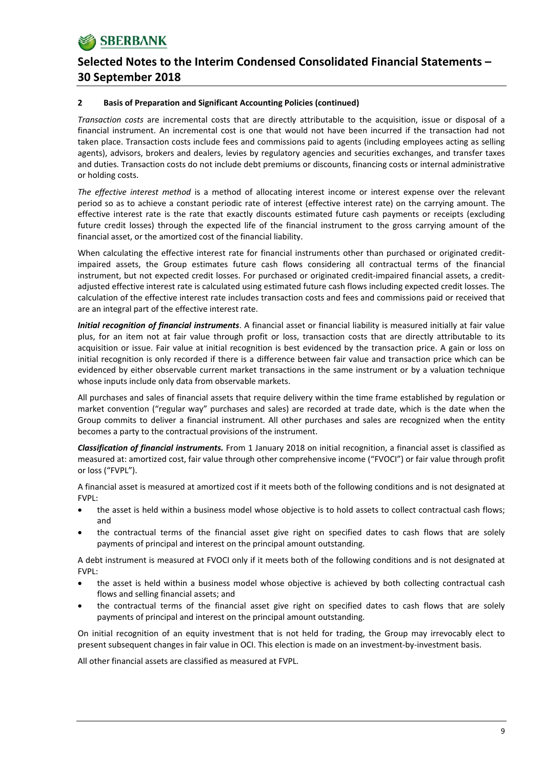## 2 Basis of Preparation and Significant Accounting Policies (continued)

*Transaction costs* are incremental costs that are directly attributable to the acquisition, issue or disposal of a financial instrument. An incremental cost is one that would not have been incurred if the transaction had not taken place. Transaction costs include fees and commissions paid to agents (including employees acting as selling agents), advisors, brokers and dealers, levies by regulatory agencies and securities exchanges, and transfer taxes and duties. Transaction costs do not include debt premiums or discounts, financing costs or internal administrative or holding costs.

*The effective interest method* is a method of allocating interest income or interest expense over the relevant period so as to achieve a constant periodic rate of interest (effective interest rate) on the carrying amount. The effective interest rate is the rate that exactly discounts estimated future cash payments or receipts (excluding future credit losses) through the expected life of the financial instrument to the gross carrying amount of the financial asset, or the amortized cost of the financial liability.

When calculating the effective interest rate for financial instruments other than purchased or originated credit-impaired assets, the Group estimates future cash flows considering all contractual terms of the financial instrument, but not expected credit losses. For purchased or originated credit-impaired financial assets, a credit-adjusted effective interest rate is calculated using estimated future cash flows including expected credit losses. The calculation of the effective interest rate includes transaction costs and fees and commissions paid or received that are an integral part of the effective interest rate.

***Initial recognition of financial instruments***. A financial asset or financial liability is measured initially at fair value plus, for an item not at fair value through profit or loss, transaction costs that are directly attributable to its acquisition or issue. Fair value at initial recognition is best evidenced by the transaction price. A gain or loss on initial recognition is only recorded if there is a difference between fair value and transaction price which can be evidenced by either observable current market transactions in the same instrument or by a valuation technique whose inputs include only data from observable markets.

All purchases and sales of financial assets that require delivery within the time frame established by regulation or market convention ("regular way" purchases and sales) are recorded at trade date, which is the date when the Group commits to deliver a financial instrument. All other purchases and sales are recognized when the entity becomes a party to the contractual provisions of the instrument.

***Classification of financial instruments.*** From 1 January 2018 on initial recognition, a financial asset is classified as measured at: amortized cost, fair value through other comprehensive income ("FVOCI") or fair value through profit or loss ("FVPL").

A financial asset is measured at amortized cost if it meets both of the following conditions and is not designated at FVPL:

- the asset is held within a business model whose objective is to hold assets to collect contractual cash flows; and
- the contractual terms of the financial asset give right on specified dates to cash flows that are solely payments of principal and interest on the principal amount outstanding.

A debt instrument is measured at FVOCI only if it meets both of the following conditions and is not designated at FVPL:

- the asset is held within a business model whose objective is achieved by both collecting contractual cash flows and selling financial assets; and
- the contractual terms of the financial asset give right on specified dates to cash flows that are solely payments of principal and interest on the principal amount outstanding.

On initial recognition of an equity investment that is not held for trading, the Group may irrevocably elect to present subsequent changes in fair value in OCI. This election is made on an investment-by-investment basis.

All other financial assets are classified as measured at FVPL.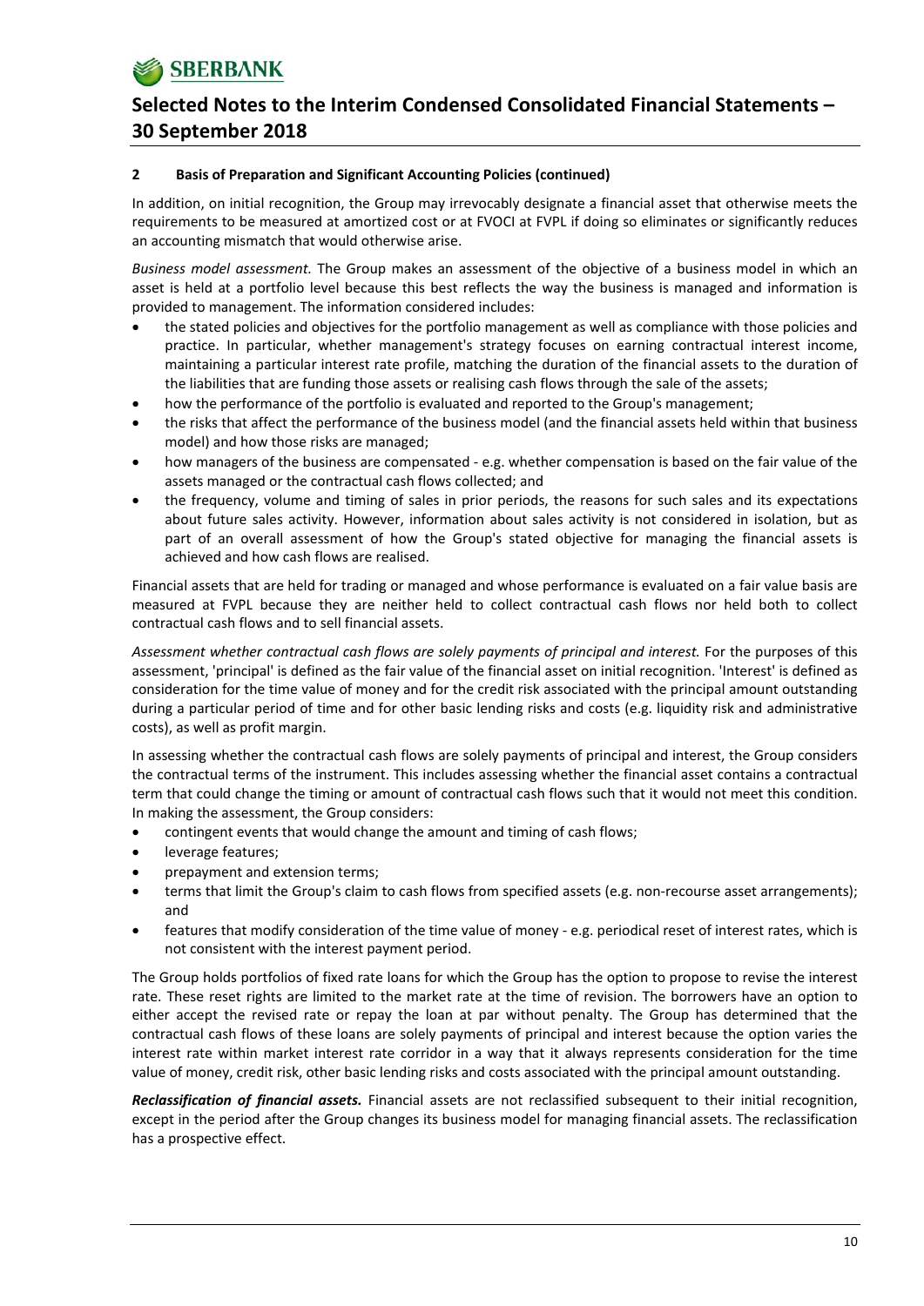**2 Basis of Preparation and Significant Accounting Policies (continued)**

In addition, on initial recognition, the Group may irrevocably designate a financial asset that otherwise meets the requirements to be measured at amortized cost or at FVOCI at FVPL if doing so eliminates or significantly reduces an accounting mismatch that would otherwise arise.

*Business model assessment.* The Group makes an assessment of the objective of a business model in which an asset is held at a portfolio level because this best reflects the way the business is managed and information is provided to management. The information considered includes:

- the stated policies and objectives for the portfolio management as well as compliance with those policies and practice. In particular, whether management's strategy focuses on earning contractual interest income, maintaining a particular interest rate profile, matching the duration of the financial assets to the duration of the liabilities that are funding those assets or realising cash flows through the sale of the assets;
- how the performance of the portfolio is evaluated and reported to the Group's management;
- the risks that affect the performance of the business model (and the financial assets held within that business model) and how those risks are managed;
- how managers of the business are compensated - e.g. whether compensation is based on the fair value of the assets managed or the contractual cash flows collected; and
- the frequency, volume and timing of sales in prior periods, the reasons for such sales and its expectations about future sales activity. However, information about sales activity is not considered in isolation, but as part of an overall assessment of how the Group's stated objective for managing the financial assets is achieved and how cash flows are realised.

Financial assets that are held for trading or managed and whose performance is evaluated on a fair value basis are measured at FVPL because they are neither held to collect contractual cash flows nor held both to collect contractual cash flows and to sell financial assets.

*Assessment whether contractual cash flows are solely payments of principal and interest.* For the purposes of this assessment, 'principal' is defined as the fair value of the financial asset on initial recognition. 'Interest' is defined as consideration for the time value of money and for the credit risk associated with the principal amount outstanding during a particular period of time and for other basic lending risks and costs (e.g. liquidity risk and administrative costs), as well as profit margin.

In assessing whether the contractual cash flows are solely payments of principal and interest, the Group considers the contractual terms of the instrument. This includes assessing whether the financial asset contains a contractual term that could change the timing or amount of contractual cash flows such that it would not meet this condition. In making the assessment, the Group considers:

- contingent events that would change the amount and timing of cash flows;
- leverage features;
- prepayment and extension terms;
- terms that limit the Group's claim to cash flows from specified assets (e.g. non-recourse asset arrangements); and
- features that modify consideration of the time value of money - e.g. periodical reset of interest rates, which is not consistent with the interest payment period.

The Group holds portfolios of fixed rate loans for which the Group has the option to propose to revise the interest rate. These reset rights are limited to the market rate at the time of revision. The borrowers have an option to either accept the revised rate or repay the loan at par without penalty. The Group has determined that the contractual cash flows of these loans are solely payments of principal and interest because the option varies the interest rate within market interest rate corridor in a way that it always represents consideration for the time value of money, credit risk, other basic lending risks and costs associated with the principal amount outstanding.

***Reclassification of financial assets.*** Financial assets are not reclassified subsequent to their initial recognition, except in the period after the Group changes its business model for managing financial assets. The reclassification has a prospective effect.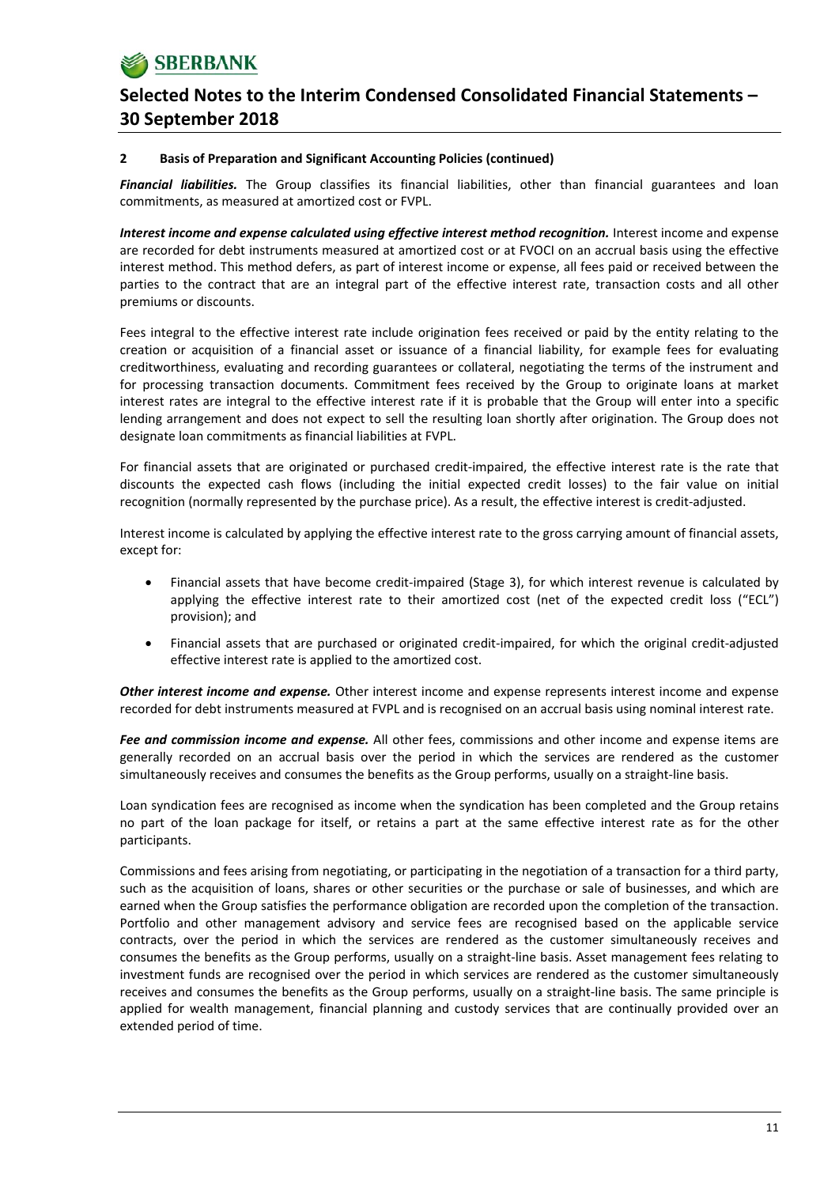## 2 Basis of Preparation and Significant Accounting Policies (continued)

***Financial liabilities.*** The Group classifies its financial liabilities, other than financial guarantees and loan commitments, as measured at amortized cost or FVPL.

***Interest income and expense calculated using effective interest method recognition.*** Interest income and expense are recorded for debt instruments measured at amortized cost or at FVOCI on an accrual basis using the effective interest method. This method defers, as part of interest income or expense, all fees paid or received between the parties to the contract that are an integral part of the effective interest rate, transaction costs and all other premiums or discounts.

Fees integral to the effective interest rate include origination fees received or paid by the entity relating to the creation or acquisition of a financial asset or issuance of a financial liability, for example fees for evaluating creditworthiness, evaluating and recording guarantees or collateral, negotiating the terms of the instrument and for processing transaction documents. Commitment fees received by the Group to originate loans at market interest rates are integral to the effective interest rate if it is probable that the Group will enter into a specific lending arrangement and does not expect to sell the resulting loan shortly after origination. The Group does not designate loan commitments as financial liabilities at FVPL.

For financial assets that are originated or purchased credit-impaired, the effective interest rate is the rate that discounts the expected cash flows (including the initial expected credit losses) to the fair value on initial recognition (normally represented by the purchase price). As a result, the effective interest is credit-adjusted.

Interest income is calculated by applying the effective interest rate to the gross carrying amount of financial assets, except for:

- Financial assets that have become credit-impaired (Stage 3), for which interest revenue is calculated by applying the effective interest rate to their amortized cost (net of the expected credit loss ("ECL") provision); and
- Financial assets that are purchased or originated credit-impaired, for which the original credit-adjusted effective interest rate is applied to the amortized cost.

***Other interest income and expense.*** Other interest income and expense represents interest income and expense recorded for debt instruments measured at FVPL and is recognised on an accrual basis using nominal interest rate.

***Fee and commission income and expense.*** All other fees, commissions and other income and expense items are generally recorded on an accrual basis over the period in which the services are rendered as the customer simultaneously receives and consumes the benefits as the Group performs, usually on a straight-line basis.

Loan syndication fees are recognised as income when the syndication has been completed and the Group retains no part of the loan package for itself, or retains a part at the same effective interest rate as for the other participants.

Commissions and fees arising from negotiating, or participating in the negotiation of a transaction for a third party, such as the acquisition of loans, shares or other securities or the purchase or sale of businesses, and which are earned when the Group satisfies the performance obligation are recorded upon the completion of the transaction. Portfolio and other management advisory and service fees are recognised based on the applicable service contracts, over the period in which the services are rendered as the customer simultaneously receives and consumes the benefits as the Group performs, usually on a straight-line basis. Asset management fees relating to investment funds are recognised over the period in which services are rendered as the customer simultaneously receives and consumes the benefits as the Group performs, usually on a straight-line basis. The same principle is applied for wealth management, financial planning and custody services that are continually provided over an extended period of time.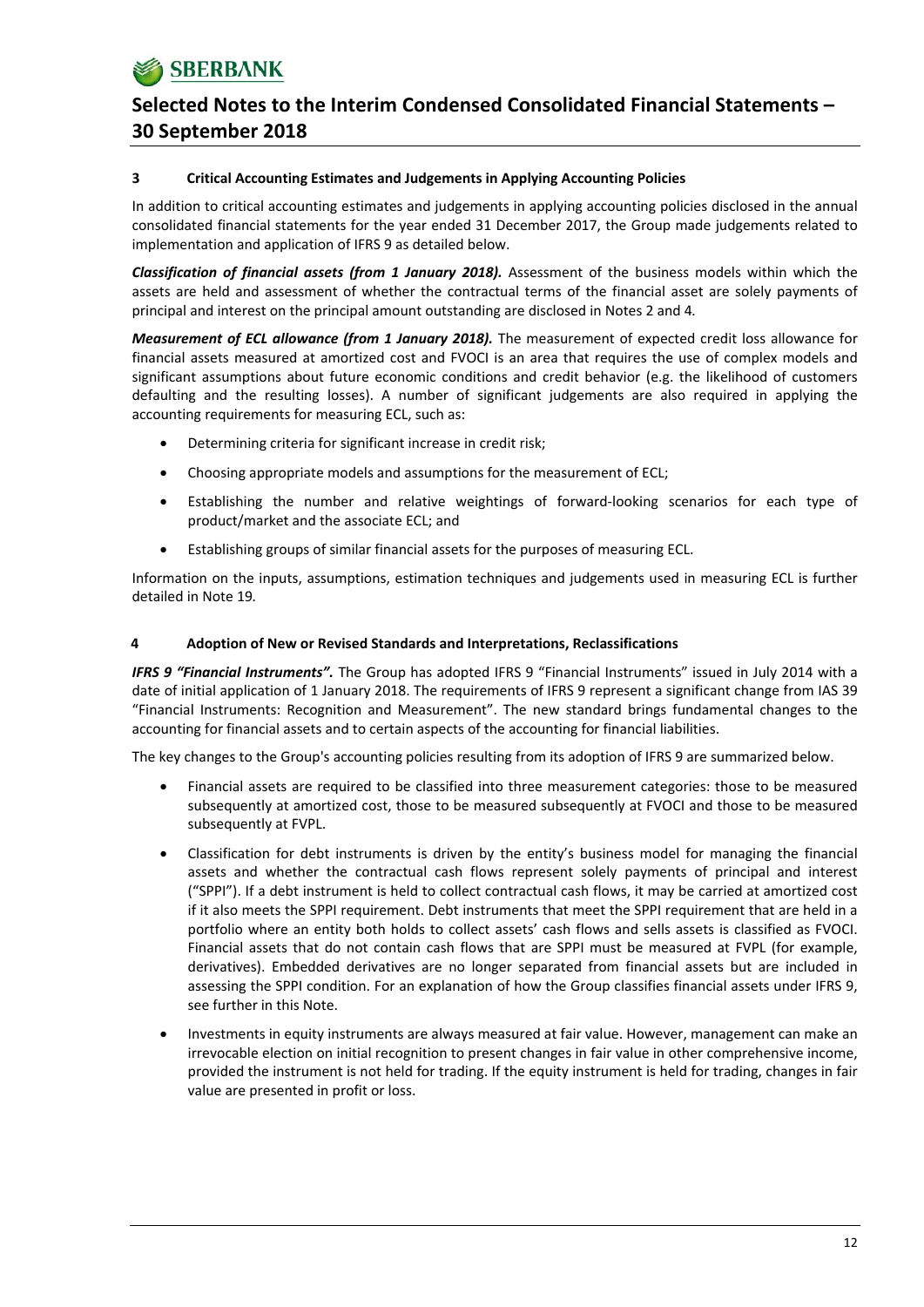### 3 Critical Accounting Estimates and Judgements in Applying Accounting Policies

In addition to critical accounting estimates and judgements in applying accounting policies disclosed in the annual consolidated financial statements for the year ended 31 December 2017, the Group made judgements related to implementation and application of IFRS 9 as detailed below.

***Classification of financial assets (from 1 January 2018).*** Assessment of the business models within which the assets are held and assessment of whether the contractual terms of the financial asset are solely payments of principal and interest on the principal amount outstanding are disclosed in Notes 2 and 4.

***Measurement of ECL allowance (from 1 January 2018).*** The measurement of expected credit loss allowance for financial assets measured at amortized cost and FVOCI is an area that requires the use of complex models and significant assumptions about future economic conditions and credit behavior (e.g. the likelihood of customers defaulting and the resulting losses). A number of significant judgements are also required in applying the accounting requirements for measuring ECL, such as:

- Determining criteria for significant increase in credit risk;
- Choosing appropriate models and assumptions for the measurement of ECL;
- Establishing the number and relative weightings of forward-looking scenarios for each type of product/market and the associate ECL; and
- Establishing groups of similar financial assets for the purposes of measuring ECL.

Information on the inputs, assumptions, estimation techniques and judgements used in measuring ECL is further detailed in Note 19.

### 4 Adoption of New or Revised Standards and Interpretations, Reclassifications

***IFRS 9 "Financial Instruments".*** The Group has adopted IFRS 9 "Financial Instruments" issued in July 2014 with a date of initial application of 1 January 2018. The requirements of IFRS 9 represent a significant change from IAS 39 "Financial Instruments: Recognition and Measurement". The new standard brings fundamental changes to the accounting for financial assets and to certain aspects of the accounting for financial liabilities.

The key changes to the Group's accounting policies resulting from its adoption of IFRS 9 are summarized below.

- Financial assets are required to be classified into three measurement categories: those to be measured subsequently at amortized cost, those to be measured subsequently at FVOCI and those to be measured subsequently at FVPL.
- Classification for debt instruments is driven by the entity's business model for managing the financial assets and whether the contractual cash flows represent solely payments of principal and interest ("SPPI"). If a debt instrument is held to collect contractual cash flows, it may be carried at amortized cost if it also meets the SPPI requirement. Debt instruments that meet the SPPI requirement that are held in a portfolio where an entity both holds to collect assets' cash flows and sells assets is classified as FVOCI. Financial assets that do not contain cash flows that are SPPI must be measured at FVPL (for example, derivatives). Embedded derivatives are no longer separated from financial assets but are included in assessing the SPPI condition. For an explanation of how the Group classifies financial assets under IFRS 9, see further in this Note.
- Investments in equity instruments are always measured at fair value. However, management can make an irrevocable election on initial recognition to present changes in fair value in other comprehensive income, provided the instrument is not held for trading. If the equity instrument is held for trading, changes in fair value are presented in profit or loss.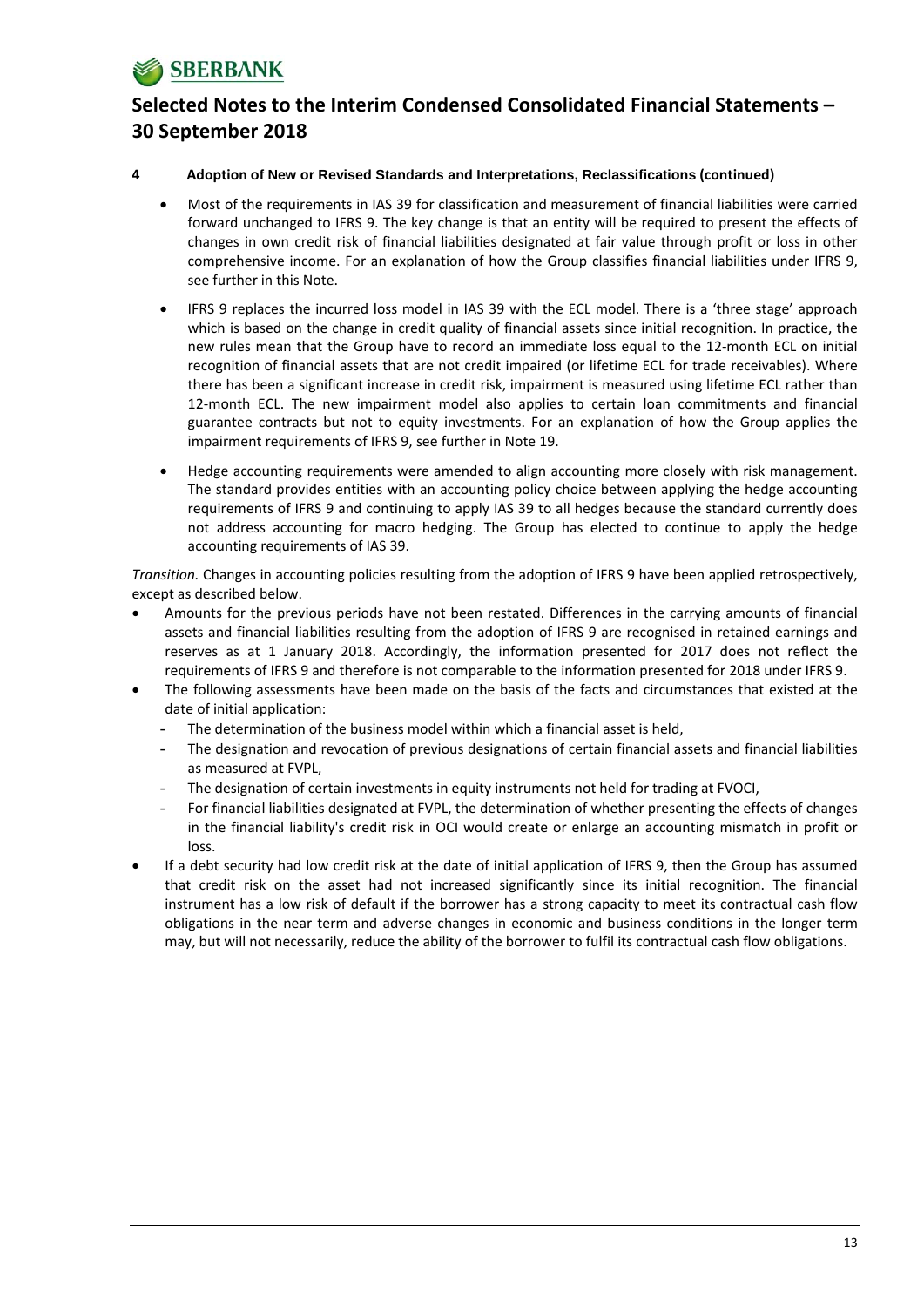### 4 Adoption of New or Revised Standards and Interpretations, Reclassifications (continued)

- Most of the requirements in IAS 39 for classification and measurement of financial liabilities were carried forward unchanged to IFRS 9. The key change is that an entity will be required to present the effects of changes in own credit risk of financial liabilities designated at fair value through profit or loss in other comprehensive income. For an explanation of how the Group classifies financial liabilities under IFRS 9, see further in this Note.
- IFRS 9 replaces the incurred loss model in IAS 39 with the ECL model. There is a 'three stage' approach which is based on the change in credit quality of financial assets since initial recognition. In practice, the new rules mean that the Group have to record an immediate loss equal to the 12-month ECL on initial recognition of financial assets that are not credit impaired (or lifetime ECL for trade receivables). Where there has been a significant increase in credit risk, impairment is measured using lifetime ECL rather than 12-month ECL. The new impairment model also applies to certain loan commitments and financial guarantee contracts but not to equity investments. For an explanation of how the Group applies the impairment requirements of IFRS 9, see further in Note 19.
- Hedge accounting requirements were amended to align accounting more closely with risk management. The standard provides entities with an accounting policy choice between applying the hedge accounting requirements of IFRS 9 and continuing to apply IAS 39 to all hedges because the standard currently does not address accounting for macro hedging. The Group has elected to continue to apply the hedge accounting requirements of IAS 39.

*Transition.* Changes in accounting policies resulting from the adoption of IFRS 9 have been applied retrospectively, except as described below.

- Amounts for the previous periods have not been restated. Differences in the carrying amounts of financial assets and financial liabilities resulting from the adoption of IFRS 9 are recognised in retained earnings and reserves as at 1 January 2018. Accordingly, the information presented for 2017 does not reflect the requirements of IFRS 9 and therefore is not comparable to the information presented for 2018 under IFRS 9.
- The following assessments have been made on the basis of the facts and circumstances that existed at the date of initial application:
  - The determination of the business model within which a financial asset is held,
  - The designation and revocation of previous designations of certain financial assets and financial liabilities as measured at FVPL,
  - The designation of certain investments in equity instruments not held for trading at FVOCI,
  - For financial liabilities designated at FVPL, the determination of whether presenting the effects of changes in the financial liability's credit risk in OCI would create or enlarge an accounting mismatch in profit or loss.
- If a debt security had low credit risk at the date of initial application of IFRS 9, then the Group has assumed that credit risk on the asset had not increased significantly since its initial recognition. The financial instrument has a low risk of default if the borrower has a strong capacity to meet its contractual cash flow obligations in the near term and adverse changes in economic and business conditions in the longer term may, but will not necessarily, reduce the ability of the borrower to fulfil its contractual cash flow obligations.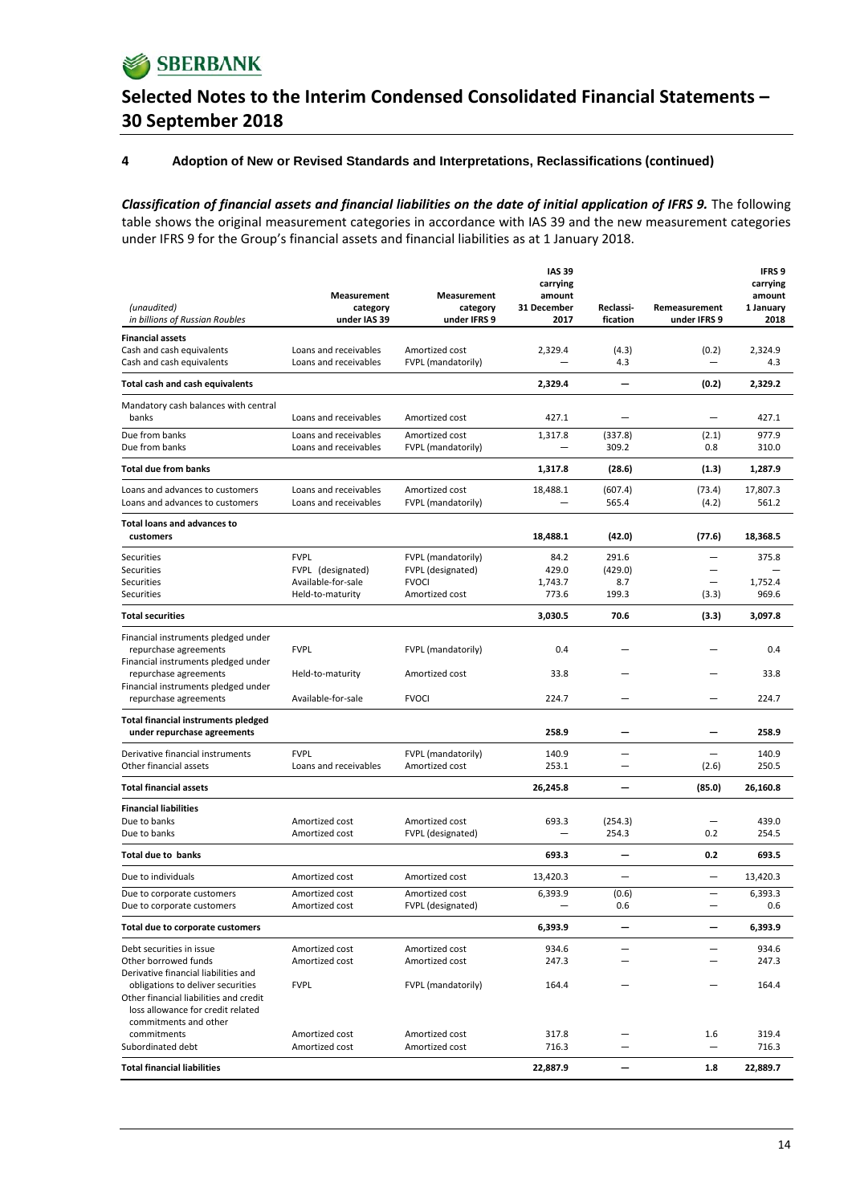## 4 Adoption of New or Revised Standards and Interpretations, Reclassifications (continued)

***Classification of financial assets and financial liabilities on the date of initial application of IFRS 9.*** The following table shows the original measurement categories in accordance with IAS 39 and the new measurement categories under IFRS 9 for the Group's financial assets and financial liabilities as at 1 January 2018.

| *(unaudited)* *in billions of Russian Roubles* | Measurement category under IAS 39 | Measurement category under IFRS 9 | IAS 39 carrying amount 31 December 2017 | Reclassi-fication | Remeasurement under IFRS 9 | IFRS 9 carrying amount 1 January 2018 |
|---|---|---|---|---|---|---|
| **Financial assets** | | | | | | |
| Cash and cash equivalents | Loans and receivables | Amortized cost | 2,329.4 | (4.3) | (0.2) | 2,324.9 |
| Cash and cash equivalents | Loans and receivables | FVPL (mandatorily) | — | 4.3 | — | 4.3 |
| **Total cash and cash equivalents** | | | **2,329.4** | **—** | **(0.2)** | **2,329.2** |
| Mandatory cash balances with central banks | Loans and receivables | Amortized cost | 427.1 | — | — | 427.1 |
| Due from banks | Loans and receivables | Amortized cost | 1,317.8 | (337.8) | (2.1) | 977.9 |
| Due from banks | Loans and receivables | FVPL (mandatorily) | — | 309.2 | 0.8 | 310.0 |
| **Total due from banks** | | | **1,317.8** | **(28.6)** | **(1.3)** | **1,287.9** |
| Loans and advances to customers | Loans and receivables | Amortized cost | 18,488.1 | (607.4) | (73.4) | 17,807.3 |
| Loans and advances to customers | Loans and receivables | FVPL (mandatorily) | — | 565.4 | (4.2) | 561.2 |
| **Total loans and advances to customers** | | | **18,488.1** | **(42.0)** | **(77.6)** | **18,368.5** |
| Securities | FVPL | FVPL (mandatorily) | 84.2 | 291.6 | — | 375.8 |
| Securities | FVPL (designated) | FVPL (designated) | 429.0 | (429.0) | — | — |
| Securities | Available-for-sale | FVOCI | 1,743.7 | 8.7 | — | 1,752.4 |
| Securities | Held-to-maturity | Amortized cost | 773.6 | 199.3 | (3.3) | 969.6 |
| **Total securities** | | | **3,030.5** | **70.6** | **(3.3)** | **3,097.8** |
| Financial instruments pledged under repurchase agreements | FVPL | FVPL (mandatorily) | 0.4 | — | — | 0.4 |
| Financial instruments pledged under repurchase agreements | Held-to-maturity | Amortized cost | 33.8 | — | — | 33.8 |
| Financial instruments pledged under repurchase agreements | Available-for-sale | FVOCI | 224.7 | — | — | 224.7 |
| **Total financial instruments pledged under repurchase agreements** | | | **258.9** | **—** | **—** | **258.9** |
| Derivative financial instruments | FVPL | FVPL (mandatorily) | 140.9 | — | — | 140.9 |
| Other financial assets | Loans and receivables | Amortized cost | 253.1 | — | (2.6) | 250.5 |
| **Total financial assets** | | | **26,245.8** | **—** | **(85.0)** | **26,160.8** |
| **Financial liabilities** | | | | | | |
| Due to banks | Amortized cost | Amortized cost | 693.3 | (254.3) | — | 439.0 |
| Due to banks | Amortized cost | FVPL (designated) | — | 254.3 | 0.2 | 254.5 |
| **Total due to banks** | | | **693.3** | **—** | **0.2** | **693.5** |
| Due to individuals | Amortized cost | Amortized cost | 13,420.3 | — | — | 13,420.3 |
| Due to corporate customers | Amortized cost | Amortized cost | 6,393.9 | (0.6) | — | 6,393.3 |
| Due to corporate customers | Amortized cost | FVPL (designated) | — | 0.6 | — | 0.6 |
| **Total due to corporate customers** | | | **6,393.9** | **—** | **—** | **6,393.9** |
| Debt securities in issue | Amortized cost | Amortized cost | 934.6 | — | — | 934.6 |
| Other borrowed funds | Amortized cost | Amortized cost | 247.3 | — | — | 247.3 |
| Derivative financial liabilities and obligations to deliver securities | FVPL | FVPL (mandatorily) | 164.4 | — | — | 164.4 |
| Other financial liabilities and credit loss allowance for credit related commitments and other commitments | Amortized cost | Amortized cost | 317.8 | — | 1.6 | 319.4 |
| Subordinated debt | Amortized cost | Amortized cost | 716.3 | — | — | 716.3 |
| **Total financial liabilities** | | | **22,887.9** | **—** | **1.8** | **22,889.7** |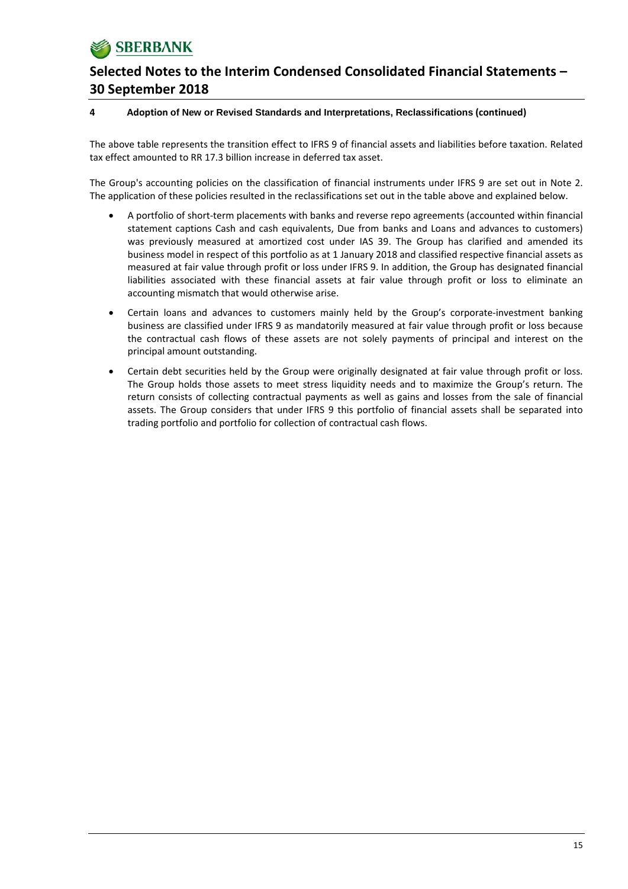#### 4 Adoption of New or Revised Standards and Interpretations, Reclassifications (continued)

The above table represents the transition effect to IFRS 9 of financial assets and liabilities before taxation. Related tax effect amounted to RR 17.3 billion increase in deferred tax asset.

The Group's accounting policies on the classification of financial instruments under IFRS 9 are set out in Note 2. The application of these policies resulted in the reclassifications set out in the table above and explained below.

- A portfolio of short-term placements with banks and reverse repo agreements (accounted within financial statement captions Cash and cash equivalents, Due from banks and Loans and advances to customers) was previously measured at amortized cost under IAS 39. The Group has clarified and amended its business model in respect of this portfolio as at 1 January 2018 and classified respective financial assets as measured at fair value through profit or loss under IFRS 9. In addition, the Group has designated financial liabilities associated with these financial assets at fair value through profit or loss to eliminate an accounting mismatch that would otherwise arise.
- Certain loans and advances to customers mainly held by the Group's corporate-investment banking business are classified under IFRS 9 as mandatorily measured at fair value through profit or loss because the contractual cash flows of these assets are not solely payments of principal and interest on the principal amount outstanding.
- Certain debt securities held by the Group were originally designated at fair value through profit or loss. The Group holds those assets to meet stress liquidity needs and to maximize the Group's return. The return consists of collecting contractual payments as well as gains and losses from the sale of financial assets. The Group considers that under IFRS 9 this portfolio of financial assets shall be separated into trading portfolio and portfolio for collection of contractual cash flows.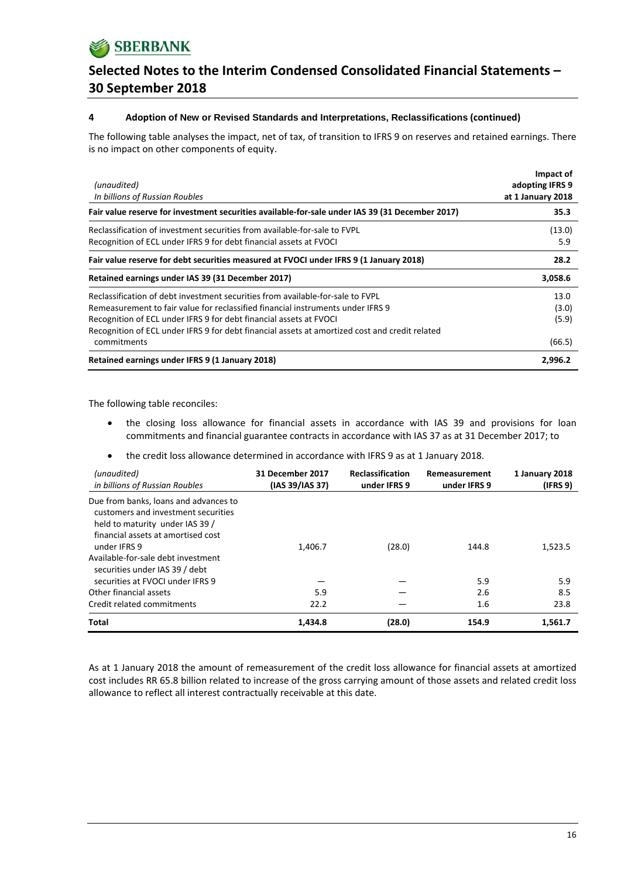## 4 Adoption of New or Revised Standards and Interpretations, Reclassifications (continued)

The following table analyses the impact, net of tax, of transition to IFRS 9 on reserves and retained earnings. There is no impact on other components of equity.

| *(unaudited)* *In billions of Russian Roubles* | Impact of adopting IFRS 9 at 1 January 2018 |
|---|---|
| **Fair value reserve for investment securities available-for-sale under IAS 39 (31 December 2017)** | **35.3** |
| Reclassification of investment securities from available-for-sale to FVPL | (13.0) |
| Recognition of ECL under IFRS 9 for debt financial assets at FVOCI | 5.9 |
| **Fair value reserve for debt securities measured at FVOCI under IFRS 9 (1 January 2018)** | **28.2** |
| **Retained earnings under IAS 39 (31 December 2017)** | **3,058.6** |
| Reclassification of debt investment securities from available-for-sale to FVPL | 13.0 |
| Remeasurement to fair value for reclassified financial instruments under IFRS 9 | (3.0) |
| Recognition of ECL under IFRS 9 for debt financial assets at FVOCI | (5.9) |
| Recognition of ECL under IFRS 9 for debt financial assets at amortized cost and credit related commitments | (66.5) |
| **Retained earnings under IFRS 9 (1 January 2018)** | **2,996.2** |

The following table reconciles:

- the closing loss allowance for financial assets in accordance with IAS 39 and provisions for loan commitments and financial guarantee contracts in accordance with IAS 37 as at 31 December 2017; to
- the credit loss allowance determined in accordance with IFRS 9 as at 1 January 2018.

| *(unaudited)* *in billions of Russian Roubles* | 31 December 2017 (IAS 39/IAS 37) | Reclassification under IFRS 9 | Remeasurement under IFRS 9 | 1 January 2018 (IFRS 9) |
|---|---|---|---|---|
| Due from banks, loans and advances to customers and investment securities held to maturity under IAS 39 / financial assets at amortised cost under IFRS 9 | 1,406.7 | (28.0) | 144.8 | 1,523.5 |
| Available-for-sale debt investment securities under IAS 39 / debt securities at FVOCI under IFRS 9 | — | — | 5.9 | 5.9 |
| Other financial assets | 5.9 | — | 2.6 | 8.5 |
| Credit related commitments | 22.2 | — | 1.6 | 23.8 |
| **Total** | **1,434.8** | **(28.0)** | **154.9** | **1,561.7** |

As at 1 January 2018 the amount of remeasurement of the credit loss allowance for financial assets at amortized cost includes RR 65.8 billion related to increase of the gross carrying amount of those assets and related credit loss allowance to reflect all interest contractually receivable at this date.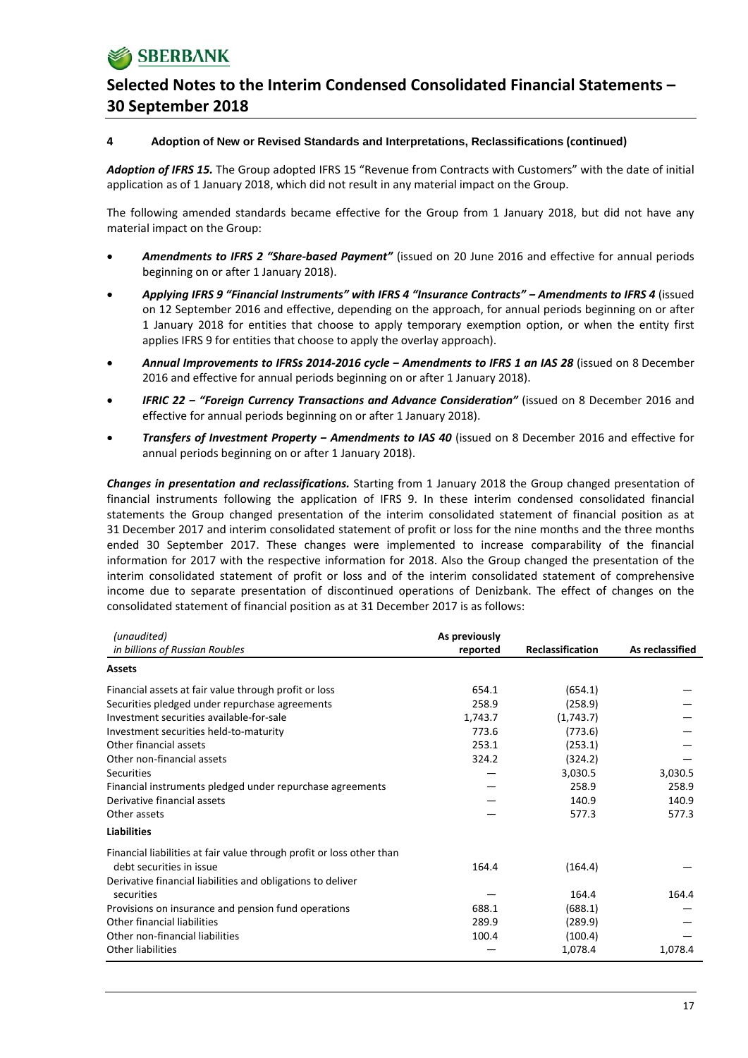#### 4 Adoption of New or Revised Standards and Interpretations, Reclassifications (continued)

***Adoption of IFRS 15.*** The Group adopted IFRS 15 "Revenue from Contracts with Customers" with the date of initial application as of 1 January 2018, which did not result in any material impact on the Group.

The following amended standards became effective for the Group from 1 January 2018, but did not have any material impact on the Group:

- ***Amendments to IFRS 2 "Share-based Payment"*** (issued on 20 June 2016 and effective for annual periods beginning on or after 1 January 2018).
- ***Applying IFRS 9 "Financial Instruments" with IFRS 4 "Insurance Contracts" – Amendments to IFRS 4*** (issued on 12 September 2016 and effective, depending on the approach, for annual periods beginning on or after 1 January 2018 for entities that choose to apply temporary exemption option, or when the entity first applies IFRS 9 for entities that choose to apply the overlay approach).
- ***Annual Improvements to IFRSs 2014-2016 cycle – Amendments to IFRS 1 an IAS 28*** (issued on 8 December 2016 and effective for annual periods beginning on or after 1 January 2018).
- ***IFRIC 22 – "Foreign Currency Transactions and Advance Consideration"*** (issued on 8 December 2016 and effective for annual periods beginning on or after 1 January 2018).
- ***Transfers of Investment Property – Amendments to IAS 40*** (issued on 8 December 2016 and effective for annual periods beginning on or after 1 January 2018).

***Changes in presentation and reclassifications.*** Starting from 1 January 2018 the Group changed presentation of financial instruments following the application of IFRS 9. In these interim condensed consolidated financial statements the Group changed presentation of the interim consolidated statement of financial position as at 31 December 2017 and interim consolidated statement of profit or loss for the nine months and the three months ended 30 September 2017. These changes were implemented to increase comparability of the financial information for 2017 with the respective information for 2018. Also the Group changed the presentation of the interim consolidated statement of profit or loss and of the interim consolidated statement of comprehensive income due to separate presentation of discontinued operations of Denizbank. The effect of changes on the consolidated statement of financial position as at 31 December 2017 is as follows:

| *(unaudited)*<br>*in billions of Russian Roubles* | As previously reported | Reclassification | As reclassified |
|---|---|---|---|
| **Assets** | | | |
| Financial assets at fair value through profit or loss | 654.1 | (654.1) | — |
| Securities pledged under repurchase agreements | 258.9 | (258.9) | — |
| Investment securities available-for-sale | 1,743.7 | (1,743.7) | — |
| Investment securities held-to-maturity | 773.6 | (773.6) | — |
| Other financial assets | 253.1 | (253.1) | — |
| Other non-financial assets | 324.2 | (324.2) | — |
| Securities | — | 3,030.5 | 3,030.5 |
| Financial instruments pledged under repurchase agreements | — | 258.9 | 258.9 |
| Derivative financial assets | — | 140.9 | 140.9 |
| Other assets | — | 577.3 | 577.3 |
| **Liabilities** | | | |
| Financial liabilities at fair value through profit or loss other than debt securities in issue | 164.4 | (164.4) | — |
| Derivative financial liabilities and obligations to deliver securities | — | 164.4 | 164.4 |
| Provisions on insurance and pension fund operations | 688.1 | (688.1) | — |
| Other financial liabilities | 289.9 | (289.9) | — |
| Other non-financial liabilities | 100.4 | (100.4) | — |
| Other liabilities | — | 1,078.4 | 1,078.4 |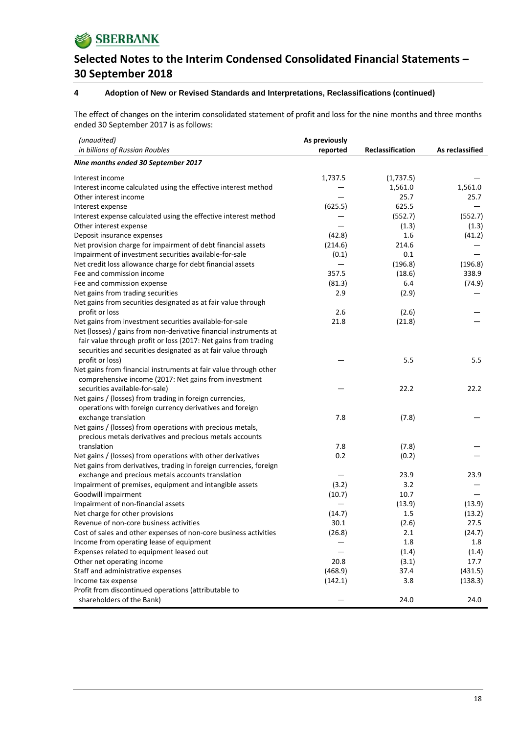## 4 Adoption of New or Revised Standards and Interpretations, Reclassifications (continued)

The effect of changes on the interim consolidated statement of profit and loss for the nine months and three months ended 30 September 2017 is as follows:

| *(unaudited)*<br>*in billions of Russian Roubles* | As previously reported | Reclassification | As reclassified |
|---|---|---|---|
| ***Nine months ended 30 September 2017*** | | | |
| Interest income | 1,737.5 | (1,737.5) | — |
| Interest income calculated using the effective interest method | — | 1,561.0 | 1,561.0 |
| Other interest income | — | 25.7 | 25.7 |
| Interest expense | (625.5) | 625.5 | — |
| Interest expense calculated using the effective interest method | — | (552.7) | (552.7) |
| Other interest expense | — | (1.3) | (1.3) |
| Deposit insurance expenses | (42.8) | 1.6 | (41.2) |
| Net provision charge for impairment of debt financial assets | (214.6) | 214.6 | — |
| Impairment of investment securities available-for-sale | (0.1) | 0.1 | — |
| Net credit loss allowance charge for debt financial assets | — | (196.8) | (196.8) |
| Fee and commission income | 357.5 | (18.6) | 338.9 |
| Fee and commission expense | (81.3) | 6.4 | (74.9) |
| Net gains from trading securities | 2.9 | (2.9) | — |
| Net gains from securities designated as at fair value through profit or loss | 2.6 | (2.6) | — |
| Net gains from investment securities available-for-sale | 21.8 | (21.8) | — |
| Net (losses) / gains from non-derivative financial instruments at fair value through profit or loss (2017: Net gains from trading securities and securities designated as at fair value through profit or loss) | — | 5.5 | 5.5 |
| Net gains from financial instruments at fair value through other comprehensive income (2017: Net gains from investment securities available-for-sale) | — | 22.2 | 22.2 |
| Net gains / (losses) from trading in foreign currencies, operations with foreign currency derivatives and foreign exchange translation | 7.8 | (7.8) | — |
| Net gains / (losses) from operations with precious metals, precious metals derivatives and precious metals accounts translation | 7.8 | (7.8) | — |
| Net gains / (losses) from operations with other derivatives | 0.2 | (0.2) | — |
| Net gains from derivatives, trading in foreign currencies, foreign exchange and precious metals accounts translation | — | 23.9 | 23.9 |
| Impairment of premises, equipment and intangible assets | (3.2) | 3.2 | — |
| Goodwill impairment | (10.7) | 10.7 | — |
| Impairment of non-financial assets | — | (13.9) | (13.9) |
| Net charge for other provisions | (14.7) | 1.5 | (13.2) |
| Revenue of non-core business activities | 30.1 | (2.6) | 27.5 |
| Cost of sales and other expenses of non-core business activities | (26.8) | 2.1 | (24.7) |
| Income from operating lease of equipment | — | 1.8 | 1.8 |
| Expenses related to equipment leased out | — | (1.4) | (1.4) |
| Other net operating income | 20.8 | (3.1) | 17.7 |
| Staff and administrative expenses | (468.9) | 37.4 | (431.5) |
| Income tax expense | (142.1) | 3.8 | (138.3) |
| Profit from discontinued operations (attributable to shareholders of the Bank) | — | 24.0 | 24.0 |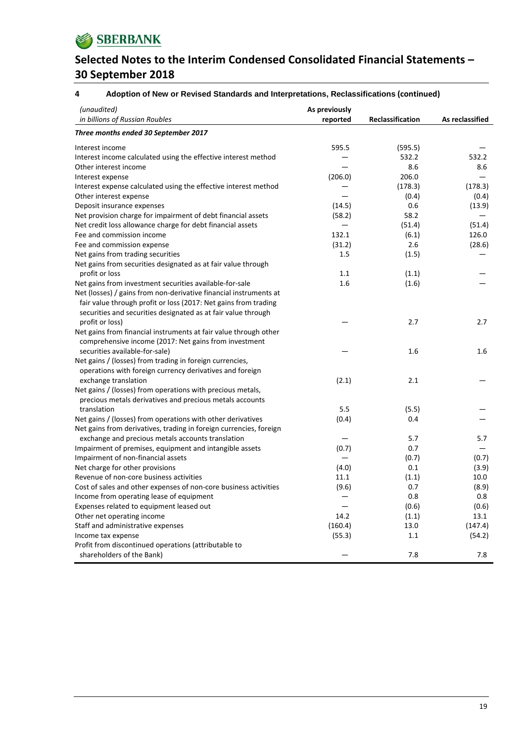# Selected Notes to the Interim Condensed Consolidated Financial Statements – 30 September 2018

## 4 Adoption of New or Revised Standards and Interpretations, Reclassifications (continued)

| *(unaudited)* *in billions of Russian Roubles* | As previously reported | Reclassification | As reclassified |
|---|---|---|---|
| ***Three months ended 30 September 2017*** | | | |
| Interest income | 595.5 | (595.5) | — |
| Interest income calculated using the effective interest method | — | 532.2 | 532.2 |
| Other interest income | — | 8.6 | 8.6 |
| Interest expense | (206.0) | 206.0 | — |
| Interest expense calculated using the effective interest method | — | (178.3) | (178.3) |
| Other interest expense | — | (0.4) | (0.4) |
| Deposit insurance expenses | (14.5) | 0.6 | (13.9) |
| Net provision charge for impairment of debt financial assets | (58.2) | 58.2 | — |
| Net credit loss allowance charge for debt financial assets | — | (51.4) | (51.4) |
| Fee and commission income | 132.1 | (6.1) | 126.0 |
| Fee and commission expense | (31.2) | 2.6 | (28.6) |
| Net gains from trading securities | 1.5 | (1.5) | — |
| Net gains from securities designated as at fair value through profit or loss | 1.1 | (1.1) | — |
| Net gains from investment securities available-for-sale | 1.6 | (1.6) | — |
| Net (losses) / gains from non-derivative financial instruments at fair value through profit or loss (2017: Net gains from trading securities and securities designated as at fair value through profit or loss) | — | 2.7 | 2.7 |
| Net gains from financial instruments at fair value through other comprehensive income (2017: Net gains from investment securities available-for-sale) | — | 1.6 | 1.6 |
| Net gains / (losses) from trading in foreign currencies, operations with foreign currency derivatives and foreign exchange translation | (2.1) | 2.1 | — |
| Net gains / (losses) from operations with precious metals, precious metals derivatives and precious metals accounts translation | 5.5 | (5.5) | — |
| Net gains / (losses) from operations with other derivatives | (0.4) | 0.4 | — |
| Net gains from derivatives, trading in foreign currencies, foreign exchange and precious metals accounts translation | — | 5.7 | 5.7 |
| Impairment of premises, equipment and intangible assets | (0.7) | 0.7 | — |
| Impairment of non-financial assets | — | (0.7) | (0.7) |
| Net charge for other provisions | (4.0) | 0.1 | (3.9) |
| Revenue of non-core business activities | 11.1 | (1.1) | 10.0 |
| Cost of sales and other expenses of non-core business activities | (9.6) | 0.7 | (8.9) |
| Income from operating lease of equipment | — | 0.8 | 0.8 |
| Expenses related to equipment leased out | — | (0.6) | (0.6) |
| Other net operating income | 14.2 | (1.1) | 13.1 |
| Staff and administrative expenses | (160.4) | 13.0 | (147.4) |
| Income tax expense | (55.3) | 1.1 | (54.2) |
| Profit from discontinued operations (attributable to shareholders of the Bank) | — | 7.8 | 7.8 |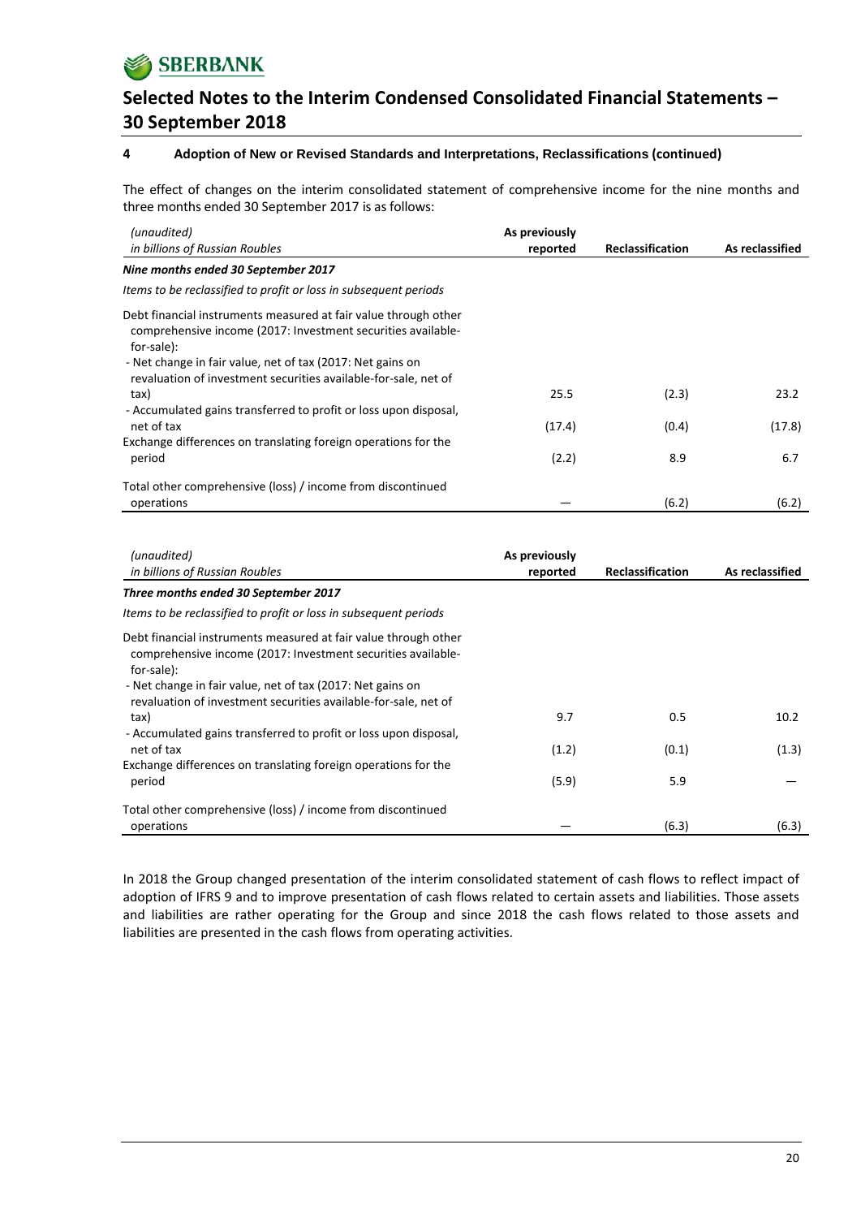### 4 Adoption of New or Revised Standards and Interpretations, Reclassifications (continued)

The effect of changes on the interim consolidated statement of comprehensive income for the nine months and three months ended 30 September 2017 is as follows:

| *(unaudited)* *in billions of Russian Roubles* | As previously reported | Reclassification | As reclassified |
|---|---|---|---|
| ***Nine months ended 30 September 2017*** | | | |
| *Items to be reclassified to profit or loss in subsequent periods* | | | |
| Debt financial instruments measured at fair value through other comprehensive income (2017: Investment securities available-for-sale): | | | |
| - Net change in fair value, net of tax (2017: Net gains on revaluation of investment securities available-for-sale, net of tax) | 25.5 | (2.3) | 23.2 |
| - Accumulated gains transferred to profit or loss upon disposal, net of tax | (17.4) | (0.4) | (17.8) |
| Exchange differences on translating foreign operations for the period | (2.2) | 8.9 | 6.7 |
| Total other comprehensive (loss) / income from discontinued operations | — | (6.2) | (6.2) |

| *(unaudited)* *in billions of Russian Roubles* | As previously reported | Reclassification | As reclassified |
|---|---|---|---|
| ***Three months ended 30 September 2017*** | | | |
| *Items to be reclassified to profit or loss in subsequent periods* | | | |
| Debt financial instruments measured at fair value through other comprehensive income (2017: Investment securities available-for-sale): | | | |
| - Net change in fair value, net of tax (2017: Net gains on revaluation of investment securities available-for-sale, net of tax) | 9.7 | 0.5 | 10.2 |
| - Accumulated gains transferred to profit or loss upon disposal, net of tax | (1.2) | (0.1) | (1.3) |
| Exchange differences on translating foreign operations for the period | (5.9) | 5.9 | — |
| Total other comprehensive (loss) / income from discontinued operations | — | (6.3) | (6.3) |

In 2018 the Group changed presentation of the interim consolidated statement of cash flows to reflect impact of adoption of IFRS 9 and to improve presentation of cash flows related to certain assets and liabilities. Those assets and liabilities are rather operating for the Group and since 2018 the cash flows related to those assets and liabilities are presented in the cash flows from operating activities.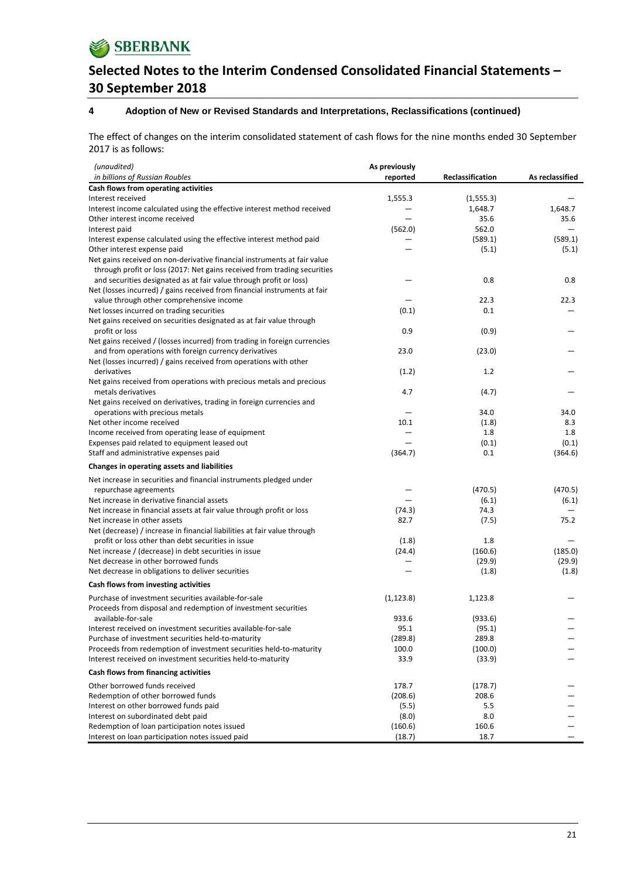## 4 Adoption of New or Revised Standards and Interpretations, Reclassifications (continued)

The effect of changes on the interim consolidated statement of cash flows for the nine months ended 30 September 2017 is as follows:

| *(unaudited)* *in billions of Russian Roubles* | As previously reported | Reclassification | As reclassified |
|---|---|---|---|
| **Cash flows from operating activities** | | | |
| Interest received | 1,555.3 | (1,555.3) | — |
| Interest income calculated using the effective interest method received | — | 1,648.7 | 1,648.7 |
| Other interest income received | — | 35.6 | 35.6 |
| Interest paid | (562.0) | 562.0 | — |
| Interest expense calculated using the effective interest method paid | — | (589.1) | (589.1) |
| Other interest expense paid | — | (5.1) | (5.1) |
| Net gains received on non-derivative financial instruments at fair value through profit or loss (2017: Net gains received from trading securities and securities designated as at fair value through profit or loss) | — | 0.8 | 0.8 |
| Net (losses incurred) / gains received from financial instruments at fair value through other comprehensive income | — | 22.3 | 22.3 |
| Net losses incurred on trading securities | (0.1) | 0.1 | — |
| Net gains received on securities designated as at fair value through profit or loss | 0.9 | (0.9) | — |
| Net gains received / (losses incurred) from trading in foreign currencies and from operations with foreign currency derivatives | 23.0 | (23.0) | — |
| Net (losses incurred) / gains received from operations with other derivatives | (1.2) | 1.2 | — |
| Net gains received from operations with precious metals and precious metals derivatives | 4.7 | (4.7) | — |
| Net gains received on derivatives, trading in foreign currencies and operations with precious metals | — | 34.0 | 34.0 |
| Net other income received | 10.1 | (1.8) | 8.3 |
| Income received from operating lease of equipment | — | 1.8 | 1.8 |
| Expenses paid related to equipment leased out | — | (0.1) | (0.1) |
| Staff and administrative expenses paid | (364.7) | 0.1 | (364.6) |
| **Changes in operating assets and liabilities** | | | |
| Net increase in securities and financial instruments pledged under repurchase agreements | — | (470.5) | (470.5) |
| Net increase in derivative financial assets | — | (6.1) | (6.1) |
| Net increase in financial assets at fair value through profit or loss | (74.3) | 74.3 | — |
| Net increase in other assets | 82.7 | (7.5) | 75.2 |
| Net (decrease) / increase in financial liabilities at fair value through profit or loss other than debt securities in issue | (1.8) | 1.8 | — |
| Net increase / (decrease) in debt securities in issue | (24.4) | (160.6) | (185.0) |
| Net decrease in other borrowed funds | — | (29.9) | (29.9) |
| Net decrease in obligations to deliver securities | — | (1.8) | (1.8) |
| **Cash flows from investing activities** | | | |
| Purchase of investment securities available-for-sale | (1,123.8) | 1,123.8 | — |
| Proceeds from disposal and redemption of investment securities available-for-sale | 933.6 | (933.6) | — |
| Interest received on investment securities available-for-sale | 95.1 | (95.1) | — |
| Purchase of investment securities held-to-maturity | (289.8) | 289.8 | — |
| Proceeds from redemption of investment securities held-to-maturity | 100.0 | (100.0) | — |
| Interest received on investment securities held-to-maturity | 33.9 | (33.9) | — |
| **Cash flows from financing activities** | | | |
| Other borrowed funds received | 178.7 | (178.7) | — |
| Redemption of other borrowed funds | (208.6) | 208.6 | — |
| Interest on other borrowed funds paid | (5.5) | 5.5 | — |
| Interest on subordinated debt paid | (8.0) | 8.0 | — |
| Redemption of loan participation notes issued | (160.6) | 160.6 | — |
| Interest on loan participation notes issued paid | (18.7) | 18.7 | — |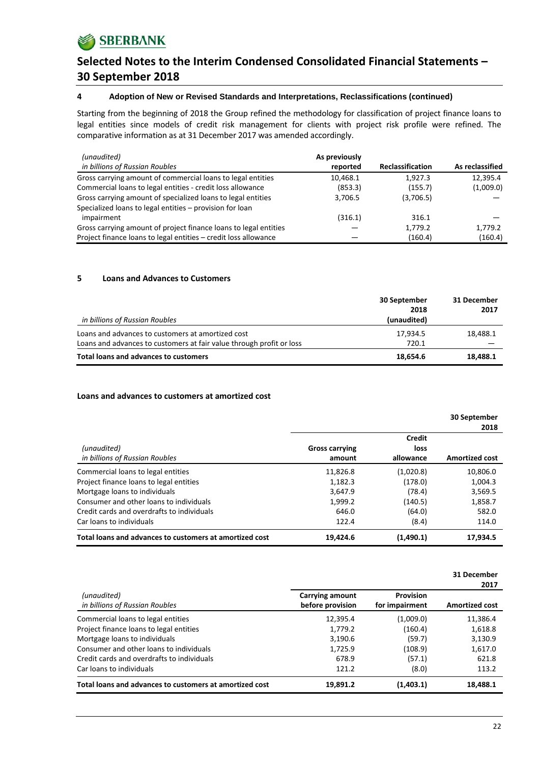## 4 Adoption of New or Revised Standards and Interpretations, Reclassifications (continued)

Starting from the beginning of 2018 the Group refined the methodology for classification of project finance loans to legal entities since models of credit risk management for clients with project risk profile were refined. The comparative information as at 31 December 2017 was amended accordingly.

| *(unaudited)* *in billions of Russian Roubles* | As previously reported | Reclassification | As reclassified |
|---|---|---|---|
| Gross carrying amount of commercial loans to legal entities | 10,468.1 | 1,927.3 | 12,395.4 |
| Commercial loans to legal entities - credit loss allowance | (853.3) | (155.7) | (1,009.0) |
| Gross carrying amount of specialized loans to legal entities | 3,706.5 | (3,706.5) | — |
| Specialized loans to legal entities – provision for loan impairment | (316.1) | 316.1 | — |
| Gross carrying amount of project finance loans to legal entities | — | 1,779.2 | 1,779.2 |
| Project finance loans to legal entities – credit loss allowance | — | (160.4) | (160.4) |

## 5 Loans and Advances to Customers

| *in billions of Russian Roubles* | 30 September 2018 (unaudited) | 31 December 2017 |
|---|---|---|
| Loans and advances to customers at amortized cost | 17,934.5 | 18,488.1 |
| Loans and advances to customers at fair value through profit or loss | 720.1 | — |
| **Total loans and advances to customers** | **18,654.6** | **18,488.1** |

### Loans and advances to customers at amortized cost

| | | | 30 September 2018 |
|---|---|---|---|
| *(unaudited)* *in billions of Russian Roubles* | Gross carrying amount | Credit loss allowance | Amortized cost |
| Commercial loans to legal entities | 11,826.8 | (1,020.8) | 10,806.0 |
| Project finance loans to legal entities | 1,182.3 | (178.0) | 1,004.3 |
| Mortgage loans to individuals | 3,647.9 | (78.4) | 3,569.5 |
| Consumer and other loans to individuals | 1,999.2 | (140.5) | 1,858.7 |
| Credit cards and overdrafts to individuals | 646.0 | (64.0) | 582.0 |
| Car loans to individuals | 122.4 | (8.4) | 114.0 |
| **Total loans and advances to customers at amortized cost** | **19,424.6** | **(1,490.1)** | **17,934.5** |

| | | | 31 December 2017 |
|---|---|---|---|
| *(unaudited)* *in billions of Russian Roubles* | Carrying amount before provision | Provision for impairment | Amortized cost |
| Commercial loans to legal entities | 12,395.4 | (1,009.0) | 11,386.4 |
| Project finance loans to legal entities | 1,779.2 | (160.4) | 1,618.8 |
| Mortgage loans to individuals | 3,190.6 | (59.7) | 3,130.9 |
| Consumer and other loans to individuals | 1,725.9 | (108.9) | 1,617.0 |
| Credit cards and overdrafts to individuals | 678.9 | (57.1) | 621.8 |
| Car loans to individuals | 121.2 | (8.0) | 113.2 |
| **Total loans and advances to customers at amortized cost** | **19,891.2** | **(1,403.1)** | **18,488.1** |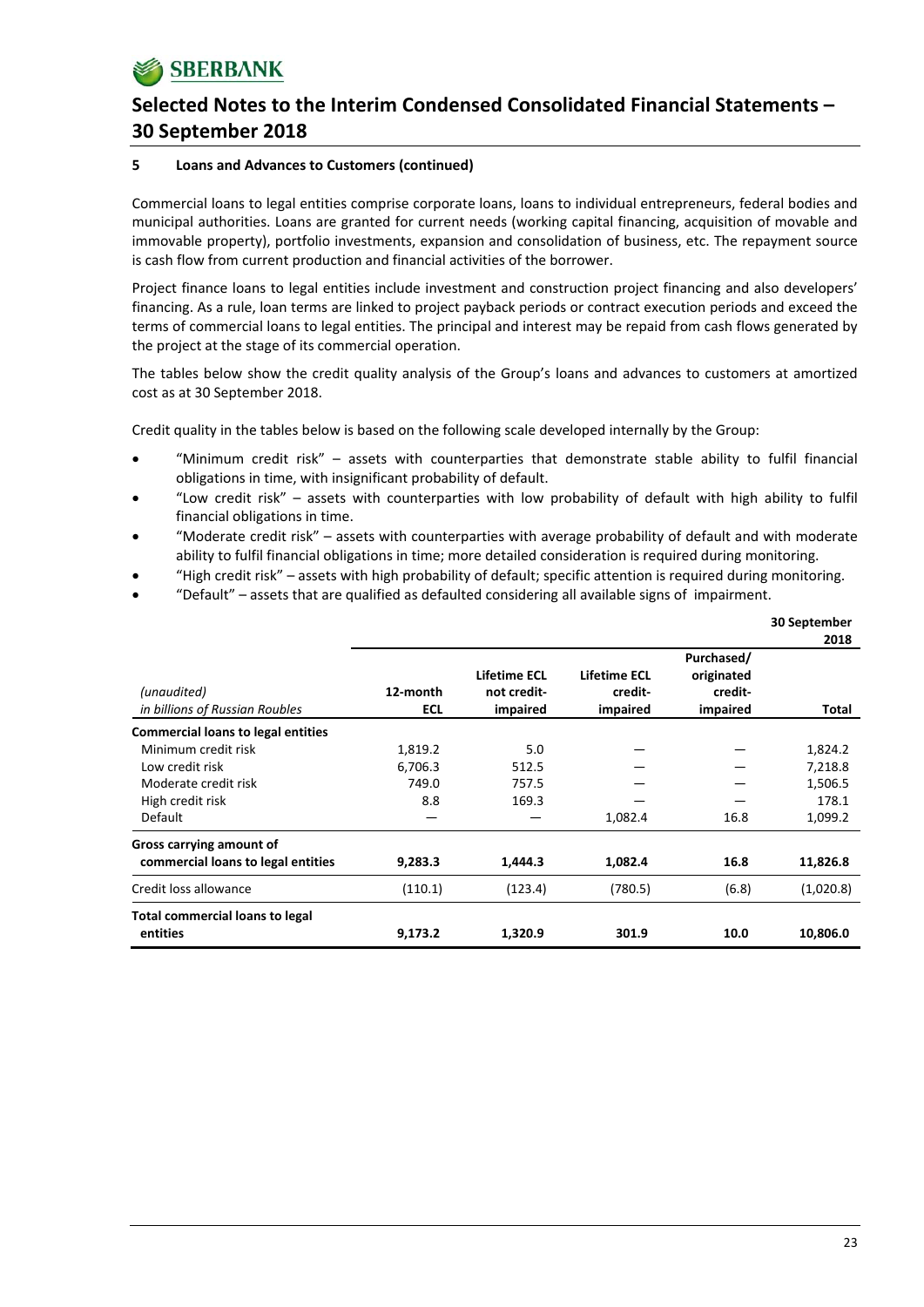## 5 Loans and Advances to Customers (continued)

Commercial loans to legal entities comprise corporate loans, loans to individual entrepreneurs, federal bodies and municipal authorities. Loans are granted for current needs (working capital financing, acquisition of movable and immovable property), portfolio investments, expansion and consolidation of business, etc. The repayment source is cash flow from current production and financial activities of the borrower.

Project finance loans to legal entities include investment and construction project financing and also developers' financing. As a rule, loan terms are linked to project payback periods or contract execution periods and exceed the terms of commercial loans to legal entities. The principal and interest may be repaid from cash flows generated by the project at the stage of its commercial operation.

The tables below show the credit quality analysis of the Group's loans and advances to customers at amortized cost as at 30 September 2018.

Credit quality in the tables below is based on the following scale developed internally by the Group:

- "Minimum credit risk" – assets with counterparties that demonstrate stable ability to fulfil financial obligations in time, with insignificant probability of default.
- "Low credit risk" – assets with counterparties with low probability of default with high ability to fulfil financial obligations in time.
- "Moderate credit risk" – assets with counterparties with average probability of default and with moderate ability to fulfil financial obligations in time; more detailed consideration is required during monitoring.
- "High credit risk" – assets with high probability of default; specific attention is required during monitoring.
- "Default" – assets that are qualified as defaulted considering all available signs of impairment.

| *(unaudited)* *in billions of Russian Roubles* | 12-month ECL | Lifetime ECL not credit-impaired | Lifetime ECL credit-impaired | Purchased/ originated credit-impaired | 30 September 2018 Total |
|---|---|---|---|---|---|
| **Commercial loans to legal entities** | | | | | |
| Minimum credit risk | 1,819.2 | 5.0 | — | — | 1,824.2 |
| Low credit risk | 6,706.3 | 512.5 | — | — | 7,218.8 |
| Moderate credit risk | 749.0 | 757.5 | — | — | 1,506.5 |
| High credit risk | 8.8 | 169.3 | — | — | 178.1 |
| Default | — | — | 1,082.4 | 16.8 | 1,099.2 |
| **Gross carrying amount of commercial loans to legal entities** | **9,283.3** | **1,444.3** | **1,082.4** | **16.8** | **11,826.8** |
| Credit loss allowance | (110.1) | (123.4) | (780.5) | (6.8) | (1,020.8) |
| **Total commercial loans to legal entities** | **9,173.2** | **1,320.9** | **301.9** | **10.0** | **10,806.0** |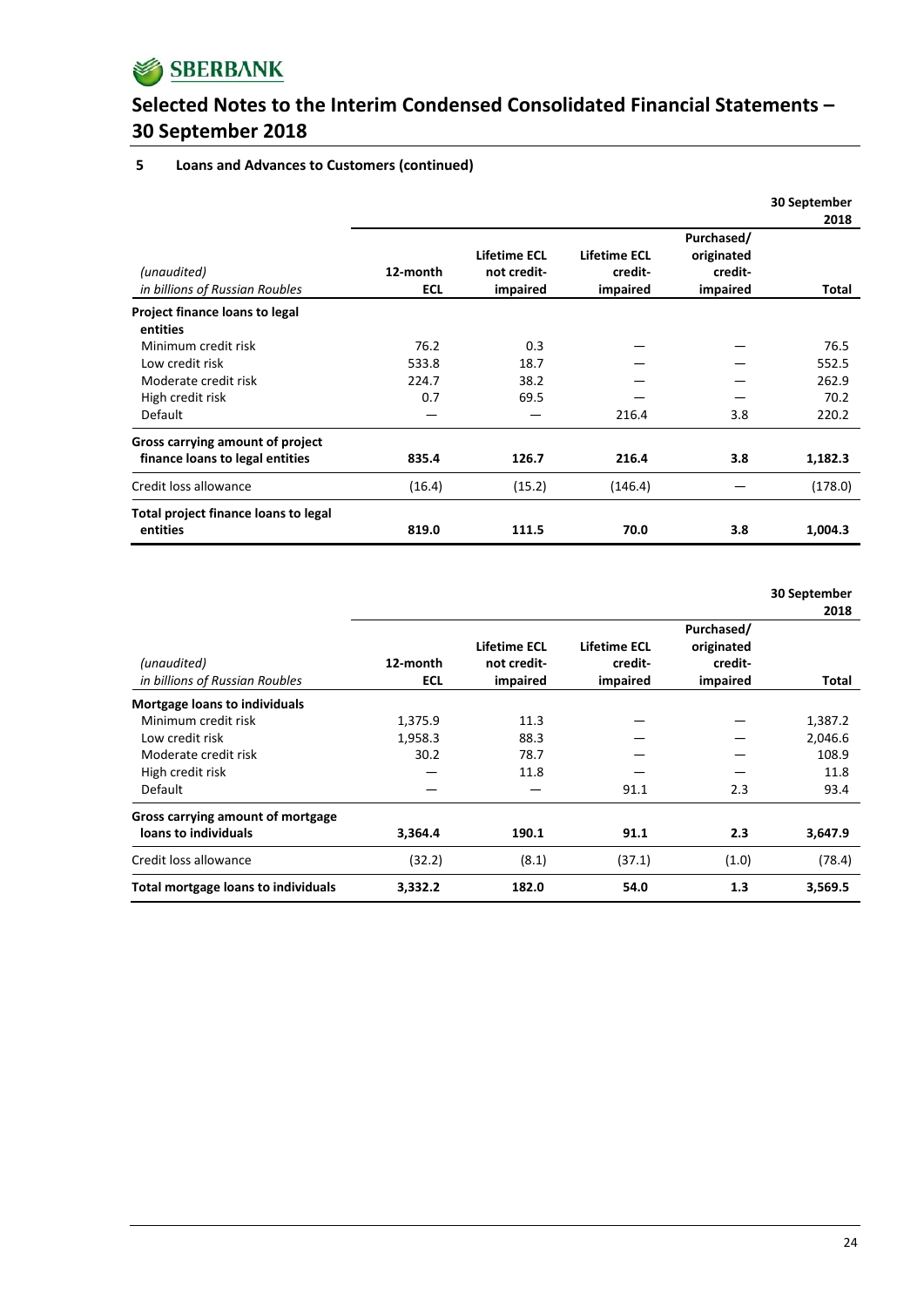# Selected Notes to the Interim Condensed Consolidated Financial Statements – 30 September 2018

## 5 Loans and Advances to Customers (continued)

| *(unaudited)* *in billions of Russian Roubles* | 12-month ECL | Lifetime ECL not credit-impaired | Lifetime ECL credit-impaired | Purchased/ originated credit-impaired | 30 September 2018 Total |
|---|---|---|---|---|---|
| **Project finance loans to legal entities** | | | | | |
| Minimum credit risk | 76.2 | 0.3 | — | — | 76.5 |
| Low credit risk | 533.8 | 18.7 | — | — | 552.5 |
| Moderate credit risk | 224.7 | 38.2 | — | — | 262.9 |
| High credit risk | 0.7 | 69.5 | — | — | 70.2 |
| Default | — | — | 216.4 | 3.8 | 220.2 |
| **Gross carrying amount of project finance loans to legal entities** | **835.4** | **126.7** | **216.4** | **3.8** | **1,182.3** |
| Credit loss allowance | (16.4) | (15.2) | (146.4) | — | (178.0) |
| **Total project finance loans to legal entities** | **819.0** | **111.5** | **70.0** | **3.8** | **1,004.3** |

| *(unaudited)* *in billions of Russian Roubles* | 12-month ECL | Lifetime ECL not credit-impaired | Lifetime ECL credit-impaired | Purchased/ originated credit-impaired | 30 September 2018 Total |
|---|---|---|---|---|---|
| **Mortgage loans to individuals** | | | | | |
| Minimum credit risk | 1,375.9 | 11.3 | — | — | 1,387.2 |
| Low credit risk | 1,958.3 | 88.3 | — | — | 2,046.6 |
| Moderate credit risk | 30.2 | 78.7 | — | — | 108.9 |
| High credit risk | — | 11.8 | — | — | 11.8 |
| Default | — | — | 91.1 | 2.3 | 93.4 |
| **Gross carrying amount of mortgage loans to individuals** | **3,364.4** | **190.1** | **91.1** | **2.3** | **3,647.9** |
| Credit loss allowance | (32.2) | (8.1) | (37.1) | (1.0) | (78.4) |
| **Total mortgage loans to individuals** | **3,332.2** | **182.0** | **54.0** | **1.3** | **3,569.5** |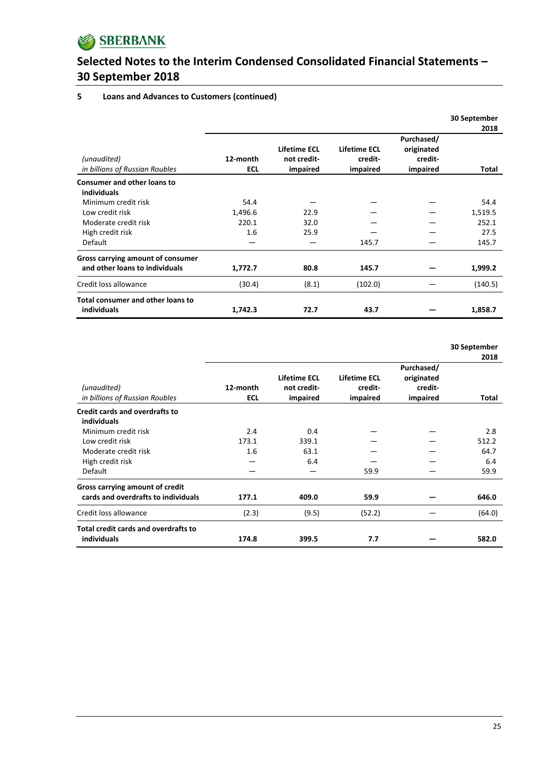## 5 Loans and Advances to Customers (continued)

| *(unaudited)* *in billions of Russian Roubles* | 12-month ECL | Lifetime ECL not credit-impaired | Lifetime ECL credit-impaired | Purchased/ originated credit-impaired | 30 September 2018 Total |
|---|---|---|---|---|---|
| **Consumer and other loans to individuals** | | | | | |
| Minimum credit risk | 54.4 | — | — | — | 54.4 |
| Low credit risk | 1,496.6 | 22.9 | — | — | 1,519.5 |
| Moderate credit risk | 220.1 | 32.0 | — | — | 252.1 |
| High credit risk | 1.6 | 25.9 | — | — | 27.5 |
| Default | — | — | 145.7 | — | 145.7 |
| **Gross carrying amount of consumer and other loans to individuals** | **1,772.7** | **80.8** | **145.7** | **—** | **1,999.2** |
| Credit loss allowance | (30.4) | (8.1) | (102.0) | — | (140.5) |
| **Total consumer and other loans to individuals** | **1,742.3** | **72.7** | **43.7** | **—** | **1,858.7** |

| *(unaudited)* *in billions of Russian Roubles* | 12-month ECL | Lifetime ECL not credit-impaired | Lifetime ECL credit-impaired | Purchased/ originated credit-impaired | 30 September 2018 Total |
|---|---|---|---|---|---|
| **Credit cards and overdrafts to individuals** | | | | | |
| Minimum credit risk | 2.4 | 0.4 | — | — | 2.8 |
| Low credit risk | 173.1 | 339.1 | — | — | 512.2 |
| Moderate credit risk | 1.6 | 63.1 | — | — | 64.7 |
| High credit risk | — | 6.4 | — | — | 6.4 |
| Default | — | — | 59.9 | — | 59.9 |
| **Gross carrying amount of credit cards and overdrafts to individuals** | **177.1** | **409.0** | **59.9** | **—** | **646.0** |
| Credit loss allowance | (2.3) | (9.5) | (52.2) | — | (64.0) |
| **Total credit cards and overdrafts to individuals** | **174.8** | **399.5** | **7.7** | **—** | **582.0** |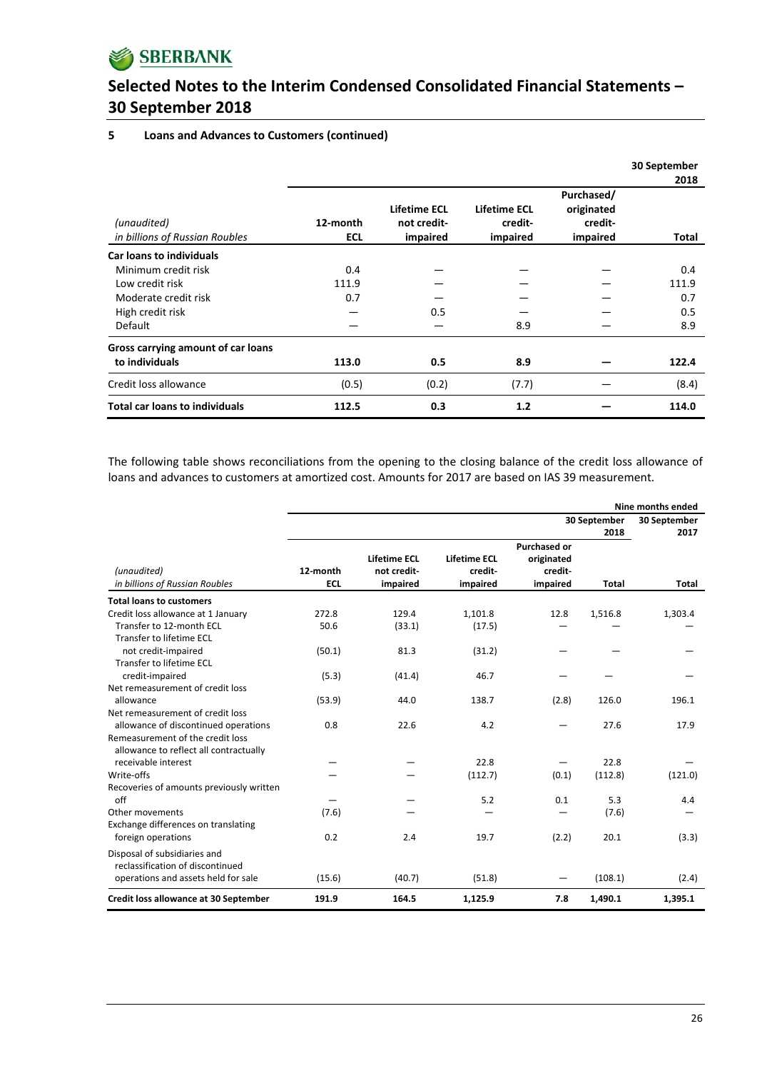### 5 Loans and Advances to Customers (continued)

| *(unaudited)* *in billions of Russian Roubles* | 12-month ECL | Lifetime ECL not credit-impaired | Lifetime ECL credit-impaired | Purchased/ originated credit-impaired | 30 September 2018 Total |
|---|---|---|---|---|---|
| **Car loans to individuals** | | | | | |
| Minimum credit risk | 0.4 | — | — | — | 0.4 |
| Low credit risk | 111.9 | — | — | — | 111.9 |
| Moderate credit risk | 0.7 | — | — | — | 0.7 |
| High credit risk | — | 0.5 | — | — | 0.5 |
| Default | — | — | 8.9 | — | 8.9 |
| **Gross carrying amount of car loans to individuals** | **113.0** | **0.5** | **8.9** | **—** | **122.4** |
| Credit loss allowance | (0.5) | (0.2) | (7.7) | — | (8.4) |
| **Total car loans to individuals** | **112.5** | **0.3** | **1.2** | **—** | **114.0** |

The following table shows reconciliations from the opening to the closing balance of the credit loss allowance of loans and advances to customers at amortized cost. Amounts for 2017 are based on IAS 39 measurement.

| | Nine months ended | | | | | |
|---|---|---|---|---|---|---|
| | 30 September 2018 | | | | | 30 September 2017 |
| *(unaudited)* *in billions of Russian Roubles* | 12-month ECL | Lifetime ECL not credit-impaired | Lifetime ECL credit-impaired | Purchased or originated credit-impaired | Total | Total |
| **Total loans to customers** | | | | | | |
| Credit loss allowance at 1 January | 272.8 | 129.4 | 1,101.8 | 12.8 | 1,516.8 | 1,303.4 |
| Transfer to 12-month ECL | 50.6 | (33.1) | (17.5) | — | — | — |
| Transfer to lifetime ECL not credit-impaired | (50.1) | 81.3 | (31.2) | — | — | — |
| Transfer to lifetime ECL credit-impaired | (5.3) | (41.4) | 46.7 | — | — | — |
| Net remeasurement of credit loss allowance | (53.9) | 44.0 | 138.7 | (2.8) | 126.0 | 196.1 |
| Net remeasurement of credit loss allowance of discontinued operations | 0.8 | 22.6 | 4.2 | — | 27.6 | 17.9 |
| Remeasurement of the credit loss allowance to reflect all contractually receivable interest | — | — | 22.8 | — | 22.8 | — |
| Write-offs | — | — | (112.7) | (0.1) | (112.8) | (121.0) |
| Recoveries of amounts previously written off | — | — | 5.2 | 0.1 | 5.3 | 4.4 |
| Other movements | (7.6) | — | — | — | (7.6) | — |
| Exchange differences on translating foreign operations | 0.2 | 2.4 | 19.7 | (2.2) | 20.1 | (3.3) |
| Disposal of subsidiaries and reclassification of discontinued operations and assets held for sale | (15.6) | (40.7) | (51.8) | — | (108.1) | (2.4) |
| **Credit loss allowance at 30 September** | **191.9** | **164.5** | **1,125.9** | **7.8** | **1,490.1** | **1,395.1** |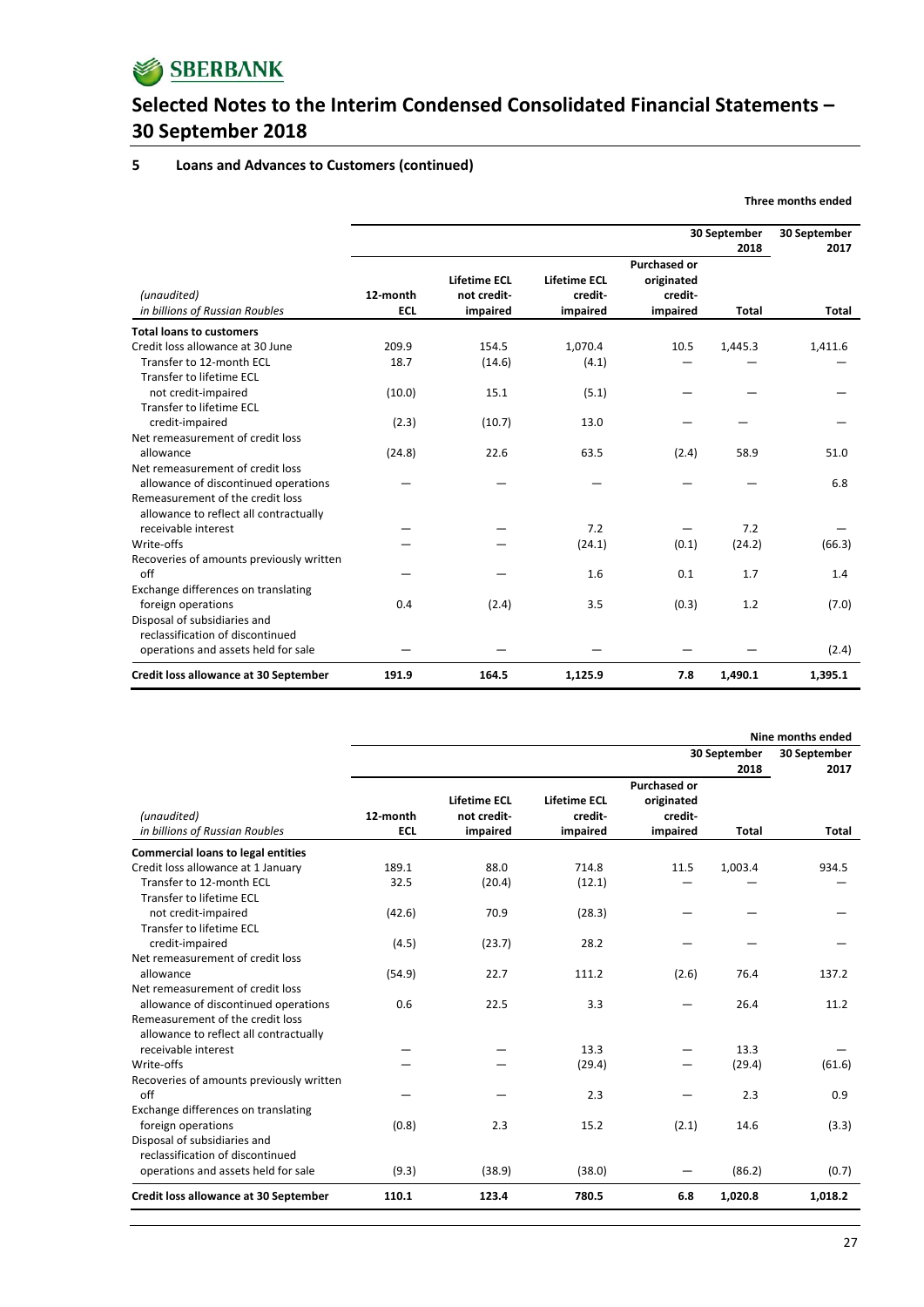# Selected Notes to the Interim Condensed Consolidated Financial Statements – 30 September 2018

## 5 Loans and Advances to Customers (continued)

| | | | | | Three months ended | |
|---|---|---|---|---|---|---|
| | | | | | 30 September 2018 | 30 September 2017 |
| *(unaudited)* *in billions of Russian Roubles* | 12-month ECL | Lifetime ECL not credit-impaired | Lifetime ECL credit-impaired | Purchased or originated credit-impaired | Total | Total |
| **Total loans to customers** | | | | | | |
| Credit loss allowance at 30 June | 209.9 | 154.5 | 1,070.4 | 10.5 | 1,445.3 | 1,411.6 |
| Transfer to 12-month ECL | 18.7 | (14.6) | (4.1) | — | — | — |
| Transfer to lifetime ECL not credit-impaired | (10.0) | 15.1 | (5.1) | — | — | — |
| Transfer to lifetime ECL credit-impaired | (2.3) | (10.7) | 13.0 | — | — | — |
| Net remeasurement of credit loss allowance | (24.8) | 22.6 | 63.5 | (2.4) | 58.9 | 51.0 |
| Net remeasurement of credit loss allowance of discontinued operations | — | — | — | — | — | 6.8 |
| Remeasurement of the credit loss allowance to reflect all contractually receivable interest | — | — | 7.2 | — | 7.2 | — |
| Write-offs | — | — | (24.1) | (0.1) | (24.2) | (66.3) |
| Recoveries of amounts previously written off | — | — | 1.6 | 0.1 | 1.7 | 1.4 |
| Exchange differences on translating foreign operations | 0.4 | (2.4) | 3.5 | (0.3) | 1.2 | (7.0) |
| Disposal of subsidiaries and reclassification of discontinued operations and assets held for sale | — | — | — | — | — | (2.4) |
| **Credit loss allowance at 30 September** | **191.9** | **164.5** | **1,125.9** | **7.8** | **1,490.1** | **1,395.1** |

| | | | | | Nine months ended | |
|---|---|---|---|---|---|---|
| | | | | | 30 September 2018 | 30 September 2017 |
| *(unaudited)* *in billions of Russian Roubles* | 12-month ECL | Lifetime ECL not credit-impaired | Lifetime ECL credit-impaired | Purchased or originated credit-impaired | Total | Total |
| **Commercial loans to legal entities** | | | | | | |
| Credit loss allowance at 1 January | 189.1 | 88.0 | 714.8 | 11.5 | 1,003.4 | 934.5 |
| Transfer to 12-month ECL | 32.5 | (20.4) | (12.1) | — | — | — |
| Transfer to lifetime ECL not credit-impaired | (42.6) | 70.9 | (28.3) | — | — | — |
| Transfer to lifetime ECL credit-impaired | (4.5) | (23.7) | 28.2 | — | — | — |
| Net remeasurement of credit loss allowance | (54.9) | 22.7 | 111.2 | (2.6) | 76.4 | 137.2 |
| Net remeasurement of credit loss allowance of discontinued operations | 0.6 | 22.5 | 3.3 | — | 26.4 | 11.2 |
| Remeasurement of the credit loss allowance to reflect all contractually receivable interest | — | — | 13.3 | — | 13.3 | — |
| Write-offs | — | — | (29.4) | — | (29.4) | (61.6) |
| Recoveries of amounts previously written off | — | — | 2.3 | — | 2.3 | 0.9 |
| Exchange differences on translating foreign operations | (0.8) | 2.3 | 15.2 | (2.1) | 14.6 | (3.3) |
| Disposal of subsidiaries and reclassification of discontinued operations and assets held for sale | (9.3) | (38.9) | (38.0) | — | (86.2) | (0.7) |
| **Credit loss allowance at 30 September** | **110.1** | **123.4** | **780.5** | **6.8** | **1,020.8** | **1,018.2** |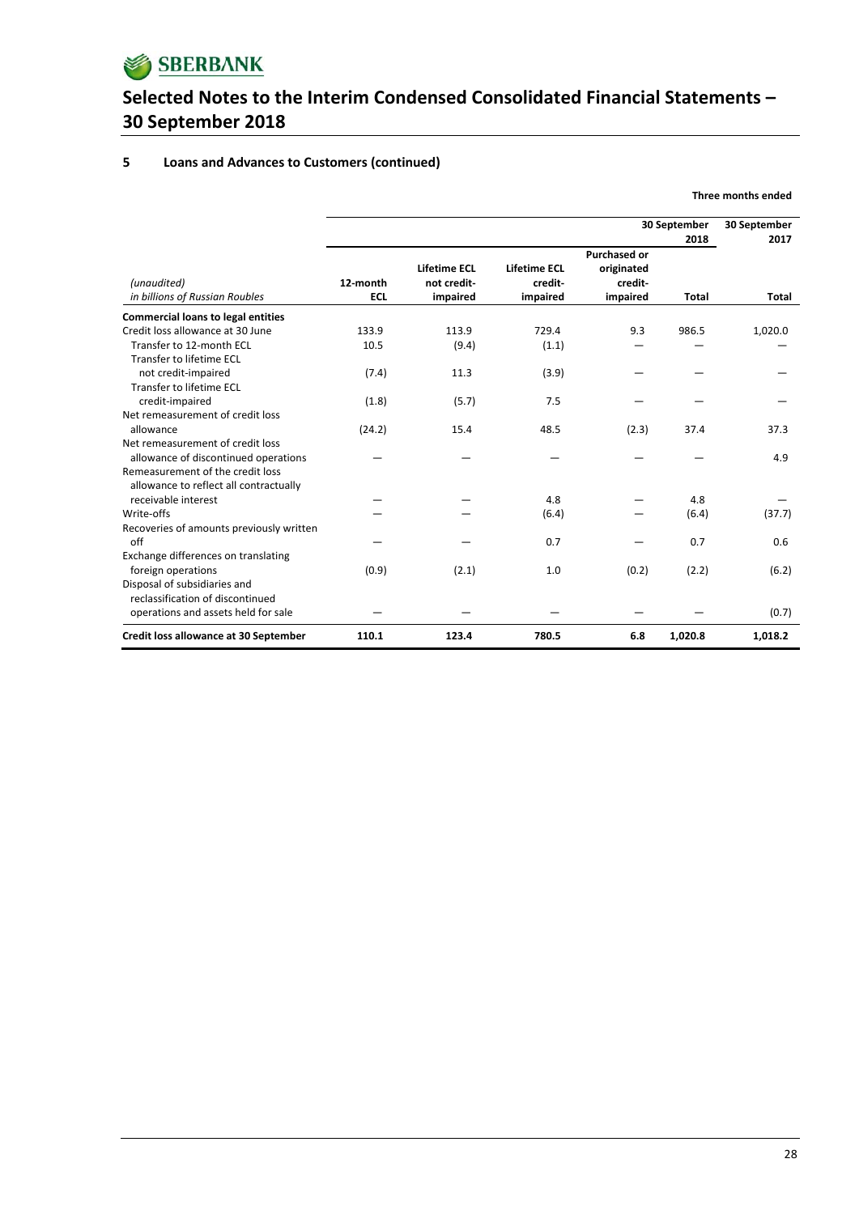## 5 Loans and Advances to Customers (continued)

| | | | | | | Three months ended |
|---|---|---|---|---|---|---|
| | | | | | 30 September 2018 | 30 September 2017 |
| *(unaudited)* *in billions of Russian Roubles* | 12-month ECL | Lifetime ECL not credit-impaired | Lifetime ECL credit-impaired | Purchased or originated credit-impaired | Total | Total |
| **Commercial loans to legal entities** | | | | | | |
| Credit loss allowance at 30 June | 133.9 | 113.9 | 729.4 | 9.3 | 986.5 | 1,020.0 |
| Transfer to 12-month ECL | 10.5 | (9.4) | (1.1) | — | — | — |
| Transfer to lifetime ECL not credit-impaired | (7.4) | 11.3 | (3.9) | — | — | — |
| Transfer to lifetime ECL credit-impaired | (1.8) | (5.7) | 7.5 | — | — | — |
| Net remeasurement of credit loss allowance | (24.2) | 15.4 | 48.5 | (2.3) | 37.4 | 37.3 |
| Net remeasurement of credit loss allowance of discontinued operations | — | — | — | — | — | 4.9 |
| Remeasurement of the credit loss allowance to reflect all contractually receivable interest | — | — | 4.8 | — | 4.8 | — |
| Write-offs | — | — | (6.4) | — | (6.4) | (37.7) |
| Recoveries of amounts previously written off | — | — | 0.7 | — | 0.7 | 0.6 |
| Exchange differences on translating foreign operations | (0.9) | (2.1) | 1.0 | (0.2) | (2.2) | (6.2) |
| Disposal of subsidiaries and reclassification of discontinued operations and assets held for sale | — | — | — | — | — | (0.7) |
| **Credit loss allowance at 30 September** | **110.1** | **123.4** | **780.5** | **6.8** | **1,020.8** | **1,018.2** |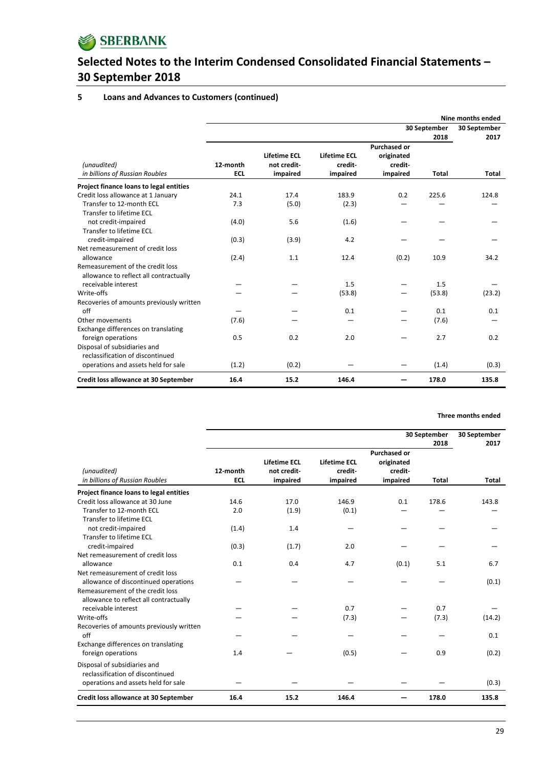# Selected Notes to the Interim Condensed Consolidated Financial Statements – 30 September 2018

## 5 Loans and Advances to Customers (continued)

| | | | | | Nine months ended | |
|---|---|---|---|---|---|---|
| | | | | | 30 September 2018 | 30 September 2017 |
| *(unaudited)* *in billions of Russian Roubles* | 12-month ECL | Lifetime ECL not credit-impaired | Lifetime ECL credit-impaired | Purchased or originated credit-impaired | Total | Total |
| **Project finance loans to legal entities** | | | | | | |
| Credit loss allowance at 1 January | 24.1 | 17.4 | 183.9 | 0.2 | 225.6 | 124.8 |
| Transfer to 12-month ECL | 7.3 | (5.0) | (2.3) | — | — | — |
| Transfer to lifetime ECL not credit-impaired | (4.0) | 5.6 | (1.6) | — | — | — |
| Transfer to lifetime ECL credit-impaired | (0.3) | (3.9) | 4.2 | — | — | — |
| Net remeasurement of credit loss allowance | (2.4) | 1.1 | 12.4 | (0.2) | 10.9 | 34.2 |
| Remeasurement of the credit loss allowance to reflect all contractually receivable interest | — | — | 1.5 | — | 1.5 | — |
| Write-offs | — | — | (53.8) | — | (53.8) | (23.2) |
| Recoveries of amounts previously written off | — | — | 0.1 | — | 0.1 | 0.1 |
| Other movements | (7.6) | — | — | — | (7.6) | — |
| Exchange differences on translating foreign operations | 0.5 | 0.2 | 2.0 | — | 2.7 | 0.2 |
| Disposal of subsidiaries and reclassification of discontinued operations and assets held for sale | (1.2) | (0.2) | — | — | (1.4) | (0.3) |
| **Credit loss allowance at 30 September** | **16.4** | **15.2** | **146.4** | **—** | **178.0** | **135.8** |

| | | | | | Three months ended | |
|---|---|---|---|---|---|---|
| | | | | | 30 September 2018 | 30 September 2017 |
| *(unaudited)* *in billions of Russian Roubles* | 12-month ECL | Lifetime ECL not credit-impaired | Lifetime ECL credit-impaired | Purchased or originated credit-impaired | Total | Total |
| **Project finance loans to legal entities** | | | | | | |
| Credit loss allowance at 30 June | 14.6 | 17.0 | 146.9 | 0.1 | 178.6 | 143.8 |
| Transfer to 12-month ECL | 2.0 | (1.9) | (0.1) | — | — | — |
| Transfer to lifetime ECL not credit-impaired | (1.4) | 1.4 | — | — | — | — |
| Transfer to lifetime ECL credit-impaired | (0.3) | (1.7) | 2.0 | — | — | — |
| Net remeasurement of credit loss allowance | 0.1 | 0.4 | 4.7 | (0.1) | 5.1 | 6.7 |
| Net remeasurement of credit loss allowance of discontinued operations | — | — | — | — | — | (0.1) |
| Remeasurement of the credit loss allowance to reflect all contractually receivable interest | — | — | 0.7 | — | 0.7 | — |
| Write-offs | — | — | (7.3) | — | (7.3) | (14.2) |
| Recoveries of amounts previously written off | — | — | — | — | — | 0.1 |
| Exchange differences on translating foreign operations | 1.4 | — | (0.5) | — | 0.9 | (0.2) |
| Disposal of subsidiaries and reclassification of discontinued operations and assets held for sale | — | — | — | — | — | (0.3) |
| **Credit loss allowance at 30 September** | **16.4** | **15.2** | **146.4** | **—** | **178.0** | **135.8** |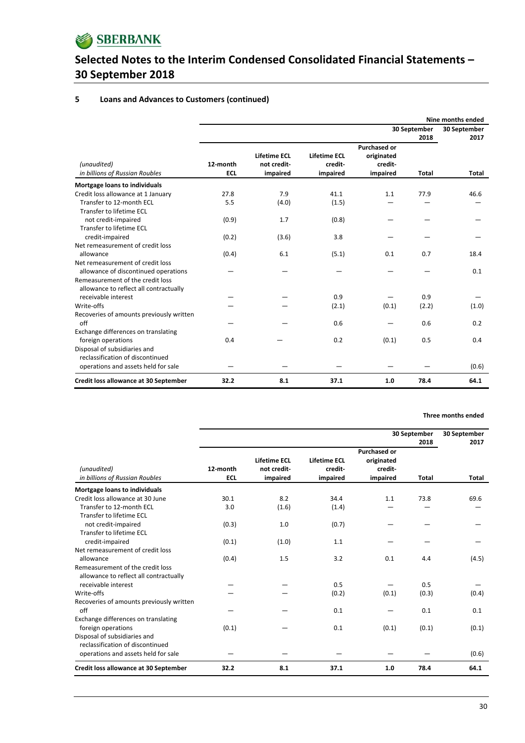## 5 Loans and Advances to Customers (continued)

| *(unaudited)* *in billions of Russian Roubles* | 12-month ECL | Lifetime ECL not credit-impaired | Lifetime ECL credit-impaired | Purchased or originated credit-impaired | Total | Total |
|---|---|---|---|---|---|---|
| | | | | | **Nine months ended** | |
| | | | | | **30 September 2018** | **30 September 2017** |
| **Mortgage loans to individuals** | | | | | | |
| Credit loss allowance at 1 January | 27.8 | 7.9 | 41.1 | 1.1 | 77.9 | 46.6 |
| Transfer to 12-month ECL | 5.5 | (4.0) | (1.5) | — | — | — |
| Transfer to lifetime ECL not credit-impaired | (0.9) | 1.7 | (0.8) | — | — | — |
| Transfer to lifetime ECL credit-impaired | (0.2) | (3.6) | 3.8 | — | — | — |
| Net remeasurement of credit loss allowance | (0.4) | 6.1 | (5.1) | 0.1 | 0.7 | 18.4 |
| Net remeasurement of credit loss allowance of discontinued operations | — | — | — | — | — | 0.1 |
| Remeasurement of the credit loss allowance to reflect all contractually receivable interest | — | — | 0.9 | — | 0.9 | — |
| Write-offs | — | — | (2.1) | (0.1) | (2.2) | (1.0) |
| Recoveries of amounts previously written off | — | — | 0.6 | — | 0.6 | 0.2 |
| Exchange differences on translating foreign operations | 0.4 | — | 0.2 | (0.1) | 0.5 | 0.4 |
| Disposal of subsidiaries and reclassification of discontinued operations and assets held for sale | — | — | — | — | — | (0.6) |
| **Credit loss allowance at 30 September** | **32.2** | **8.1** | **37.1** | **1.0** | **78.4** | **64.1** |

| *(unaudited)* *in billions of Russian Roubles* | 12-month ECL | Lifetime ECL not credit-impaired | Lifetime ECL credit-impaired | Purchased or originated credit-impaired | Total | Total |
|---|---|---|---|---|---|---|
| | | | | | **Three months ended** | |
| | | | | | **30 September 2018** | **30 September 2017** |
| **Mortgage loans to individuals** | | | | | | |
| Credit loss allowance at 30 June | 30.1 | 8.2 | 34.4 | 1.1 | 73.8 | 69.6 |
| Transfer to 12-month ECL | 3.0 | (1.6) | (1.4) | — | — | — |
| Transfer to lifetime ECL not credit-impaired | (0.3) | 1.0 | (0.7) | — | — | — |
| Transfer to lifetime ECL credit-impaired | (0.1) | (1.0) | 1.1 | — | — | — |
| Net remeasurement of credit loss allowance | (0.4) | 1.5 | 3.2 | 0.1 | 4.4 | (4.5) |
| Remeasurement of the credit loss allowance to reflect all contractually receivable interest | — | — | 0.5 | — | 0.5 | — |
| Write-offs | — | — | (0.2) | (0.1) | (0.3) | (0.4) |
| Recoveries of amounts previously written off | — | — | 0.1 | — | 0.1 | 0.1 |
| Exchange differences on translating foreign operations | (0.1) | — | 0.1 | (0.1) | (0.1) | (0.1) |
| Disposal of subsidiaries and reclassification of discontinued operations and assets held for sale | — | — | — | — | — | (0.6) |
| **Credit loss allowance at 30 September** | **32.2** | **8.1** | **37.1** | **1.0** | **78.4** | **64.1** |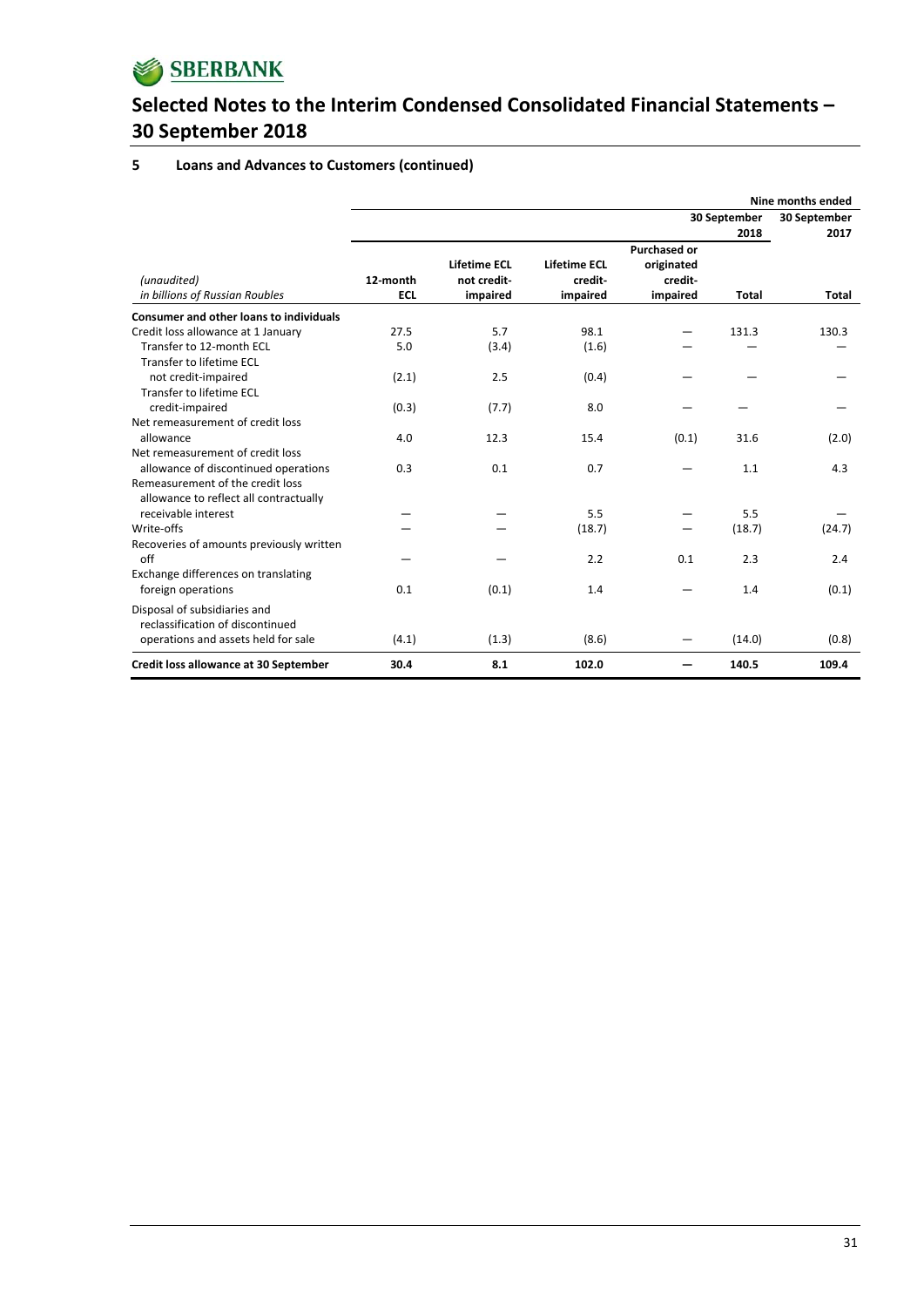# Selected Notes to the Interim Condensed Consolidated Financial Statements – 30 September 2018

## 5 Loans and Advances to Customers (continued)

| *(unaudited)* *in billions of Russian Roubles* | 12-month ECL | Lifetime ECL not credit-impaired | Lifetime ECL credit-impaired | Purchased or originated credit-impaired | Total | Total |
|---|---|---|---|---|---|---|
| | | | | | **Nine months ended** | |
| | | | | | **30 September 2018** | **30 September 2017** |
| **Consumer and other loans to individuals** | | | | | | |
| Credit loss allowance at 1 January | 27.5 | 5.7 | 98.1 | — | 131.3 | 130.3 |
| Transfer to 12-month ECL | 5.0 | (3.4) | (1.6) | — | — | — |
| Transfer to lifetime ECL not credit-impaired | (2.1) | 2.5 | (0.4) | — | — | — |
| Transfer to lifetime ECL credit-impaired | (0.3) | (7.7) | 8.0 | — | — | — |
| Net remeasurement of credit loss allowance | 4.0 | 12.3 | 15.4 | (0.1) | 31.6 | (2.0) |
| Net remeasurement of credit loss allowance of discontinued operations | 0.3 | 0.1 | 0.7 | — | 1.1 | 4.3 |
| Remeasurement of the credit loss allowance to reflect all contractually receivable interest | — | — | 5.5 | — | 5.5 | — |
| Write-offs | — | — | (18.7) | — | (18.7) | (24.7) |
| Recoveries of amounts previously written off | — | — | 2.2 | 0.1 | 2.3 | 2.4 |
| Exchange differences on translating foreign operations | 0.1 | (0.1) | 1.4 | — | 1.4 | (0.1) |
| Disposal of subsidiaries and reclassification of discontinued operations and assets held for sale | (4.1) | (1.3) | (8.6) | — | (14.0) | (0.8) |
| **Credit loss allowance at 30 September** | **30.4** | **8.1** | **102.0** | **—** | **140.5** | **109.4** |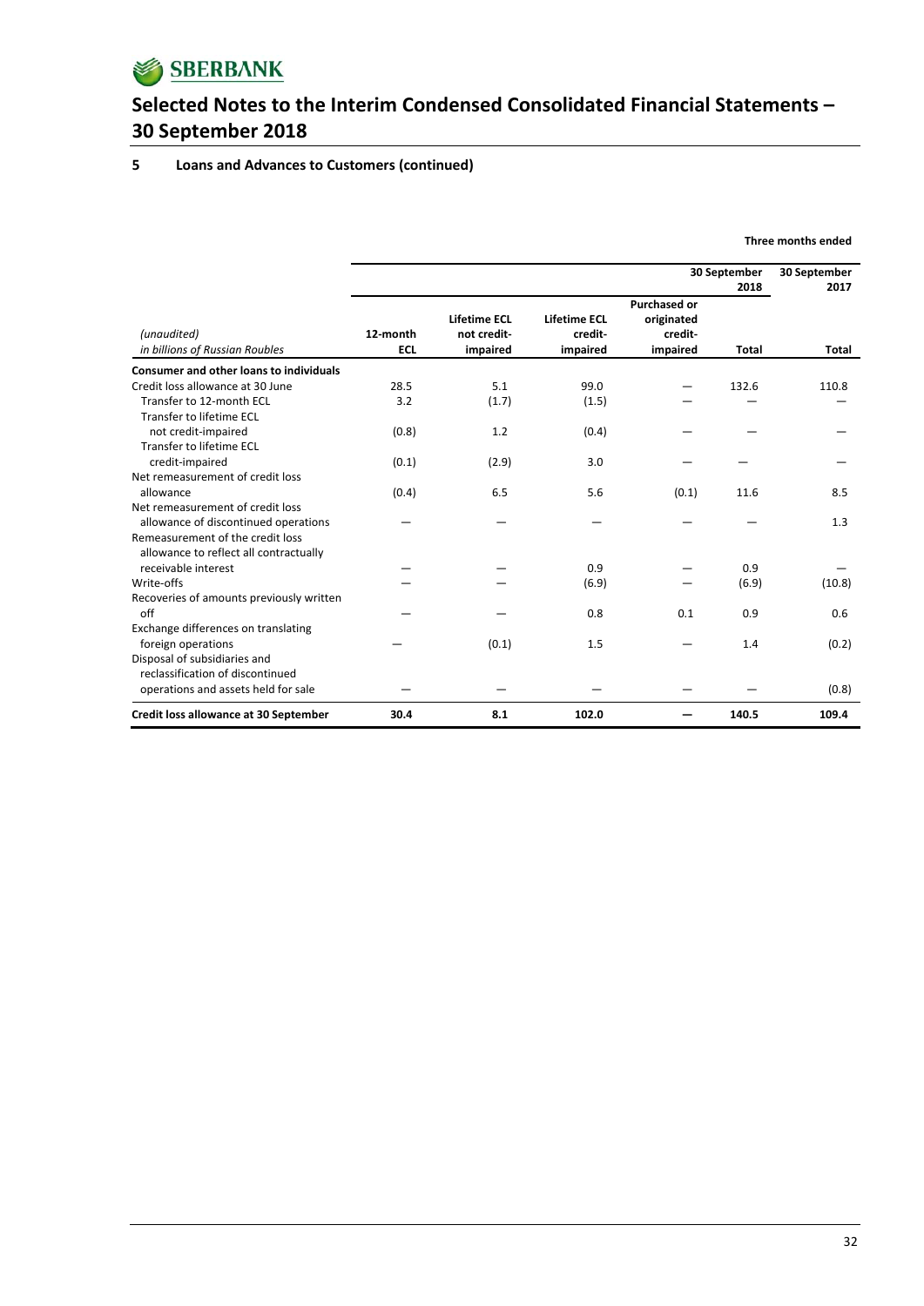# Selected Notes to the Interim Condensed Consolidated Financial Statements – 30 September 2018

## 5 Loans and Advances to Customers (continued)

| *(unaudited)* *in billions of Russian Roubles* | Three months ended 30 September 2018 12-month ECL | Lifetime ECL not credit-impaired | Lifetime ECL credit-impaired | Purchased or originated credit-impaired | Total | Three months ended 30 September 2017 Total |
|---|---|---|---|---|---|---|
| **Consumer and other loans to individuals** | | | | | | |
| Credit loss allowance at 30 June | 28.5 | 5.1 | 99.0 | — | 132.6 | 110.8 |
| Transfer to 12-month ECL | 3.2 | (1.7) | (1.5) | — | — | — |
| Transfer to lifetime ECL not credit-impaired | (0.8) | 1.2 | (0.4) | — | — | — |
| Transfer to lifetime ECL credit-impaired | (0.1) | (2.9) | 3.0 | — | — | — |
| Net remeasurement of credit loss allowance | (0.4) | 6.5 | 5.6 | (0.1) | 11.6 | 8.5 |
| Net remeasurement of credit loss allowance of discontinued operations | — | — | — | — | — | 1.3 |
| Remeasurement of the credit loss allowance to reflect all contractually receivable interest | — | — | 0.9 | — | 0.9 | — |
| Write-offs | — | — | (6.9) | — | (6.9) | (10.8) |
| Recoveries of amounts previously written off | — | — | 0.8 | 0.1 | 0.9 | 0.6 |
| Exchange differences on translating foreign operations | — | (0.1) | 1.5 | — | 1.4 | (0.2) |
| Disposal of subsidiaries and reclassification of discontinued operations and assets held for sale | — | — | — | — | — | (0.8) |
| **Credit loss allowance at 30 September** | **30.4** | **8.1** | **102.0** | **—** | **140.5** | **109.4** |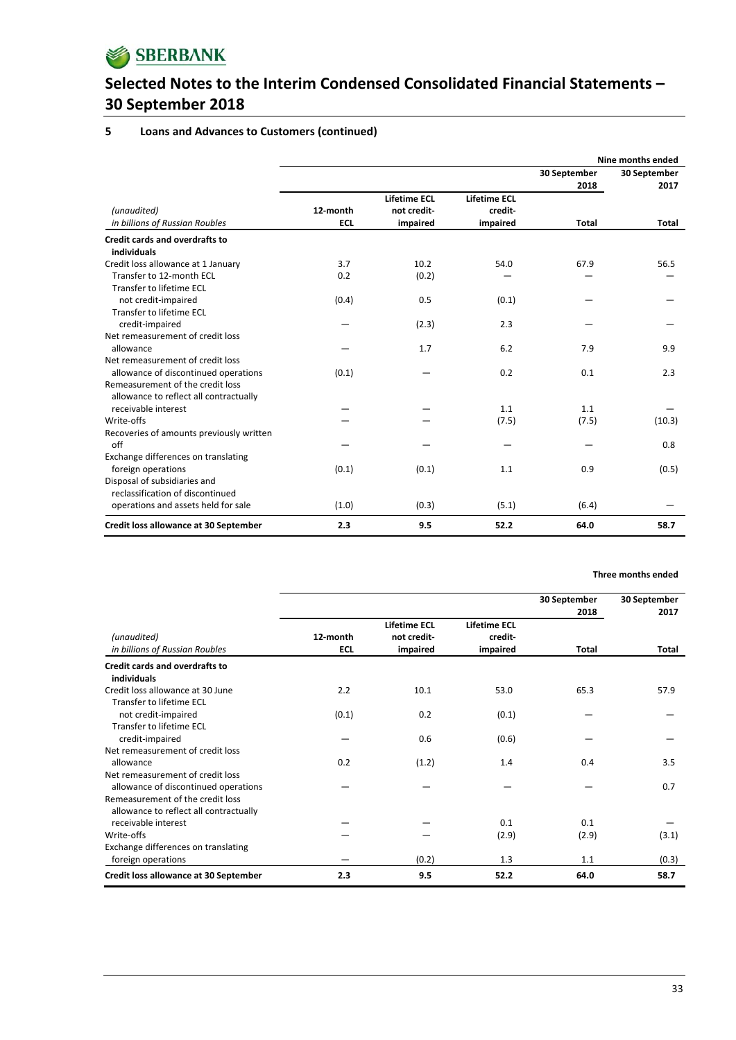# Selected Notes to the Interim Condensed Consolidated Financial Statements – 30 September 2018

## 5 Loans and Advances to Customers (continued)

| | | | | Nine months ended | |
|---|---|---|---|---|---|
| | | | | 30 September 2018 | 30 September 2017 |
| *(unaudited)* *in billions of Russian Roubles* | 12-month ECL | Lifetime ECL not credit-impaired | Lifetime ECL credit-impaired | Total | Total |
| **Credit cards and overdrafts to individuals** | | | | | |
| Credit loss allowance at 1 January | 3.7 | 10.2 | 54.0 | 67.9 | 56.5 |
| Transfer to 12-month ECL | 0.2 | (0.2) | — | — | — |
| Transfer to lifetime ECL not credit-impaired | (0.4) | 0.5 | (0.1) | — | — |
| Transfer to lifetime ECL credit-impaired | — | (2.3) | 2.3 | — | — |
| Net remeasurement of credit loss allowance | — | 1.7 | 6.2 | 7.9 | 9.9 |
| Net remeasurement of credit loss allowance of discontinued operations | (0.1) | — | 0.2 | 0.1 | 2.3 |
| Remeasurement of the credit loss allowance to reflect all contractually receivable interest | — | — | 1.1 | 1.1 | — |
| Write-offs | — | — | (7.5) | (7.5) | (10.3) |
| Recoveries of amounts previously written off | — | — | — | — | 0.8 |
| Exchange differences on translating foreign operations | (0.1) | (0.1) | 1.1 | 0.9 | (0.5) |
| Disposal of subsidiaries and reclassification of discontinued operations and assets held for sale | (1.0) | (0.3) | (5.1) | (6.4) | — |
| **Credit loss allowance at 30 September** | **2.3** | **9.5** | **52.2** | **64.0** | **58.7** |

| | | | | Three months ended | |
|---|---|---|---|---|---|
| | | | | 30 September 2018 | 30 September 2017 |
| *(unaudited)* *in billions of Russian Roubles* | 12-month ECL | Lifetime ECL not credit-impaired | Lifetime ECL credit-impaired | Total | Total |
| **Credit cards and overdrafts to individuals** | | | | | |
| Credit loss allowance at 30 June | 2.2 | 10.1 | 53.0 | 65.3 | 57.9 |
| Transfer to lifetime ECL not credit-impaired | (0.1) | 0.2 | (0.1) | — | — |
| Transfer to lifetime ECL credit-impaired | — | 0.6 | (0.6) | — | — |
| Net remeasurement of credit loss allowance | 0.2 | (1.2) | 1.4 | 0.4 | 3.5 |
| Net remeasurement of credit loss allowance of discontinued operations | — | — | — | — | 0.7 |
| Remeasurement of the credit loss allowance to reflect all contractually receivable interest | — | — | 0.1 | 0.1 | — |
| Write-offs | — | — | (2.9) | (2.9) | (3.1) |
| Exchange differences on translating foreign operations | — | (0.2) | 1.3 | 1.1 | (0.3) |
| **Credit loss allowance at 30 September** | **2.3** | **9.5** | **52.2** | **64.0** | **58.7** |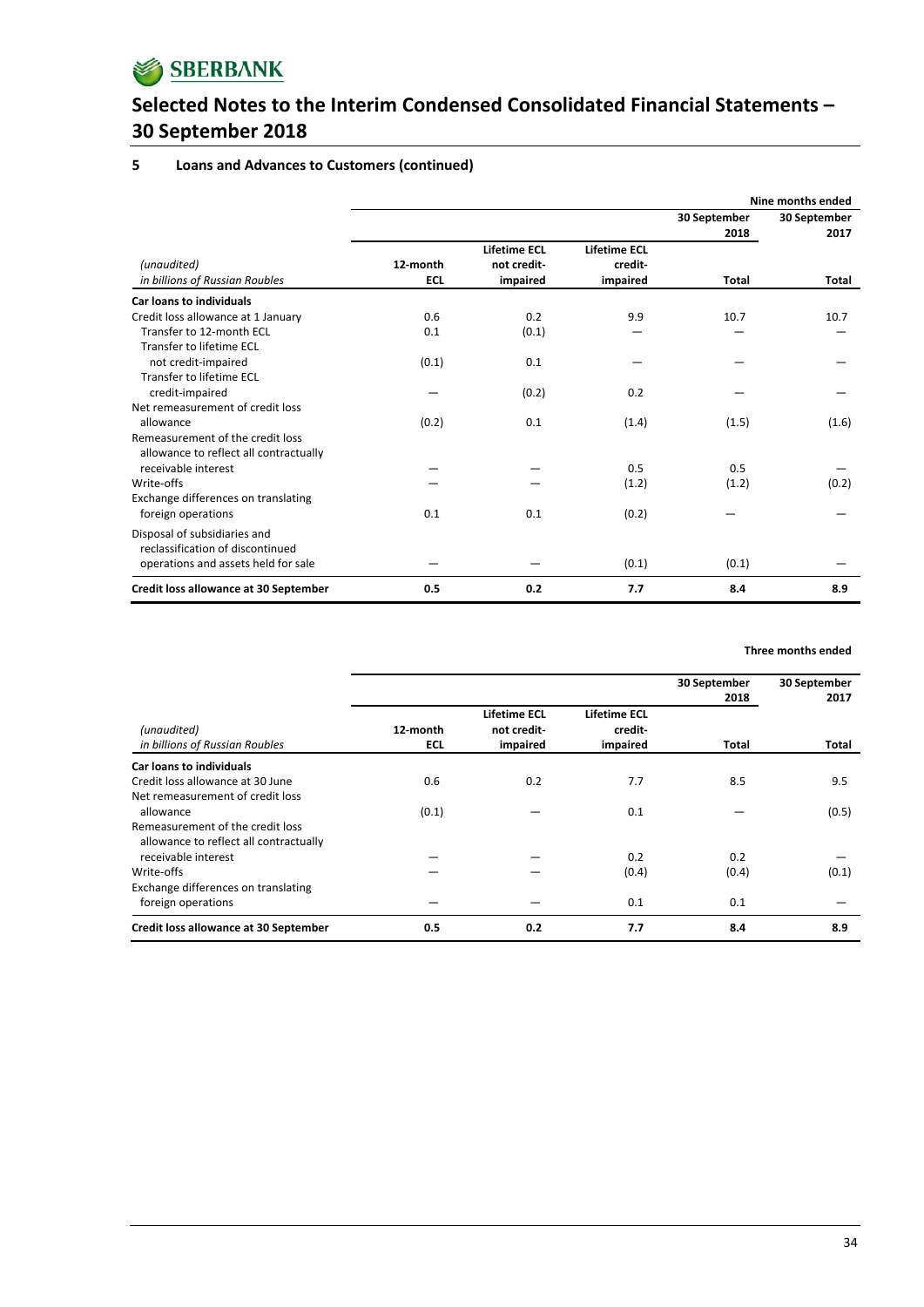# Selected Notes to the Interim Condensed Consolidated Financial Statements – 30 September 2018

## 5 Loans and Advances to Customers (continued)

| *(unaudited)* *in billions of Russian Roubles* | 12-month ECL | Lifetime ECL not credit-impaired | Lifetime ECL credit-impaired | Nine months ended 30 September 2018 Total | Nine months ended 30 September 2017 Total |
|---|---|---|---|---|---|
| **Car loans to individuals** | | | | | |
| Credit loss allowance at 1 January | 0.6 | 0.2 | 9.9 | 10.7 | 10.7 |
| Transfer to 12-month ECL | 0.1 | (0.1) | — | — | — |
| Transfer to lifetime ECL not credit-impaired | (0.1) | 0.1 | — | — | — |
| Transfer to lifetime ECL credit-impaired | — | (0.2) | 0.2 | — | — |
| Net remeasurement of credit loss allowance | (0.2) | 0.1 | (1.4) | (1.5) | (1.6) |
| Remeasurement of the credit loss allowance to reflect all contractually receivable interest | — | — | 0.5 | 0.5 | — |
| Write-offs | — | — | (1.2) | (1.2) | (0.2) |
| Exchange differences on translating foreign operations | 0.1 | 0.1 | (0.2) | — | — |
| Disposal of subsidiaries and reclassification of discontinued operations and assets held for sale | — | — | (0.1) | (0.1) | — |
| **Credit loss allowance at 30 September** | **0.5** | **0.2** | **7.7** | **8.4** | **8.9** |

| *(unaudited)* *in billions of Russian Roubles* | 12-month ECL | Lifetime ECL not credit-impaired | Lifetime ECL credit-impaired | Three months ended 30 September 2018 Total | Three months ended 30 September 2017 Total |
|---|---|---|---|---|---|
| **Car loans to individuals** | | | | | |
| Credit loss allowance at 30 June | 0.6 | 0.2 | 7.7 | 8.5 | 9.5 |
| Net remeasurement of credit loss allowance | (0.1) | — | 0.1 | — | (0.5) |
| Remeasurement of the credit loss allowance to reflect all contractually receivable interest | — | — | 0.2 | 0.2 | — |
| Write-offs | — | — | (0.4) | (0.4) | (0.1) |
| Exchange differences on translating foreign operations | — | — | 0.1 | 0.1 | — |
| **Credit loss allowance at 30 September** | **0.5** | **0.2** | **7.7** | **8.4** | **8.9** |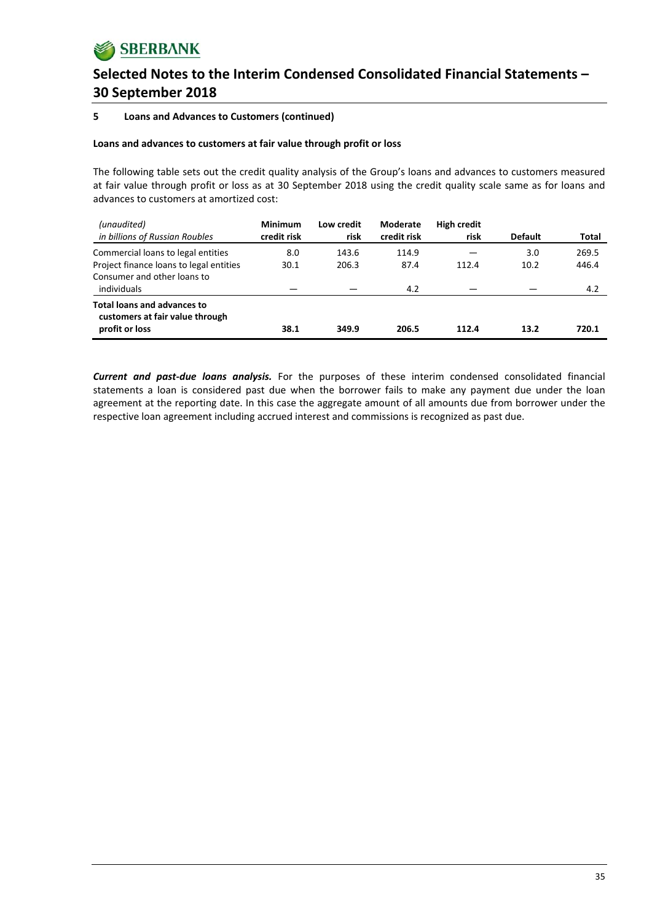### 5 Loans and Advances to Customers (continued)

**Loans and advances to customers at fair value through profit or loss**

The following table sets out the credit quality analysis of the Group's loans and advances to customers measured at fair value through profit or loss as at 30 September 2018 using the credit quality scale same as for loans and advances to customers at amortized cost:

| *(unaudited)* *in billions of Russian Roubles* | Minimum credit risk | Low credit risk | Moderate credit risk | High credit risk | Default | Total |
|---|---|---|---|---|---|---|
| Commercial loans to legal entities | 8.0 | 143.6 | 114.9 | — | 3.0 | 269.5 |
| Project finance loans to legal entities | 30.1 | 206.3 | 87.4 | 112.4 | 10.2 | 446.4 |
| Consumer and other loans to individuals | — | — | 4.2 | — | — | 4.2 |
| **Total loans and advances to customers at fair value through profit or loss** | **38.1** | **349.9** | **206.5** | **112.4** | **13.2** | **720.1** |

***Current and past-due loans analysis.*** For the purposes of these interim condensed consolidated financial statements a loan is considered past due when the borrower fails to make any payment due under the loan agreement at the reporting date. In this case the aggregate amount of all amounts due from borrower under the respective loan agreement including accrued interest and commissions is recognized as past due.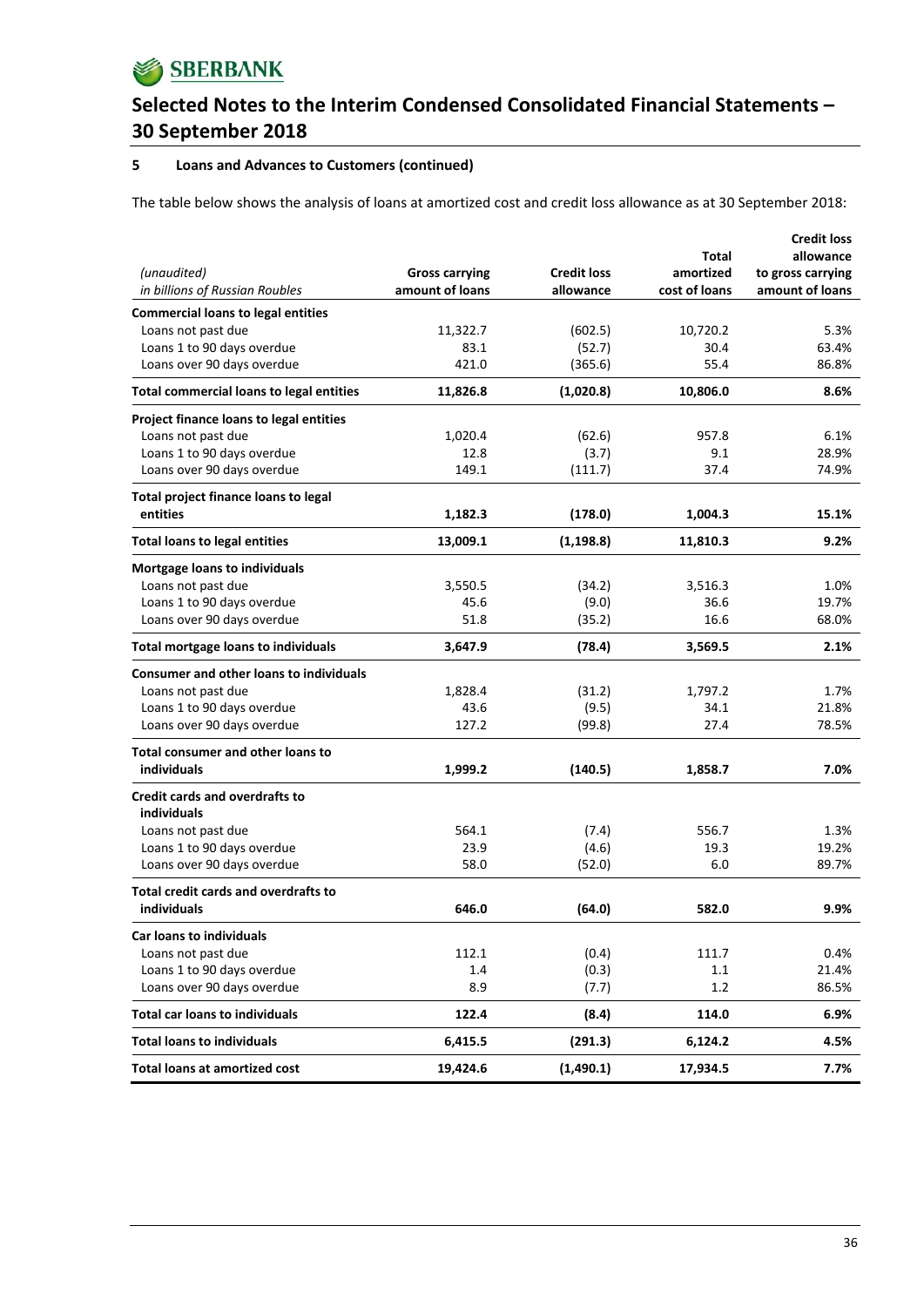## Selected Notes to the Interim Condensed Consolidated Financial Statements – 30 September 2018

### 5 Loans and Advances to Customers (continued)

The table below shows the analysis of loans at amortized cost and credit loss allowance as at 30 September 2018:

| *(unaudited)* *in billions of Russian Roubles* | Gross carrying amount of loans | Credit loss allowance | Total amortized cost of loans | Credit loss allowance to gross carrying amount of loans |
|---|---|---|---|---|
| **Commercial loans to legal entities** | | | | |
| Loans not past due | 11,322.7 | (602.5) | 10,720.2 | 5.3% |
| Loans 1 to 90 days overdue | 83.1 | (52.7) | 30.4 | 63.4% |
| Loans over 90 days overdue | 421.0 | (365.6) | 55.4 | 86.8% |
| **Total commercial loans to legal entities** | **11,826.8** | **(1,020.8)** | **10,806.0** | **8.6%** |
| **Project finance loans to legal entities** | | | | |
| Loans not past due | 1,020.4 | (62.6) | 957.8 | 6.1% |
| Loans 1 to 90 days overdue | 12.8 | (3.7) | 9.1 | 28.9% |
| Loans over 90 days overdue | 149.1 | (111.7) | 37.4 | 74.9% |
| **Total project finance loans to legal entities** | **1,182.3** | **(178.0)** | **1,004.3** | **15.1%** |
| **Total loans to legal entities** | **13,009.1** | **(1,198.8)** | **11,810.3** | **9.2%** |
| **Mortgage loans to individuals** | | | | |
| Loans not past due | 3,550.5 | (34.2) | 3,516.3 | 1.0% |
| Loans 1 to 90 days overdue | 45.6 | (9.0) | 36.6 | 19.7% |
| Loans over 90 days overdue | 51.8 | (35.2) | 16.6 | 68.0% |
| **Total mortgage loans to individuals** | **3,647.9** | **(78.4)** | **3,569.5** | **2.1%** |
| **Consumer and other loans to individuals** | | | | |
| Loans not past due | 1,828.4 | (31.2) | 1,797.2 | 1.7% |
| Loans 1 to 90 days overdue | 43.6 | (9.5) | 34.1 | 21.8% |
| Loans over 90 days overdue | 127.2 | (99.8) | 27.4 | 78.5% |
| **Total consumer and other loans to individuals** | **1,999.2** | **(140.5)** | **1,858.7** | **7.0%** |
| **Credit cards and overdrafts to individuals** | | | | |
| Loans not past due | 564.1 | (7.4) | 556.7 | 1.3% |
| Loans 1 to 90 days overdue | 23.9 | (4.6) | 19.3 | 19.2% |
| Loans over 90 days overdue | 58.0 | (52.0) | 6.0 | 89.7% |
| **Total credit cards and overdrafts to individuals** | **646.0** | **(64.0)** | **582.0** | **9.9%** |
| **Car loans to individuals** | | | | |
| Loans not past due | 112.1 | (0.4) | 111.7 | 0.4% |
| Loans 1 to 90 days overdue | 1.4 | (0.3) | 1.1 | 21.4% |
| Loans over 90 days overdue | 8.9 | (7.7) | 1.2 | 86.5% |
| **Total car loans to individuals** | **122.4** | **(8.4)** | **114.0** | **6.9%** |
| **Total loans to individuals** | **6,415.5** | **(291.3)** | **6,124.2** | **4.5%** |
| **Total loans at amortized cost** | **19,424.6** | **(1,490.1)** | **17,934.5** | **7.7%** |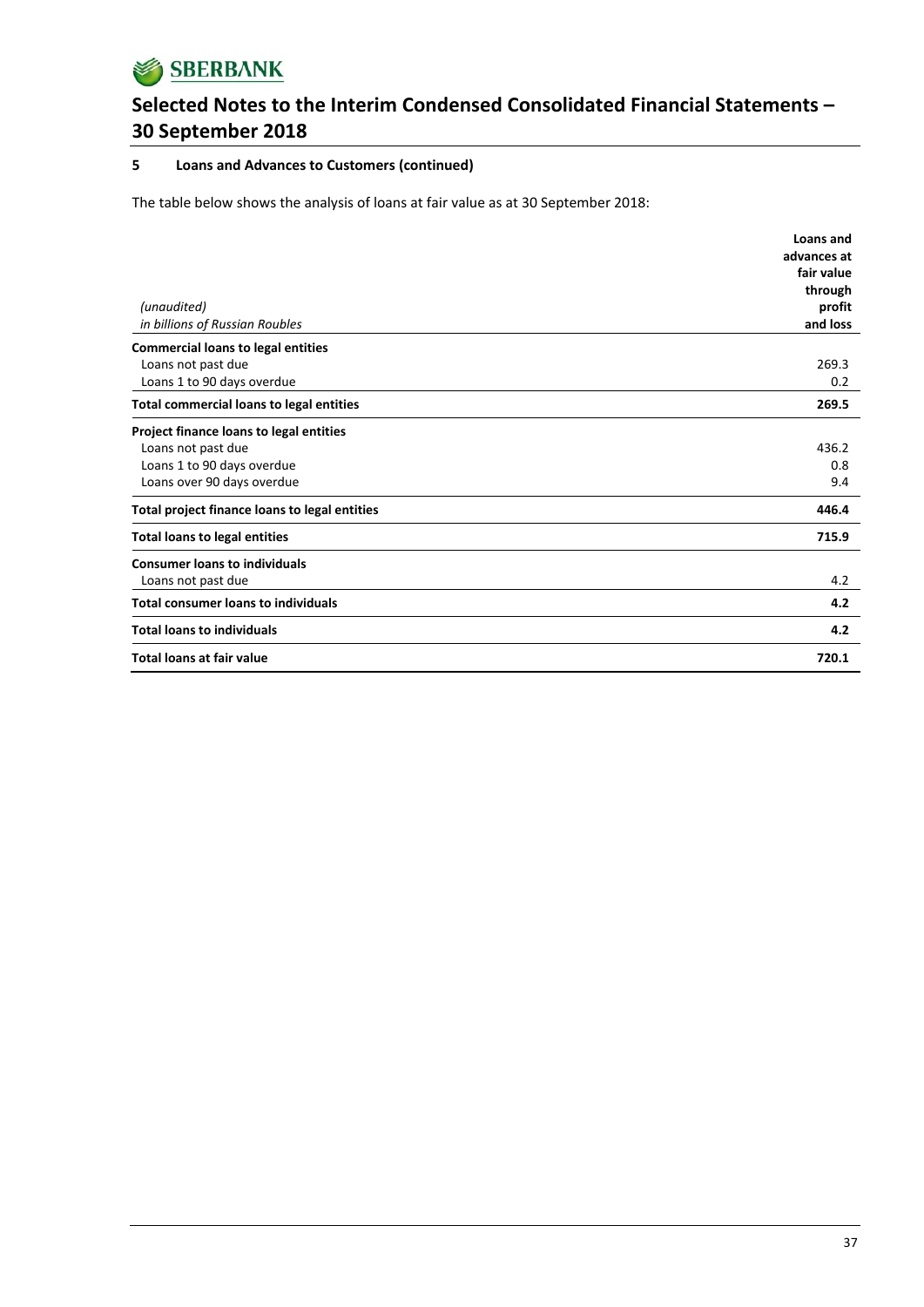# Selected Notes to the Interim Condensed Consolidated Financial Statements – 30 September 2018

## 5 Loans and Advances to Customers (continued)

The table below shows the analysis of loans at fair value as at 30 September 2018:

| *(unaudited)* *in billions of Russian Roubles* | Loans and advances at fair value through profit and loss |
|---|---|
| **Commercial loans to legal entities** | |
| Loans not past due | 269.3 |
| Loans 1 to 90 days overdue | 0.2 |
| **Total commercial loans to legal entities** | **269.5** |
| **Project finance loans to legal entities** | |
| Loans not past due | 436.2 |
| Loans 1 to 90 days overdue | 0.8 |
| Loans over 90 days overdue | 9.4 |
| **Total project finance loans to legal entities** | **446.4** |
| **Total loans to legal entities** | **715.9** |
| **Consumer loans to individuals** | |
| Loans not past due | 4.2 |
| **Total consumer loans to individuals** | **4.2** |
| **Total loans to individuals** | **4.2** |
| **Total loans at fair value** | **720.1** |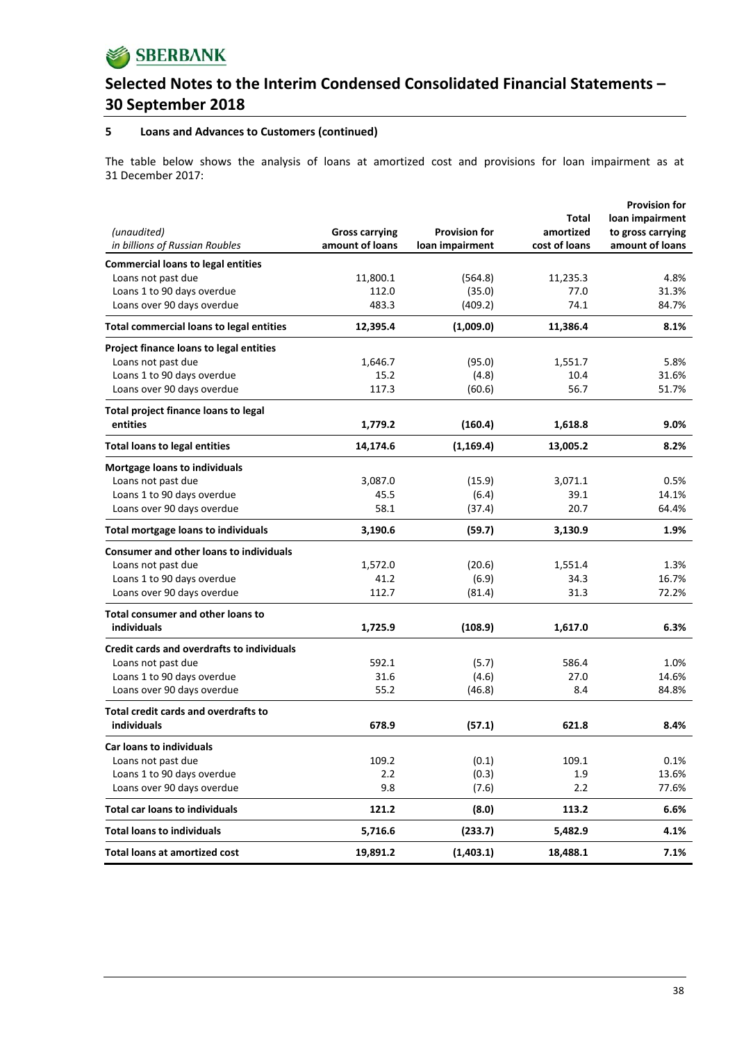## 5 Loans and Advances to Customers (continued)

The table below shows the analysis of loans at amortized cost and provisions for loan impairment as at 31 December 2017:

| *(unaudited)* *in billions of Russian Roubles* | Gross carrying amount of loans | Provision for loan impairment | Total amortized cost of loans | Provision for loan impairment to gross carrying amount of loans |
|---|---|---|---|---|
| **Commercial loans to legal entities** | | | | |
| Loans not past due | 11,800.1 | (564.8) | 11,235.3 | 4.8% |
| Loans 1 to 90 days overdue | 112.0 | (35.0) | 77.0 | 31.3% |
| Loans over 90 days overdue | 483.3 | (409.2) | 74.1 | 84.7% |
| **Total commercial loans to legal entities** | **12,395.4** | **(1,009.0)** | **11,386.4** | **8.1%** |
| **Project finance loans to legal entities** | | | | |
| Loans not past due | 1,646.7 | (95.0) | 1,551.7 | 5.8% |
| Loans 1 to 90 days overdue | 15.2 | (4.8) | 10.4 | 31.6% |
| Loans over 90 days overdue | 117.3 | (60.6) | 56.7 | 51.7% |
| **Total project finance loans to legal entities** | **1,779.2** | **(160.4)** | **1,618.8** | **9.0%** |
| **Total loans to legal entities** | **14,174.6** | **(1,169.4)** | **13,005.2** | **8.2%** |
| **Mortgage loans to individuals** | | | | |
| Loans not past due | 3,087.0 | (15.9) | 3,071.1 | 0.5% |
| Loans 1 to 90 days overdue | 45.5 | (6.4) | 39.1 | 14.1% |
| Loans over 90 days overdue | 58.1 | (37.4) | 20.7 | 64.4% |
| **Total mortgage loans to individuals** | **3,190.6** | **(59.7)** | **3,130.9** | **1.9%** |
| **Consumer and other loans to individuals** | | | | |
| Loans not past due | 1,572.0 | (20.6) | 1,551.4 | 1.3% |
| Loans 1 to 90 days overdue | 41.2 | (6.9) | 34.3 | 16.7% |
| Loans over 90 days overdue | 112.7 | (81.4) | 31.3 | 72.2% |
| **Total consumer and other loans to individuals** | **1,725.9** | **(108.9)** | **1,617.0** | **6.3%** |
| **Credit cards and overdrafts to individuals** | | | | |
| Loans not past due | 592.1 | (5.7) | 586.4 | 1.0% |
| Loans 1 to 90 days overdue | 31.6 | (4.6) | 27.0 | 14.6% |
| Loans over 90 days overdue | 55.2 | (46.8) | 8.4 | 84.8% |
| **Total credit cards and overdrafts to individuals** | **678.9** | **(57.1)** | **621.8** | **8.4%** |
| **Car loans to individuals** | | | | |
| Loans not past due | 109.2 | (0.1) | 109.1 | 0.1% |
| Loans 1 to 90 days overdue | 2.2 | (0.3) | 1.9 | 13.6% |
| Loans over 90 days overdue | 9.8 | (7.6) | 2.2 | 77.6% |
| **Total car loans to individuals** | **121.2** | **(8.0)** | **113.2** | **6.6%** |
| **Total loans to individuals** | **5,716.6** | **(233.7)** | **5,482.9** | **4.1%** |
| **Total loans at amortized cost** | **19,891.2** | **(1,403.1)** | **18,488.1** | **7.1%** |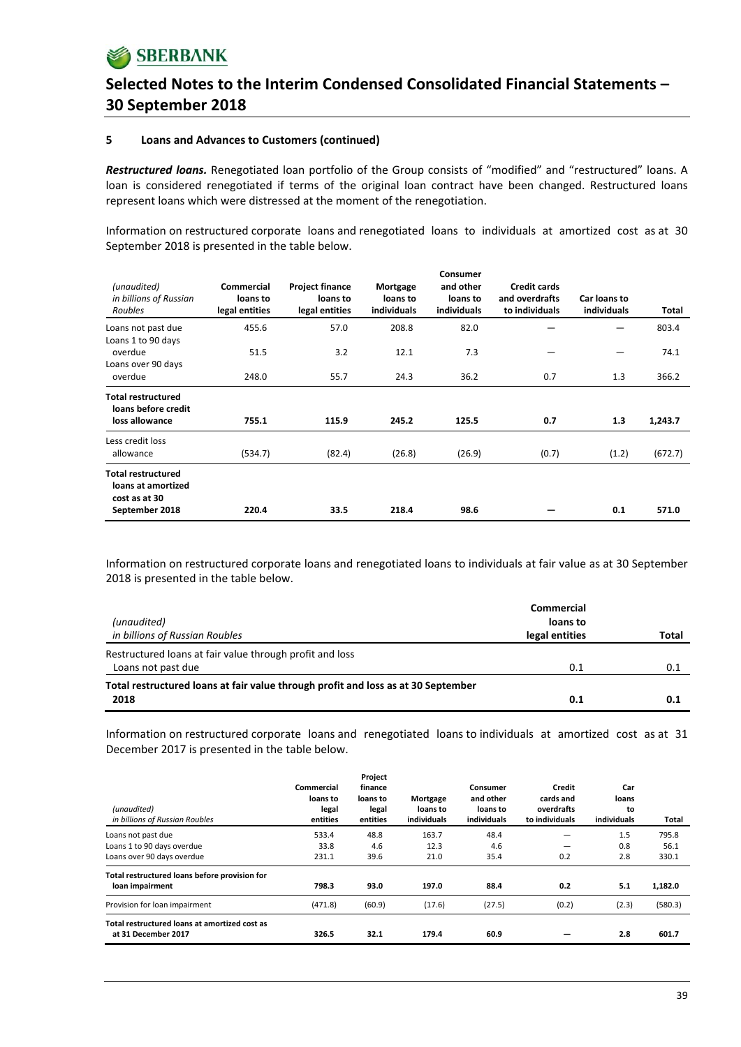### 5 Loans and Advances to Customers (continued)

***Restructured loans.*** Renegotiated loan portfolio of the Group consists of "modified" and "restructured" loans. A loan is considered renegotiated if terms of the original loan contract have been changed. Restructured loans represent loans which were distressed at the moment of the renegotiation.

Information on restructured corporate loans and renegotiated loans to individuals at amortized cost as at 30 September 2018 is presented in the table below.

| *(unaudited) in billions of Russian Roubles* | Commercial loans to legal entities | Project finance loans to legal entities | Mortgage loans to individuals | Consumer and other loans to individuals | Credit cards and overdrafts to individuals | Car loans to individuals | Total |
|---|---|---|---|---|---|---|---|
| Loans not past due | 455.6 | 57.0 | 208.8 | 82.0 | — | — | 803.4 |
| Loans 1 to 90 days overdue | 51.5 | 3.2 | 12.1 | 7.3 | — | — | 74.1 |
| Loans over 90 days overdue | 248.0 | 55.7 | 24.3 | 36.2 | 0.7 | 1.3 | 366.2 |
| **Total restructured loans before credit loss allowance** | **755.1** | **115.9** | **245.2** | **125.5** | **0.7** | **1.3** | **1,243.7** |
| Less credit loss allowance | (534.7) | (82.4) | (26.8) | (26.9) | (0.7) | (1.2) | (672.7) |
| **Total restructured loans at amortized cost as at 30 September 2018** | **220.4** | **33.5** | **218.4** | **98.6** | **—** | **0.1** | **571.0** |

Information on restructured corporate loans and renegotiated loans to individuals at fair value as at 30 September 2018 is presented in the table below.

| *(unaudited) in billions of Russian Roubles* | Commercial loans to legal entities | Total |
|---|---|---|
| Restructured loans at fair value through profit and loss | | |
| Loans not past due | 0.1 | 0.1 |
| **Total restructured loans at fair value through profit and loss as at 30 September 2018** | **0.1** | **0.1** |

Information on restructured corporate loans and renegotiated loans to individuals at amortized cost as at 31 December 2017 is presented in the table below.

| *(unaudited) in billions of Russian Roubles* | Commercial loans to legal entities | Project finance loans to legal entities | Mortgage loans to individuals | Consumer and other loans to individuals | Credit cards and overdrafts to individuals | Car loans to individuals | Total |
|---|---|---|---|---|---|---|---|
| Loans not past due | 533.4 | 48.8 | 163.7 | 48.4 | — | 1.5 | 795.8 |
| Loans 1 to 90 days overdue | 33.8 | 4.6 | 12.3 | 4.6 | — | 0.8 | 56.1 |
| Loans over 90 days overdue | 231.1 | 39.6 | 21.0 | 35.4 | 0.2 | 2.8 | 330.1 |
| **Total restructured loans before provision for loan impairment** | **798.3** | **93.0** | **197.0** | **88.4** | **0.2** | **5.1** | **1,182.0** |
| Provision for loan impairment | (471.8) | (60.9) | (17.6) | (27.5) | (0.2) | (2.3) | (580.3) |
| **Total restructured loans at amortized cost as at 31 December 2017** | **326.5** | **32.1** | **179.4** | **60.9** | **—** | **2.8** | **601.7** |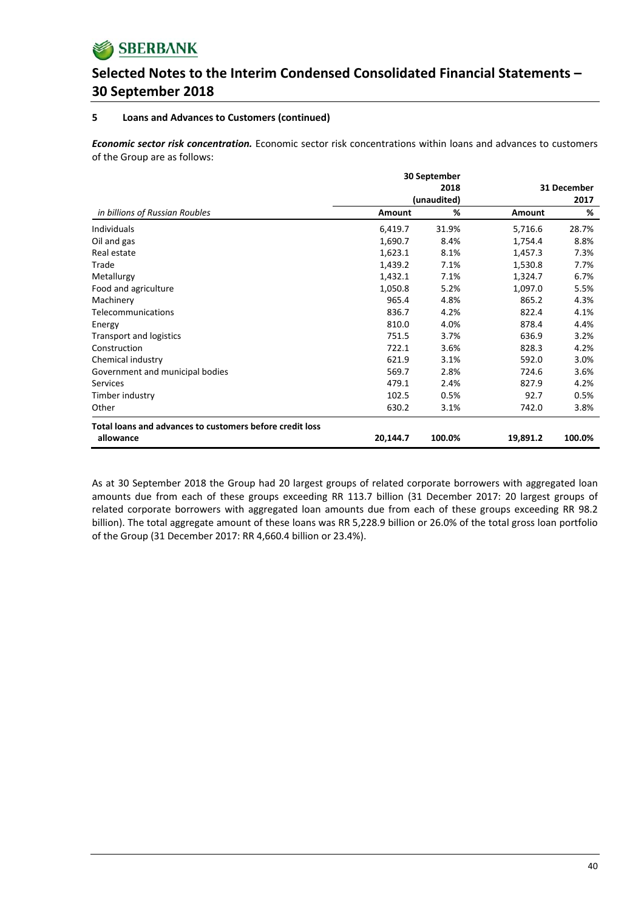## 5 Loans and Advances to Customers (continued)

***Economic sector risk concentration.*** Economic sector risk concentrations within loans and advances to customers of the Group are as follows:

| | 30 September 2018 (unaudited) | | 31 December 2017 | |
|---|---|---|---|---|
| *in billions of Russian Roubles* | **Amount** | **%** | **Amount** | **%** |
| Individuals | 6,419.7 | 31.9% | 5,716.6 | 28.7% |
| Oil and gas | 1,690.7 | 8.4% | 1,754.4 | 8.8% |
| Real estate | 1,623.1 | 8.1% | 1,457.3 | 7.3% |
| Trade | 1,439.2 | 7.1% | 1,530.8 | 7.7% |
| Metallurgy | 1,432.1 | 7.1% | 1,324.7 | 6.7% |
| Food and agriculture | 1,050.8 | 5.2% | 1,097.0 | 5.5% |
| Machinery | 965.4 | 4.8% | 865.2 | 4.3% |
| Telecommunications | 836.7 | 4.2% | 822.4 | 4.1% |
| Energy | 810.0 | 4.0% | 878.4 | 4.4% |
| Transport and logistics | 751.5 | 3.7% | 636.9 | 3.2% |
| Construction | 722.1 | 3.6% | 828.3 | 4.2% |
| Chemical industry | 621.9 | 3.1% | 592.0 | 3.0% |
| Government and municipal bodies | 569.7 | 2.8% | 724.6 | 3.6% |
| Services | 479.1 | 2.4% | 827.9 | 4.2% |
| Timber industry | 102.5 | 0.5% | 92.7 | 0.5% |
| Other | 630.2 | 3.1% | 742.0 | 3.8% |
| **Total loans and advances to customers before credit loss allowance** | **20,144.7** | **100.0%** | **19,891.2** | **100.0%** |

As at 30 September 2018 the Group had 20 largest groups of related corporate borrowers with aggregated loan amounts due from each of these groups exceeding RR 113.7 billion (31 December 2017: 20 largest groups of related corporate borrowers with aggregated loan amounts due from each of these groups exceeding RR 98.2 billion). The total aggregate amount of these loans was RR 5,228.9 billion or 26.0% of the total gross loan portfolio of the Group (31 December 2017: RR 4,660.4 billion or 23.4%).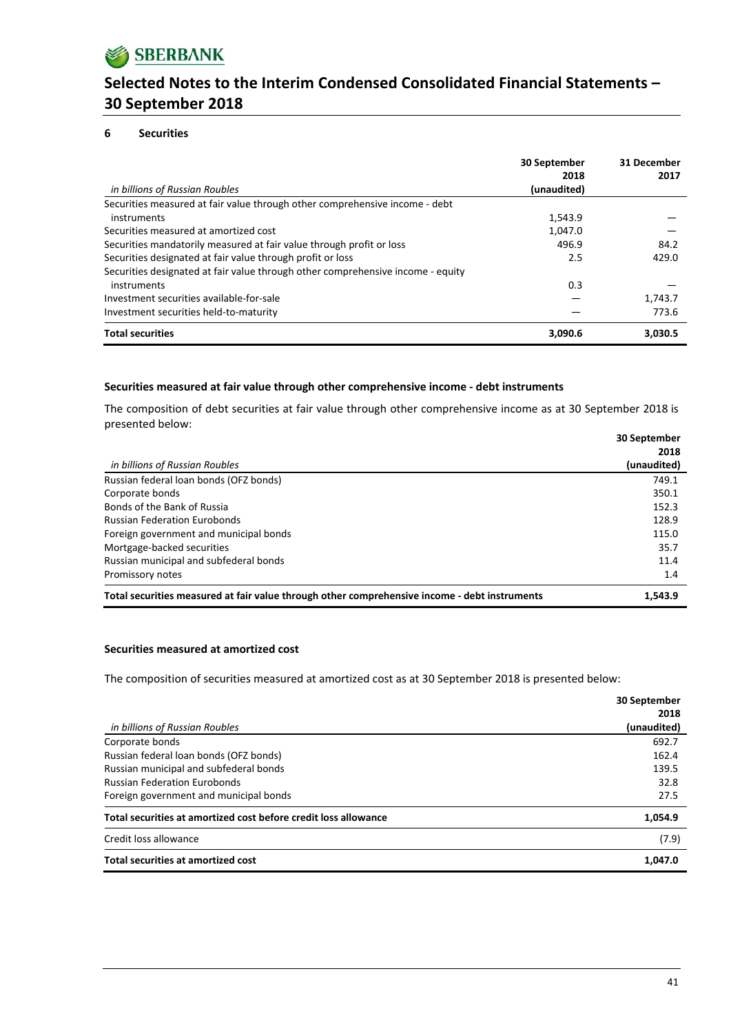## 6 Securities

| *in billions of Russian Roubles* | 30 September 2018 (unaudited) | 31 December 2017 |
|---|---|---|
| Securities measured at fair value through other comprehensive income - debt instruments | 1,543.9 | — |
| Securities measured at amortized cost | 1,047.0 | — |
| Securities mandatorily measured at fair value through profit or loss | 496.9 | 84.2 |
| Securities designated at fair value through profit or loss | 2.5 | 429.0 |
| Securities designated at fair value through other comprehensive income - equity instruments | 0.3 | — |
| Investment securities available-for-sale | — | 1,743.7 |
| Investment securities held-to-maturity | — | 773.6 |
| **Total securities** | **3,090.6** | **3,030.5** |

**Securities measured at fair value through other comprehensive income - debt instruments**

The composition of debt securities at fair value through other comprehensive income as at 30 September 2018 is presented below:

| *in billions of Russian Roubles* | 30 September 2018 (unaudited) |
|---|---|
| Russian federal loan bonds (OFZ bonds) | 749.1 |
| Corporate bonds | 350.1 |
| Bonds of the Bank of Russia | 152.3 |
| Russian Federation Eurobonds | 128.9 |
| Foreign government and municipal bonds | 115.0 |
| Mortgage-backed securities | 35.7 |
| Russian municipal and subfederal bonds | 11.4 |
| Promissory notes | 1.4 |
| **Total securities measured at fair value through other comprehensive income - debt instruments** | **1,543.9** |

**Securities measured at amortized cost**

The composition of securities measured at amortized cost as at 30 September 2018 is presented below:

| *in billions of Russian Roubles* | 30 September 2018 (unaudited) |
|---|---|
| Corporate bonds | 692.7 |
| Russian federal loan bonds (OFZ bonds) | 162.4 |
| Russian municipal and subfederal bonds | 139.5 |
| Russian Federation Eurobonds | 32.8 |
| Foreign government and municipal bonds | 27.5 |
| **Total securities at amortized cost before credit loss allowance** | **1,054.9** |
| Credit loss allowance | (7.9) |
| **Total securities at amortized cost** | **1,047.0** |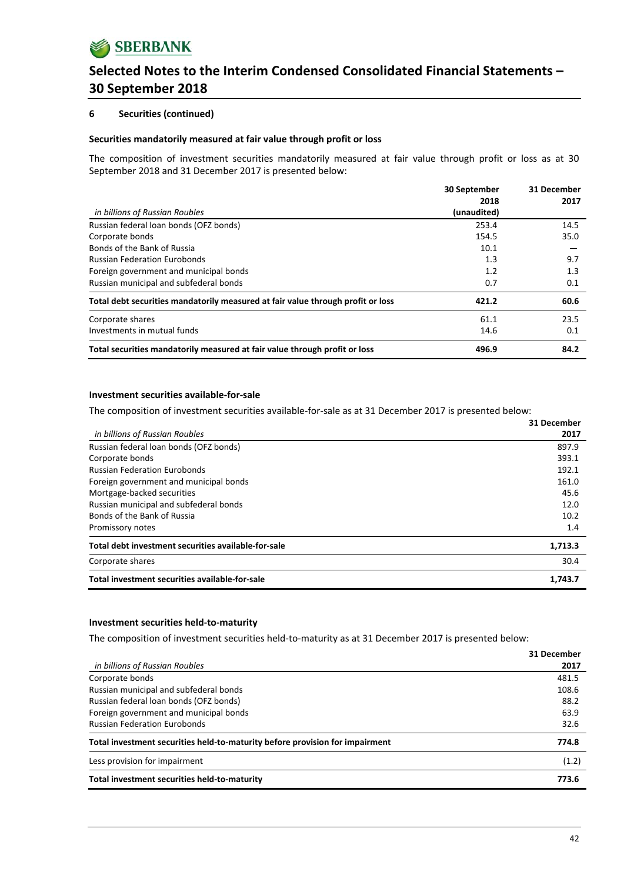## 6 Securities (continued)

### Securities mandatorily measured at fair value through profit or loss

The composition of investment securities mandatorily measured at fair value through profit or loss as at 30 September 2018 and 31 December 2017 is presented below:

| *in billions of Russian Roubles* | 30 September 2018 (unaudited) | 31 December 2017 |
|---|---|---|
| Russian federal loan bonds (OFZ bonds) | 253.4 | 14.5 |
| Corporate bonds | 154.5 | 35.0 |
| Bonds of the Bank of Russia | 10.1 | — |
| Russian Federation Eurobonds | 1.3 | 9.7 |
| Foreign government and municipal bonds | 1.2 | 1.3 |
| Russian municipal and subfederal bonds | 0.7 | 0.1 |
| **Total debt securities mandatorily measured at fair value through profit or loss** | **421.2** | **60.6** |
| Corporate shares | 61.1 | 23.5 |
| Investments in mutual funds | 14.6 | 0.1 |
| **Total securities mandatorily measured at fair value through profit or loss** | **496.9** | **84.2** |

### Investment securities available-for-sale

The composition of investment securities available-for-sale as at 31 December 2017 is presented below:

| *in billions of Russian Roubles* | 31 December 2017 |
|---|---|
| Russian federal loan bonds (OFZ bonds) | 897.9 |
| Corporate bonds | 393.1 |
| Russian Federation Eurobonds | 192.1 |
| Foreign government and municipal bonds | 161.0 |
| Mortgage-backed securities | 45.6 |
| Russian municipal and subfederal bonds | 12.0 |
| Bonds of the Bank of Russia | 10.2 |
| Promissory notes | 1.4 |
| **Total debt investment securities available-for-sale** | **1,713.3** |
| Corporate shares | 30.4 |
| **Total investment securities available-for-sale** | **1,743.7** |

### Investment securities held-to-maturity

The composition of investment securities held-to-maturity as at 31 December 2017 is presented below:

| *in billions of Russian Roubles* | 31 December 2017 |
|---|---|
| Corporate bonds | 481.5 |
| Russian municipal and subfederal bonds | 108.6 |
| Russian federal loan bonds (OFZ bonds) | 88.2 |
| Foreign government and municipal bonds | 63.9 |
| Russian Federation Eurobonds | 32.6 |
| **Total investment securities held-to-maturity before provision for impairment** | **774.8** |
| Less provision for impairment | (1.2) |
| **Total investment securities held-to-maturity** | **773.6** |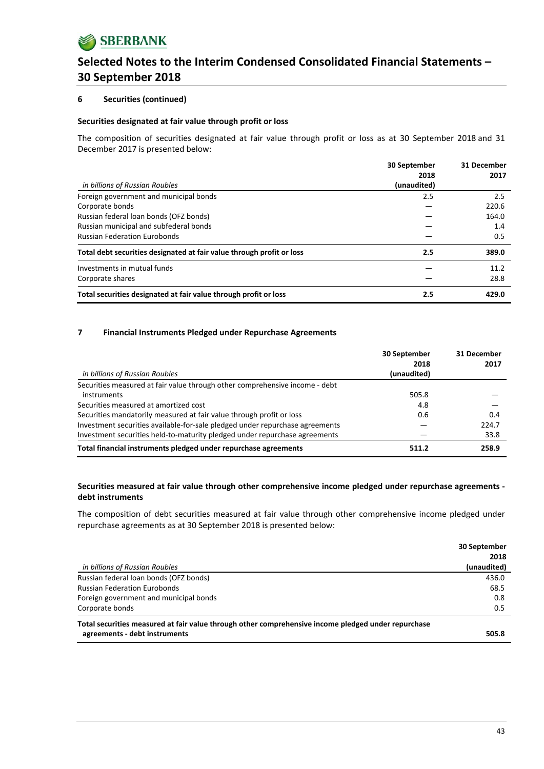## 6 Securities (continued)

### Securities designated at fair value through profit or loss

The composition of securities designated at fair value through profit or loss as at 30 September 2018 and 31 December 2017 is presented below:

| *in billions of Russian Roubles* | 30 September 2018 (unaudited) | 31 December 2017 |
|---|---|---|
| Foreign government and municipal bonds | 2.5 | 2.5 |
| Corporate bonds | — | 220.6 |
| Russian federal loan bonds (OFZ bonds) | — | 164.0 |
| Russian municipal and subfederal bonds | — | 1.4 |
| Russian Federation Eurobonds | — | 0.5 |
| **Total debt securities designated at fair value through profit or loss** | **2.5** | **389.0** |
| Investments in mutual funds | — | 11.2 |
| Corporate shares | — | 28.8 |
| **Total securities designated at fair value through profit or loss** | **2.5** | **429.0** |

## 7 Financial Instruments Pledged under Repurchase Agreements

| *in billions of Russian Roubles* | 30 September 2018 (unaudited) | 31 December 2017 |
|---|---|---|
| Securities measured at fair value through other comprehensive income - debt instruments | 505.8 | — |
| Securities measured at amortized cost | 4.8 | — |
| Securities mandatorily measured at fair value through profit or loss | 0.6 | 0.4 |
| Investment securities available-for-sale pledged under repurchase agreements | — | 224.7 |
| Investment securities held-to-maturity pledged under repurchase agreements | — | 33.8 |
| **Total financial instruments pledged under repurchase agreements** | **511.2** | **258.9** |

### Securities measured at fair value through other comprehensive income pledged under repurchase agreements - debt instruments

The composition of debt securities measured at fair value through other comprehensive income pledged under repurchase agreements as at 30 September 2018 is presented below:

| *in billions of Russian Roubles* | 30 September 2018 (unaudited) |
|---|---|
| Russian federal loan bonds (OFZ bonds) | 436.0 |
| Russian Federation Eurobonds | 68.5 |
| Foreign government and municipal bonds | 0.8 |
| Corporate bonds | 0.5 |
| **Total securities measured at fair value through other comprehensive income pledged under repurchase agreements - debt instruments** | **505.8** |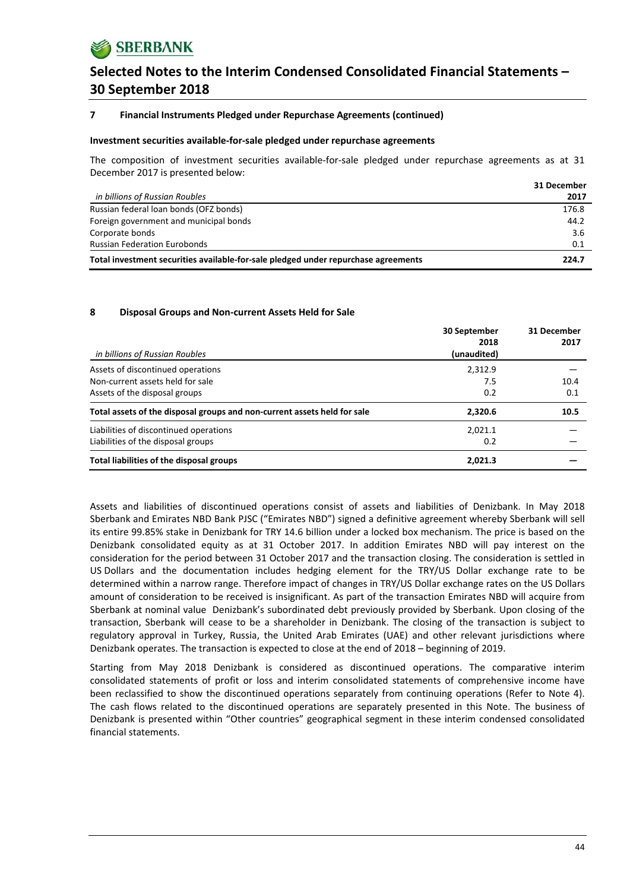## 7 Financial Instruments Pledged under Repurchase Agreements (continued)

### Investment securities available-for-sale pledged under repurchase agreements

The composition of investment securities available-for-sale pledged under repurchase agreements as at 31 December 2017 is presented below:

| *in billions of Russian Roubles* | 31 December 2017 |
|---|---|
| Russian federal loan bonds (OFZ bonds) | 176.8 |
| Foreign government and municipal bonds | 44.2 |
| Corporate bonds | 3.6 |
| Russian Federation Eurobonds | 0.1 |
| **Total investment securities available-for-sale pledged under repurchase agreements** | **224.7** |

## 8 Disposal Groups and Non-current Assets Held for Sale

| *in billions of Russian Roubles* | 30 September 2018 (unaudited) | 31 December 2017 |
|---|---|---|
| Assets of discontinued operations | 2,312.9 | — |
| Non-current assets held for sale | 7.5 | 10.4 |
| Assets of the disposal groups | 0.2 | 0.1 |
| **Total assets of the disposal groups and non-current assets held for sale** | **2,320.6** | **10.5** |
| Liabilities of discontinued operations | 2,021.1 | — |
| Liabilities of the disposal groups | 0.2 | — |
| **Total liabilities of the disposal groups** | **2,021.3** | **—** |

Assets and liabilities of discontinued operations consist of assets and liabilities of Denizbank. In May 2018 Sberbank and Emirates NBD Bank PJSC ("Emirates NBD") signed a definitive agreement whereby Sberbank will sell its entire 99.85% stake in Denizbank for TRY 14.6 billion under a locked box mechanism. The price is based on the Denizbank consolidated equity as at 31 October 2017. In addition Emirates NBD will pay interest on the consideration for the period between 31 October 2017 and the transaction closing. The consideration is settled in US Dollars and the documentation includes hedging element for the TRY/US Dollar exchange rate to be determined within a narrow range. Therefore impact of changes in TRY/US Dollar exchange rates on the US Dollars amount of consideration to be received is insignificant. As part of the transaction Emirates NBD will acquire from Sberbank at nominal value Denizbank's subordinated debt previously provided by Sberbank. Upon closing of the transaction, Sberbank will cease to be a shareholder in Denizbank. The closing of the transaction is subject to regulatory approval in Turkey, Russia, the United Arab Emirates (UAE) and other relevant jurisdictions where Denizbank operates. The transaction is expected to close at the end of 2018 – beginning of 2019.

Starting from May 2018 Denizbank is considered as discontinued operations. The comparative interim consolidated statements of profit or loss and interim consolidated statements of comprehensive income have been reclassified to show the discontinued operations separately from continuing operations (Refer to Note 4). The cash flows related to the discontinued operations are separately presented in this Note. The business of Denizbank is presented within "Other countries" geographical segment in these interim condensed consolidated financial statements.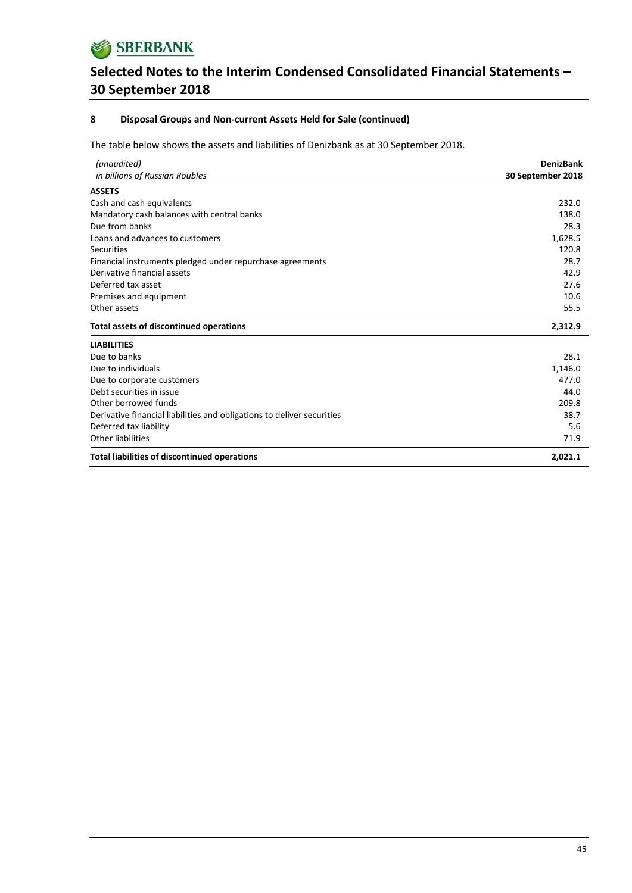## 8 Disposal Groups and Non-current Assets Held for Sale (continued)

The table below shows the assets and liabilities of Denizbank as at 30 September 2018.

| *(unaudited)*<br>*in billions of Russian Roubles* | **DenizBank**<br>**30 September 2018** |
|---|---|
| **ASSETS** | |
| Cash and cash equivalents | 232.0 |
| Mandatory cash balances with central banks | 138.0 |
| Due from banks | 28.3 |
| Loans and advances to customers | 1,628.5 |
| Securities | 120.8 |
| Financial instruments pledged under repurchase agreements | 28.7 |
| Derivative financial assets | 42.9 |
| Deferred tax asset | 27.6 |
| Premises and equipment | 10.6 |
| Other assets | 55.5 |
| **Total assets of discontinued operations** | **2,312.9** |
| **LIABILITIES** | |
| Due to banks | 28.1 |
| Due to individuals | 1,146.0 |
| Due to corporate customers | 477.0 |
| Debt securities in issue | 44.0 |
| Other borrowed funds | 209.8 |
| Derivative financial liabilities and obligations to deliver securities | 38.7 |
| Deferred tax liability | 5.6 |
| Other liabilities | 71.9 |
| **Total liabilities of discontinued operations** | **2,021.1** |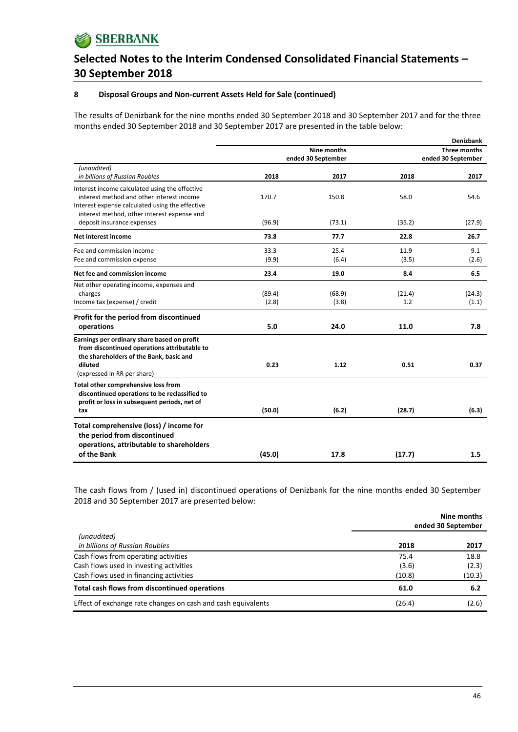## 8 Disposal Groups and Non-current Assets Held for Sale (continued)

The results of Denizbank for the nine months ended 30 September 2018 and 30 September 2017 and for the three months ended 30 September 2018 and 30 September 2017 are presented in the table below:

| | Denizbank | | | |
|---|---|---|---|---|
| | Nine months ended 30 September | | Three months ended 30 September | |
| *(unaudited)* *in billions of Russian Roubles* | **2018** | **2017** | **2018** | **2017** |
| Interest income calculated using the effective interest method and other interest income | 170.7 | 150.8 | 58.0 | 54.6 |
| Interest expense calculated using the effective interest method, other interest expense and deposit insurance expenses | (96.9) | (73.1) | (35.2) | (27.9) |
| **Net interest income** | **73.8** | **77.7** | **22.8** | **26.7** |
| Fee and commission income | 33.3 | 25.4 | 11.9 | 9.1 |
| Fee and commission expense | (9.9) | (6.4) | (3.5) | (2.6) |
| **Net fee and commission income** | **23.4** | **19.0** | **8.4** | **6.5** |
| Net other operating income, expenses and charges | (89.4) | (68.9) | (21.4) | (24.3) |
| Income tax (expense) / credit | (2.8) | (3.8) | 1.2 | (1.1) |
| **Profit for the period from discontinued operations** | **5.0** | **24.0** | **11.0** | **7.8** |
| **Earnings per ordinary share based on profit from discontinued operations attributable to the shareholders of the Bank, basic and diluted** (expressed in RR per share) | **0.23** | **1.12** | **0.51** | **0.37** |
| **Total other comprehensive loss from discontinued operations to be reclassified to profit or loss in subsequent periods, net of tax** | **(50.0)** | **(6.2)** | **(28.7)** | **(6.3)** |
| **Total comprehensive (loss) / income for the period from discontinued operations, attributable to shareholders of the Bank** | **(45.0)** | **17.8** | **(17.7)** | **1.5** |

The cash flows from / (used in) discontinued operations of Denizbank for the nine months ended 30 September 2018 and 30 September 2017 are presented below:

| | Nine months ended 30 September | |
|---|---|---|
| *(unaudited)* *in billions of Russian Roubles* | **2018** | **2017** |
| Cash flows from operating activities | 75.4 | 18.8 |
| Cash flows used in investing activities | (3.6) | (2.3) |
| Cash flows used in financing activities | (10.8) | (10.3) |
| **Total cash flows from discontinued operations** | **61.0** | **6.2** |
| Effect of exchange rate changes on cash and cash equivalents | (26.4) | (2.6) |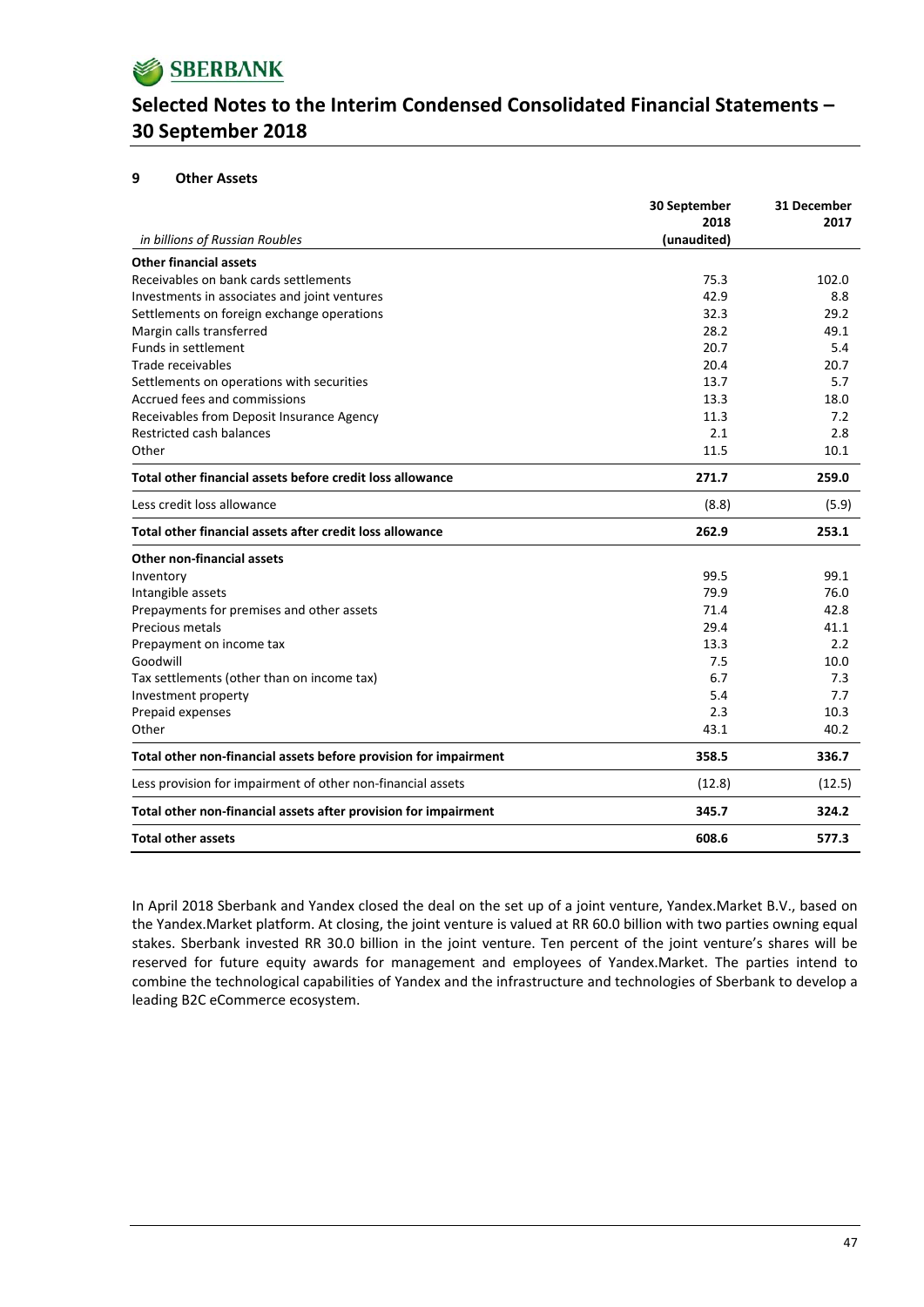## 9 Other Assets

| *in billions of Russian Roubles* | 30 September 2018 (unaudited) | 31 December 2017 |
|---|---|---|
| **Other financial assets** | | |
| Receivables on bank cards settlements | 75.3 | 102.0 |
| Investments in associates and joint ventures | 42.9 | 8.8 |
| Settlements on foreign exchange operations | 32.3 | 29.2 |
| Margin calls transferred | 28.2 | 49.1 |
| Funds in settlement | 20.7 | 5.4 |
| Trade receivables | 20.4 | 20.7 |
| Settlements on operations with securities | 13.7 | 5.7 |
| Accrued fees and commissions | 13.3 | 18.0 |
| Receivables from Deposit Insurance Agency | 11.3 | 7.2 |
| Restricted cash balances | 2.1 | 2.8 |
| Other | 11.5 | 10.1 |
| **Total other financial assets before credit loss allowance** | **271.7** | **259.0** |
| Less credit loss allowance | (8.8) | (5.9) |
| **Total other financial assets after credit loss allowance** | **262.9** | **253.1** |
| **Other non-financial assets** | | |
| Inventory | 99.5 | 99.1 |
| Intangible assets | 79.9 | 76.0 |
| Prepayments for premises and other assets | 71.4 | 42.8 |
| Precious metals | 29.4 | 41.1 |
| Prepayment on income tax | 13.3 | 2.2 |
| Goodwill | 7.5 | 10.0 |
| Tax settlements (other than on income tax) | 6.7 | 7.3 |
| Investment property | 5.4 | 7.7 |
| Prepaid expenses | 2.3 | 10.3 |
| Other | 43.1 | 40.2 |
| **Total other non-financial assets before provision for impairment** | **358.5** | **336.7** |
| Less provision for impairment of other non-financial assets | (12.8) | (12.5) |
| **Total other non-financial assets after provision for impairment** | **345.7** | **324.2** |
| **Total other assets** | **608.6** | **577.3** |

In April 2018 Sberbank and Yandex closed the deal on the set up of a joint venture, Yandex.Market B.V., based on the Yandex.Market platform. At closing, the joint venture is valued at RR 60.0 billion with two parties owning equal stakes. Sberbank invested RR 30.0 billion in the joint venture. Ten percent of the joint venture's shares will be reserved for future equity awards for management and employees of Yandex.Market. The parties intend to combine the technological capabilities of Yandex and the infrastructure and technologies of Sberbank to develop a leading B2C eCommerce ecosystem.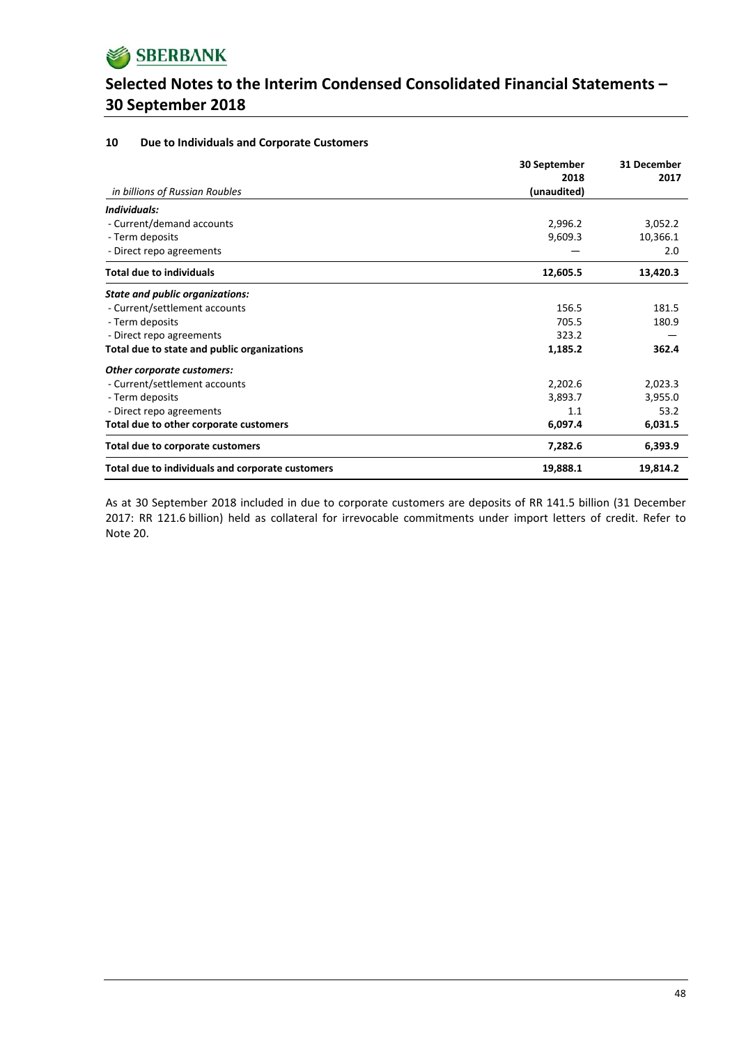## 10 Due to Individuals and Corporate Customers

| *in billions of Russian Roubles* | 30 September 2018 (unaudited) | 31 December 2017 |
|---|---|---|
| ***Individuals:*** | | |
| - Current/demand accounts | 2,996.2 | 3,052.2 |
| - Term deposits | 9,609.3 | 10,366.1 |
| - Direct repo agreements | — | 2.0 |
| **Total due to individuals** | **12,605.5** | **13,420.3** |
| ***State and public organizations:*** | | |
| - Current/settlement accounts | 156.5 | 181.5 |
| - Term deposits | 705.5 | 180.9 |
| - Direct repo agreements | 323.2 | — |
| **Total due to state and public organizations** | **1,185.2** | **362.4** |
| ***Other corporate customers:*** | | |
| - Current/settlement accounts | 2,202.6 | 2,023.3 |
| - Term deposits | 3,893.7 | 3,955.0 |
| - Direct repo agreements | 1.1 | 53.2 |
| **Total due to other corporate customers** | **6,097.4** | **6,031.5** |
| **Total due to corporate customers** | **7,282.6** | **6,393.9** |
| **Total due to individuals and corporate customers** | **19,888.1** | **19,814.2** |

As at 30 September 2018 included in due to corporate customers are deposits of RR 141.5 billion (31 December 2017: RR 121.6 billion) held as collateral for irrevocable commitments under import letters of credit. Refer to Note 20.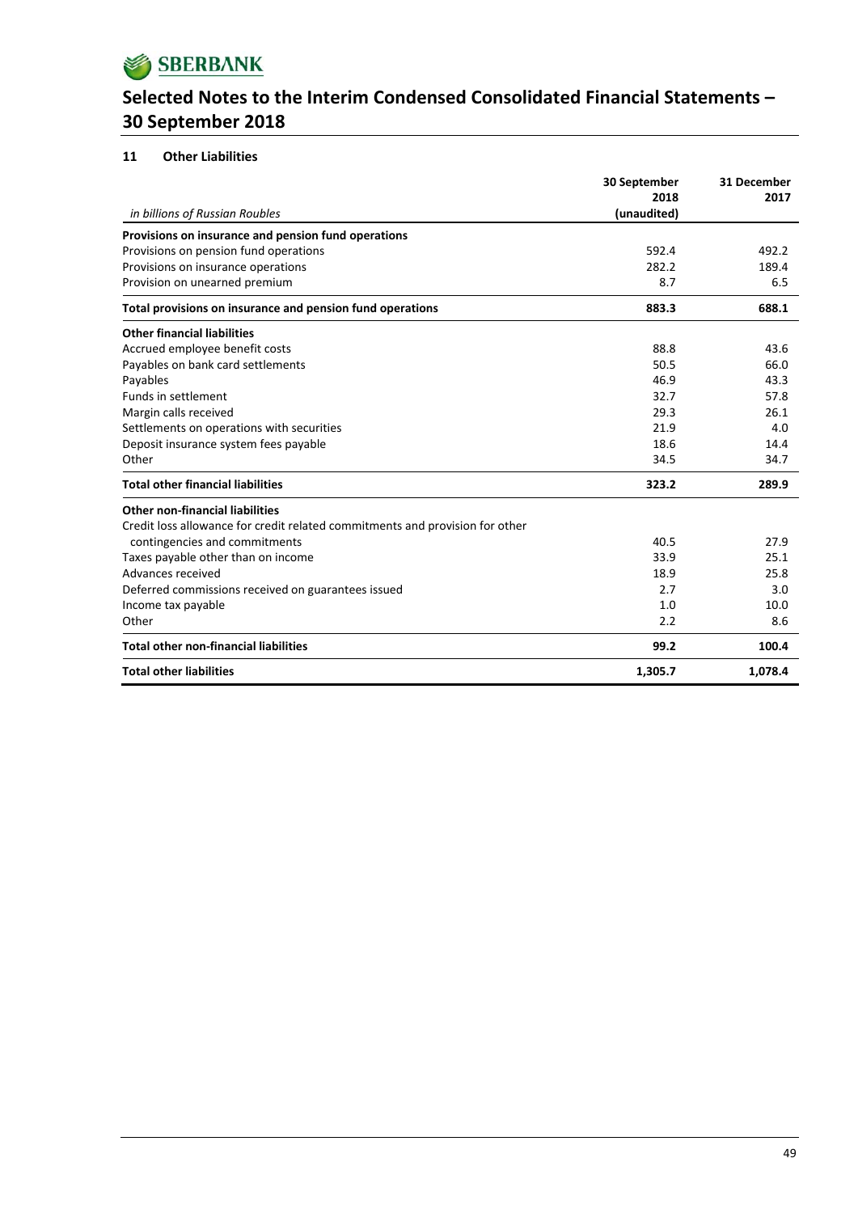### 11 Other Liabilities

| *in billions of Russian Roubles* | 30 September 2018 (unaudited) | 31 December 2017 |
|---|---|---|
| **Provisions on insurance and pension fund operations** | | |
| Provisions on pension fund operations | 592.4 | 492.2 |
| Provisions on insurance operations | 282.2 | 189.4 |
| Provision on unearned premium | 8.7 | 6.5 |
| **Total provisions on insurance and pension fund operations** | **883.3** | **688.1** |
| **Other financial liabilities** | | |
| Accrued employee benefit costs | 88.8 | 43.6 |
| Payables on bank card settlements | 50.5 | 66.0 |
| Payables | 46.9 | 43.3 |
| Funds in settlement | 32.7 | 57.8 |
| Margin calls received | 29.3 | 26.1 |
| Settlements on operations with securities | 21.9 | 4.0 |
| Deposit insurance system fees payable | 18.6 | 14.4 |
| Other | 34.5 | 34.7 |
| **Total other financial liabilities** | **323.2** | **289.9** |
| **Other non-financial liabilities** | | |
| Credit loss allowance for credit related commitments and provision for other contingencies and commitments | 40.5 | 27.9 |
| Taxes payable other than on income | 33.9 | 25.1 |
| Advances received | 18.9 | 25.8 |
| Deferred commissions received on guarantees issued | 2.7 | 3.0 |
| Income tax payable | 1.0 | 10.0 |
| Other | 2.2 | 8.6 |
| **Total other non-financial liabilities** | **99.2** | **100.4** |
| **Total other liabilities** | **1,305.7** | **1,078.4** |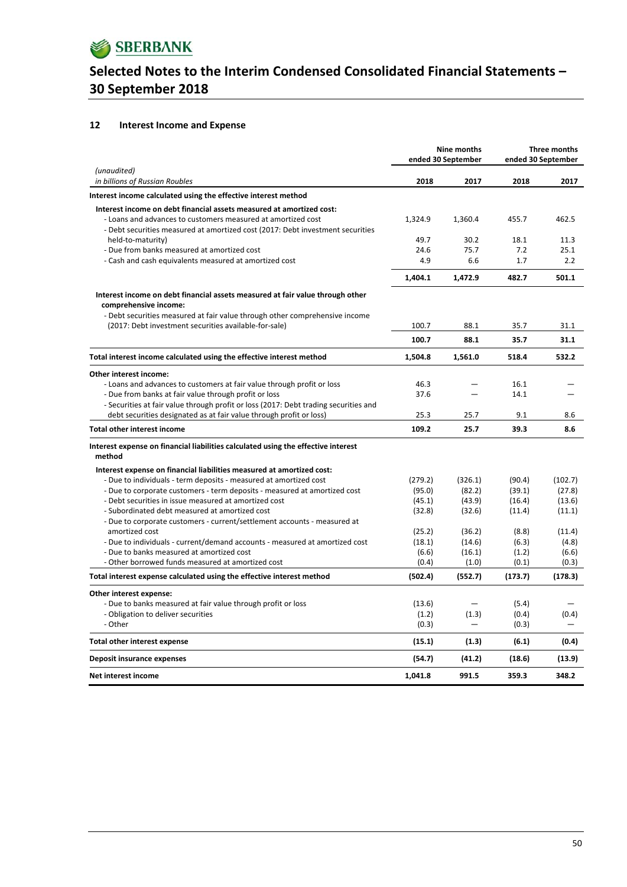## 12 Interest Income and Expense

| *(unaudited)* *in billions of Russian Roubles* | Nine months ended 30 September 2018 | Nine months ended 30 September 2017 | Three months ended 30 September 2018 | Three months ended 30 September 2017 |
|---|---|---|---|---|
| **Interest income calculated using the effective interest method** | | | | |
| **Interest income on debt financial assets measured at amortized cost:** | | | | |
| - Loans and advances to customers measured at amortized cost | 1,324.9 | 1,360.4 | 455.7 | 462.5 |
| - Debt securities measured at amortized cost (2017: Debt investment securities held-to-maturity) | 49.7 | 30.2 | 18.1 | 11.3 |
| - Due from banks measured at amortized cost | 24.6 | 75.7 | 7.2 | 25.1 |
| - Cash and cash equivalents measured at amortized cost | 4.9 | 6.6 | 1.7 | 2.2 |
| | **1,404.1** | **1,472.9** | **482.7** | **501.1** |
| **Interest income on debt financial assets measured at fair value through other comprehensive income:** | | | | |
| - Debt securities measured at fair value through other comprehensive income (2017: Debt investment securities available-for-sale) | 100.7 | 88.1 | 35.7 | 31.1 |
| | **100.7** | **88.1** | **35.7** | **31.1** |
| **Total interest income calculated using the effective interest method** | **1,504.8** | **1,561.0** | **518.4** | **532.2** |
| **Other interest income:** | | | | |
| - Loans and advances to customers at fair value through profit or loss | 46.3 | — | 16.1 | — |
| - Due from banks at fair value through profit or loss | 37.6 | — | 14.1 | — |
| - Securities at fair value through profit or loss (2017: Debt trading securities and debt securities designated as at fair value through profit or loss) | 25.3 | 25.7 | 9.1 | 8.6 |
| **Total other interest income** | **109.2** | **25.7** | **39.3** | **8.6** |
| **Interest expense on financial liabilities calculated using the effective interest method** | | | | |
| **Interest expense on financial liabilities measured at amortized cost:** | | | | |
| - Due to individuals - term deposits - measured at amortized cost | (279.2) | (326.1) | (90.4) | (102.7) |
| - Due to corporate customers - term deposits - measured at amortized cost | (95.0) | (82.2) | (39.1) | (27.8) |
| - Debt securities in issue measured at amortized cost | (45.1) | (43.9) | (16.4) | (13.6) |
| - Subordinated debt measured at amortized cost | (32.8) | (32.6) | (11.4) | (11.1) |
| - Due to corporate customers - current/settlement accounts - measured at amortized cost | (25.2) | (36.2) | (8.8) | (11.4) |
| - Due to individuals - current/demand accounts - measured at amortized cost | (18.1) | (14.6) | (6.3) | (4.8) |
| - Due to banks measured at amortized cost | (6.6) | (16.1) | (1.2) | (6.6) |
| - Other borrowed funds measured at amortized cost | (0.4) | (1.0) | (0.1) | (0.3) |
| **Total interest expense calculated using the effective interest method** | **(502.4)** | **(552.7)** | **(173.7)** | **(178.3)** |
| **Other interest expense:** | | | | |
| - Due to banks measured at fair value through profit or loss | (13.6) | — | (5.4) | — |
| - Obligation to deliver securities | (1.2) | (1.3) | (0.4) | (0.4) |
| - Other | (0.3) | — | (0.3) | — |
| **Total other interest expense** | **(15.1)** | **(1.3)** | **(6.1)** | **(0.4)** |
| **Deposit insurance expenses** | **(54.7)** | **(41.2)** | **(18.6)** | **(13.9)** |
| **Net interest income** | **1,041.8** | **991.5** | **359.3** | **348.2** |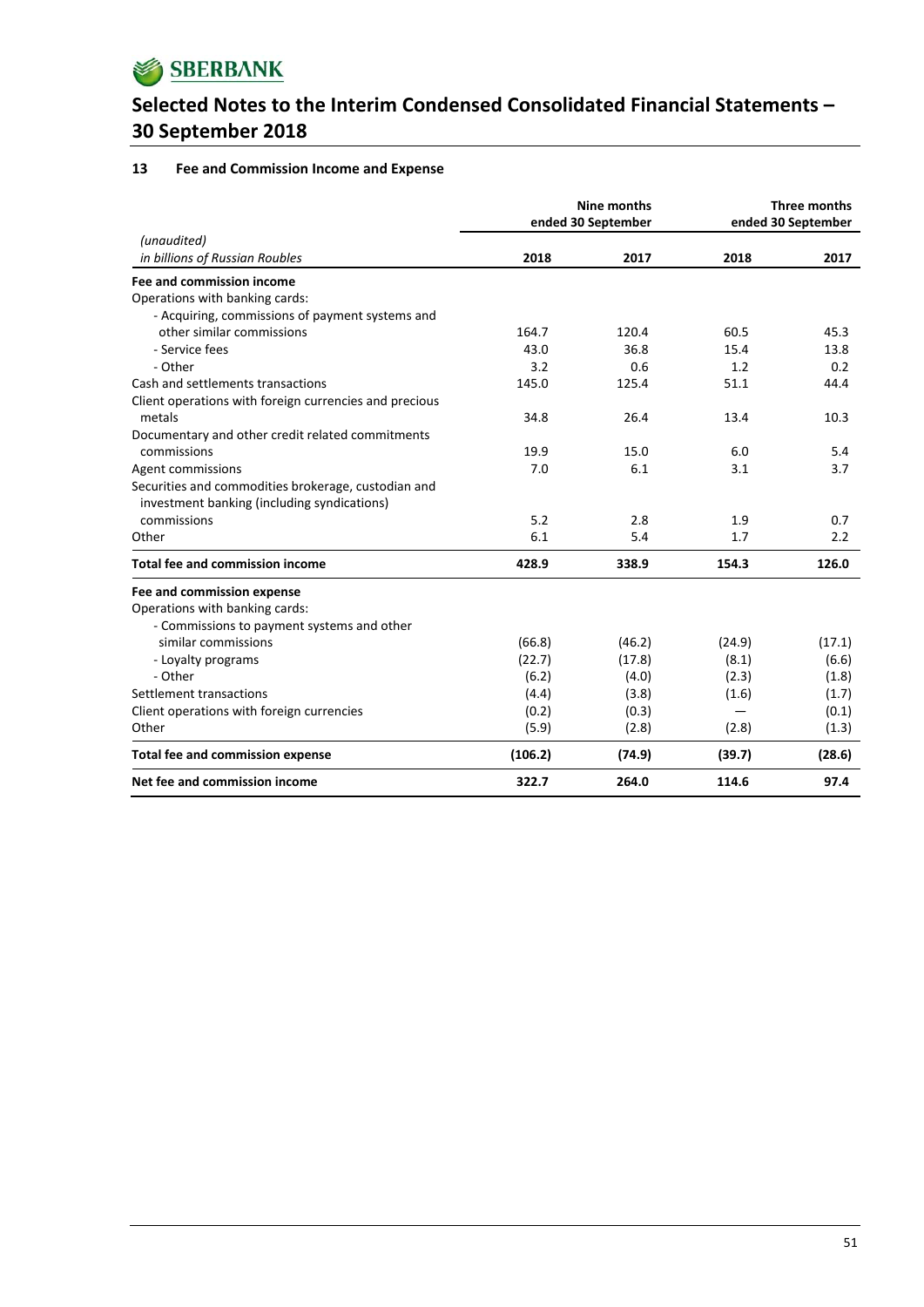# Selected Notes to the Interim Condensed Consolidated Financial Statements – 30 September 2018

## 13 Fee and Commission Income and Expense

| *(unaudited)* *in billions of Russian Roubles* | Nine months ended 30 September | | Three months ended 30 September | |
|---|---|---|---|---|
| | 2018 | 2017 | 2018 | 2017 |
| **Fee and commission income** | | | | |
| Operations with banking cards: | | | | |
| - Acquiring, commissions of payment systems and other similar commissions | 164.7 | 120.4 | 60.5 | 45.3 |
| - Service fees | 43.0 | 36.8 | 15.4 | 13.8 |
| - Other | 3.2 | 0.6 | 1.2 | 0.2 |
| Cash and settlements transactions | 145.0 | 125.4 | 51.1 | 44.4 |
| Client operations with foreign currencies and precious metals | 34.8 | 26.4 | 13.4 | 10.3 |
| Documentary and other credit related commitments commissions | 19.9 | 15.0 | 6.0 | 5.4 |
| Agent commissions | 7.0 | 6.1 | 3.1 | 3.7 |
| Securities and commodities brokerage, custodian and investment banking (including syndications) commissions | 5.2 | 2.8 | 1.9 | 0.7 |
| Other | 6.1 | 5.4 | 1.7 | 2.2 |
| **Total fee and commission income** | **428.9** | **338.9** | **154.3** | **126.0** |
| **Fee and commission expense** | | | | |
| Operations with banking cards: | | | | |
| - Commissions to payment systems and other similar commissions | (66.8) | (46.2) | (24.9) | (17.1) |
| - Loyalty programs | (22.7) | (17.8) | (8.1) | (6.6) |
| - Other | (6.2) | (4.0) | (2.3) | (1.8) |
| Settlement transactions | (4.4) | (3.8) | (1.6) | (1.7) |
| Client operations with foreign currencies | (0.2) | (0.3) | — | (0.1) |
| Other | (5.9) | (2.8) | (2.8) | (1.3) |
| **Total fee and commission expense** | **(106.2)** | **(74.9)** | **(39.7)** | **(28.6)** |
| **Net fee and commission income** | **322.7** | **264.0** | **114.6** | **97.4** |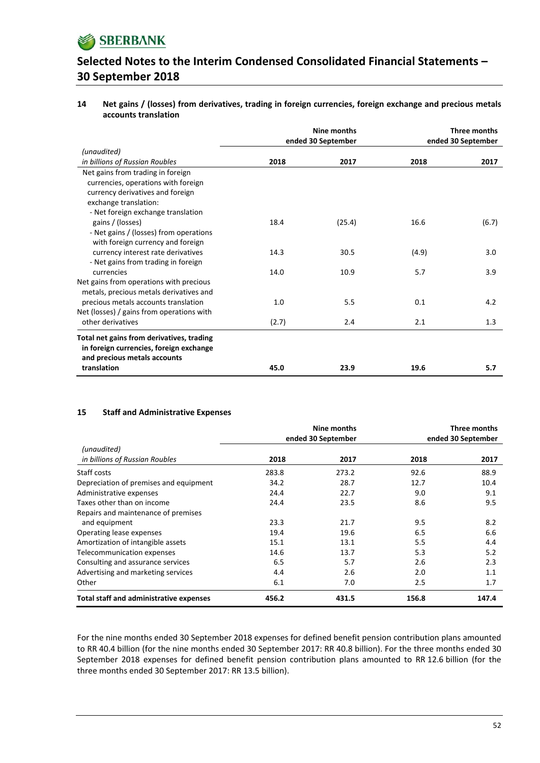## 14 Net gains / (losses) from derivatives, trading in foreign currencies, foreign exchange and precious metals accounts translation

| *(unaudited)* *in billions of Russian Roubles* | Nine months ended 30 September 2018 | Nine months ended 30 September 2017 | Three months ended 30 September 2018 | Three months ended 30 September 2017 |
|---|---|---|---|---|
| Net gains from trading in foreign currencies, operations with foreign currency derivatives and foreign exchange translation: | | | | |
| - Net foreign exchange translation gains / (losses) | 18.4 | (25.4) | 16.6 | (6.7) |
| - Net gains / (losses) from operations with foreign currency and foreign currency interest rate derivatives | 14.3 | 30.5 | (4.9) | 3.0 |
| - Net gains from trading in foreign currencies | 14.0 | 10.9 | 5.7 | 3.9 |
| Net gains from operations with precious metals, precious metals derivatives and precious metals accounts translation | 1.0 | 5.5 | 0.1 | 4.2 |
| Net (losses) / gains from operations with other derivatives | (2.7) | 2.4 | 2.1 | 1.3 |
| **Total net gains from derivatives, trading in foreign currencies, foreign exchange and precious metals accounts translation** | **45.0** | **23.9** | **19.6** | **5.7** |

## 15 Staff and Administrative Expenses

| *(unaudited)* *in billions of Russian Roubles* | Nine months ended 30 September 2018 | Nine months ended 30 September 2017 | Three months ended 30 September 2018 | Three months ended 30 September 2017 |
|---|---|---|---|---|
| Staff costs | 283.8 | 273.2 | 92.6 | 88.9 |
| Depreciation of premises and equipment | 34.2 | 28.7 | 12.7 | 10.4 |
| Administrative expenses | 24.4 | 22.7 | 9.0 | 9.1 |
| Taxes other than on income | 24.4 | 23.5 | 8.6 | 9.5 |
| Repairs and maintenance of premises and equipment | 23.3 | 21.7 | 9.5 | 8.2 |
| Operating lease expenses | 19.4 | 19.6 | 6.5 | 6.6 |
| Amortization of intangible assets | 15.1 | 13.1 | 5.5 | 4.4 |
| Telecommunication expenses | 14.6 | 13.7 | 5.3 | 5.2 |
| Consulting and assurance services | 6.5 | 5.7 | 2.6 | 2.3 |
| Advertising and marketing services | 4.4 | 2.6 | 2.0 | 1.1 |
| Other | 6.1 | 7.0 | 2.5 | 1.7 |
| **Total staff and administrative expenses** | **456.2** | **431.5** | **156.8** | **147.4** |

For the nine months ended 30 September 2018 expenses for defined benefit pension contribution plans amounted to RR 40.4 billion (for the nine months ended 30 September 2017: RR 40.8 billion). For the three months ended 30 September 2018 expenses for defined benefit pension contribution plans amounted to RR 12.6 billion (for the three months ended 30 September 2017: RR 13.5 billion).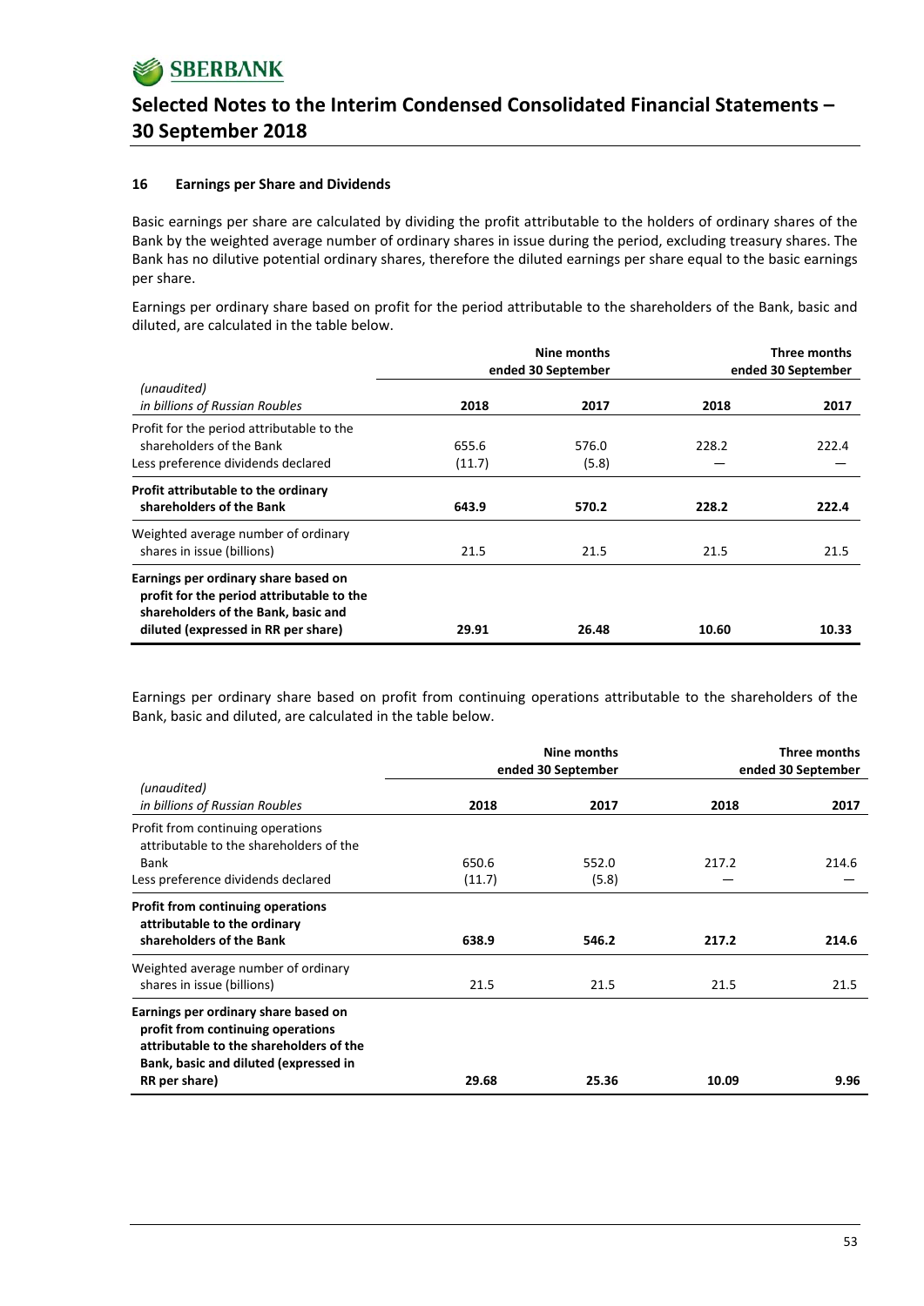## 16 Earnings per Share and Dividends

Basic earnings per share are calculated by dividing the profit attributable to the holders of ordinary shares of the Bank by the weighted average number of ordinary shares in issue during the period, excluding treasury shares. The Bank has no dilutive potential ordinary shares, therefore the diluted earnings per share equal to the basic earnings per share.

Earnings per ordinary share based on profit for the period attributable to the shareholders of the Bank, basic and diluted, are calculated in the table below.

| *(unaudited)* *in billions of Russian Roubles* | Nine months ended 30 September | | Three months ended 30 September | |
|---|---|---|---|---|
| | **2018** | **2017** | **2018** | **2017** |
| Profit for the period attributable to the shareholders of the Bank | 655.6 | 576.0 | 228.2 | 222.4 |
| Less preference dividends declared | (11.7) | (5.8) | — | — |
| **Profit attributable to the ordinary shareholders of the Bank** | **643.9** | **570.2** | **228.2** | **222.4** |
| Weighted average number of ordinary shares in issue (billions) | 21.5 | 21.5 | 21.5 | 21.5 |
| **Earnings per ordinary share based on profit for the period attributable to the shareholders of the Bank, basic and diluted (expressed in RR per share)** | **29.91** | **26.48** | **10.60** | **10.33** |

Earnings per ordinary share based on profit from continuing operations attributable to the shareholders of the Bank, basic and diluted, are calculated in the table below.

| *(unaudited)* *in billions of Russian Roubles* | Nine months ended 30 September | | Three months ended 30 September | |
|---|---|---|---|---|
| | **2018** | **2017** | **2018** | **2017** |
| Profit from continuing operations attributable to the shareholders of the Bank | 650.6 | 552.0 | 217.2 | 214.6 |
| Less preference dividends declared | (11.7) | (5.8) | — | — |
| **Profit from continuing operations attributable to the ordinary shareholders of the Bank** | **638.9** | **546.2** | **217.2** | **214.6** |
| Weighted average number of ordinary shares in issue (billions) | 21.5 | 21.5 | 21.5 | 21.5 |
| **Earnings per ordinary share based on profit from continuing operations attributable to the shareholders of the Bank, basic and diluted (expressed in RR per share)** | **29.68** | **25.36** | **10.09** | **9.96** |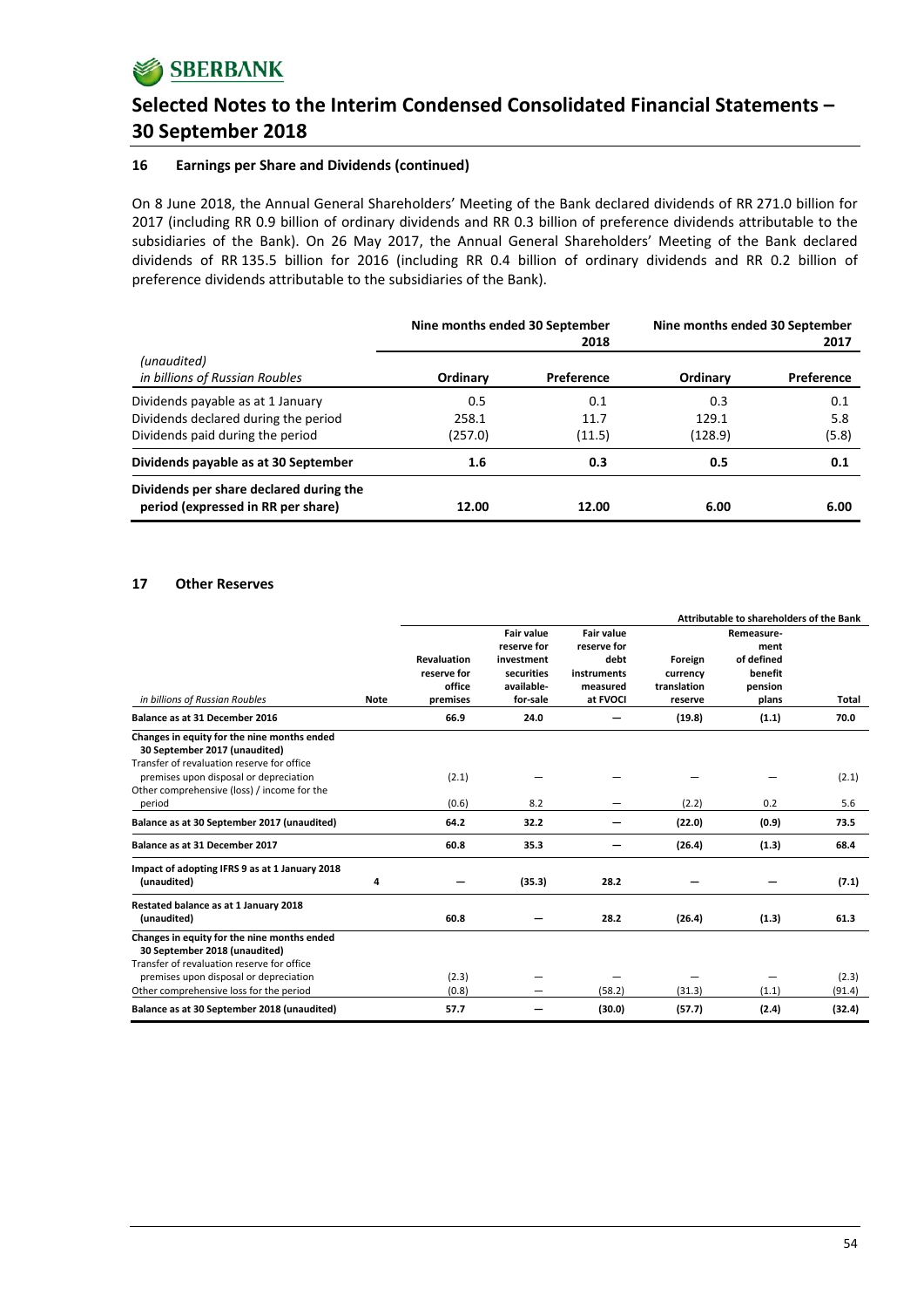## 16 Earnings per Share and Dividends (continued)

On 8 June 2018, the Annual General Shareholders' Meeting of the Bank declared dividends of RR 271.0 billion for 2017 (including RR 0.9 billion of ordinary dividends and RR 0.3 billion of preference dividends attributable to the subsidiaries of the Bank). On 26 May 2017, the Annual General Shareholders' Meeting of the Bank declared dividends of RR 135.5 billion for 2016 (including RR 0.4 billion of ordinary dividends and RR 0.2 billion of preference dividends attributable to the subsidiaries of the Bank).

| | Nine months ended 30 September 2018 | | Nine months ended 30 September 2017 | |
|---|---|---|---|---|
| *(unaudited)* *in billions of Russian Roubles* | **Ordinary** | **Preference** | **Ordinary** | **Preference** |
| Dividends payable as at 1 January | 0.5 | 0.1 | 0.3 | 0.1 |
| Dividends declared during the period | 258.1 | 11.7 | 129.1 | 5.8 |
| Dividends paid during the period | (257.0) | (11.5) | (128.9) | (5.8) |
| **Dividends payable as at 30 September** | **1.6** | **0.3** | **0.5** | **0.1** |
| **Dividends per share declared during the period (expressed in RR per share)** | **12.00** | **12.00** | **6.00** | **6.00** |

## 17 Other Reserves

| | | Attributable to shareholders of the Bank | | | | | |
|---|---|---|---|---|---|---|---|
| *in billions of Russian Roubles* | **Note** | **Revaluation reserve for office premises** | **Fair value reserve for investment securities available-for-sale** | **Fair value reserve for debt instruments measured at FVOCI** | **Foreign currency translation reserve** | **Remeasure-ment of defined benefit pension plans** | **Total** |
| **Balance as at 31 December 2016** | | **66.9** | **24.0** | **—** | **(19.8)** | **(1.1)** | **70.0** |
| **Changes in equity for the nine months ended 30 September 2017 (unaudited)** | | | | | | | |
| Transfer of revaluation reserve for office premises upon disposal or depreciation | | (2.1) | — | — | — | — | (2.1) |
| Other comprehensive (loss) / income for the period | | (0.6) | 8.2 | — | (2.2) | 0.2 | 5.6 |
| **Balance as at 30 September 2017 (unaudited)** | | **64.2** | **32.2** | **—** | **(22.0)** | **(0.9)** | **73.5** |
| **Balance as at 31 December 2017** | | **60.8** | **35.3** | **—** | **(26.4)** | **(1.3)** | **68.4** |
| **Impact of adopting IFRS 9 as at 1 January 2018 (unaudited)** | **4** | **—** | **(35.3)** | **28.2** | **—** | **—** | **(7.1)** |
| **Restated balance as at 1 January 2018 (unaudited)** | | **60.8** | **—** | **28.2** | **(26.4)** | **(1.3)** | **61.3** |
| **Changes in equity for the nine months ended 30 September 2018 (unaudited)** | | | | | | | |
| Transfer of revaluation reserve for office premises upon disposal or depreciation | | (2.3) | — | — | — | — | (2.3) |
| Other comprehensive loss for the period | | (0.8) | — | (58.2) | (31.3) | (1.1) | (91.4) |
| **Balance as at 30 September 2018 (unaudited)** | | **57.7** | **—** | **(30.0)** | **(57.7)** | **(2.4)** | **(32.4)** |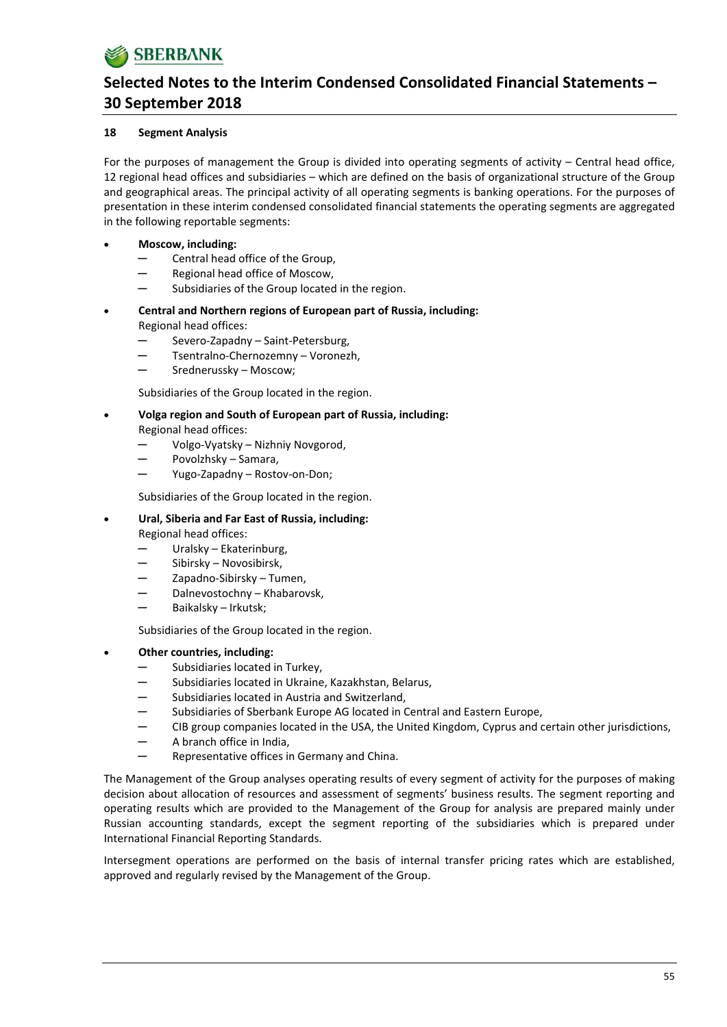## 18 Segment Analysis

For the purposes of management the Group is divided into operating segments of activity – Central head office, 12 regional head offices and subsidiaries – which are defined on the basis of organizational structure of the Group and geographical areas. The principal activity of all operating segments is banking operations. For the purposes of presentation in these interim condensed consolidated financial statements the operating segments are aggregated in the following reportable segments:

- **Moscow, including:**
  - Central head office of the Group,
  - Regional head office of Moscow,
  - Subsidiaries of the Group located in the region.
- **Central and Northern regions of European part of Russia, including:**
  
  Regional head offices:
  - Severo-Zapadny – Saint-Petersburg,
  - Tsentralno-Chernozemny – Voronezh,
  - Srednerussky – Moscow;

  Subsidiaries of the Group located in the region.
- **Volga region and South of European part of Russia, including:**
  
  Regional head offices:
  - Volgo-Vyatsky – Nizhniy Novgorod,
  - Povolzhsky – Samara,
  - Yugo-Zapadny – Rostov-on-Don;

  Subsidiaries of the Group located in the region.
- **Ural, Siberia and Far East of Russia, including:**
  
  Regional head offices:
  - Uralsky – Ekaterinburg,
  - Sibirsky – Novosibirsk,
  - Zapadno-Sibirsky – Tumen,
  - Dalnevostochny – Khabarovsk,
  - Baikalsky – Irkutsk;

  Subsidiaries of the Group located in the region.
- **Other countries, including:**
  - Subsidiaries located in Turkey,
  - Subsidiaries located in Ukraine, Kazakhstan, Belarus,
  - Subsidiaries located in Austria and Switzerland,
  - Subsidiaries of Sberbank Europe AG located in Central and Eastern Europe,
  - CIB group companies located in the USA, the United Kingdom, Cyprus and certain other jurisdictions,
  - A branch office in India,
  - Representative offices in Germany and China.

The Management of the Group analyses operating results of every segment of activity for the purposes of making decision about allocation of resources and assessment of segments' business results. The segment reporting and operating results which are provided to the Management of the Group for analysis are prepared mainly under Russian accounting standards, except the segment reporting of the subsidiaries which is prepared under International Financial Reporting Standards.

Intersegment operations are performed on the basis of internal transfer pricing rates which are established, approved and regularly revised by the Management of the Group.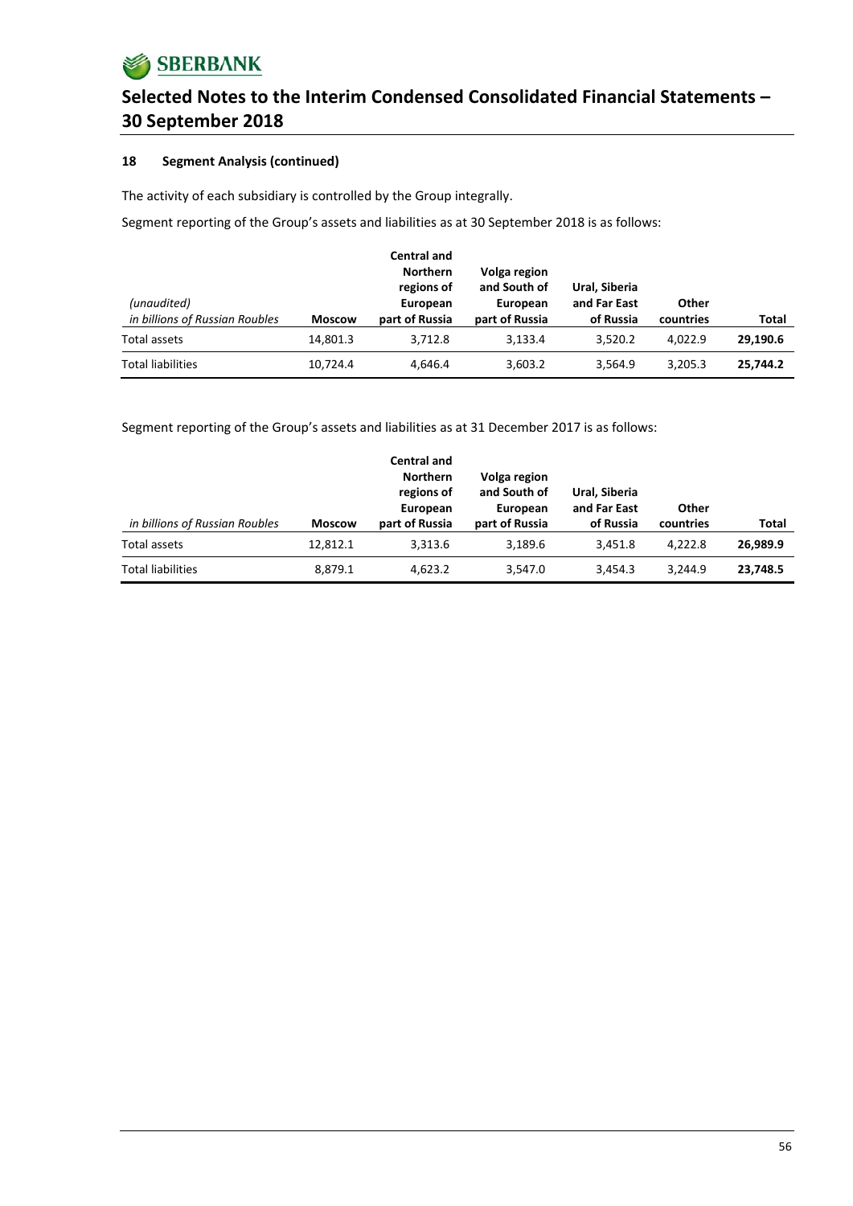### 18 Segment Analysis (continued)

The activity of each subsidiary is controlled by the Group integrally.

Segment reporting of the Group's assets and liabilities as at 30 September 2018 is as follows:

| *(unaudited)* *in billions of Russian Roubles* | Moscow | Central and Northern regions of European part of Russia | Volga region and South of European part of Russia | Ural, Siberia and Far East of Russia | Other countries | Total |
|---|---|---|---|---|---|---|
| Total assets | 14,801.3 | 3,712.8 | 3,133.4 | 3,520.2 | 4,022.9 | **29,190.6** |
| Total liabilities | 10,724.4 | 4,646.4 | 3,603.2 | 3,564.9 | 3,205.3 | **25,744.2** |

Segment reporting of the Group's assets and liabilities as at 31 December 2017 is as follows:

| *in billions of Russian Roubles* | Moscow | Central and Northern regions of European part of Russia | Volga region and South of European part of Russia | Ural, Siberia and Far East of Russia | Other countries | Total |
|---|---|---|---|---|---|---|
| Total assets | 12,812.1 | 3,313.6 | 3,189.6 | 3,451.8 | 4,222.8 | **26,989.9** |
| Total liabilities | 8,879.1 | 4,623.2 | 3,547.0 | 3,454.3 | 3,244.9 | **23,748.5** |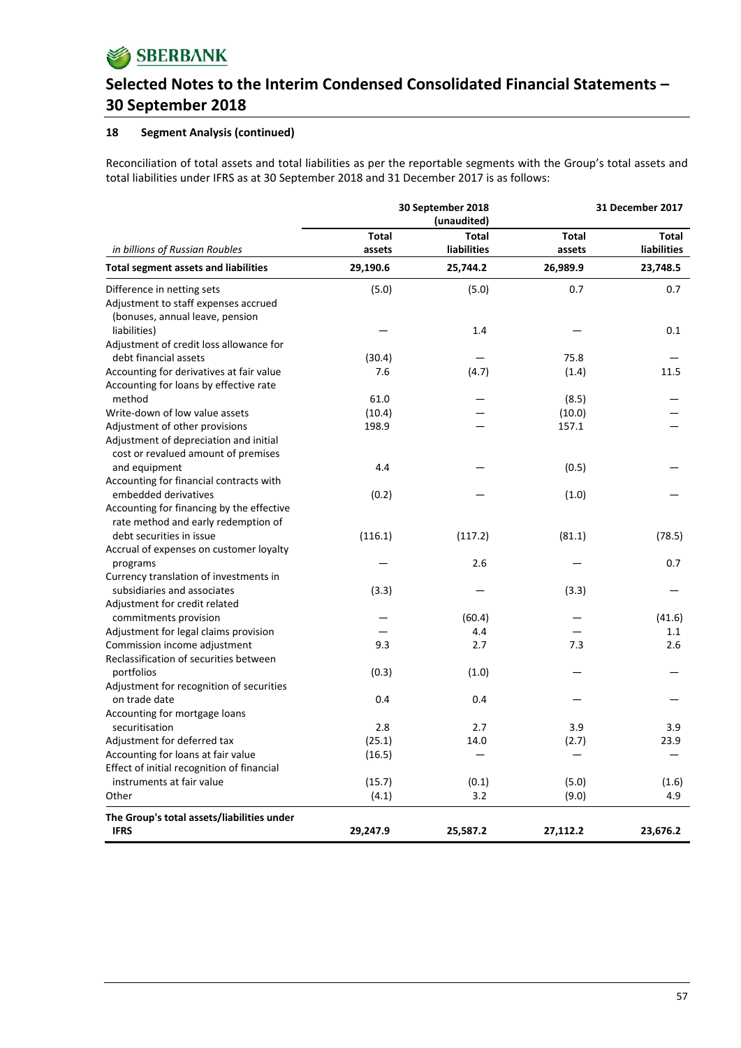## Selected Notes to the Interim Condensed Consolidated Financial Statements – 30 September 2018

### 18 Segment Analysis (continued)

Reconciliation of total assets and total liabilities as per the reportable segments with the Group's total assets and total liabilities under IFRS as at 30 September 2018 and 31 December 2017 is as follows:

| | 30 September 2018 (unaudited) | | 31 December 2017 | |
|---|---|---|---|---|
| *in billions of Russian Roubles* | **Total assets** | **Total liabilities** | **Total assets** | **Total liabilities** |
| **Total segment assets and liabilities** | **29,190.6** | **25,744.2** | **26,989.9** | **23,748.5** |
| Difference in netting sets | (5.0) | (5.0) | 0.7 | 0.7 |
| Adjustment to staff expenses accrued (bonuses, annual leave, pension liabilities) | — | 1.4 | — | 0.1 |
| Adjustment of credit loss allowance for debt financial assets | (30.4) | — | 75.8 | — |
| Accounting for derivatives at fair value | 7.6 | (4.7) | (1.4) | 11.5 |
| Accounting for loans by effective rate method | 61.0 | — | (8.5) | — |
| Write-down of low value assets | (10.4) | — | (10.0) | — |
| Adjustment of other provisions | 198.9 | — | 157.1 | — |
| Adjustment of depreciation and initial cost or revalued amount of premises and equipment | 4.4 | — | (0.5) | — |
| Accounting for financial contracts with embedded derivatives | (0.2) | — | (1.0) | — |
| Accounting for financing by the effective rate method and early redemption of debt securities in issue | (116.1) | (117.2) | (81.1) | (78.5) |
| Accrual of expenses on customer loyalty programs | — | 2.6 | — | 0.7 |
| Currency translation of investments in subsidiaries and associates | (3.3) | — | (3.3) | — |
| Adjustment for credit related commitments provision | — | (60.4) | — | (41.6) |
| Adjustment for legal claims provision | — | 4.4 | — | 1.1 |
| Commission income adjustment | 9.3 | 2.7 | 7.3 | 2.6 |
| Reclassification of securities between portfolios | (0.3) | (1.0) | — | — |
| Adjustment for recognition of securities on trade date | 0.4 | 0.4 | — | — |
| Accounting for mortgage loans securitisation | 2.8 | 2.7 | 3.9 | 3.9 |
| Adjustment for deferred tax | (25.1) | 14.0 | (2.7) | 23.9 |
| Accounting for loans at fair value | (16.5) | — | — | — |
| Effect of initial recognition of financial instruments at fair value | (15.7) | (0.1) | (5.0) | (1.6) |
| Other | (4.1) | 3.2 | (9.0) | 4.9 |
| **The Group's total assets/liabilities under IFRS** | **29,247.9** | **25,587.2** | **27,112.2** | **23,676.2** |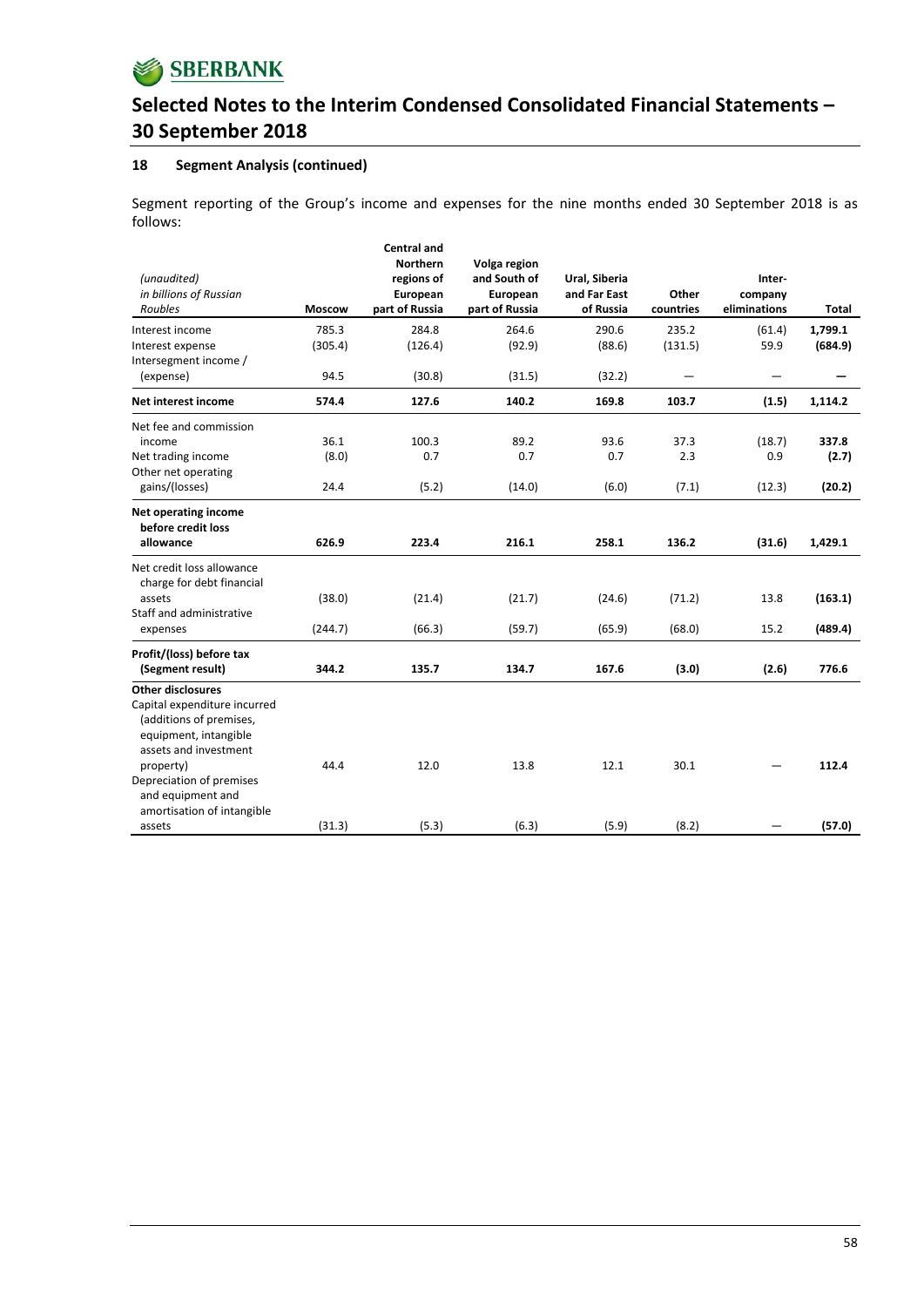# Selected Notes to the Interim Condensed Consolidated Financial Statements – 30 September 2018

## 18 Segment Analysis (continued)

Segment reporting of the Group's income and expenses for the nine months ended 30 September 2018 is as follows:

| *(unaudited)* *in billions of Russian Roubles* | Moscow | Central and Northern regions of European part of Russia | Volga region and South of European part of Russia | Ural, Siberia and Far East of Russia | Other countries | Inter-company eliminations | Total |
|---|---|---|---|---|---|---|---|
| Interest income | 785.3 | 284.8 | 264.6 | 290.6 | 235.2 | (61.4) | **1,799.1** |
| Interest expense | (305.4) | (126.4) | (92.9) | (88.6) | (131.5) | 59.9 | **(684.9)** |
| Intersegment income / (expense) | 94.5 | (30.8) | (31.5) | (32.2) | — | — | **—** |
| **Net interest income** | **574.4** | **127.6** | **140.2** | **169.8** | **103.7** | **(1.5)** | **1,114.2** |
| Net fee and commission income | 36.1 | 100.3 | 89.2 | 93.6 | 37.3 | (18.7) | **337.8** |
| Net trading income | (8.0) | 0.7 | 0.7 | 0.7 | 2.3 | 0.9 | **(2.7)** |
| Other net operating gains/(losses) | 24.4 | (5.2) | (14.0) | (6.0) | (7.1) | (12.3) | **(20.2)** |
| **Net operating income before credit loss allowance** | **626.9** | **223.4** | **216.1** | **258.1** | **136.2** | **(31.6)** | **1,429.1** |
| Net credit loss allowance charge for debt financial assets | (38.0) | (21.4) | (21.7) | (24.6) | (71.2) | 13.8 | **(163.1)** |
| Staff and administrative expenses | (244.7) | (66.3) | (59.7) | (65.9) | (68.0) | 15.2 | **(489.4)** |
| **Profit/(loss) before tax (Segment result)** | **344.2** | **135.7** | **134.7** | **167.6** | **(3.0)** | **(2.6)** | **776.6** |
| **Other disclosures** | | | | | | | |
| Capital expenditure incurred (additions of premises, equipment, intangible assets and investment property) | 44.4 | 12.0 | 13.8 | 12.1 | 30.1 | — | **112.4** |
| Depreciation of premises and equipment and amortisation of intangible assets | (31.3) | (5.3) | (6.3) | (5.9) | (8.2) | — | **(57.0)** |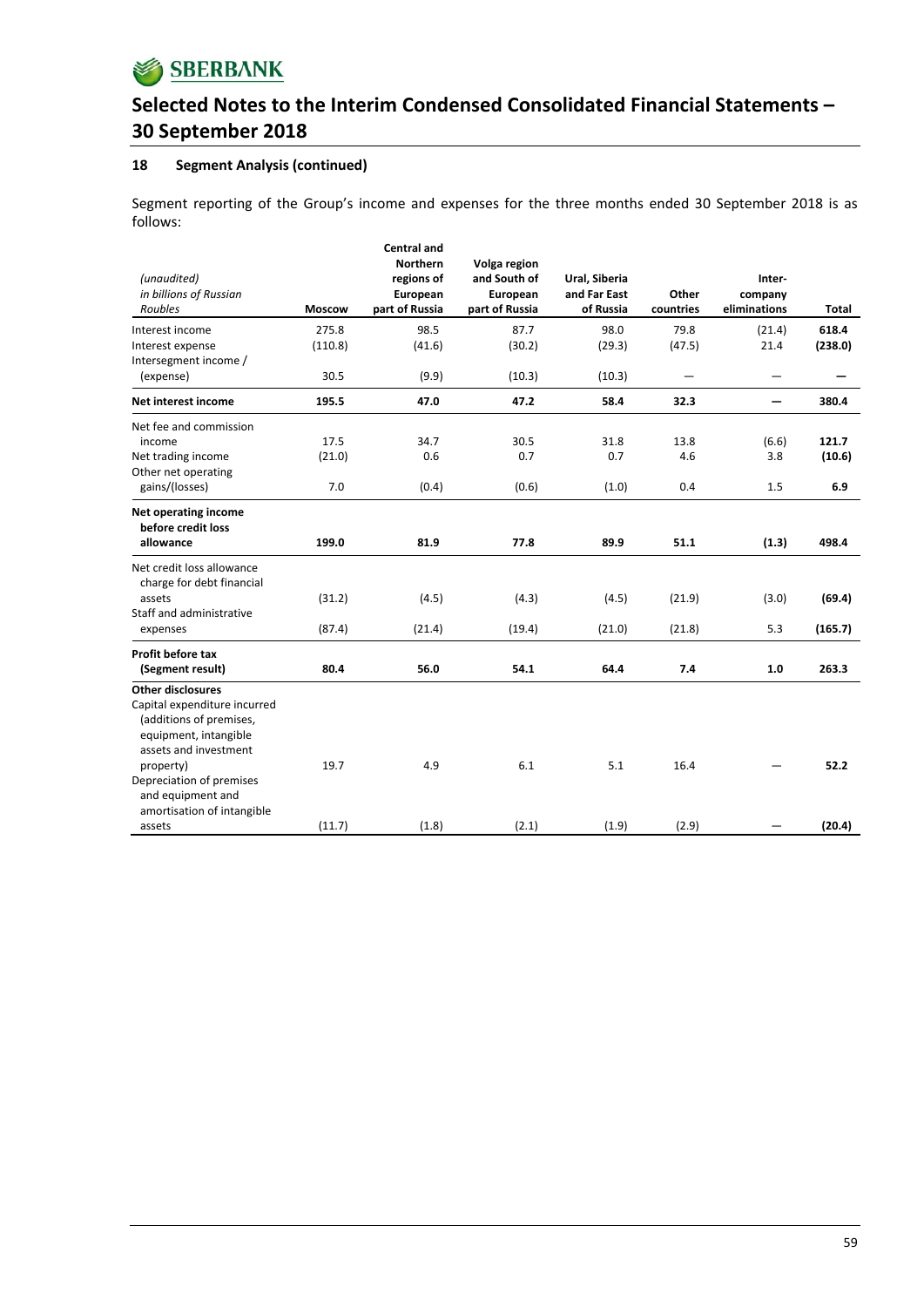# Selected Notes to the Interim Condensed Consolidated Financial Statements – 30 September 2018

## 18 Segment Analysis (continued)

Segment reporting of the Group's income and expenses for the three months ended 30 September 2018 is as follows:

| *(unaudited)* *in billions of Russian Roubles* | Moscow | Central and Northern regions of European part of Russia | Volga region and South of European part of Russia | Ural, Siberia and Far East of Russia | Other countries | Inter-company eliminations | Total |
|---|---|---|---|---|---|---|---|
| Interest income | 275.8 | 98.5 | 87.7 | 98.0 | 79.8 | (21.4) | **618.4** |
| Interest expense | (110.8) | (41.6) | (30.2) | (29.3) | (47.5) | 21.4 | **(238.0)** |
| Intersegment income / (expense) | 30.5 | (9.9) | (10.3) | (10.3) | — | — | **—** |
| **Net interest income** | **195.5** | **47.0** | **47.2** | **58.4** | **32.3** | **—** | **380.4** |
| Net fee and commission income | 17.5 | 34.7 | 30.5 | 31.8 | 13.8 | (6.6) | **121.7** |
| Net trading income | (21.0) | 0.6 | 0.7 | 0.7 | 4.6 | 3.8 | **(10.6)** |
| Other net operating gains/(losses) | 7.0 | (0.4) | (0.6) | (1.0) | 0.4 | 1.5 | **6.9** |
| **Net operating income before credit loss allowance** | **199.0** | **81.9** | **77.8** | **89.9** | **51.1** | **(1.3)** | **498.4** |
| Net credit loss allowance charge for debt financial assets | (31.2) | (4.5) | (4.3) | (4.5) | (21.9) | (3.0) | **(69.4)** |
| Staff and administrative expenses | (87.4) | (21.4) | (19.4) | (21.0) | (21.8) | 5.3 | **(165.7)** |
| **Profit before tax (Segment result)** | **80.4** | **56.0** | **54.1** | **64.4** | **7.4** | **1.0** | **263.3** |
| **Other disclosures** | | | | | | | |
| Capital expenditure incurred (additions of premises, equipment, intangible assets and investment property) | 19.7 | 4.9 | 6.1 | 5.1 | 16.4 | — | **52.2** |
| Depreciation of premises and equipment and amortisation of intangible assets | (11.7) | (1.8) | (2.1) | (1.9) | (2.9) | — | **(20.4)** |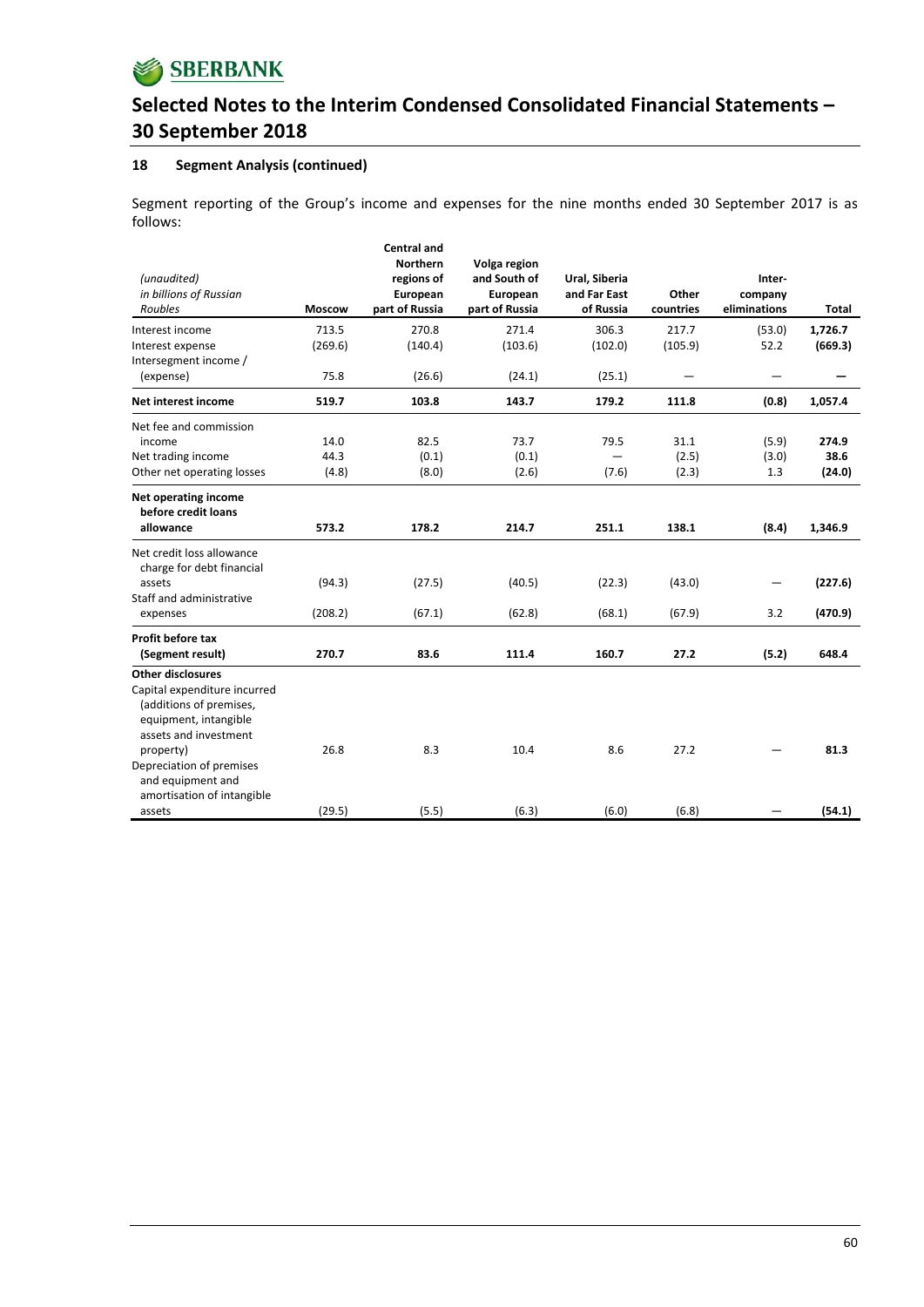## 18 Segment Analysis (continued)

Segment reporting of the Group's income and expenses for the nine months ended 30 September 2017 is as follows:

| *(unaudited)* *in billions of Russian Roubles* | Moscow | Central and Northern regions of European part of Russia | Volga region and South of European part of Russia | Ural, Siberia and Far East of Russia | Other countries | Inter-company eliminations | Total |
|---|---|---|---|---|---|---|---|
| Interest income | 713.5 | 270.8 | 271.4 | 306.3 | 217.7 | (53.0) | **1,726.7** |
| Interest expense | (269.6) | (140.4) | (103.6) | (102.0) | (105.9) | 52.2 | **(669.3)** |
| Intersegment income / (expense) | 75.8 | (26.6) | (24.1) | (25.1) | — | — | **—** |
| **Net interest income** | **519.7** | **103.8** | **143.7** | **179.2** | **111.8** | **(0.8)** | **1,057.4** |
| Net fee and commission income | 14.0 | 82.5 | 73.7 | 79.5 | 31.1 | (5.9) | **274.9** |
| Net trading income | 44.3 | (0.1) | (0.1) | — | (2.5) | (3.0) | **38.6** |
| Other net operating losses | (4.8) | (8.0) | (2.6) | (7.6) | (2.3) | 1.3 | **(24.0)** |
| **Net operating income before credit loans allowance** | **573.2** | **178.2** | **214.7** | **251.1** | **138.1** | **(8.4)** | **1,346.9** |
| Net credit loss allowance charge for debt financial assets | (94.3) | (27.5) | (40.5) | (22.3) | (43.0) | — | **(227.6)** |
| Staff and administrative expenses | (208.2) | (67.1) | (62.8) | (68.1) | (67.9) | 3.2 | **(470.9)** |
| **Profit before tax (Segment result)** | **270.7** | **83.6** | **111.4** | **160.7** | **27.2** | **(5.2)** | **648.4** |
| **Other disclosures** | | | | | | | |
| Capital expenditure incurred (additions of premises, equipment, intangible assets and investment property) | 26.8 | 8.3 | 10.4 | 8.6 | 27.2 | — | **81.3** |
| Depreciation of premises and equipment and amortisation of intangible assets | (29.5) | (5.5) | (6.3) | (6.0) | (6.8) | — | **(54.1)** |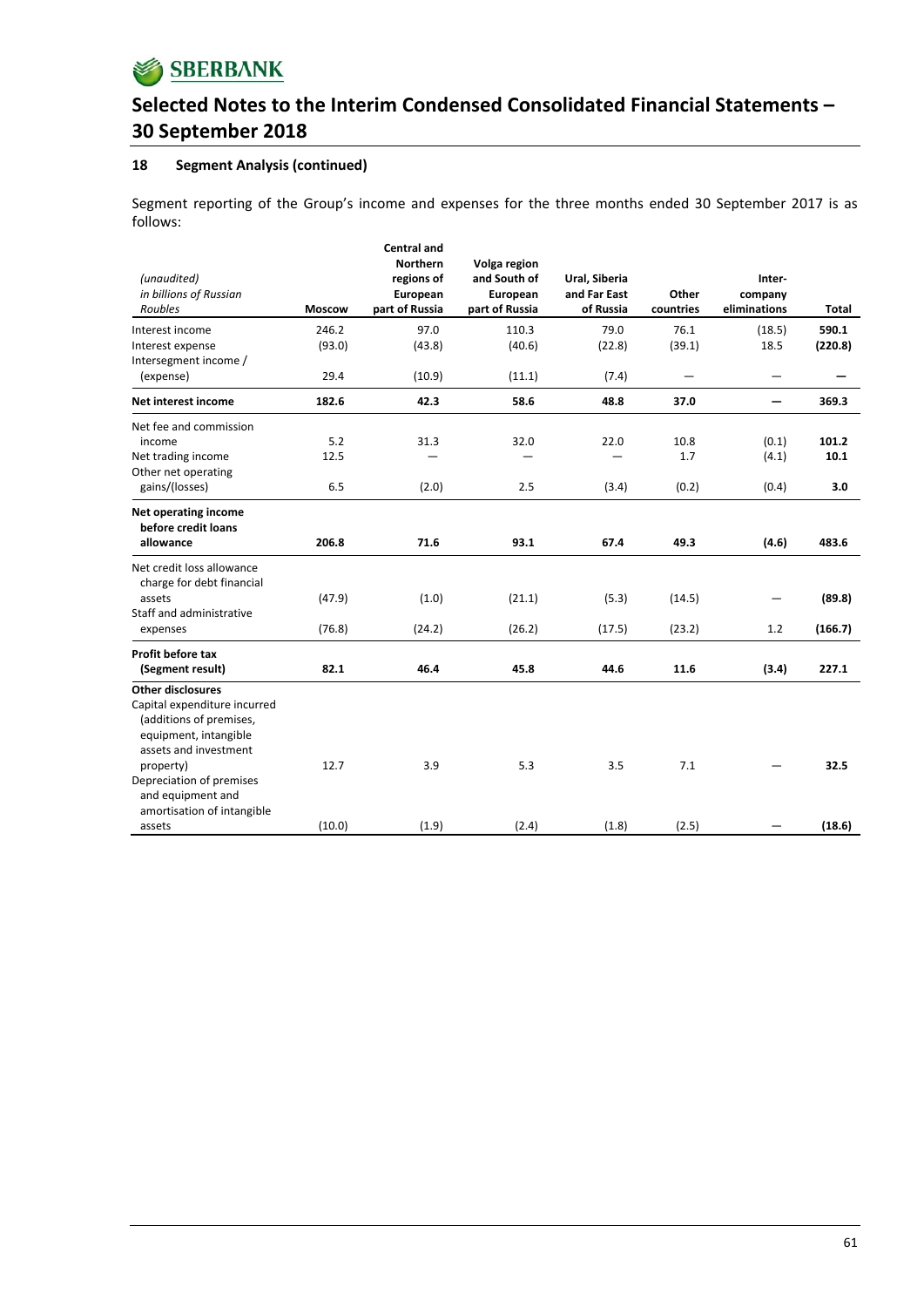# Selected Notes to the Interim Condensed Consolidated Financial Statements – 30 September 2018

## 18 Segment Analysis (continued)

Segment reporting of the Group's income and expenses for the three months ended 30 September 2017 is as follows:

| *(unaudited)* *in billions of Russian Roubles* | Moscow | Central and Northern regions of European part of Russia | Volga region and South of European part of Russia | Ural, Siberia and Far East of Russia | Other countries | Inter-company eliminations | Total |
|---|---|---|---|---|---|---|---|
| Interest income | 246.2 | 97.0 | 110.3 | 79.0 | 76.1 | (18.5) | **590.1** |
| Interest expense | (93.0) | (43.8) | (40.6) | (22.8) | (39.1) | 18.5 | **(220.8)** |
| Intersegment income / (expense) | 29.4 | (10.9) | (11.1) | (7.4) | — | — | **—** |
| **Net interest income** | **182.6** | **42.3** | **58.6** | **48.8** | **37.0** | **—** | **369.3** |
| Net fee and commission income | 5.2 | 31.3 | 32.0 | 22.0 | 10.8 | (0.1) | **101.2** |
| Net trading income | 12.5 | — | — | — | 1.7 | (4.1) | **10.1** |
| Other net operating gains/(losses) | 6.5 | (2.0) | 2.5 | (3.4) | (0.2) | (0.4) | **3.0** |
| **Net operating income before credit loans allowance** | **206.8** | **71.6** | **93.1** | **67.4** | **49.3** | **(4.6)** | **483.6** |
| Net credit loss allowance charge for debt financial assets | (47.9) | (1.0) | (21.1) | (5.3) | (14.5) | — | **(89.8)** |
| Staff and administrative expenses | (76.8) | (24.2) | (26.2) | (17.5) | (23.2) | 1.2 | **(166.7)** |
| **Profit before tax (Segment result)** | **82.1** | **46.4** | **45.8** | **44.6** | **11.6** | **(3.4)** | **227.1** |
| **Other disclosures** | | | | | | | |
| Capital expenditure incurred (additions of premises, equipment, intangible assets and investment property) | 12.7 | 3.9 | 5.3 | 3.5 | 7.1 | — | **32.5** |
| Depreciation of premises and equipment and amortisation of intangible assets | (10.0) | (1.9) | (2.4) | (1.8) | (2.5) | — | **(18.6)** |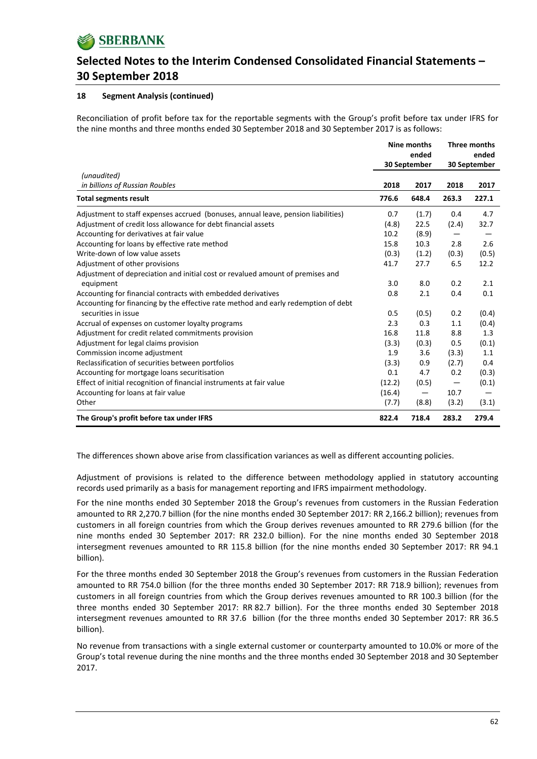# Selected Notes to the Interim Condensed Consolidated Financial Statements – 30 September 2018

### 18 Segment Analysis (continued)

Reconciliation of profit before tax for the reportable segments with the Group's profit before tax under IFRS for the nine months and three months ended 30 September 2018 and 30 September 2017 is as follows:

| *(unaudited)* *in billions of Russian Roubles* | Nine months ended 30 September | | Three months ended 30 September | |
|---|---|---|---|---|
| | **2018** | **2017** | **2018** | **2017** |
| **Total segments result** | **776.6** | **648.4** | **263.3** | **227.1** |
| Adjustment to staff expenses accrued (bonuses, annual leave, pension liabilities) | 0.7 | (1.7) | 0.4 | 4.7 |
| Adjustment of credit loss allowance for debt financial assets | (4.8) | 22.5 | (2.4) | 32.7 |
| Accounting for derivatives at fair value | 10.2 | (8.9) | — | — |
| Accounting for loans by effective rate method | 15.8 | 10.3 | 2.8 | 2.6 |
| Write-down of low value assets | (0.3) | (1.2) | (0.3) | (0.5) |
| Adjustment of other provisions | 41.7 | 27.7 | 6.5 | 12.2 |
| Adjustment of depreciation and initial cost or revalued amount of premises and equipment | 3.0 | 8.0 | 0.2 | 2.1 |
| Accounting for financial contracts with embedded derivatives | 0.8 | 2.1 | 0.4 | 0.1 |
| Accounting for financing by the effective rate method and early redemption of debt securities in issue | 0.5 | (0.5) | 0.2 | (0.4) |
| Accrual of expenses on customer loyalty programs | 2.3 | 0.3 | 1.1 | (0.4) |
| Adjustment for credit related commitments provision | 16.8 | 11.8 | 8.8 | 1.3 |
| Adjustment for legal claims provision | (3.3) | (0.3) | 0.5 | (0.1) |
| Commission income adjustment | 1.9 | 3.6 | (3.3) | 1.1 |
| Reclassification of securities between portfolios | (3.3) | 0.9 | (2.7) | 0.4 |
| Accounting for mortgage loans securitisation | 0.1 | 4.7 | 0.2 | (0.3) |
| Effect of initial recognition of financial instruments at fair value | (12.2) | (0.5) | — | (0.1) |
| Accounting for loans at fair value | (16.4) | — | 10.7 | — |
| Other | (7.7) | (8.8) | (3.2) | (3.1) |
| **The Group's profit before tax under IFRS** | **822.4** | **718.4** | **283.2** | **279.4** |

The differences shown above arise from classification variances as well as different accounting policies.

Adjustment of provisions is related to the difference between methodology applied in statutory accounting records used primarily as a basis for management reporting and IFRS impairment methodology.

For the nine months ended 30 September 2018 the Group's revenues from customers in the Russian Federation amounted to RR 2,270.7 billion (for the nine months ended 30 September 2017: RR 2,166.2 billion); revenues from customers in all foreign countries from which the Group derives revenues amounted to RR 279.6 billion (for the nine months ended 30 September 2017: RR 232.0 billion). For the nine months ended 30 September 2018 intersegment revenues amounted to RR 115.8 billion (for the nine months ended 30 September 2017: RR 94.1 billion).

For the three months ended 30 September 2018 the Group's revenues from customers in the Russian Federation amounted to RR 754.0 billion (for the three months ended 30 September 2017: RR 718.9 billion); revenues from customers in all foreign countries from which the Group derives revenues amounted to RR 100.3 billion (for the three months ended 30 September 2017: RR 82.7 billion). For the three months ended 30 September 2018 intersegment revenues amounted to RR 37.6 billion (for the three months ended 30 September 2017: RR 36.5 billion).

No revenue from transactions with a single external customer or counterparty amounted to 10.0% or more of the Group's total revenue during the nine months and the three months ended 30 September 2018 and 30 September 2017.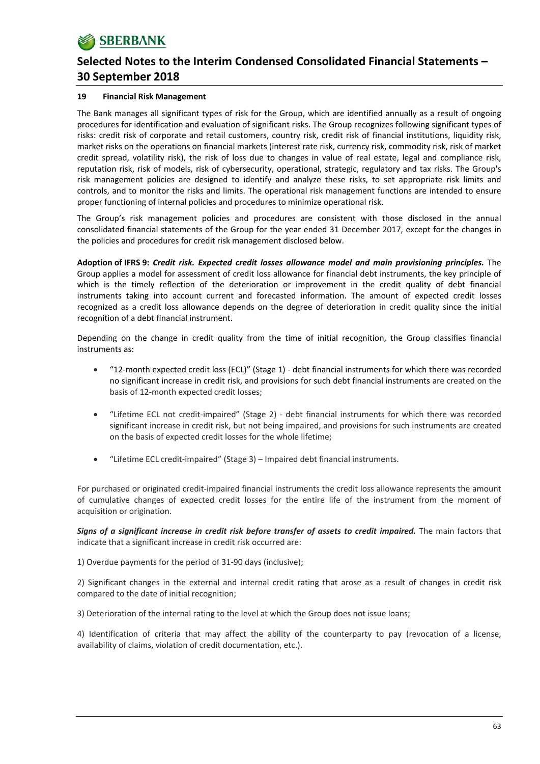### 19 Financial Risk Management

The Bank manages all significant types of risk for the Group, which are identified annually as a result of ongoing procedures for identification and evaluation of significant risks. The Group recognizes following significant types of risks: credit risk of corporate and retail customers, country risk, credit risk of financial institutions, liquidity risk, market risks on the operations on financial markets (interest rate risk, currency risk, commodity risk, risk of market credit spread, volatility risk), the risk of loss due to changes in value of real estate, legal and compliance risk, reputation risk, risk of models, risk of cybersecurity, operational, strategic, regulatory and tax risks. The Group's risk management policies are designed to identify and analyze these risks, to set appropriate risk limits and controls, and to monitor the risks and limits. The operational risk management functions are intended to ensure proper functioning of internal policies and procedures to minimize operational risk.

The Group's risk management policies and procedures are consistent with those disclosed in the annual consolidated financial statements of the Group for the year ended 31 December 2017, except for the changes in the policies and procedures for credit risk management disclosed below.

**Adoption of IFRS 9:** ***Credit risk. Expected credit losses allowance model and main provisioning principles.*** The Group applies a model for assessment of credit loss allowance for financial debt instruments, the key principle of which is the timely reflection of the deterioration or improvement in the credit quality of debt financial instruments taking into account current and forecasted information. The amount of expected credit losses recognized as a credit loss allowance depends on the degree of deterioration in credit quality since the initial recognition of a debt financial instrument.

Depending on the change in credit quality from the time of initial recognition, the Group classifies financial instruments as:

- "12-month expected credit loss (ECL)" (Stage 1) - debt financial instruments for which there was recorded no significant increase in credit risk, and provisions for such debt financial instruments are created on the basis of 12-month expected credit losses;

- "Lifetime ECL not credit-impaired" (Stage 2) - debt financial instruments for which there was recorded significant increase in credit risk, but not being impaired, and provisions for such instruments are created on the basis of expected credit losses for the whole lifetime;

- "Lifetime ECL credit-impaired" (Stage 3) – Impaired debt financial instruments.

For purchased or originated credit-impaired financial instruments the credit loss allowance represents the amount of cumulative changes of expected credit losses for the entire life of the instrument from the moment of acquisition or origination.

***Signs of a significant increase in credit risk before transfer of assets to credit impaired.*** The main factors that indicate that a significant increase in credit risk occurred are:

1) Overdue payments for the period of 31-90 days (inclusive);

2) Significant changes in the external and internal credit rating that arose as a result of changes in credit risk compared to the date of initial recognition;

3) Deterioration of the internal rating to the level at which the Group does not issue loans;

4) Identification of criteria that may affect the ability of the counterparty to pay (revocation of a license, availability of claims, violation of credit documentation, etc.).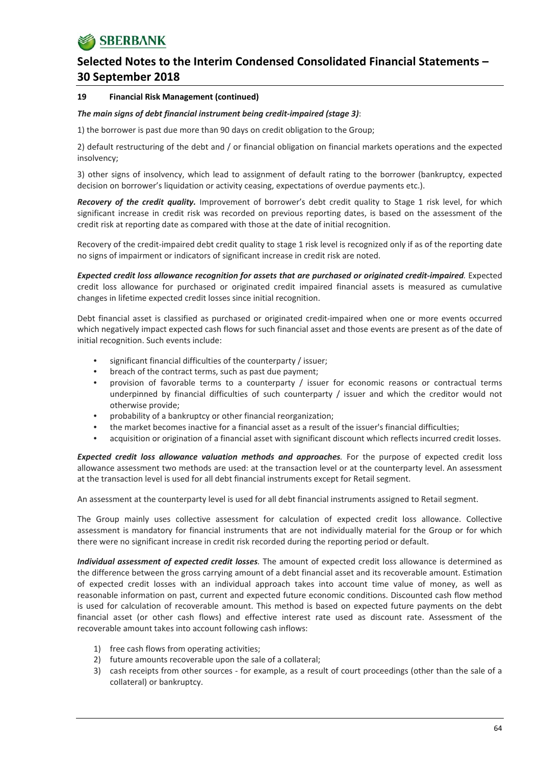### 19 Financial Risk Management (continued)

***The main signs of debt financial instrument being credit-impaired (stage 3)***:

1) the borrower is past due more than 90 days on credit obligation to the Group;

2) default restructuring of the debt and / or financial obligation on financial markets operations and the expected insolvency;

3) other signs of insolvency, which lead to assignment of default rating to the borrower (bankruptcy, expected decision on borrower's liquidation or activity ceasing, expectations of overdue payments etc.).

***Recovery of the credit quality.*** Improvement of borrower's debt credit quality to Stage 1 risk level, for which significant increase in credit risk was recorded on previous reporting dates, is based on the assessment of the credit risk at reporting date as compared with those at the date of initial recognition.

Recovery of the credit-impaired debt credit quality to stage 1 risk level is recognized only if as of the reporting date no signs of impairment or indicators of significant increase in credit risk are noted.

***Expected credit loss allowance recognition for assets that are purchased or originated credit-impaired.*** Expected credit loss allowance for purchased or originated credit impaired financial assets is measured as cumulative changes in lifetime expected credit losses since initial recognition.

Debt financial asset is classified as purchased or originated credit-impaired when one or more events occurred which negatively impact expected cash flows for such financial asset and those events are present as of the date of initial recognition. Such events include:

- significant financial difficulties of the counterparty / issuer;
- breach of the contract terms, such as past due payment;
- provision of favorable terms to a counterparty / issuer for economic reasons or contractual terms underpinned by financial difficulties of such counterparty / issuer and which the creditor would not otherwise provide;
- probability of a bankruptcy or other financial reorganization;
- the market becomes inactive for a financial asset as a result of the issuer's financial difficulties;
- acquisition or origination of a financial asset with significant discount which reflects incurred credit losses.

***Expected credit loss allowance valuation methods and approaches.*** For the purpose of expected credit loss allowance assessment two methods are used: at the transaction level or at the counterparty level. An assessment at the transaction level is used for all debt financial instruments except for Retail segment.

An assessment at the counterparty level is used for all debt financial instruments assigned to Retail segment.

The Group mainly uses collective assessment for calculation of expected credit loss allowance. Collective assessment is mandatory for financial instruments that are not individually material for the Group or for which there were no significant increase in credit risk recorded during the reporting period or default.

***Individual assessment of expected credit losses.*** The amount of expected credit loss allowance is determined as the difference between the gross carrying amount of a debt financial asset and its recoverable amount. Estimation of expected credit losses with an individual approach takes into account time value of money, as well as reasonable information on past, current and expected future economic conditions. Discounted cash flow method is used for calculation of recoverable amount. This method is based on expected future payments on the debt financial asset (or other cash flows) and effective interest rate used as discount rate. Assessment of the recoverable amount takes into account following cash inflows:

1) free cash flows from operating activities;
2) future amounts recoverable upon the sale of a collateral;
3) cash receipts from other sources - for example, as a result of court proceedings (other than the sale of a collateral) or bankruptcy.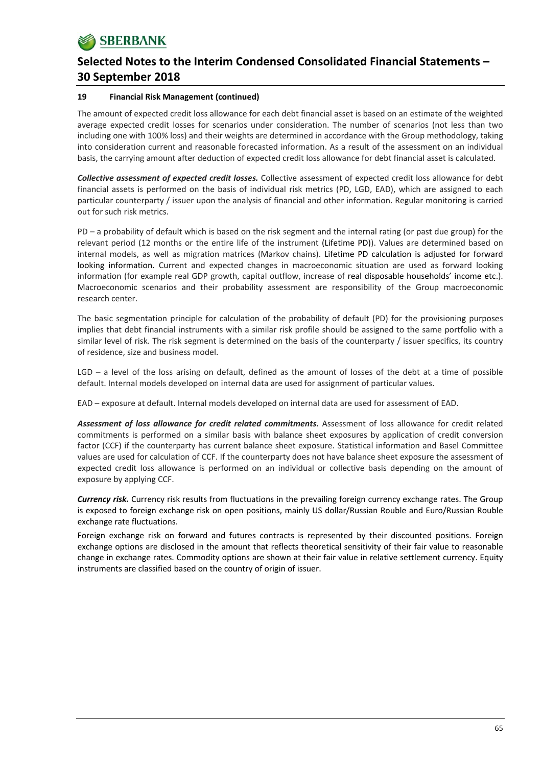### 19 Financial Risk Management (continued)

The amount of expected credit loss allowance for each debt financial asset is based on an estimate of the weighted average expected credit losses for scenarios under consideration. The number of scenarios (not less than two including one with 100% loss) and their weights are determined in accordance with the Group methodology, taking into consideration current and reasonable forecasted information. As a result of the assessment on an individual basis, the carrying amount after deduction of expected credit loss allowance for debt financial asset is calculated.

***Collective assessment of expected credit losses.*** Collective assessment of expected credit loss allowance for debt financial assets is performed on the basis of individual risk metrics (PD, LGD, EAD), which are assigned to each particular counterparty / issuer upon the analysis of financial and other information. Regular monitoring is carried out for such risk metrics.

PD – a probability of default which is based on the risk segment and the internal rating (or past due group) for the relevant period (12 months or the entire life of the instrument (Lifetime PD)). Values are determined based on internal models, as well as migration matrices (Markov chains). Lifetime PD calculation is adjusted for forward looking information. Current and expected changes in macroeconomic situation are used as forward looking information (for example real GDP growth, capital outflow, increase of real disposable households' income etc.). Macroeconomic scenarios and their probability assessment are responsibility of the Group macroeconomic research center.

The basic segmentation principle for calculation of the probability of default (PD) for the provisioning purposes implies that debt financial instruments with a similar risk profile should be assigned to the same portfolio with a similar level of risk. The risk segment is determined on the basis of the counterparty / issuer specifics, its country of residence, size and business model.

LGD – a level of the loss arising on default, defined as the amount of losses of the debt at a time of possible default. Internal models developed on internal data are used for assignment of particular values.

EAD – exposure at default. Internal models developed on internal data are used for assessment of EAD.

***Assessment of loss allowance for credit related commitments.*** Assessment of loss allowance for credit related commitments is performed on a similar basis with balance sheet exposures by application of credit conversion factor (CCF) if the counterparty has current balance sheet exposure. Statistical information and Basel Committee values are used for calculation of CCF. If the counterparty does not have balance sheet exposure the assessment of expected credit loss allowance is performed on an individual or collective basis depending on the amount of exposure by applying CCF.

***Currency risk.*** Currency risk results from fluctuations in the prevailing foreign currency exchange rates. The Group is exposed to foreign exchange risk on open positions, mainly US dollar/Russian Rouble and Euro/Russian Rouble exchange rate fluctuations.

Foreign exchange risk on forward and futures contracts is represented by their discounted positions. Foreign exchange options are disclosed in the amount that reflects theoretical sensitivity of their fair value to reasonable change in exchange rates. Commodity options are shown at their fair value in relative settlement currency. Equity instruments are classified based on the country of origin of issuer.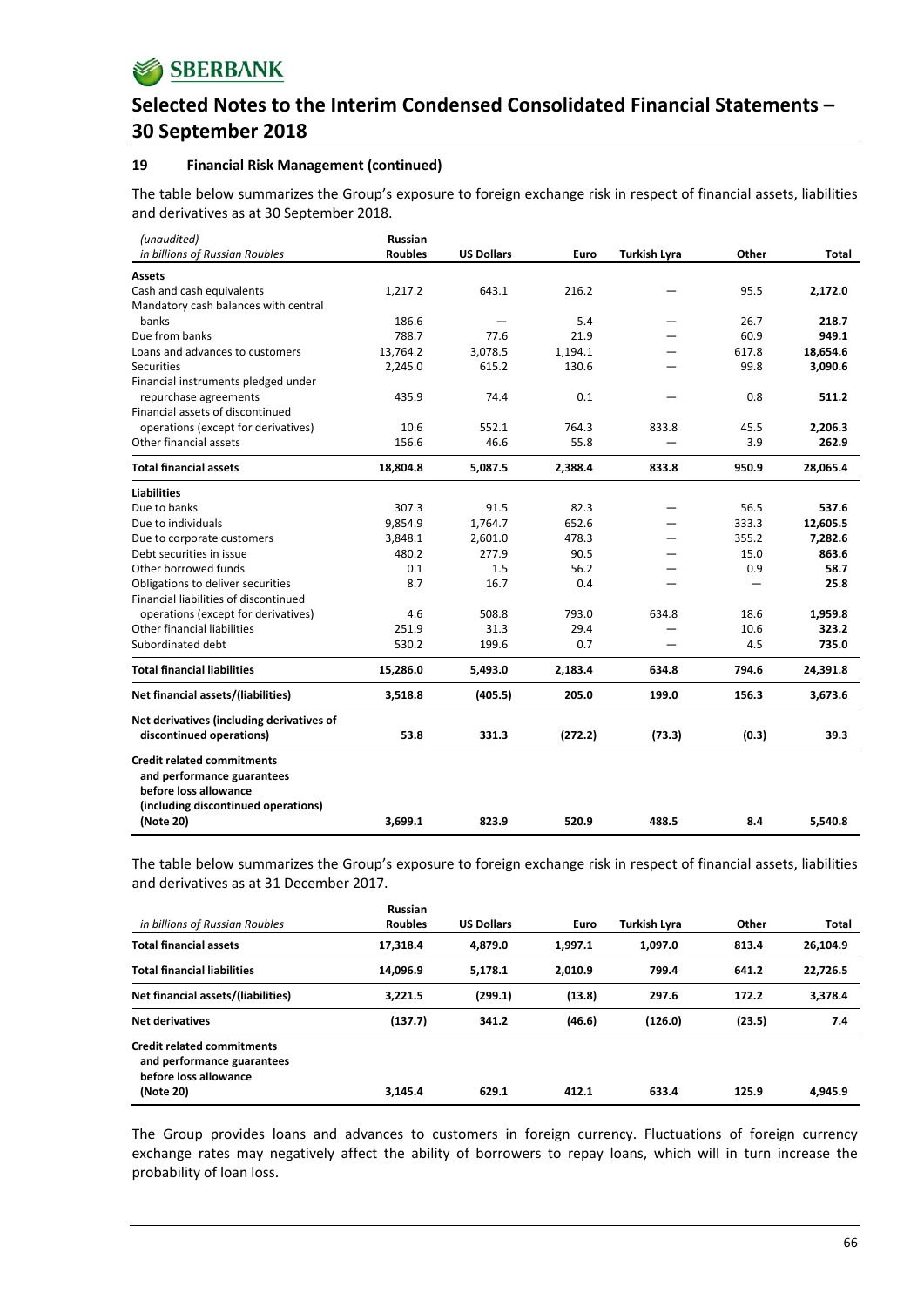## 19 Financial Risk Management (continued)

The table below summarizes the Group's exposure to foreign exchange risk in respect of financial assets, liabilities and derivatives as at 30 September 2018.

| *(unaudited)* *in billions of Russian Roubles* | Russian Roubles | US Dollars | Euro | Turkish Lyra | Other | Total |
|---|---|---|---|---|---|---|
| **Assets** | | | | | | |
| Cash and cash equivalents | 1,217.2 | 643.1 | 216.2 | — | 95.5 | **2,172.0** |
| Mandatory cash balances with central banks | 186.6 | — | 5.4 | — | 26.7 | **218.7** |
| Due from banks | 788.7 | 77.6 | 21.9 | — | 60.9 | **949.1** |
| Loans and advances to customers | 13,764.2 | 3,078.5 | 1,194.1 | — | 617.8 | **18,654.6** |
| Securities | 2,245.0 | 615.2 | 130.6 | — | 99.8 | **3,090.6** |
| Financial instruments pledged under repurchase agreements | 435.9 | 74.4 | 0.1 | — | 0.8 | **511.2** |
| Financial assets of discontinued operations (except for derivatives) | 10.6 | 552.1 | 764.3 | 833.8 | 45.5 | **2,206.3** |
| Other financial assets | 156.6 | 46.6 | 55.8 | — | 3.9 | **262.9** |
| **Total financial assets** | **18,804.8** | **5,087.5** | **2,388.4** | **833.8** | **950.9** | **28,065.4** |
| **Liabilities** | | | | | | |
| Due to banks | 307.3 | 91.5 | 82.3 | — | 56.5 | **537.6** |
| Due to individuals | 9,854.9 | 1,764.7 | 652.6 | — | 333.3 | **12,605.5** |
| Due to corporate customers | 3,848.1 | 2,601.0 | 478.3 | — | 355.2 | **7,282.6** |
| Debt securities in issue | 480.2 | 277.9 | 90.5 | — | 15.0 | **863.6** |
| Other borrowed funds | 0.1 | 1.5 | 56.2 | — | 0.9 | **58.7** |
| Obligations to deliver securities | 8.7 | 16.7 | 0.4 | — | — | **25.8** |
| Financial liabilities of discontinued operations (except for derivatives) | 4.6 | 508.8 | 793.0 | 634.8 | 18.6 | **1,959.8** |
| Other financial liabilities | 251.9 | 31.3 | 29.4 | — | 10.6 | **323.2** |
| Subordinated debt | 530.2 | 199.6 | 0.7 | — | 4.5 | **735.0** |
| **Total financial liabilities** | **15,286.0** | **5,493.0** | **2,183.4** | **634.8** | **794.6** | **24,391.8** |
| **Net financial assets/(liabilities)** | **3,518.8** | **(405.5)** | **205.0** | **199.0** | **156.3** | **3,673.6** |
| **Net derivatives (including derivatives of discontinued operations)** | **53.8** | **331.3** | **(272.2)** | **(73.3)** | **(0.3)** | **39.3** |
| **Credit related commitments and performance guarantees before loss allowance (including discontinued operations) (Note 20)** | **3,699.1** | **823.9** | **520.9** | **488.5** | **8.4** | **5,540.8** |

The table below summarizes the Group's exposure to foreign exchange risk in respect of financial assets, liabilities and derivatives as at 31 December 2017.

| *in billions of Russian Roubles* | Russian Roubles | US Dollars | Euro | Turkish Lyra | Other | Total |
|---|---|---|---|---|---|---|
| **Total financial assets** | **17,318.4** | **4,879.0** | **1,997.1** | **1,097.0** | **813.4** | **26,104.9** |
| **Total financial liabilities** | **14,096.9** | **5,178.1** | **2,010.9** | **799.4** | **641.2** | **22,726.5** |
| **Net financial assets/(liabilities)** | **3,221.5** | **(299.1)** | **(13.8)** | **297.6** | **172.2** | **3,378.4** |
| **Net derivatives** | **(137.7)** | **341.2** | **(46.6)** | **(126.0)** | **(23.5)** | **7.4** |
| **Credit related commitments and performance guarantees before loss allowance (Note 20)** | **3,145.4** | **629.1** | **412.1** | **633.4** | **125.9** | **4,945.9** |

The Group provides loans and advances to customers in foreign currency. Fluctuations of foreign currency exchange rates may negatively affect the ability of borrowers to repay loans, which will in turn increase the probability of loan loss.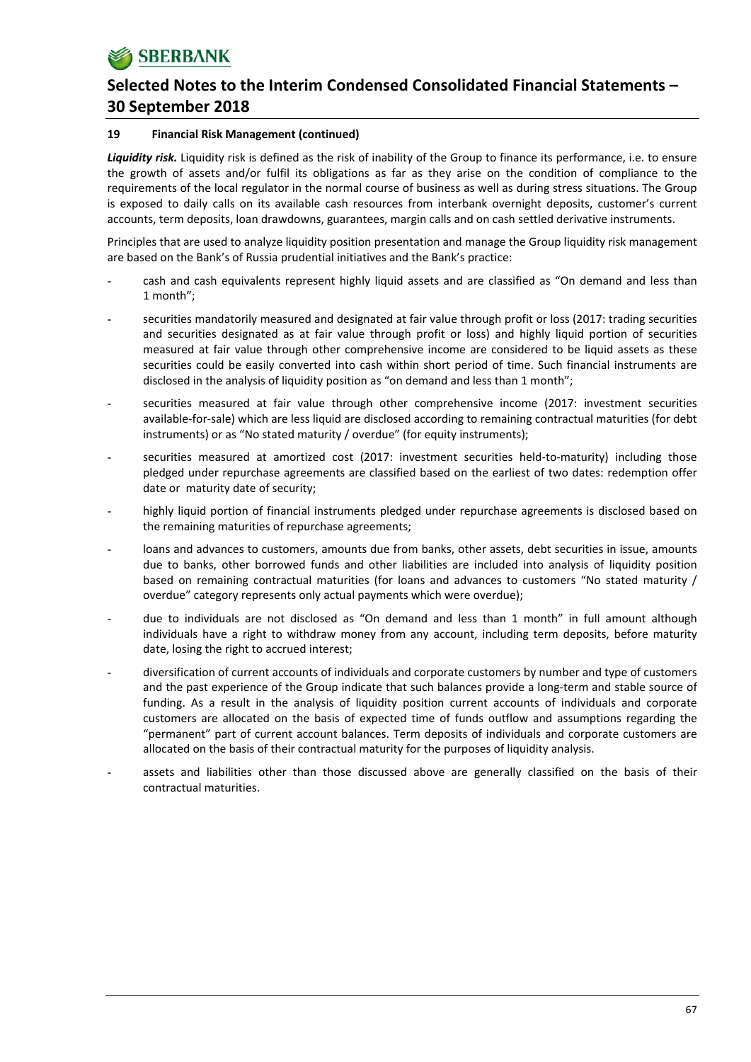## 19 Financial Risk Management (continued)

***Liquidity risk.*** Liquidity risk is defined as the risk of inability of the Group to finance its performance, i.e. to ensure the growth of assets and/or fulfil its obligations as far as they arise on the condition of compliance to the requirements of the local regulator in the normal course of business as well as during stress situations. The Group is exposed to daily calls on its available cash resources from interbank overnight deposits, customer's current accounts, term deposits, loan drawdowns, guarantees, margin calls and on cash settled derivative instruments.

Principles that are used to analyze liquidity position presentation and manage the Group liquidity risk management are based on the Bank's of Russia prudential initiatives and the Bank's practice:

- cash and cash equivalents represent highly liquid assets and are classified as "On demand and less than 1 month";
- securities mandatorily measured and designated at fair value through profit or loss (2017: trading securities and securities designated as at fair value through profit or loss) and highly liquid portion of securities measured at fair value through other comprehensive income are considered to be liquid assets as these securities could be easily converted into cash within short period of time. Such financial instruments are disclosed in the analysis of liquidity position as "on demand and less than 1 month";
- securities measured at fair value through other comprehensive income (2017: investment securities available-for-sale) which are less liquid are disclosed according to remaining contractual maturities (for debt instruments) or as "No stated maturity / overdue" (for equity instruments);
- securities measured at amortized cost (2017: investment securities held-to-maturity) including those pledged under repurchase agreements are classified based on the earliest of two dates: redemption offer date or maturity date of security;
- highly liquid portion of financial instruments pledged under repurchase agreements is disclosed based on the remaining maturities of repurchase agreements;
- loans and advances to customers, amounts due from banks, other assets, debt securities in issue, amounts due to banks, other borrowed funds and other liabilities are included into analysis of liquidity position based on remaining contractual maturities (for loans and advances to customers "No stated maturity / overdue" category represents only actual payments which were overdue);
- due to individuals are not disclosed as "On demand and less than 1 month" in full amount although individuals have a right to withdraw money from any account, including term deposits, before maturity date, losing the right to accrued interest;
- diversification of current accounts of individuals and corporate customers by number and type of customers and the past experience of the Group indicate that such balances provide a long-term and stable source of funding. As a result in the analysis of liquidity position current accounts of individuals and corporate customers are allocated on the basis of expected time of funds outflow and assumptions regarding the "permanent" part of current account balances. Term deposits of individuals and corporate customers are allocated on the basis of their contractual maturity for the purposes of liquidity analysis.
- assets and liabilities other than those discussed above are generally classified on the basis of their contractual maturities.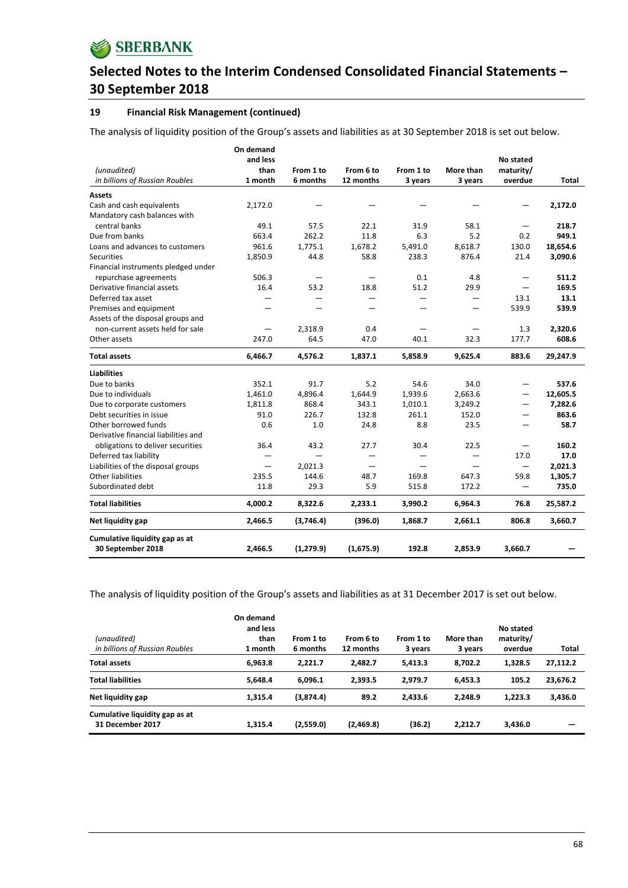## Selected Notes to the Interim Condensed Consolidated Financial Statements – 30 September 2018

### 19 Financial Risk Management (continued)

The analysis of liquidity position of the Group's assets and liabilities as at 30 September 2018 is set out below.

| *(unaudited)* *in billions of Russian Roubles* | On demand and less than 1 month | From 1 to 6 months | From 6 to 12 months | From 1 to 3 years | More than 3 years | No stated maturity/ overdue | Total |
|---|---|---|---|---|---|---|---|
| **Assets** | | | | | | | |
| Cash and cash equivalents | 2,172.0 | — | — | — | — | — | **2,172.0** |
| Mandatory cash balances with central banks | 49.1 | 57.5 | 22.1 | 31.9 | 58.1 | — | **218.7** |
| Due from banks | 663.4 | 262.2 | 11.8 | 6.3 | 5.2 | 0.2 | **949.1** |
| Loans and advances to customers | 961.6 | 1,775.1 | 1,678.2 | 5,491.0 | 8,618.7 | 130.0 | **18,654.6** |
| Securities | 1,850.9 | 44.8 | 58.8 | 238.3 | 876.4 | 21.4 | **3,090.6** |
| Financial instruments pledged under repurchase agreements | 506.3 | — | — | 0.1 | 4.8 | — | **511.2** |
| Derivative financial assets | 16.4 | 53.2 | 18.8 | 51.2 | 29.9 | — | **169.5** |
| Deferred tax asset | — | — | — | — | — | 13.1 | **13.1** |
| Premises and equipment | — | — | — | — | — | 539.9 | **539.9** |
| Assets of the disposal groups and non-current assets held for sale | — | 2,318.9 | 0.4 | — | — | 1.3 | **2,320.6** |
| Other assets | 247.0 | 64.5 | 47.0 | 40.1 | 32.3 | 177.7 | **608.6** |
| **Total assets** | **6,466.7** | **4,576.2** | **1,837.1** | **5,858.9** | **9,625.4** | **883.6** | **29,247.9** |
| **Liabilities** | | | | | | | |
| Due to banks | 352.1 | 91.7 | 5.2 | 54.6 | 34.0 | — | **537.6** |
| Due to individuals | 1,461.0 | 4,896.4 | 1,644.9 | 1,939.6 | 2,663.6 | — | **12,605.5** |
| Due to corporate customers | 1,811.8 | 868.4 | 343.1 | 1,010.1 | 3,249.2 | — | **7,282.6** |
| Debt securities in issue | 91.0 | 226.7 | 132.8 | 261.1 | 152.0 | — | **863.6** |
| Other borrowed funds | 0.6 | 1.0 | 24.8 | 8.8 | 23.5 | — | **58.7** |
| Derivative financial liabilities and obligations to deliver securities | 36.4 | 43.2 | 27.7 | 30.4 | 22.5 | — | **160.2** |
| Deferred tax liability | — | — | — | — | — | 17.0 | **17.0** |
| Liabilities of the disposal groups | — | 2,021.3 | — | — | — | — | **2,021.3** |
| Other liabilities | 235.5 | 144.6 | 48.7 | 169.8 | 647.3 | 59.8 | **1,305.7** |
| Subordinated debt | 11.8 | 29.3 | 5.9 | 515.8 | 172.2 | — | **735.0** |
| **Total liabilities** | **4,000.2** | **8,322.6** | **2,233.1** | **3,990.2** | **6,964.3** | **76.8** | **25,587.2** |
| **Net liquidity gap** | **2,466.5** | **(3,746.4)** | **(396.0)** | **1,868.7** | **2,661.1** | **806.8** | **3,660.7** |
| **Cumulative liquidity gap as at 30 September 2018** | **2,466.5** | **(1,279.9)** | **(1,675.9)** | **192.8** | **2,853.9** | **3,660.7** | **—** |

The analysis of liquidity position of the Group's assets and liabilities as at 31 December 2017 is set out below.

| *(unaudited)* *in billions of Russian Roubles* | On demand and less than 1 month | From 1 to 6 months | From 6 to 12 months | From 1 to 3 years | More than 3 years | No stated maturity/ overdue | Total |
|---|---|---|---|---|---|---|---|
| **Total assets** | **6,963.8** | **2,221.7** | **2,482.7** | **5,413.3** | **8,702.2** | **1,328.5** | **27,112.2** |
| **Total liabilities** | **5,648.4** | **6,096.1** | **2,393.5** | **2,979.7** | **6,453.3** | **105.2** | **23,676.2** |
| **Net liquidity gap** | **1,315.4** | **(3,874.4)** | **89.2** | **2,433.6** | **2,248.9** | **1,223.3** | **3,436.0** |
| **Cumulative liquidity gap as at 31 December 2017** | **1,315.4** | **(2,559.0)** | **(2,469.8)** | **(36.2)** | **2,212.7** | **3,436.0** | **—** |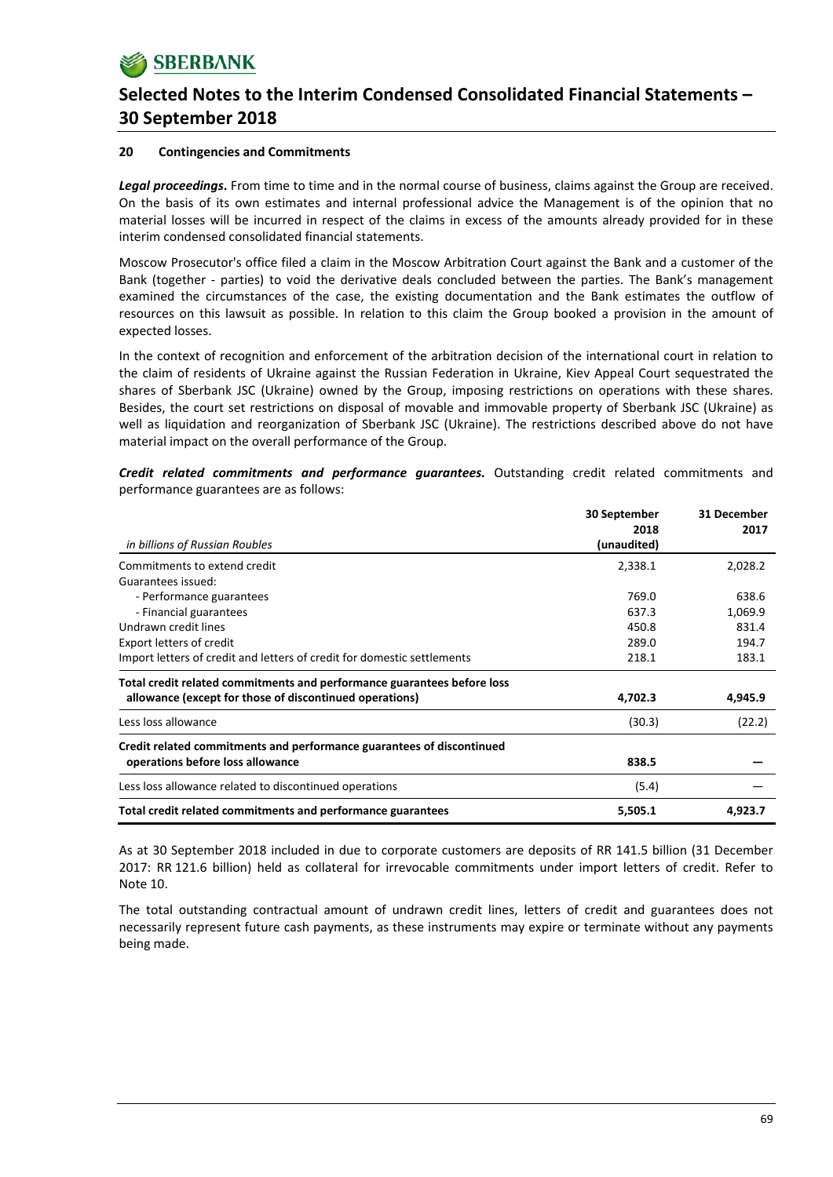## 20 Contingencies and Commitments

***Legal proceedings***. From time to time and in the normal course of business, claims against the Group are received. On the basis of its own estimates and internal professional advice the Management is of the opinion that no material losses will be incurred in respect of the claims in excess of the amounts already provided for in these interim condensed consolidated financial statements.

Moscow Prosecutor's office filed a claim in the Moscow Arbitration Court against the Bank and a customer of the Bank (together - parties) to void the derivative deals concluded between the parties. The Bank's management examined the circumstances of the case, the existing documentation and the Bank estimates the outflow of resources on this lawsuit as possible. In relation to this claim the Group booked a provision in the amount of expected losses.

In the context of recognition and enforcement of the arbitration decision of the international court in relation to the claim of residents of Ukraine against the Russian Federation in Ukraine, Kiev Appeal Court sequestrated the shares of Sberbank JSC (Ukraine) owned by the Group, imposing restrictions on operations with these shares. Besides, the court set restrictions on disposal of movable and immovable property of Sberbank JSC (Ukraine) as well as liquidation and reorganization of Sberbank JSC (Ukraine). The restrictions described above do not have material impact on the overall performance of the Group.

***Credit related commitments and performance guarantees.*** Outstanding credit related commitments and performance guarantees are as follows:

| *in billions of Russian Roubles* | **30 September 2018 (unaudited)** | **31 December 2017** |
|---|---|---|
| Commitments to extend credit | 2,338.1 | 2,028.2 |
| Guarantees issued: | | |
| - Performance guarantees | 769.0 | 638.6 |
| - Financial guarantees | 637.3 | 1,069.9 |
| Undrawn credit lines | 450.8 | 831.4 |
| Export letters of credit | 289.0 | 194.7 |
| Import letters of credit and letters of credit for domestic settlements | 218.1 | 183.1 |
| **Total credit related commitments and performance guarantees before loss allowance (except for those of discontinued operations)** | **4,702.3** | **4,945.9** |
| Less loss allowance | (30.3) | (22.2) |
| **Credit related commitments and performance guarantees of discontinued operations before loss allowance** | **838.5** | **—** |
| Less loss allowance related to discontinued operations | (5.4) | — |
| **Total credit related commitments and performance guarantees** | **5,505.1** | **4,923.7** |

As at 30 September 2018 included in due to corporate customers are deposits of RR 141.5 billion (31 December 2017: RR 121.6 billion) held as collateral for irrevocable commitments under import letters of credit. Refer to Note 10.

The total outstanding contractual amount of undrawn credit lines, letters of credit and guarantees does not necessarily represent future cash payments, as these instruments may expire or terminate without any payments being made.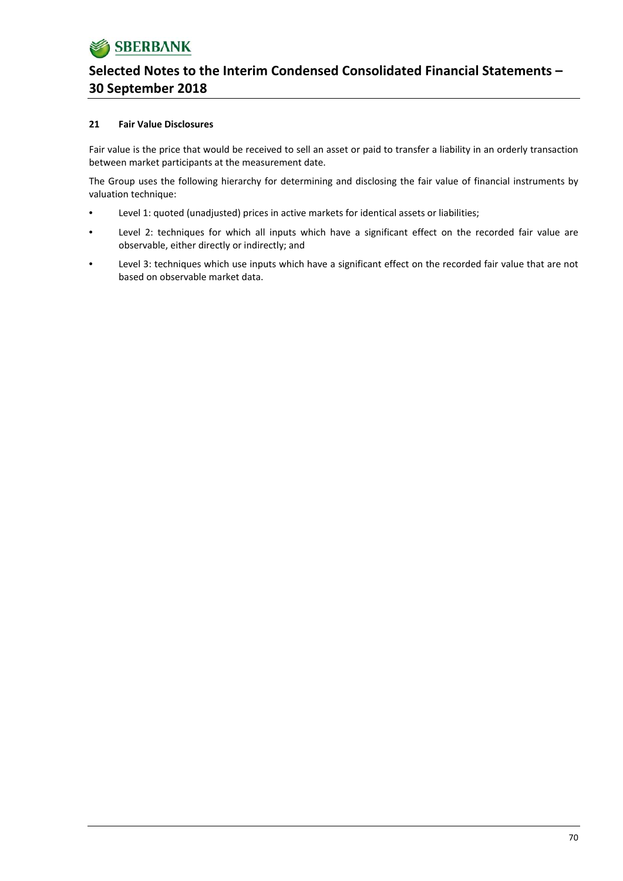### 21 Fair Value Disclosures

Fair value is the price that would be received to sell an asset or paid to transfer a liability in an orderly transaction between market participants at the measurement date.

The Group uses the following hierarchy for determining and disclosing the fair value of financial instruments by valuation technique:

- Level 1: quoted (unadjusted) prices in active markets for identical assets or liabilities;
- Level 2: techniques for which all inputs which have a significant effect on the recorded fair value are observable, either directly or indirectly; and
- Level 3: techniques which use inputs which have a significant effect on the recorded fair value that are not based on observable market data.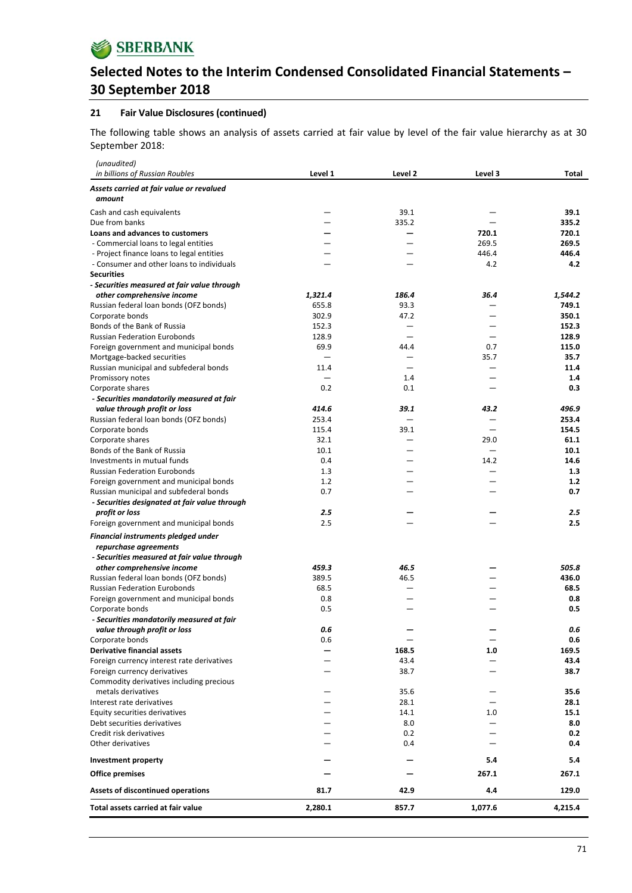# Selected Notes to the Interim Condensed Consolidated Financial Statements – 30 September 2018

### 21 Fair Value Disclosures (continued)

The following table shows an analysis of assets carried at fair value by level of the fair value hierarchy as at 30 September 2018:

| *(unaudited)* *in billions of Russian Roubles* | Level 1 | Level 2 | Level 3 | Total |
|---|---|---|---|---|
| ***Assets carried at fair value or revalued amount*** | | | | |
| Cash and cash equivalents | — | 39.1 | — | **39.1** |
| Due from banks | — | 335.2 | — | **335.2** |
| **Loans and advances to customers** | **—** | **—** | **720.1** | **720.1** |
| - Commercial loans to legal entities | — | — | 269.5 | **269.5** |
| - Project finance loans to legal entities | — | — | 446.4 | **446.4** |
| - Consumer and other loans to individuals | — | — | 4.2 | **4.2** |
| **Securities** | | | | |
| ***- Securities measured at fair value through other comprehensive income*** | ***1,321.4*** | ***186.4*** | ***36.4*** | ***1,544.2*** |
| Russian federal loan bonds (OFZ bonds) | 655.8 | 93.3 | — | **749.1** |
| Corporate bonds | 302.9 | 47.2 | — | **350.1** |
| Bonds of the Bank of Russia | 152.3 | — | — | **152.3** |
| Russian Federation Eurobonds | 128.9 | — | — | **128.9** |
| Foreign government and municipal bonds | 69.9 | 44.4 | 0.7 | **115.0** |
| Mortgage-backed securities | — | — | 35.7 | **35.7** |
| Russian municipal and subfederal bonds | 11.4 | — | — | **11.4** |
| Promissory notes | — | 1.4 | — | **1.4** |
| Corporate shares | 0.2 | 0.1 | — | **0.3** |
| ***- Securities mandatorily measured at fair value through profit or loss*** | ***414.6*** | ***39.1*** | ***43.2*** | ***496.9*** |
| Russian federal loan bonds (OFZ bonds) | 253.4 | — | — | **253.4** |
| Corporate bonds | 115.4 | 39.1 | — | **154.5** |
| Corporate shares | 32.1 | — | 29.0 | **61.1** |
| Bonds of the Bank of Russia | 10.1 | — | — | **10.1** |
| Investments in mutual funds | 0.4 | — | 14.2 | **14.6** |
| Russian Federation Eurobonds | 1.3 | — | — | **1.3** |
| Foreign government and municipal bonds | 1.2 | — | — | **1.2** |
| Russian municipal and subfederal bonds | 0.7 | — | — | **0.7** |
| ***- Securities designated at fair value through profit or loss*** | ***2.5*** | **—** | **—** | ***2.5*** |
| Foreign government and municipal bonds | 2.5 | — | — | **2.5** |
| ***Financial instruments pledged under repurchase agreements*** | | | | |
| ***- Securities measured at fair value through other comprehensive income*** | ***459.3*** | ***46.5*** | **—** | ***505.8*** |
| Russian federal loan bonds (OFZ bonds) | 389.5 | 46.5 | — | **436.0** |
| Russian Federation Eurobonds | 68.5 | — | — | **68.5** |
| Foreign government and municipal bonds | 0.8 | — | — | **0.8** |
| Corporate bonds | 0.5 | — | — | **0.5** |
| ***- Securities mandatorily measured at fair value through profit or loss*** | ***0.6*** | **—** | **—** | ***0.6*** |
| Corporate bonds | 0.6 | — | — | **0.6** |
| **Derivative financial assets** | **—** | **168.5** | **1.0** | **169.5** |
| Foreign currency interest rate derivatives | — | 43.4 | — | **43.4** |
| Foreign currency derivatives | — | 38.7 | — | **38.7** |
| Commodity derivatives including precious metals derivatives | — | 35.6 | — | **35.6** |
| Interest rate derivatives | — | 28.1 | — | **28.1** |
| Equity securities derivatives | — | 14.1 | 1.0 | **15.1** |
| Debt securities derivatives | — | 8.0 | — | **8.0** |
| Credit risk derivatives | — | 0.2 | — | **0.2** |
| Other derivatives | — | 0.4 | — | **0.4** |
| **Investment property** | **—** | **—** | **5.4** | **5.4** |
| **Office premises** | **—** | **—** | **267.1** | **267.1** |
| **Assets of discontinued operations** | **81.7** | **42.9** | **4.4** | **129.0** |
| **Total assets carried at fair value** | **2,280.1** | **857.7** | **1,077.6** | **4,215.4** |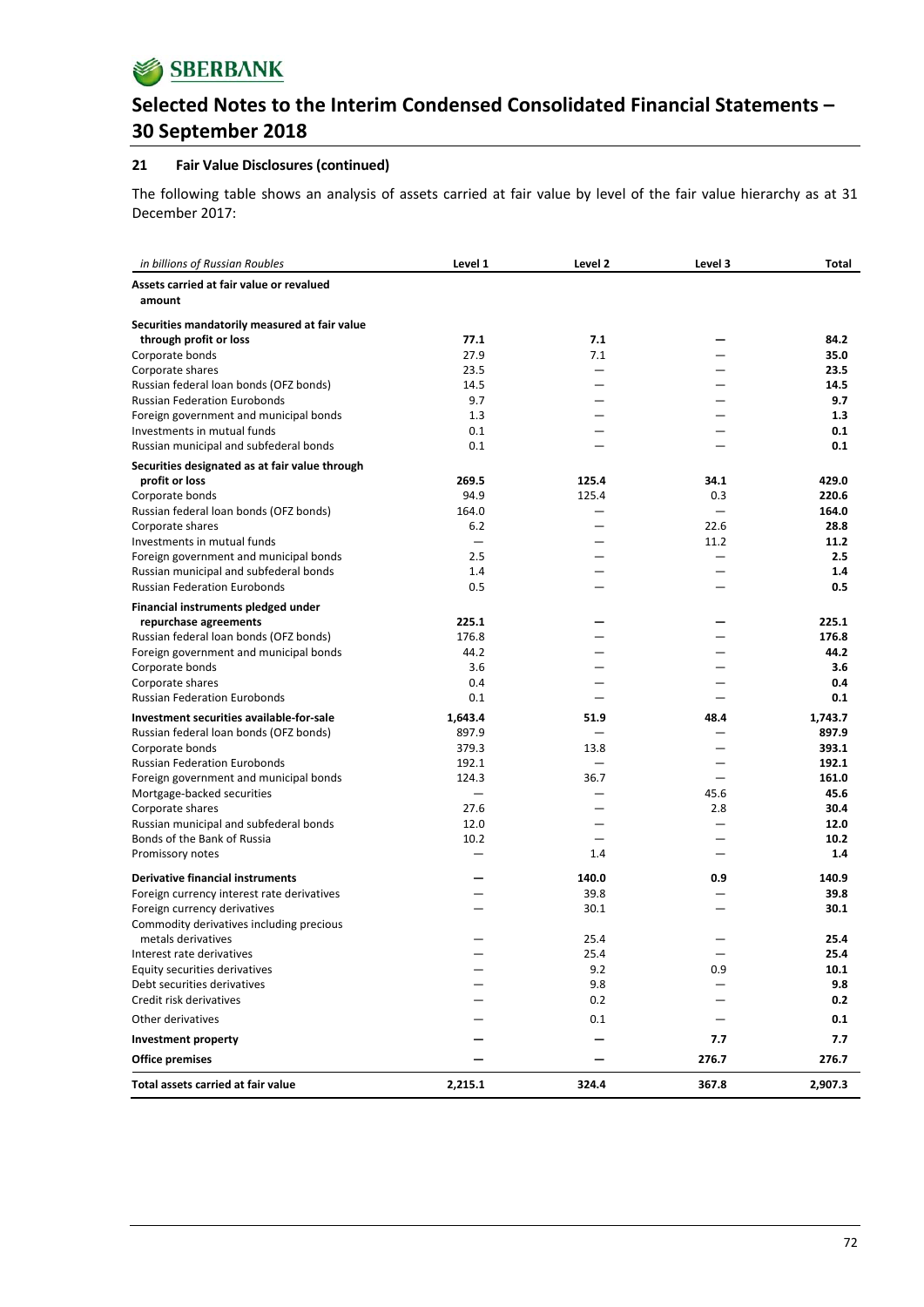## 21 Fair Value Disclosures (continued)

The following table shows an analysis of assets carried at fair value by level of the fair value hierarchy as at 31 December 2017:

| *in billions of Russian Roubles* | Level 1 | Level 2 | Level 3 | Total |
|---|---|---|---|---|
| **Assets carried at fair value or revalued amount** | | | | |
| **Securities mandatorily measured at fair value through profit or loss** | **77.1** | **7.1** | **—** | **84.2** |
| Corporate bonds | 27.9 | 7.1 | — | **35.0** |
| Corporate shares | 23.5 | — | — | **23.5** |
| Russian federal loan bonds (OFZ bonds) | 14.5 | — | — | **14.5** |
| Russian Federation Eurobonds | 9.7 | — | — | **9.7** |
| Foreign government and municipal bonds | 1.3 | — | — | **1.3** |
| Investments in mutual funds | 0.1 | — | — | **0.1** |
| Russian municipal and subfederal bonds | 0.1 | — | — | **0.1** |
| **Securities designated as at fair value through profit or loss** | **269.5** | **125.4** | **34.1** | **429.0** |
| Corporate bonds | 94.9 | 125.4 | 0.3 | **220.6** |
| Russian federal loan bonds (OFZ bonds) | 164.0 | — | — | **164.0** |
| Corporate shares | 6.2 | — | 22.6 | **28.8** |
| Investments in mutual funds | — | — | 11.2 | **11.2** |
| Foreign government and municipal bonds | 2.5 | — | — | **2.5** |
| Russian municipal and subfederal bonds | 1.4 | — | — | **1.4** |
| Russian Federation Eurobonds | 0.5 | — | — | **0.5** |
| **Financial instruments pledged under repurchase agreements** | **225.1** | **—** | **—** | **225.1** |
| Russian federal loan bonds (OFZ bonds) | 176.8 | — | — | **176.8** |
| Foreign government and municipal bonds | 44.2 | — | — | **44.2** |
| Corporate bonds | 3.6 | — | — | **3.6** |
| Corporate shares | 0.4 | — | — | **0.4** |
| Russian Federation Eurobonds | 0.1 | — | — | **0.1** |
| **Investment securities available-for-sale** | **1,643.4** | **51.9** | **48.4** | **1,743.7** |
| Russian federal loan bonds (OFZ bonds) | 897.9 | — | — | **897.9** |
| Corporate bonds | 379.3 | 13.8 | — | **393.1** |
| Russian Federation Eurobonds | 192.1 | — | — | **192.1** |
| Foreign government and municipal bonds | 124.3 | 36.7 | — | **161.0** |
| Mortgage-backed securities | — | — | 45.6 | **45.6** |
| Corporate shares | 27.6 | — | 2.8 | **30.4** |
| Russian municipal and subfederal bonds | 12.0 | — | — | **12.0** |
| Bonds of the Bank of Russia | 10.2 | — | — | **10.2** |
| Promissory notes | — | 1.4 | — | **1.4** |
| **Derivative financial instruments** | **—** | **140.0** | **0.9** | **140.9** |
| Foreign currency interest rate derivatives | — | 39.8 | — | **39.8** |
| Foreign currency derivatives | — | 30.1 | — | **30.1** |
| Commodity derivatives including precious metals derivatives | — | 25.4 | — | **25.4** |
| Interest rate derivatives | — | 25.4 | — | **25.4** |
| Equity securities derivatives | — | 9.2 | 0.9 | **10.1** |
| Debt securities derivatives | — | 9.8 | — | **9.8** |
| Credit risk derivatives | — | 0.2 | — | **0.2** |
| Other derivatives | — | 0.1 | — | **0.1** |
| **Investment property** | **—** | **—** | **7.7** | **7.7** |
| **Office premises** | **—** | **—** | **276.7** | **276.7** |
| **Total assets carried at fair value** | **2,215.1** | **324.4** | **367.8** | **2,907.3** |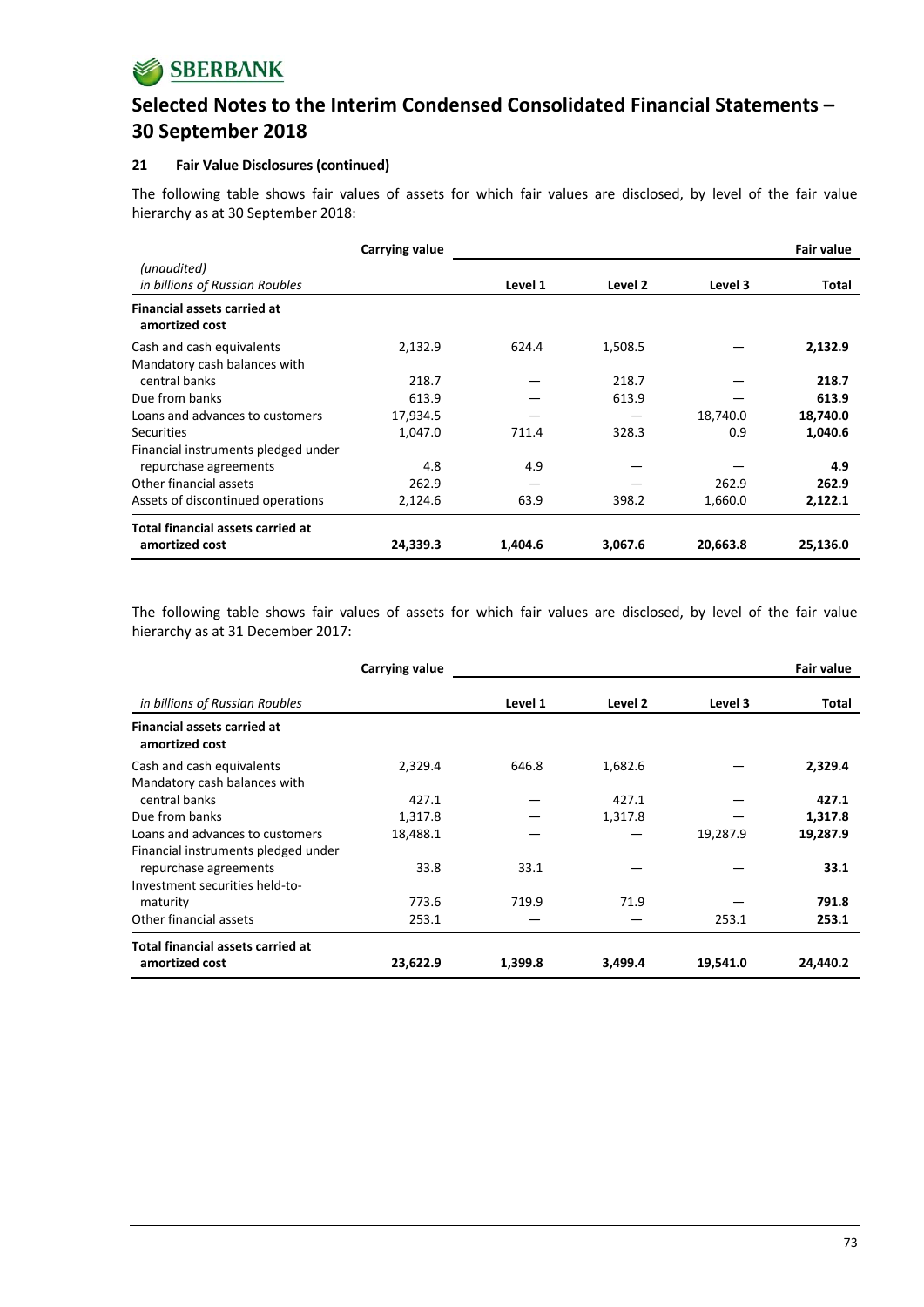### 21 Fair Value Disclosures (continued)

The following table shows fair values of assets for which fair values are disclosed, by level of the fair value hierarchy as at 30 September 2018:

| *(unaudited)* *in billions of Russian Roubles* | Carrying value | Level 1 | Level 2 | Level 3 | Fair value Total |
|---|---|---|---|---|---|
| **Financial assets carried at amortized cost** | | | | | |
| Cash and cash equivalents | 2,132.9 | 624.4 | 1,508.5 | — | **2,132.9** |
| Mandatory cash balances with central banks | 218.7 | — | 218.7 | — | **218.7** |
| Due from banks | 613.9 | — | 613.9 | — | **613.9** |
| Loans and advances to customers | 17,934.5 | — | — | 18,740.0 | **18,740.0** |
| Securities | 1,047.0 | 711.4 | 328.3 | 0.9 | **1,040.6** |
| Financial instruments pledged under repurchase agreements | 4.8 | 4.9 | — | — | **4.9** |
| Other financial assets | 262.9 | — | — | 262.9 | **262.9** |
| Assets of discontinued operations | 2,124.6 | 63.9 | 398.2 | 1,660.0 | **2,122.1** |
| **Total financial assets carried at amortized cost** | **24,339.3** | **1,404.6** | **3,067.6** | **20,663.8** | **25,136.0** |

The following table shows fair values of assets for which fair values are disclosed, by level of the fair value hierarchy as at 31 December 2017:

| *in billions of Russian Roubles* | Carrying value | Level 1 | Level 2 | Level 3 | Fair value Total |
|---|---|---|---|---|---|
| **Financial assets carried at amortized cost** | | | | | |
| Cash and cash equivalents | 2,329.4 | 646.8 | 1,682.6 | — | **2,329.4** |
| Mandatory cash balances with central banks | 427.1 | — | 427.1 | — | **427.1** |
| Due from banks | 1,317.8 | — | 1,317.8 | — | **1,317.8** |
| Loans and advances to customers | 18,488.1 | — | — | 19,287.9 | **19,287.9** |
| Financial instruments pledged under repurchase agreements | 33.8 | 33.1 | — | — | **33.1** |
| Investment securities held-to-maturity | 773.6 | 719.9 | 71.9 | — | **791.8** |
| Other financial assets | 253.1 | — | — | 253.1 | **253.1** |
| **Total financial assets carried at amortized cost** | **23,622.9** | **1,399.8** | **3,499.4** | **19,541.0** | **24,440.2** |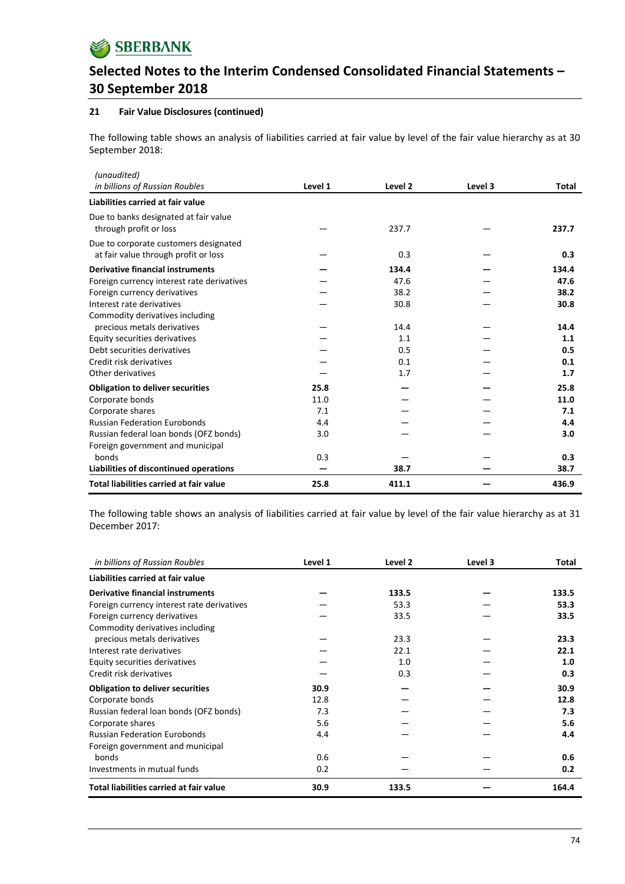# Selected Notes to the Interim Condensed Consolidated Financial Statements – 30 September 2018

## 21 Fair Value Disclosures (continued)

The following table shows an analysis of liabilities carried at fair value by level of the fair value hierarchy as at 30 September 2018:

| *(unaudited)* *in billions of Russian Roubles* | Level 1 | Level 2 | Level 3 | Total |
|---|---|---|---|---|
| **Liabilities carried at fair value** | | | | |
| Due to banks designated at fair value through profit or loss | — | 237.7 | — | **237.7** |
| Due to corporate customers designated at fair value through profit or loss | — | 0.3 | — | **0.3** |
| **Derivative financial instruments** | **—** | **134.4** | **—** | **134.4** |
| Foreign currency interest rate derivatives | — | 47.6 | — | **47.6** |
| Foreign currency derivatives | — | 38.2 | — | **38.2** |
| Interest rate derivatives | — | 30.8 | — | **30.8** |
| Commodity derivatives including precious metals derivatives | — | 14.4 | — | **14.4** |
| Equity securities derivatives | — | 1.1 | — | **1.1** |
| Debt securities derivatives | — | 0.5 | — | **0.5** |
| Credit risk derivatives | — | 0.1 | — | **0.1** |
| Other derivatives | — | 1.7 | — | **1.7** |
| **Obligation to deliver securities** | **25.8** | **—** | **—** | **25.8** |
| Corporate bonds | 11.0 | — | — | **11.0** |
| Corporate shares | 7.1 | — | — | **7.1** |
| Russian Federation Eurobonds | 4.4 | — | — | **4.4** |
| Russian federal loan bonds (OFZ bonds) | 3.0 | — | — | **3.0** |
| Foreign government and municipal bonds | 0.3 | — | — | **0.3** |
| **Liabilities of discontinued operations** | **—** | **38.7** | **—** | **38.7** |
| **Total liabilities carried at fair value** | **25.8** | **411.1** | **—** | **436.9** |

The following table shows an analysis of liabilities carried at fair value by level of the fair value hierarchy as at 31 December 2017:

| *in billions of Russian Roubles* | Level 1 | Level 2 | Level 3 | Total |
|---|---|---|---|---|
| **Liabilities carried at fair value** | | | | |
| **Derivative financial instruments** | **—** | **133.5** | **—** | **133.5** |
| Foreign currency interest rate derivatives | — | 53.3 | — | **53.3** |
| Foreign currency derivatives | — | 33.5 | — | **33.5** |
| Commodity derivatives including precious metals derivatives | — | 23.3 | — | **23.3** |
| Interest rate derivatives | — | 22.1 | — | **22.1** |
| Equity securities derivatives | — | 1.0 | — | **1.0** |
| Credit risk derivatives | — | 0.3 | — | **0.3** |
| **Obligation to deliver securities** | **30.9** | **—** | **—** | **30.9** |
| Corporate bonds | 12.8 | — | — | **12.8** |
| Russian federal loan bonds (OFZ bonds) | 7.3 | — | — | **7.3** |
| Corporate shares | 5.6 | — | — | **5.6** |
| Russian Federation Eurobonds | 4.4 | — | — | **4.4** |
| Foreign government and municipal bonds | 0.6 | — | — | **0.6** |
| Investments in mutual funds | 0.2 | — | — | **0.2** |
| **Total liabilities carried at fair value** | **30.9** | **133.5** | **—** | **164.4** |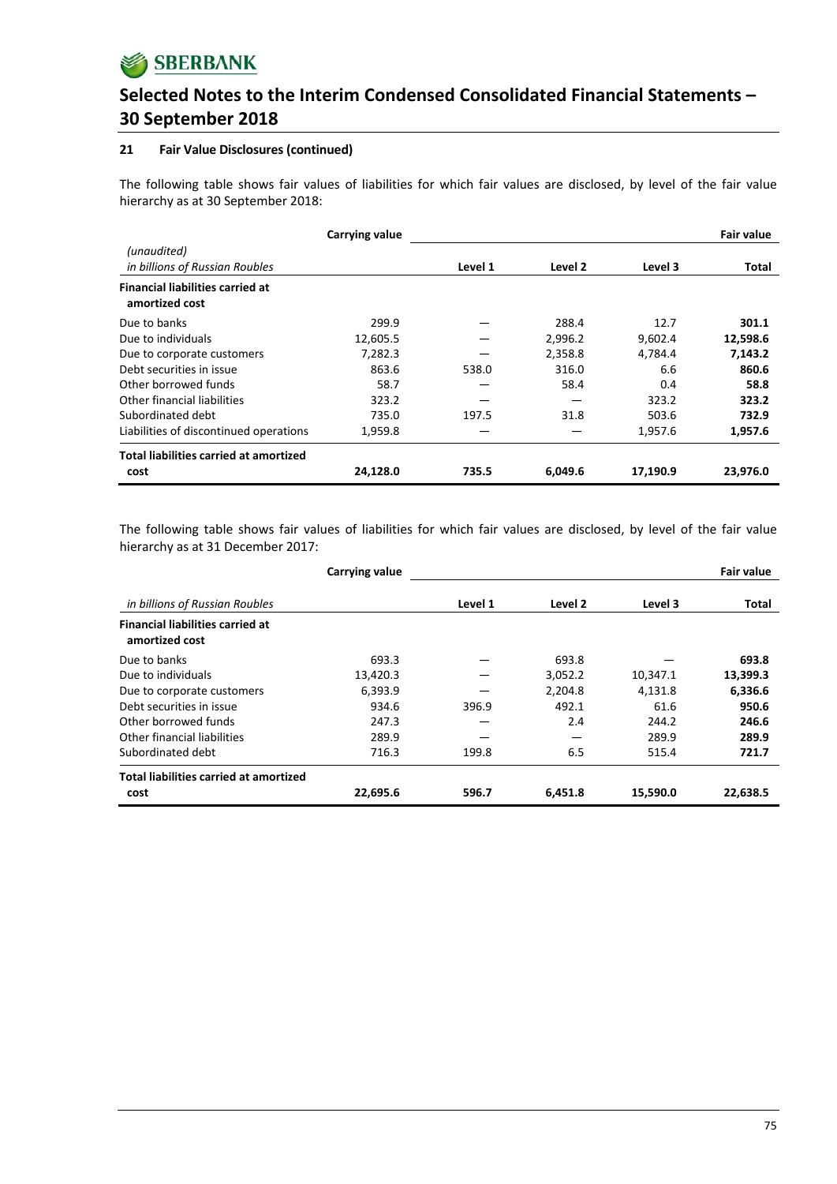### 21 Fair Value Disclosures (continued)

The following table shows fair values of liabilities for which fair values are disclosed, by level of the fair value hierarchy as at 30 September 2018:

| *(unaudited)* *in billions of Russian Roubles* | Carrying value | Fair value | | | |
|---|---|---|---|---|---|
| | | Level 1 | Level 2 | Level 3 | Total |
| **Financial liabilities carried at amortized cost** | | | | | |
| Due to banks | 299.9 | — | 288.4 | 12.7 | **301.1** |
| Due to individuals | 12,605.5 | — | 2,996.2 | 9,602.4 | **12,598.6** |
| Due to corporate customers | 7,282.3 | — | 2,358.8 | 4,784.4 | **7,143.2** |
| Debt securities in issue | 863.6 | 538.0 | 316.0 | 6.6 | **860.6** |
| Other borrowed funds | 58.7 | — | 58.4 | 0.4 | **58.8** |
| Other financial liabilities | 323.2 | — | — | 323.2 | **323.2** |
| Subordinated debt | 735.0 | 197.5 | 31.8 | 503.6 | **732.9** |
| Liabilities of discontinued operations | 1,959.8 | — | — | 1,957.6 | **1,957.6** |
| **Total liabilities carried at amortized cost** | **24,128.0** | **735.5** | **6,049.6** | **17,190.9** | **23,976.0** |

The following table shows fair values of liabilities for which fair values are disclosed, by level of the fair value hierarchy as at 31 December 2017:

| *in billions of Russian Roubles* | Carrying value | Fair value | | | |
|---|---|---|---|---|---|
| | | Level 1 | Level 2 | Level 3 | Total |
| **Financial liabilities carried at amortized cost** | | | | | |
| Due to banks | 693.3 | — | 693.8 | — | **693.8** |
| Due to individuals | 13,420.3 | — | 3,052.2 | 10,347.1 | **13,399.3** |
| Due to corporate customers | 6,393.9 | — | 2,204.8 | 4,131.8 | **6,336.6** |
| Debt securities in issue | 934.6 | 396.9 | 492.1 | 61.6 | **950.6** |
| Other borrowed funds | 247.3 | — | 2.4 | 244.2 | **246.6** |
| Other financial liabilities | 289.9 | — | — | 289.9 | **289.9** |
| Subordinated debt | 716.3 | 199.8 | 6.5 | 515.4 | **721.7** |
| **Total liabilities carried at amortized cost** | **22,695.6** | **596.7** | **6,451.8** | **15,590.0** | **22,638.5** |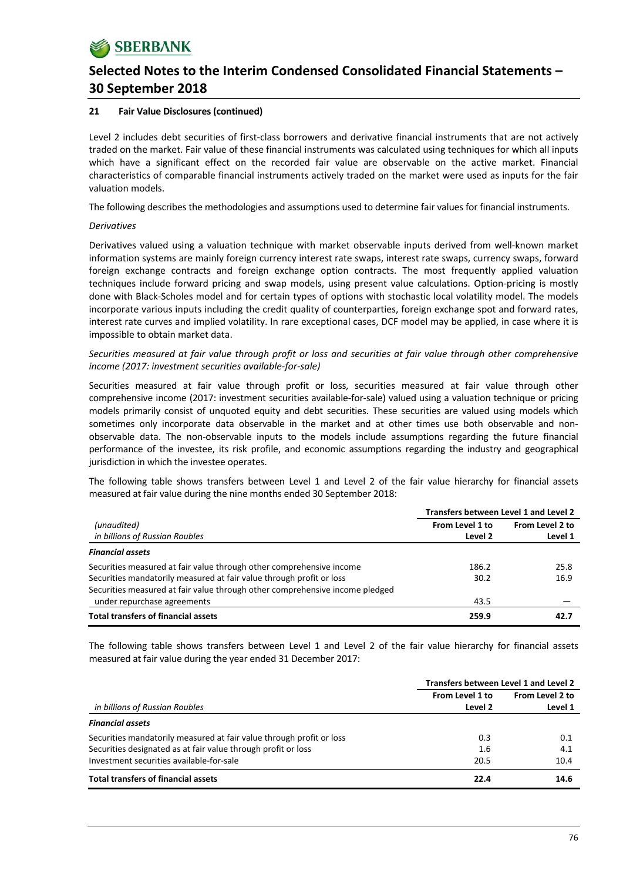### 21 Fair Value Disclosures (continued)

Level 2 includes debt securities of first-class borrowers and derivative financial instruments that are not actively traded on the market. Fair value of these financial instruments was calculated using techniques for which all inputs which have a significant effect on the recorded fair value are observable on the active market. Financial characteristics of comparable financial instruments actively traded on the market were used as inputs for the fair valuation models.

The following describes the methodologies and assumptions used to determine fair values for financial instruments.

*Derivatives*

Derivatives valued using a valuation technique with market observable inputs derived from well-known market information systems are mainly foreign currency interest rate swaps, interest rate swaps, currency swaps, forward foreign exchange contracts and foreign exchange option contracts. The most frequently applied valuation techniques include forward pricing and swap models, using present value calculations. Option-pricing is mostly done with Black-Scholes model and for certain types of options with stochastic local volatility model. The models incorporate various inputs including the credit quality of counterparties, foreign exchange spot and forward rates, interest rate curves and implied volatility. In rare exceptional cases, DCF model may be applied, in case where it is impossible to obtain market data.

*Securities measured at fair value through profit or loss and securities at fair value through other comprehensive income (2017: investment securities available-for-sale)*

Securities measured at fair value through profit or loss, securities measured at fair value through other comprehensive income (2017: investment securities available-for-sale) valued using a valuation technique or pricing models primarily consist of unquoted equity and debt securities. These securities are valued using models which sometimes only incorporate data observable in the market and at other times use both observable and non-observable data. The non-observable inputs to the models include assumptions regarding the future financial performance of the investee, its risk profile, and economic assumptions regarding the industry and geographical jurisdiction in which the investee operates.

The following table shows transfers between Level 1 and Level 2 of the fair value hierarchy for financial assets measured at fair value during the nine months ended 30 September 2018:

| | Transfers between Level 1 and Level 2 | |
|---|---|---|
| *(unaudited)*<br>*in billions of Russian Roubles* | **From Level 1 to Level 2** | **From Level 2 to Level 1** |
| ***Financial assets*** | | |
| Securities measured at fair value through other comprehensive income | 186.2 | 25.8 |
| Securities mandatorily measured at fair value through profit or loss | 30.2 | 16.9 |
| Securities measured at fair value through other comprehensive income pledged under repurchase agreements | 43.5 | — |
| **Total transfers of financial assets** | **259.9** | **42.7** |

The following table shows transfers between Level 1 and Level 2 of the fair value hierarchy for financial assets measured at fair value during the year ended 31 December 2017:

| | Transfers between Level 1 and Level 2 | |
|---|---|---|
| *in billions of Russian Roubles* | **From Level 1 to Level 2** | **From Level 2 to Level 1** |
| ***Financial assets*** | | |
| Securities mandatorily measured at fair value through profit or loss | 0.3 | 0.1 |
| Securities designated as at fair value through profit or loss | 1.6 | 4.1 |
| Investment securities available-for-sale | 20.5 | 10.4 |
| **Total transfers of financial assets** | **22.4** | **14.6** |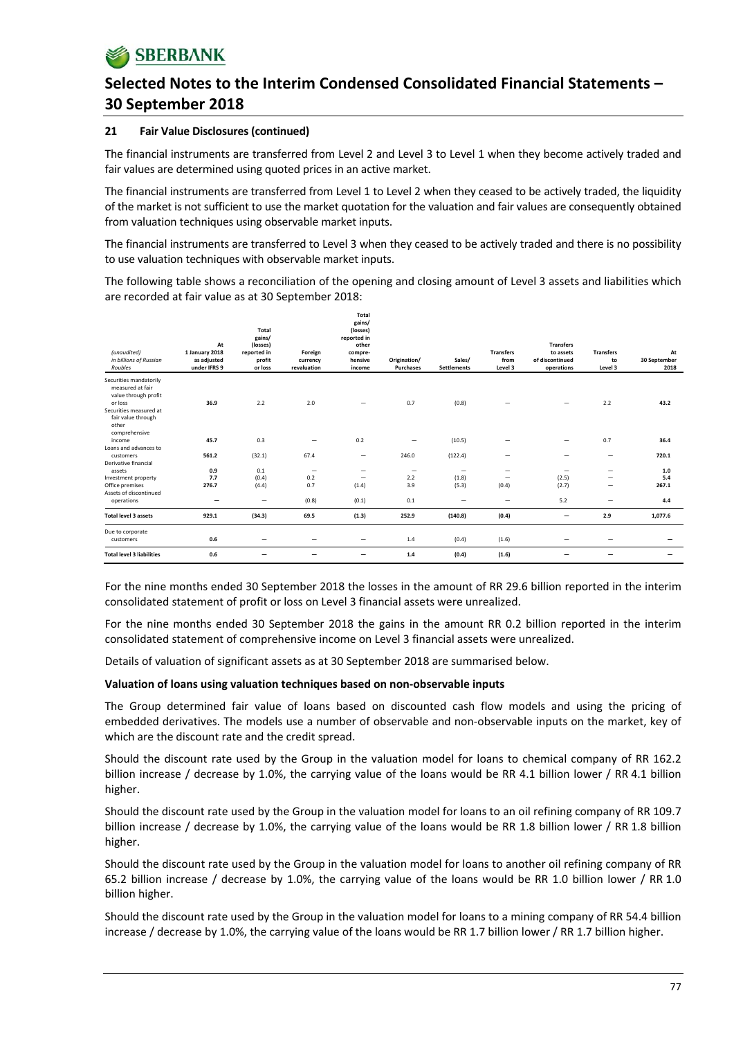# Selected Notes to the Interim Condensed Consolidated Financial Statements – 30 September 2018

### 21 Fair Value Disclosures (continued)

The financial instruments are transferred from Level 2 and Level 3 to Level 1 when they become actively traded and fair values are determined using quoted prices in an active market.

The financial instruments are transferred from Level 1 to Level 2 when they ceased to be actively traded, the liquidity of the market is not sufficient to use the market quotation for the valuation and fair values are consequently obtained from valuation techniques using observable market inputs.

The financial instruments are transferred to Level 3 when they ceased to be actively traded and there is no possibility to use valuation techniques with observable market inputs.

The following table shows a reconciliation of the opening and closing amount of Level 3 assets and liabilities which are recorded at fair value as at 30 September 2018:

| *(unaudited)* *in billions of Russian Roubles* | At 1 January 2018 as adjusted under IFRS 9 | Total gains/ (losses) reported in profit or loss | Foreign currency revaluation | Total gains/ (losses) reported in other compre-hensive income | Origination/ Purchases | Sales/ Settlements | Transfers from Level 3 | Transfers to assets of discontinued operations | Transfers to Level 3 | At 30 September 2018 |
|---|---|---|---|---|---|---|---|---|---|---|
| Securities mandatorily measured at fair value through profit or loss | **36.9** | 2.2 | 2.0 | – | 0.7 | (0.8) | – | – | 2.2 | **43.2** |
| Securities measured at fair value through other comprehensive income | **45.7** | 0.3 | – | 0.2 | – | (10.5) | – | – | 0.7 | **36.4** |
| Loans and advances to customers | **561.2** | (32.1) | 67.4 | – | 246.0 | (122.4) | – | – | – | **720.1** |
| Derivative financial assets | **0.9** | 0.1 | – | – | – | – | – | – | – | **1.0** |
| Investment property | **7.7** | (0.4) | 0.2 | – | 2.2 | (1.8) | – | (2.5) | – | **5.4** |
| Office premises | **276.7** | (4.4) | 0.7 | (1.4) | 3.9 | (5.3) | (0.4) | (2.7) | – | **267.1** |
| Assets of discontinued operations | **–** | – | (0.8) | (0.1) | 0.1 | – | – | 5.2 | – | **4.4** |
| **Total level 3 assets** | **929.1** | **(34.3)** | **69.5** | **(1.3)** | **252.9** | **(140.8)** | **(0.4)** | **–** | **2.9** | **1,077.6** |
| Due to corporate customers | **0.6** | – | – | – | 1.4 | (0.4) | (1.6) | – | – | **–** |
| **Total level 3 liabilities** | **0.6** | **–** | **–** | **–** | **1.4** | **(0.4)** | **(1.6)** | **–** | **–** | **–** |

For the nine months ended 30 September 2018 the losses in the amount of RR 29.6 billion reported in the interim consolidated statement of profit or loss on Level 3 financial assets were unrealized.

For the nine months ended 30 September 2018 the gains in the amount RR 0.2 billion reported in the interim consolidated statement of comprehensive income on Level 3 financial assets were unrealized.

Details of valuation of significant assets as at 30 September 2018 are summarised below.

**Valuation of loans using valuation techniques based on non-observable inputs**

The Group determined fair value of loans based on discounted cash flow models and using the pricing of embedded derivatives. The models use a number of observable and non-observable inputs on the market, key of which are the discount rate and the credit spread.

Should the discount rate used by the Group in the valuation model for loans to chemical company of RR 162.2 billion increase / decrease by 1.0%, the carrying value of the loans would be RR 4.1 billion lower / RR 4.1 billion higher.

Should the discount rate used by the Group in the valuation model for loans to an oil refining company of RR 109.7 billion increase / decrease by 1.0%, the carrying value of the loans would be RR 1.8 billion lower / RR 1.8 billion higher.

Should the discount rate used by the Group in the valuation model for loans to another oil refining company of RR 65.2 billion increase / decrease by 1.0%, the carrying value of the loans would be RR 1.0 billion lower / RR 1.0 billion higher.

Should the discount rate used by the Group in the valuation model for loans to a mining company of RR 54.4 billion increase / decrease by 1.0%, the carrying value of the loans would be RR 1.7 billion lower / RR 1.7 billion higher.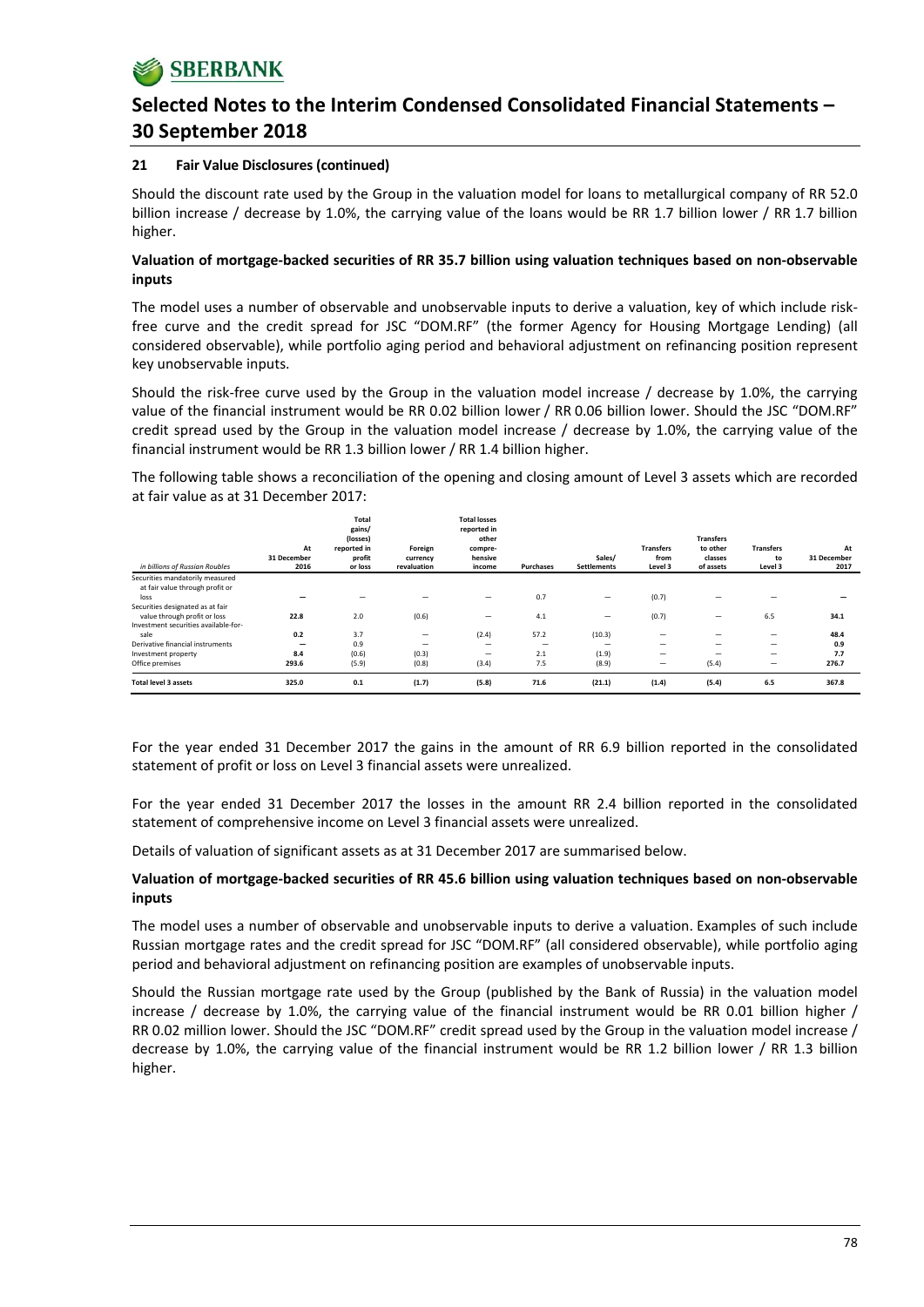## 21 Fair Value Disclosures (continued)

Should the discount rate used by the Group in the valuation model for loans to metallurgical company of RR 52.0 billion increase / decrease by 1.0%, the carrying value of the loans would be RR 1.7 billion lower / RR 1.7 billion higher.

**Valuation of mortgage-backed securities of RR 35.7 billion using valuation techniques based on non-observable inputs**

The model uses a number of observable and unobservable inputs to derive a valuation, key of which include risk-free curve and the credit spread for JSC "DOM.RF" (the former Agency for Housing Mortgage Lending) (all considered observable), while portfolio aging period and behavioral adjustment on refinancing position represent key unobservable inputs.

Should the risk-free curve used by the Group in the valuation model increase / decrease by 1.0%, the carrying value of the financial instrument would be RR 0.02 billion lower / RR 0.06 billion lower. Should the JSC "DOM.RF" credit spread used by the Group in the valuation model increase / decrease by 1.0%, the carrying value of the financial instrument would be RR 1.3 billion lower / RR 1.4 billion higher.

The following table shows a reconciliation of the opening and closing amount of Level 3 assets which are recorded at fair value as at 31 December 2017:

| *in billions of Russian Roubles* | At 31 December 2016 | Total gains/ (losses) reported in profit or loss | Foreign currency revaluation | Total losses reported in other compre-hensive income | Purchases | Sales/ Settlements | Transfers from Level 3 | Transfers to other classes of assets | Transfers to Level 3 | At 31 December 2017 |
|---|---|---|---|---|---|---|---|---|---|---|
| Securities mandatorily measured at fair value through profit or loss | **—** | — | — | — | 0.7 | — | (0.7) | — | — | **—** |
| Securities designated as at fair value through profit or loss | **22.8** | 2.0 | (0.6) | — | 4.1 | — | (0.7) | — | 6.5 | **34.1** |
| Investment securities available-for-sale | **0.2** | 3.7 | — | (2.4) | 57.2 | (10.3) | — | — | — | **48.4** |
| Derivative financial instruments | **—** | 0.9 | — | — | — | — | — | — | — | **0.9** |
| Investment property | **8.4** | (0.6) | (0.3) | — | 2.1 | (1.9) | — | — | — | **7.7** |
| Office premises | **293.6** | (5.9) | (0.8) | (3.4) | 7.5 | (8.9) | — | (5.4) | — | **276.7** |
| **Total level 3 assets** | **325.0** | **0.1** | **(1.7)** | **(5.8)** | **71.6** | **(21.1)** | **(1.4)** | **(5.4)** | **6.5** | **367.8** |

For the year ended 31 December 2017 the gains in the amount of RR 6.9 billion reported in the consolidated statement of profit or loss on Level 3 financial assets were unrealized.

For the year ended 31 December 2017 the losses in the amount RR 2.4 billion reported in the consolidated statement of comprehensive income on Level 3 financial assets were unrealized.

Details of valuation of significant assets as at 31 December 2017 are summarised below.

**Valuation of mortgage-backed securities of RR 45.6 billion using valuation techniques based on non-observable inputs**

The model uses a number of observable and unobservable inputs to derive a valuation. Examples of such include Russian mortgage rates and the credit spread for JSC "DOM.RF" (all considered observable), while portfolio aging period and behavioral adjustment on refinancing position are examples of unobservable inputs.

Should the Russian mortgage rate used by the Group (published by the Bank of Russia) in the valuation model increase / decrease by 1.0%, the carrying value of the financial instrument would be RR 0.01 billion higher / RR 0.02 million lower. Should the JSC "DOM.RF" credit spread used by the Group in the valuation model increase / decrease by 1.0%, the carrying value of the financial instrument would be RR 1.2 billion lower / RR 1.3 billion higher.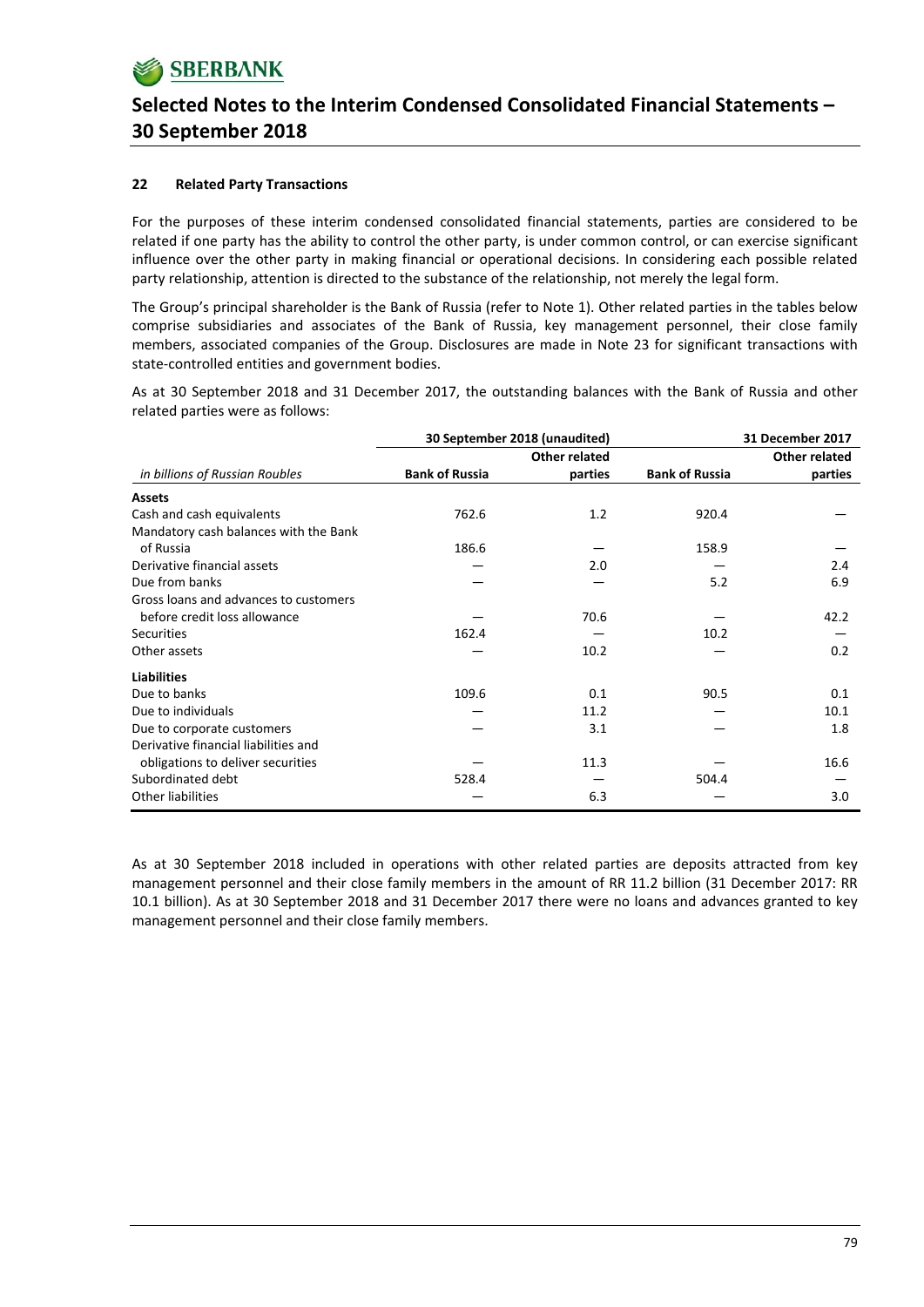### 22 Related Party Transactions

For the purposes of these interim condensed consolidated financial statements, parties are considered to be related if one party has the ability to control the other party, is under common control, or can exercise significant influence over the other party in making financial or operational decisions. In considering each possible related party relationship, attention is directed to the substance of the relationship, not merely the legal form.

The Group's principal shareholder is the Bank of Russia (refer to Note 1). Other related parties in the tables below comprise subsidiaries and associates of the Bank of Russia, key management personnel, their close family members, associated companies of the Group. Disclosures are made in Note 23 for significant transactions with state-controlled entities and government bodies.

As at 30 September 2018 and 31 December 2017, the outstanding balances with the Bank of Russia and other related parties were as follows:

| | 30 September 2018 (unaudited) | | 31 December 2017 | |
|---|---|---|---|---|
| *in billions of Russian Roubles* | **Bank of Russia** | **Other related parties** | **Bank of Russia** | **Other related parties** |
| **Assets** | | | | |
| Cash and cash equivalents | 762.6 | 1.2 | 920.4 | — |
| Mandatory cash balances with the Bank of Russia | 186.6 | — | 158.9 | — |
| Derivative financial assets | — | 2.0 | — | 2.4 |
| Due from banks | — | — | 5.2 | 6.9 |
| Gross loans and advances to customers before credit loss allowance | — | 70.6 | — | 42.2 |
| Securities | 162.4 | — | 10.2 | — |
| Other assets | — | 10.2 | — | 0.2 |
| **Liabilities** | | | | |
| Due to banks | 109.6 | 0.1 | 90.5 | 0.1 |
| Due to individuals | — | 11.2 | — | 10.1 |
| Due to corporate customers | — | 3.1 | — | 1.8 |
| Derivative financial liabilities and obligations to deliver securities | — | 11.3 | — | 16.6 |
| Subordinated debt | 528.4 | — | 504.4 | — |
| Other liabilities | — | 6.3 | — | 3.0 |

As at 30 September 2018 included in operations with other related parties are deposits attracted from key management personnel and their close family members in the amount of RR 11.2 billion (31 December 2017: RR 10.1 billion). As at 30 September 2018 and 31 December 2017 there were no loans and advances granted to key management personnel and their close family members.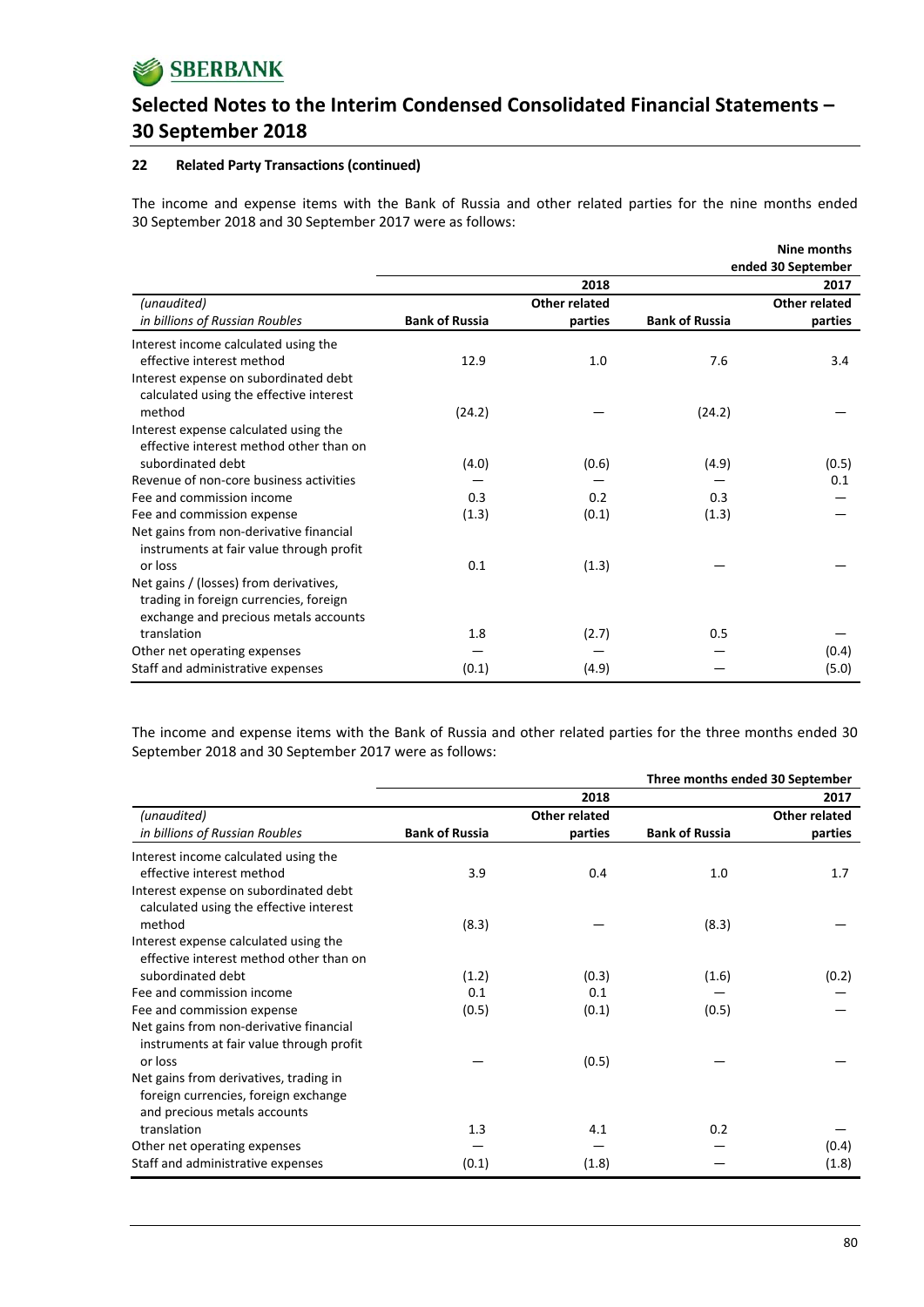### 22 Related Party Transactions (continued)

The income and expense items with the Bank of Russia and other related parties for the nine months ended 30 September 2018 and 30 September 2017 were as follows:

| | | | Nine months ended 30 September | |
|---|---|---|---|---|
| | | 2018 | | 2017 |
| *(unaudited)* *in billions of Russian Roubles* | Bank of Russia | Other related parties | Bank of Russia | Other related parties |
| Interest income calculated using the effective interest method | 12.9 | 1.0 | 7.6 | 3.4 |
| Interest expense on subordinated debt calculated using the effective interest method | (24.2) | — | (24.2) | — |
| Interest expense calculated using the effective interest method other than on subordinated debt | (4.0) | (0.6) | (4.9) | (0.5) |
| Revenue of non-core business activities | — | — | — | 0.1 |
| Fee and commission income | 0.3 | 0.2 | 0.3 | — |
| Fee and commission expense | (1.3) | (0.1) | (1.3) | — |
| Net gains from non-derivative financial instruments at fair value through profit or loss | 0.1 | (1.3) | — | — |
| Net gains / (losses) from derivatives, trading in foreign currencies, foreign exchange and precious metals accounts translation | 1.8 | (2.7) | 0.5 | — |
| Other net operating expenses | — | — | — | (0.4) |
| Staff and administrative expenses | (0.1) | (4.9) | — | (5.0) |

The income and expense items with the Bank of Russia and other related parties for the three months ended 30 September 2018 and 30 September 2017 were as follows:

| | | | Three months ended 30 September | |
|---|---|---|---|---|
| | | 2018 | | 2017 |
| *(unaudited)* *in billions of Russian Roubles* | Bank of Russia | Other related parties | Bank of Russia | Other related parties |
| Interest income calculated using the effective interest method | 3.9 | 0.4 | 1.0 | 1.7 |
| Interest expense on subordinated debt calculated using the effective interest method | (8.3) | — | (8.3) | — |
| Interest expense calculated using the effective interest method other than on subordinated debt | (1.2) | (0.3) | (1.6) | (0.2) |
| Fee and commission income | 0.1 | 0.1 | — | — |
| Fee and commission expense | (0.5) | (0.1) | (0.5) | — |
| Net gains from non-derivative financial instruments at fair value through profit or loss | — | (0.5) | — | — |
| Net gains from derivatives, trading in foreign currencies, foreign exchange and precious metals accounts translation | 1.3 | 4.1 | 0.2 | — |
| Other net operating expenses | — | — | — | (0.4) |
| Staff and administrative expenses | (0.1) | (1.8) | — | (1.8) |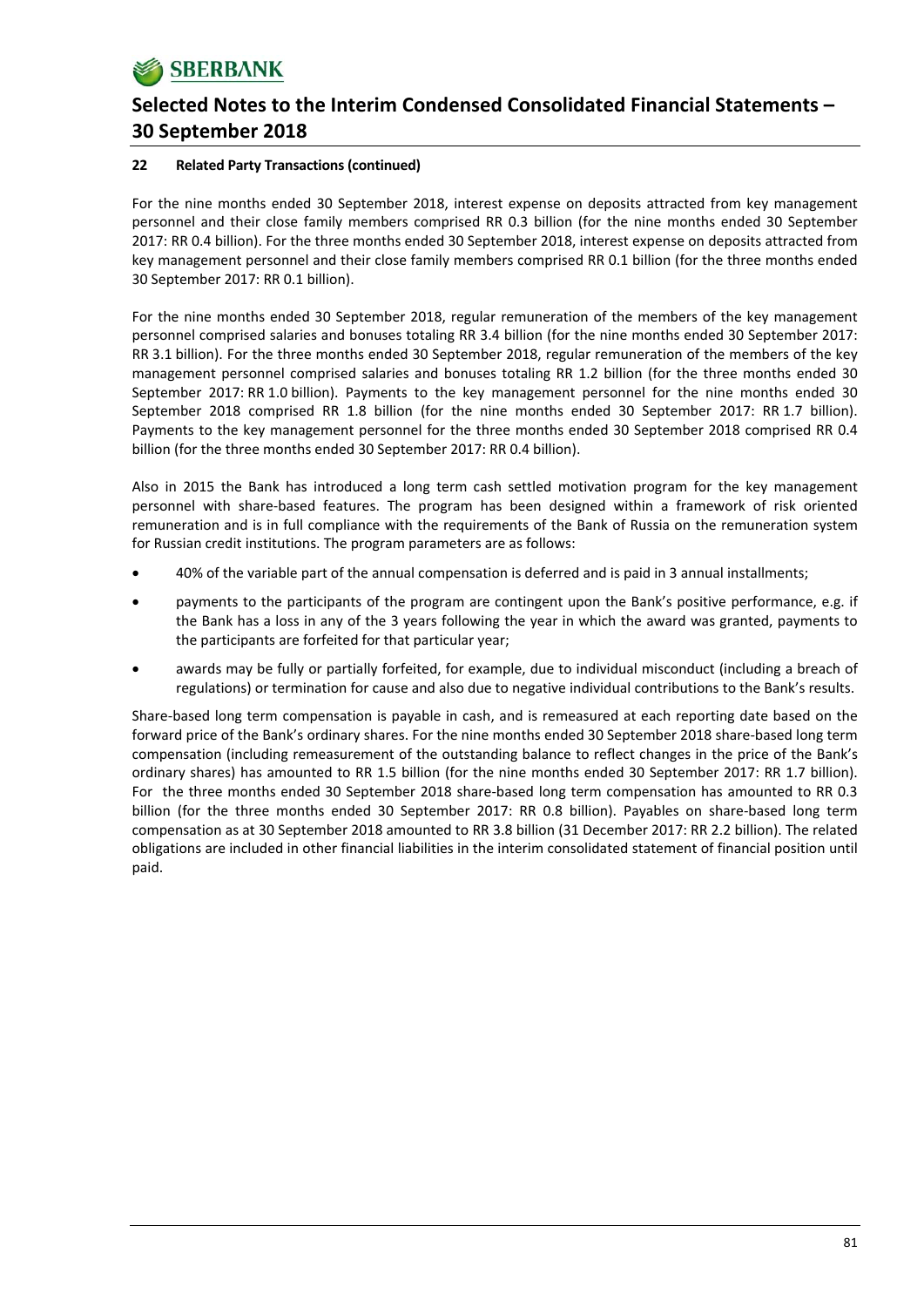### 22 Related Party Transactions (continued)

For the nine months ended 30 September 2018, interest expense on deposits attracted from key management personnel and their close family members comprised RR 0.3 billion (for the nine months ended 30 September 2017: RR 0.4 billion). For the three months ended 30 September 2018, interest expense on deposits attracted from key management personnel and their close family members comprised RR 0.1 billion (for the three months ended 30 September 2017: RR 0.1 billion).

For the nine months ended 30 September 2018, regular remuneration of the members of the key management personnel comprised salaries and bonuses totaling RR 3.4 billion (for the nine months ended 30 September 2017: RR 3.1 billion). For the three months ended 30 September 2018, regular remuneration of the members of the key management personnel comprised salaries and bonuses totaling RR 1.2 billion (for the three months ended 30 September 2017: RR 1.0 billion). Payments to the key management personnel for the nine months ended 30 September 2018 comprised RR 1.8 billion (for the nine months ended 30 September 2017: RR 1.7 billion). Payments to the key management personnel for the three months ended 30 September 2018 comprised RR 0.4 billion (for the three months ended 30 September 2017: RR 0.4 billion).

Also in 2015 the Bank has introduced a long term cash settled motivation program for the key management personnel with share-based features. The program has been designed within a framework of risk oriented remuneration and is in full compliance with the requirements of the Bank of Russia on the remuneration system for Russian credit institutions. The program parameters are as follows:

- 40% of the variable part of the annual compensation is deferred and is paid in 3 annual installments;
- payments to the participants of the program are contingent upon the Bank's positive performance, e.g. if the Bank has a loss in any of the 3 years following the year in which the award was granted, payments to the participants are forfeited for that particular year;
- awards may be fully or partially forfeited, for example, due to individual misconduct (including a breach of regulations) or termination for cause and also due to negative individual contributions to the Bank's results.

Share-based long term compensation is payable in cash, and is remeasured at each reporting date based on the forward price of the Bank's ordinary shares. For the nine months ended 30 September 2018 share-based long term compensation (including remeasurement of the outstanding balance to reflect changes in the price of the Bank's ordinary shares) has amounted to RR 1.5 billion (for the nine months ended 30 September 2017: RR 1.7 billion). For the three months ended 30 September 2018 share-based long term compensation has amounted to RR 0.3 billion (for the three months ended 30 September 2017: RR 0.8 billion). Payables on share-based long term compensation as at 30 September 2018 amounted to RR 3.8 billion (31 December 2017: RR 2.2 billion). The related obligations are included in other financial liabilities in the interim consolidated statement of financial position until paid.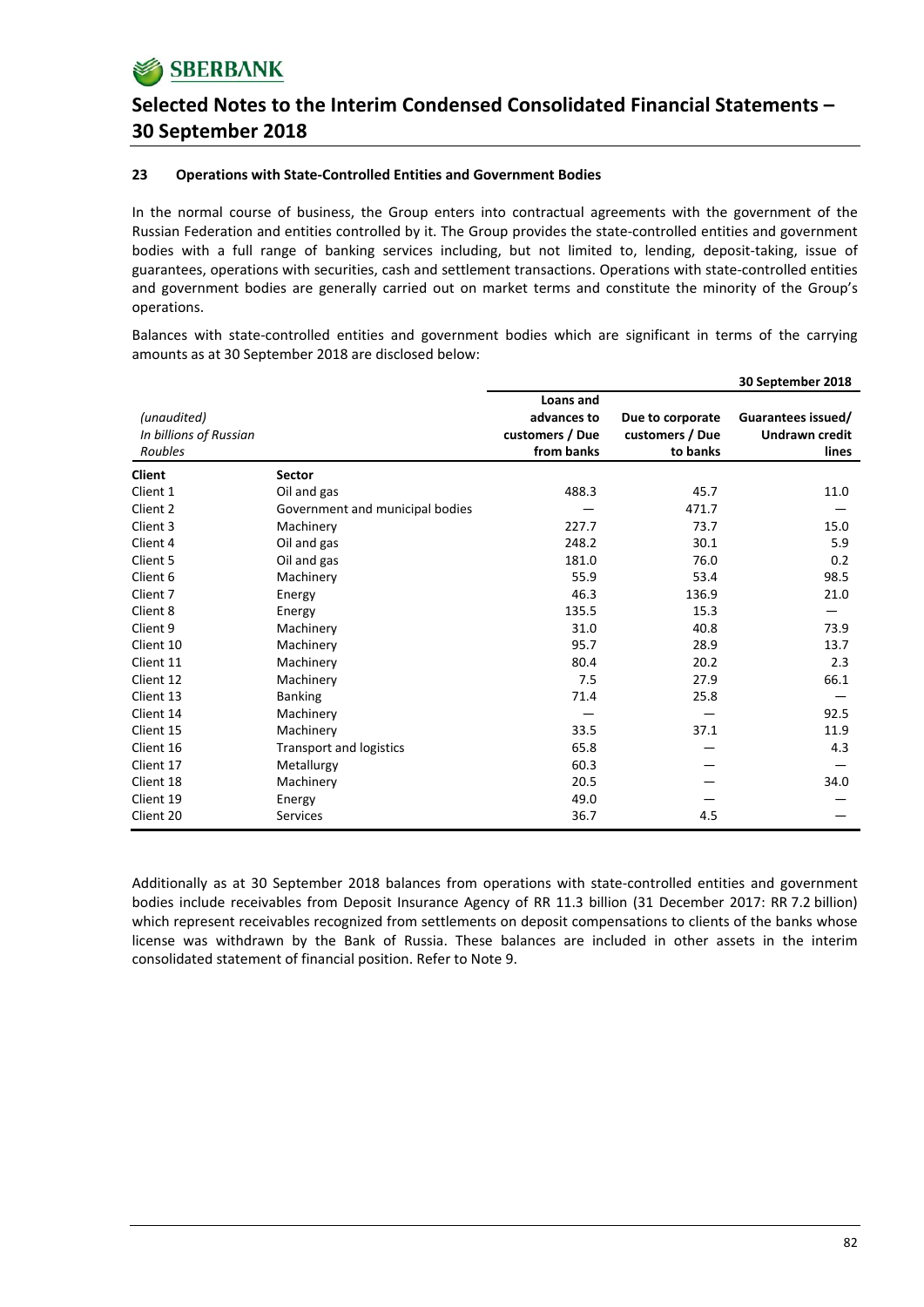## 23 Operations with State-Controlled Entities and Government Bodies

In the normal course of business, the Group enters into contractual agreements with the government of the Russian Federation and entities controlled by it. The Group provides the state-controlled entities and government bodies with a full range of banking services including, but not limited to, lending, deposit-taking, issue of guarantees, operations with securities, cash and settlement transactions. Operations with state-controlled entities and government bodies are generally carried out on market terms and constitute the minority of the Group's operations.

Balances with state-controlled entities and government bodies which are significant in terms of the carrying amounts as at 30 September 2018 are disclosed below:

| *(unaudited)* *In billions of Russian Roubles* | | | | **30 September 2018** |
|---|---|---|---|---|
| | | **Loans and advances to customers / Due from banks** | **Due to corporate customers / Due to banks** | **Guarantees issued/ Undrawn credit lines** |
| **Client** | **Sector** | | | |
| Client 1 | Oil and gas | 488.3 | 45.7 | 11.0 |
| Client 2 | Government and municipal bodies | — | 471.7 | — |
| Client 3 | Machinery | 227.7 | 73.7 | 15.0 |
| Client 4 | Oil and gas | 248.2 | 30.1 | 5.9 |
| Client 5 | Oil and gas | 181.0 | 76.0 | 0.2 |
| Client 6 | Machinery | 55.9 | 53.4 | 98.5 |
| Client 7 | Energy | 46.3 | 136.9 | 21.0 |
| Client 8 | Energy | 135.5 | 15.3 | — |
| Client 9 | Machinery | 31.0 | 40.8 | 73.9 |
| Client 10 | Machinery | 95.7 | 28.9 | 13.7 |
| Client 11 | Machinery | 80.4 | 20.2 | 2.3 |
| Client 12 | Machinery | 7.5 | 27.9 | 66.1 |
| Client 13 | Banking | 71.4 | 25.8 | — |
| Client 14 | Machinery | — | — | 92.5 |
| Client 15 | Machinery | 33.5 | 37.1 | 11.9 |
| Client 16 | Transport and logistics | 65.8 | — | 4.3 |
| Client 17 | Metallurgy | 60.3 | — | — |
| Client 18 | Machinery | 20.5 | — | 34.0 |
| Client 19 | Energy | 49.0 | — | — |
| Client 20 | Services | 36.7 | 4.5 | — |

Additionally as at 30 September 2018 balances from operations with state-controlled entities and government bodies include receivables from Deposit Insurance Agency of RR 11.3 billion (31 December 2017: RR 7.2 billion) which represent receivables recognized from settlements on deposit compensations to clients of the banks whose license was withdrawn by the Bank of Russia. These balances are included in other assets in the interim consolidated statement of financial position. Refer to Note 9.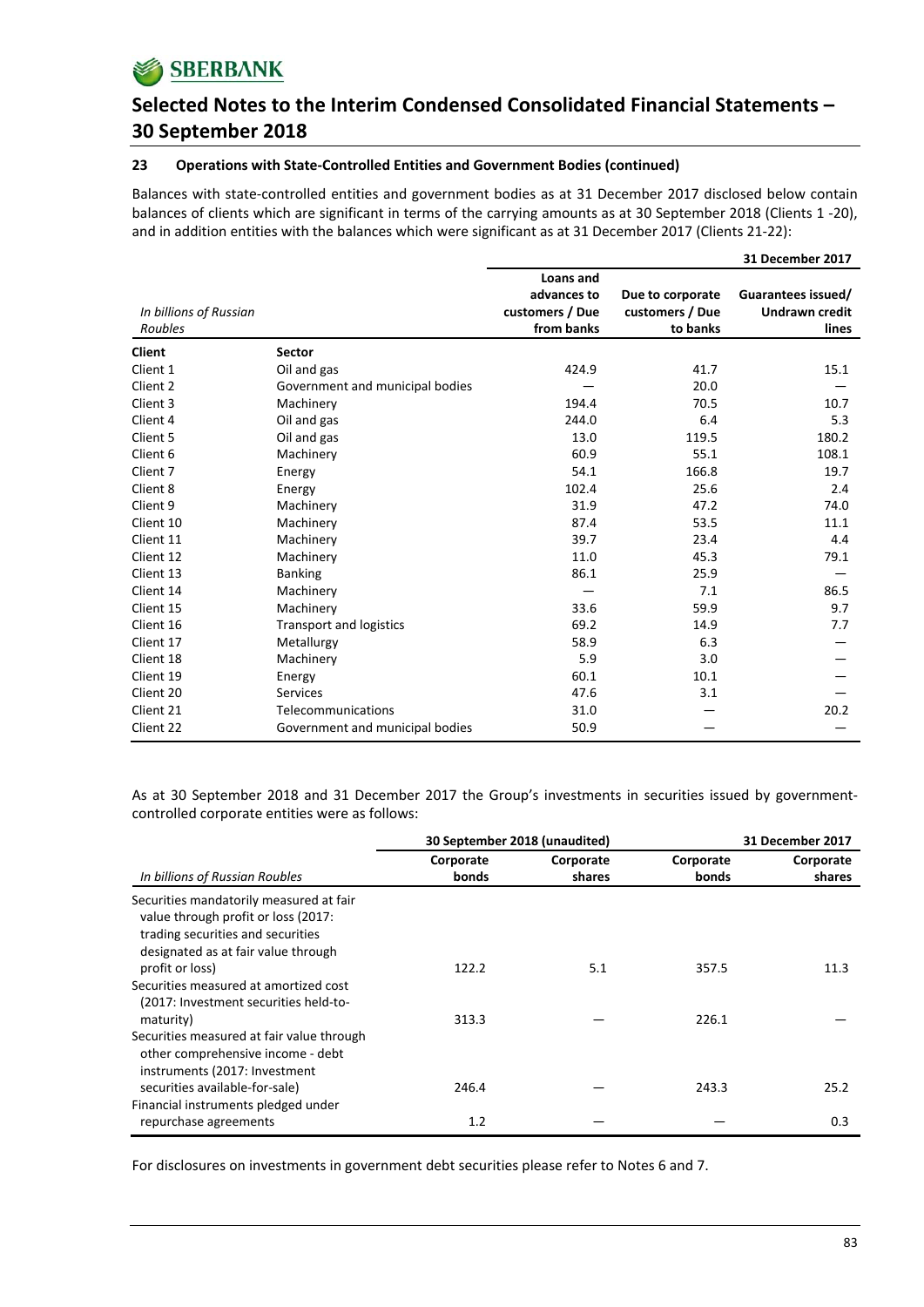## 23 Operations with State-Controlled Entities and Government Bodies (continued)

Balances with state-controlled entities and government bodies as at 31 December 2017 disclosed below contain balances of clients which are significant in terms of the carrying amounts as at 30 September 2018 (Clients 1 -20), and in addition entities with the balances which were significant as at 31 December 2017 (Clients 21-22):

| *In billions of Russian Roubles* | | 31 December 2017 | | |
|---|---|---|---|---|
| | | Loans and advances to customers / Due from banks | Due to corporate customers / Due to banks | Guarantees issued/ Undrawn credit lines |
| **Client** | **Sector** | | | |
| Client 1 | Oil and gas | 424.9 | 41.7 | 15.1 |
| Client 2 | Government and municipal bodies | — | 20.0 | — |
| Client 3 | Machinery | 194.4 | 70.5 | 10.7 |
| Client 4 | Oil and gas | 244.0 | 6.4 | 5.3 |
| Client 5 | Oil and gas | 13.0 | 119.5 | 180.2 |
| Client 6 | Machinery | 60.9 | 55.1 | 108.1 |
| Client 7 | Energy | 54.1 | 166.8 | 19.7 |
| Client 8 | Energy | 102.4 | 25.6 | 2.4 |
| Client 9 | Machinery | 31.9 | 47.2 | 74.0 |
| Client 10 | Machinery | 87.4 | 53.5 | 11.1 |
| Client 11 | Machinery | 39.7 | 23.4 | 4.4 |
| Client 12 | Machinery | 11.0 | 45.3 | 79.1 |
| Client 13 | Banking | 86.1 | 25.9 | — |
| Client 14 | Machinery | — | 7.1 | 86.5 |
| Client 15 | Machinery | 33.6 | 59.9 | 9.7 |
| Client 16 | Transport and logistics | 69.2 | 14.9 | 7.7 |
| Client 17 | Metallurgy | 58.9 | 6.3 | — |
| Client 18 | Machinery | 5.9 | 3.0 | — |
| Client 19 | Energy | 60.1 | 10.1 | — |
| Client 20 | Services | 47.6 | 3.1 | — |
| Client 21 | Telecommunications | 31.0 | — | 20.2 |
| Client 22 | Government and municipal bodies | 50.9 | — | — |

As at 30 September 2018 and 31 December 2017 the Group's investments in securities issued by government-controlled corporate entities were as follows:

| | 30 September 2018 (unaudited) | | 31 December 2017 | |
|---|---|---|---|---|
| *In billions of Russian Roubles* | Corporate bonds | Corporate shares | Corporate bonds | Corporate shares |
| Securities mandatorily measured at fair value through profit or loss (2017: trading securities and securities designated as at fair value through profit or loss) | 122.2 | 5.1 | 357.5 | 11.3 |
| Securities measured at amortized cost (2017: Investment securities held-to-maturity) | 313.3 | — | 226.1 | — |
| Securities measured at fair value through other comprehensive income - debt instruments (2017: Investment securities available-for-sale) | 246.4 | — | 243.3 | 25.2 |
| Financial instruments pledged under repurchase agreements | 1.2 | — | — | 0.3 |

For disclosures on investments in government debt securities please refer to Notes 6 and 7.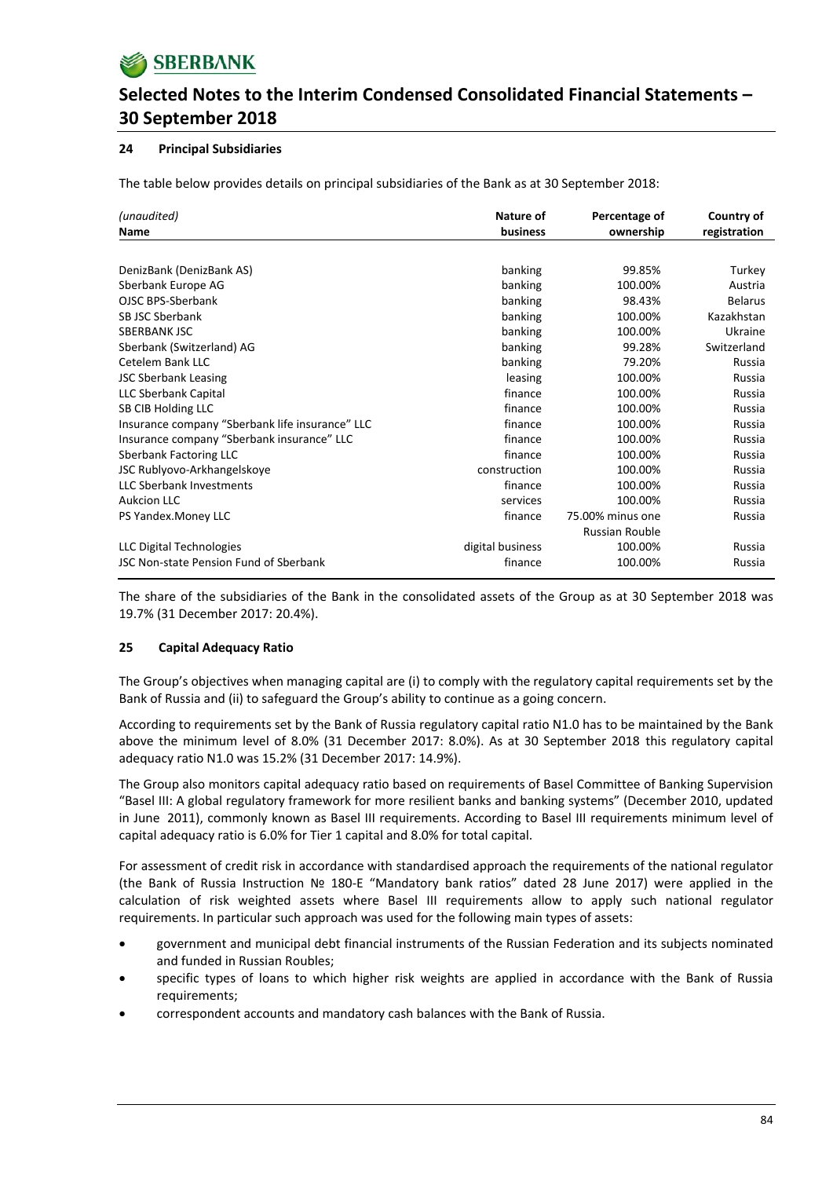### 24 Principal Subsidiaries

The table below provides details on principal subsidiaries of the Bank as at 30 September 2018:

| *(unaudited)* Name | Nature of business | Percentage of ownership | Country of registration |
|---|---|---|---|
| DenizBank (DenizBank AS) | banking | 99.85% | Turkey |
| Sberbank Europe AG | banking | 100.00% | Austria |
| OJSC BPS-Sberbank | banking | 98.43% | Belarus |
| SB JSC Sberbank | banking | 100.00% | Kazakhstan |
| SBERBANK JSC | banking | 100.00% | Ukraine |
| Sberbank (Switzerland) AG | banking | 99.28% | Switzerland |
| Cetelem Bank LLC | banking | 79.20% | Russia |
| JSC Sberbank Leasing | leasing | 100.00% | Russia |
| LLC Sberbank Capital | finance | 100.00% | Russia |
| SB CIB Holding LLC | finance | 100.00% | Russia |
| Insurance company "Sberbank life insurance" LLC | finance | 100.00% | Russia |
| Insurance company "Sberbank insurance" LLC | finance | 100.00% | Russia |
| Sberbank Factoring LLC | finance | 100.00% | Russia |
| JSC Rublyovo-Arkhangelskoye | construction | 100.00% | Russia |
| LLC Sberbank Investments | finance | 100.00% | Russia |
| Aukcion LLC | services | 100.00% | Russia |
| PS Yandex.Money LLC | finance | 75.00% minus one Russian Rouble | Russia |
| LLC Digital Technologies | digital business | 100.00% | Russia |
| JSC Non-state Pension Fund of Sberbank | finance | 100.00% | Russia |

The share of the subsidiaries of the Bank in the consolidated assets of the Group as at 30 September 2018 was 19.7% (31 December 2017: 20.4%).

### 25 Capital Adequacy Ratio

The Group's objectives when managing capital are (i) to comply with the regulatory capital requirements set by the Bank of Russia and (ii) to safeguard the Group's ability to continue as a going concern.

According to requirements set by the Bank of Russia regulatory capital ratio N1.0 has to be maintained by the Bank above the minimum level of 8.0% (31 December 2017: 8.0%). As at 30 September 2018 this regulatory capital adequacy ratio N1.0 was 15.2% (31 December 2017: 14.9%).

The Group also monitors capital adequacy ratio based on requirements of Basel Committee of Banking Supervision "Basel III: A global regulatory framework for more resilient banks and banking systems" (December 2010, updated in June 2011), commonly known as Basel III requirements. According to Basel III requirements minimum level of capital adequacy ratio is 6.0% for Tier 1 capital and 8.0% for total capital.

For assessment of credit risk in accordance with standardised approach the requirements of the national regulator (the Bank of Russia Instruction № 180-E "Mandatory bank ratios" dated 28 June 2017) were applied in the calculation of risk weighted assets where Basel III requirements allow to apply such national regulator requirements. In particular such approach was used for the following main types of assets:

- government and municipal debt financial instruments of the Russian Federation and its subjects nominated and funded in Russian Roubles;
- specific types of loans to which higher risk weights are applied in accordance with the Bank of Russia requirements;
- correspondent accounts and mandatory cash balances with the Bank of Russia.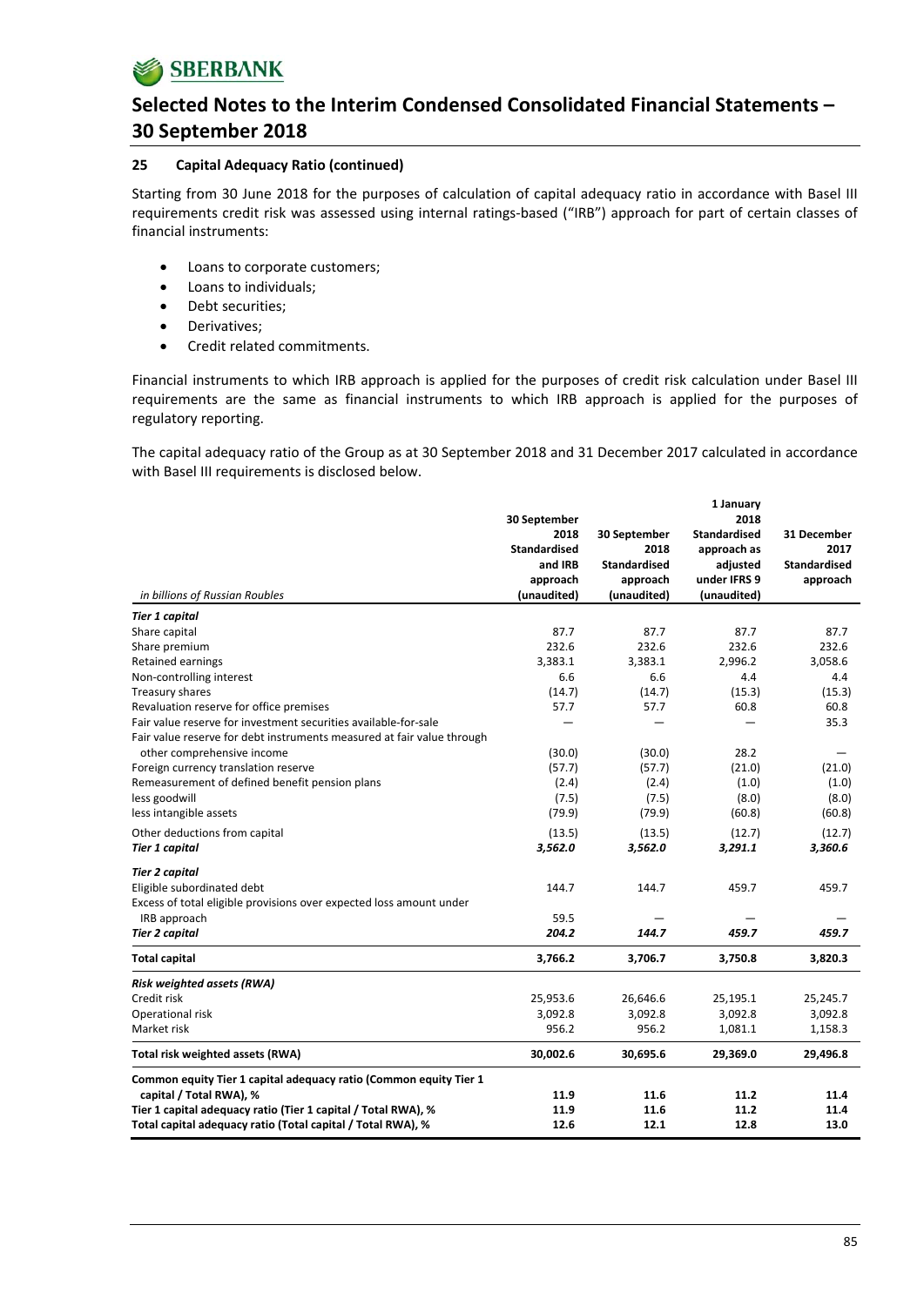## 25 Capital Adequacy Ratio (continued)

Starting from 30 June 2018 for the purposes of calculation of capital adequacy ratio in accordance with Basel III requirements credit risk was assessed using internal ratings-based ("IRB") approach for part of certain classes of financial instruments:

- Loans to corporate customers;
- Loans to individuals;
- Debt securities;
- Derivatives;
- Credit related commitments.

Financial instruments to which IRB approach is applied for the purposes of credit risk calculation under Basel III requirements are the same as financial instruments to which IRB approach is applied for the purposes of regulatory reporting.

The capital adequacy ratio of the Group as at 30 September 2018 and 31 December 2017 calculated in accordance with Basel III requirements is disclosed below.

| *in billions of Russian Roubles* | 30 September 2018 Standardised and IRB approach (unaudited) | 30 September 2018 Standardised approach (unaudited) | 1 January 2018 Standardised approach as adjusted under IFRS 9 (unaudited) | 31 December 2017 Standardised approach |
|---|---|---|---|---|
| ***Tier 1 capital*** | | | | |
| Share capital | 87.7 | 87.7 | 87.7 | 87.7 |
| Share premium | 232.6 | 232.6 | 232.6 | 232.6 |
| Retained earnings | 3,383.1 | 3,383.1 | 2,996.2 | 3,058.6 |
| Non-controlling interest | 6.6 | 6.6 | 4.4 | 4.4 |
| Treasury shares | (14.7) | (14.7) | (15.3) | (15.3) |
| Revaluation reserve for office premises | 57.7 | 57.7 | 60.8 | 60.8 |
| Fair value reserve for investment securities available-for-sale | — | — | — | 35.3 |
| Fair value reserve for debt instruments measured at fair value through other comprehensive income | (30.0) | (30.0) | 28.2 | — |
| Foreign currency translation reserve | (57.7) | (57.7) | (21.0) | (21.0) |
| Remeasurement of defined benefit pension plans | (2.4) | (2.4) | (1.0) | (1.0) |
| less goodwill | (7.5) | (7.5) | (8.0) | (8.0) |
| less intangible assets | (79.9) | (79.9) | (60.8) | (60.8) |
| Other deductions from capital | (13.5) | (13.5) | (12.7) | (12.7) |
| ***Tier 1 capital*** | ***3,562.0*** | ***3,562.0*** | ***3,291.1*** | ***3,360.6*** |
| ***Tier 2 capital*** | | | | |
| Eligible subordinated debt | 144.7 | 144.7 | 459.7 | 459.7 |
| Excess of total eligible provisions over expected loss amount under IRB approach | 59.5 | — | — | — |
| ***Tier 2 capital*** | ***204.2*** | ***144.7*** | ***459.7*** | ***459.7*** |
| **Total capital** | **3,766.2** | **3,706.7** | **3,750.8** | **3,820.3** |
| ***Risk weighted assets (RWA)*** | | | | |
| Credit risk | 25,953.6 | 26,646.6 | 25,195.1 | 25,245.7 |
| Operational risk | 3,092.8 | 3,092.8 | 3,092.8 | 3,092.8 |
| Market risk | 956.2 | 956.2 | 1,081.1 | 1,158.3 |
| **Total risk weighted assets (RWA)** | **30,002.6** | **30,695.6** | **29,369.0** | **29,496.8** |
| **Common equity Tier 1 capital adequacy ratio (Common equity Tier 1 capital / Total RWA), %** | **11.9** | **11.6** | **11.2** | **11.4** |
| **Tier 1 capital adequacy ratio (Tier 1 capital / Total RWA), %** | **11.9** | **11.6** | **11.2** | **11.4** |
| **Total capital adequacy ratio (Total capital / Total RWA), %** | **12.6** | **12.1** | **12.8** | **13.0** |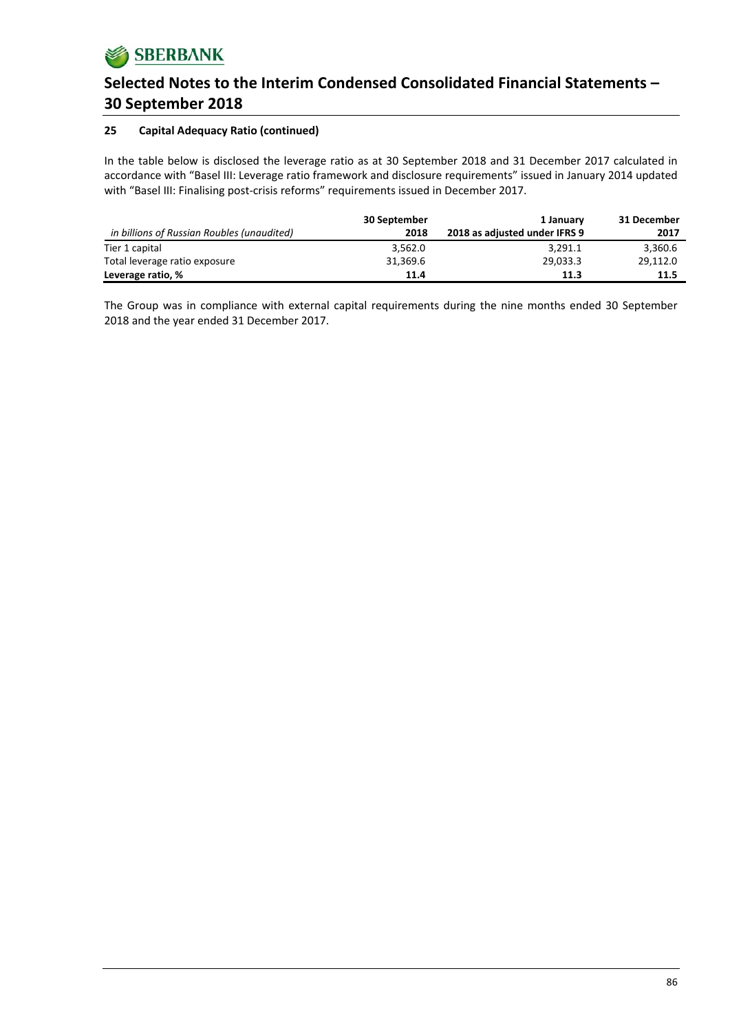### 25 Capital Adequacy Ratio (continued)

In the table below is disclosed the leverage ratio as at 30 September 2018 and 31 December 2017 calculated in accordance with "Basel III: Leverage ratio framework and disclosure requirements" issued in January 2014 updated with "Basel III: Finalising post-crisis reforms" requirements issued in December 2017.

| *in billions of Russian Roubles (unaudited)* | **30 September 2018** | **1 January 2018 as adjusted under IFRS 9** | **31 December 2017** |
|---|---|---|---|
| Tier 1 capital | 3,562.0 | 3,291.1 | 3,360.6 |
| Total leverage ratio exposure | 31,369.6 | 29,033.3 | 29,112.0 |
| **Leverage ratio, %** | **11.4** | **11.3** | **11.5** |

The Group was in compliance with external capital requirements during the nine months ended 30 September 2018 and the year ended 31 December 2017.